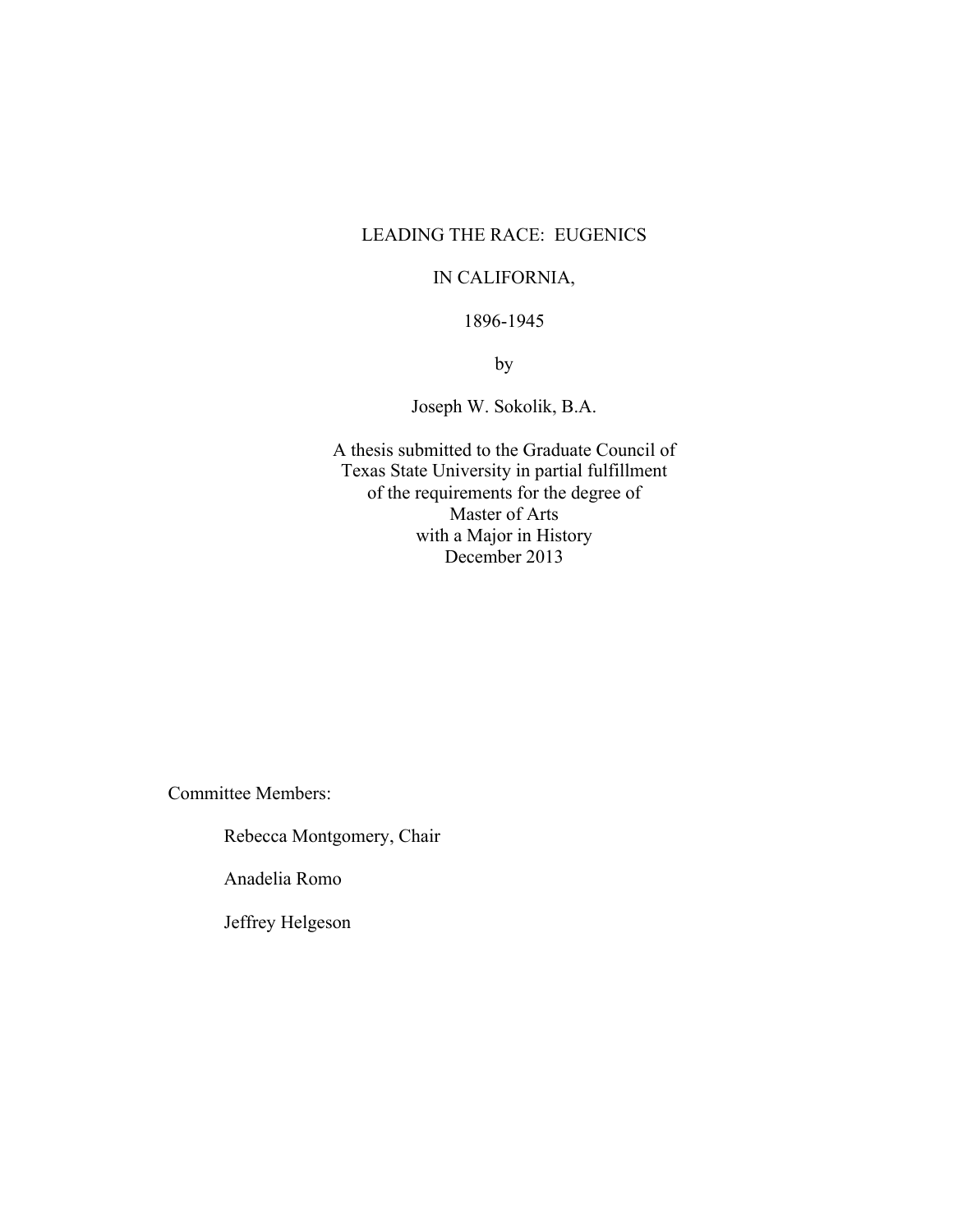# LEADING THE RACE: EUGENICS IN CALIFORNIA, 1896-1945

by

Joseph W. Sokolik, B.A.

A thesis submitted to the Graduate Council of
Texas State University in partial fulfillment
of the requirements for the degree of
Master of Arts
with a Major in History
December 2013

Committee Members:

Rebecca Montgomery, Chair

Anadelia Romo

Jeffrey Helgeson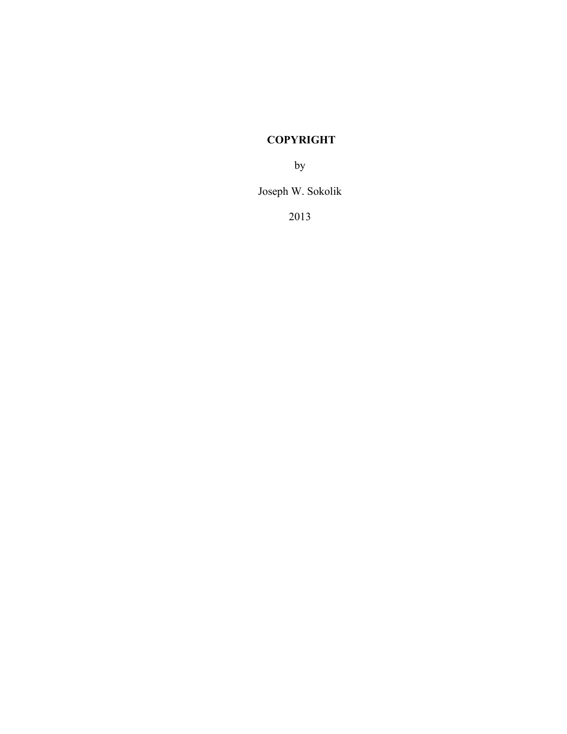**COPYRIGHT**

by

Joseph W. Sokolik

2013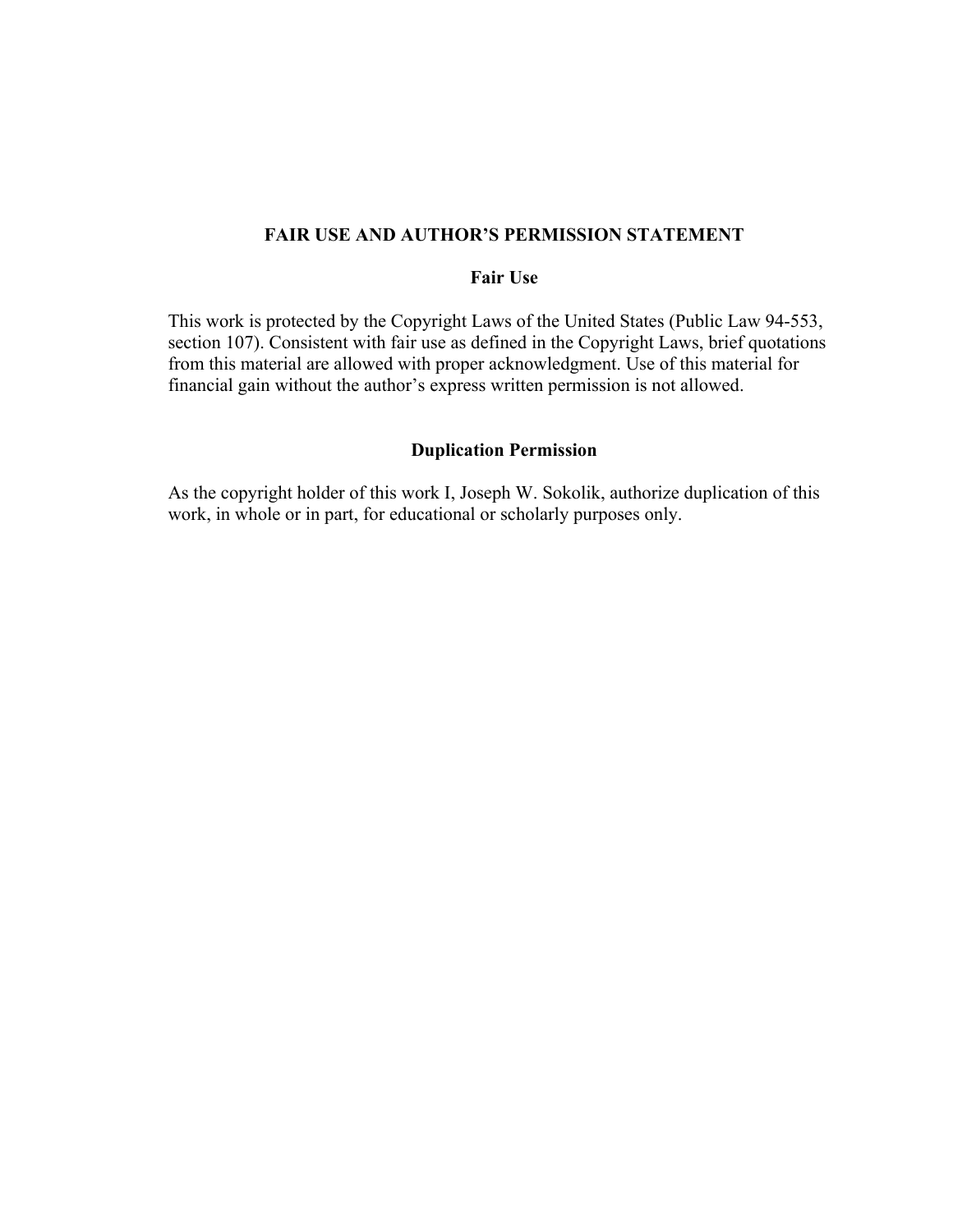## FAIR USE AND AUTHOR'S PERMISSION STATEMENT

### Fair Use

This work is protected by the Copyright Laws of the United States (Public Law 94-553, section 107). Consistent with fair use as defined in the Copyright Laws, brief quotations from this material are allowed with proper acknowledgment. Use of this material for financial gain without the author's express written permission is not allowed.

### Duplication Permission

As the copyright holder of this work I, Joseph W. Sokolik, authorize duplication of this work, in whole or in part, for educational or scholarly purposes only.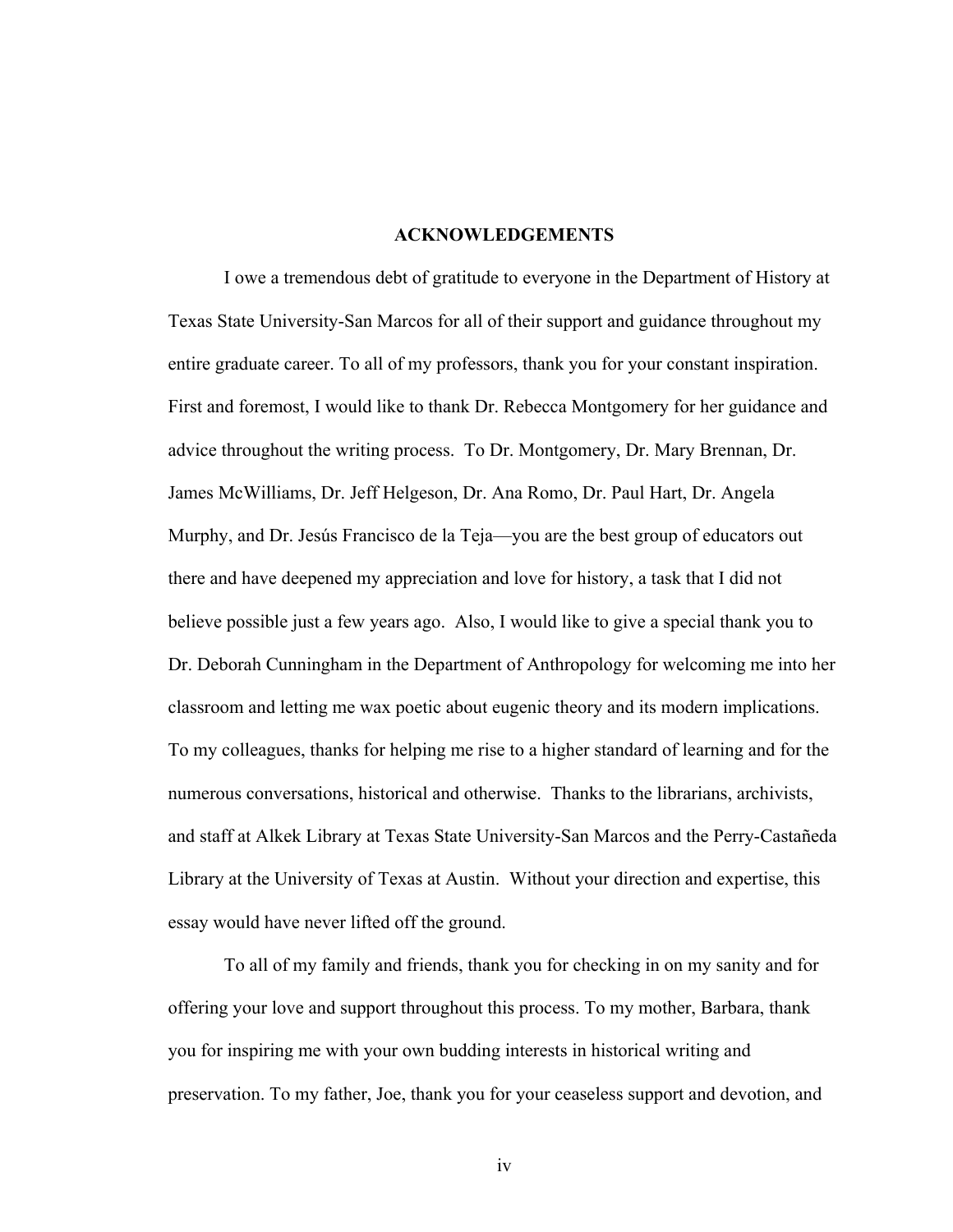## ACKNOWLEDGEMENTS

I owe a tremendous debt of gratitude to everyone in the Department of History at Texas State University-San Marcos for all of their support and guidance throughout my entire graduate career. To all of my professors, thank you for your constant inspiration. First and foremost, I would like to thank Dr. Rebecca Montgomery for her guidance and advice throughout the writing process. To Dr. Montgomery, Dr. Mary Brennan, Dr. James McWilliams, Dr. Jeff Helgeson, Dr. Ana Romo, Dr. Paul Hart, Dr. Angela Murphy, and Dr. Jesús Francisco de la Teja—you are the best group of educators out there and have deepened my appreciation and love for history, a task that I did not believe possible just a few years ago. Also, I would like to give a special thank you to Dr. Deborah Cunningham in the Department of Anthropology for welcoming me into her classroom and letting me wax poetic about eugenic theory and its modern implications. To my colleagues, thanks for helping me rise to a higher standard of learning and for the numerous conversations, historical and otherwise. Thanks to the librarians, archivists, and staff at Alkek Library at Texas State University-San Marcos and the Perry-Castañeda Library at the University of Texas at Austin. Without your direction and expertise, this essay would have never lifted off the ground.

To all of my family and friends, thank you for checking in on my sanity and for offering your love and support throughout this process. To my mother, Barbara, thank you for inspiring me with your own budding interests in historical writing and preservation. To my father, Joe, thank you for your ceaseless support and devotion, and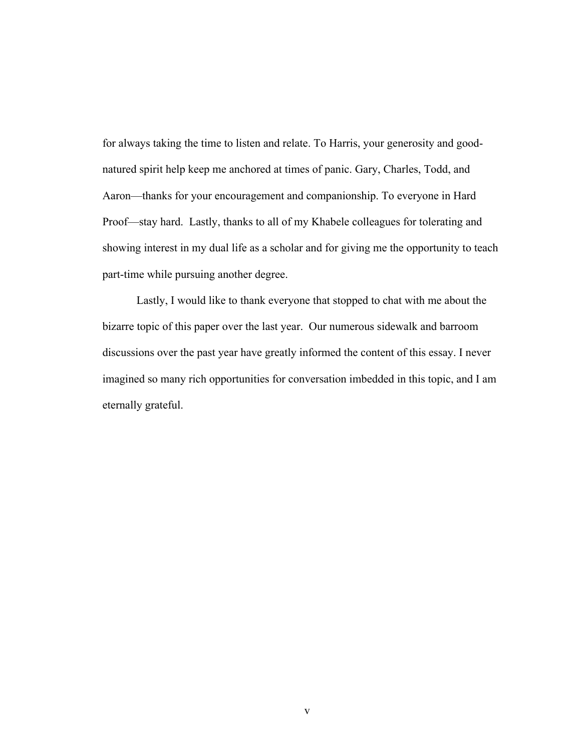for always taking the time to listen and relate. To Harris, your generosity and good-natured spirit help keep me anchored at times of panic. Gary, Charles, Todd, and Aaron—thanks for your encouragement and companionship. To everyone in Hard Proof—stay hard.  Lastly, thanks to all of my Khabele colleagues for tolerating and showing interest in my dual life as a scholar and for giving me the opportunity to teach part-time while pursuing another degree.

Lastly, I would like to thank everyone that stopped to chat with me about the bizarre topic of this paper over the last year.  Our numerous sidewalk and barroom discussions over the past year have greatly informed the content of this essay. I never imagined so many rich opportunities for conversation imbedded in this topic, and I am eternally grateful.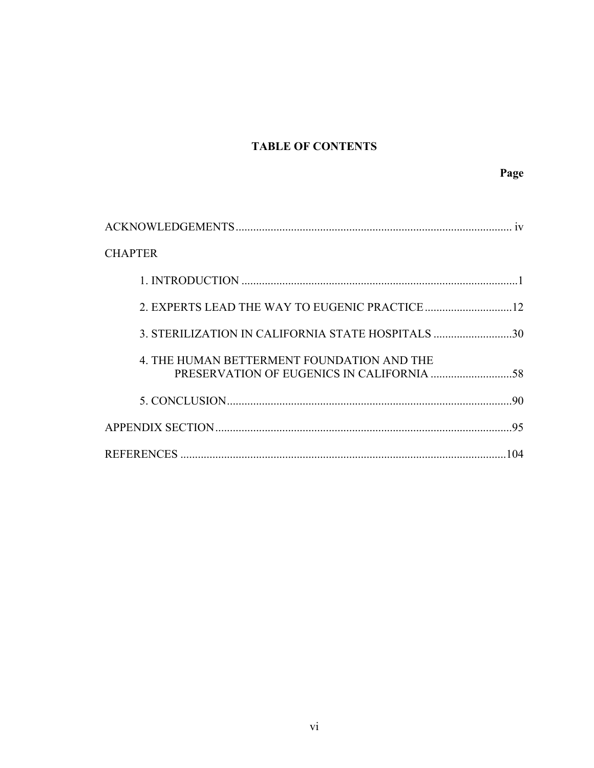## TABLE OF CONTENTS

**Page**

ACKNOWLEDGEMENTS................................................................................................ iv

CHAPTER

1. INTRODUCTION ...............................................................................................1

2. EXPERTS LEAD THE WAY TO EUGENIC PRACTICE..............................12

3. STERILIZATION IN CALIFORNIA STATE HOSPITALS ...........................30

4. THE HUMAN BETTERMENT FOUNDATION AND THE PRESERVATION OF EUGENICS IN CALIFORNIA ............................58

5. CONCLUSION..................................................................................................90

APPENDIX SECTION......................................................................................................95

REFERENCES ................................................................................................................104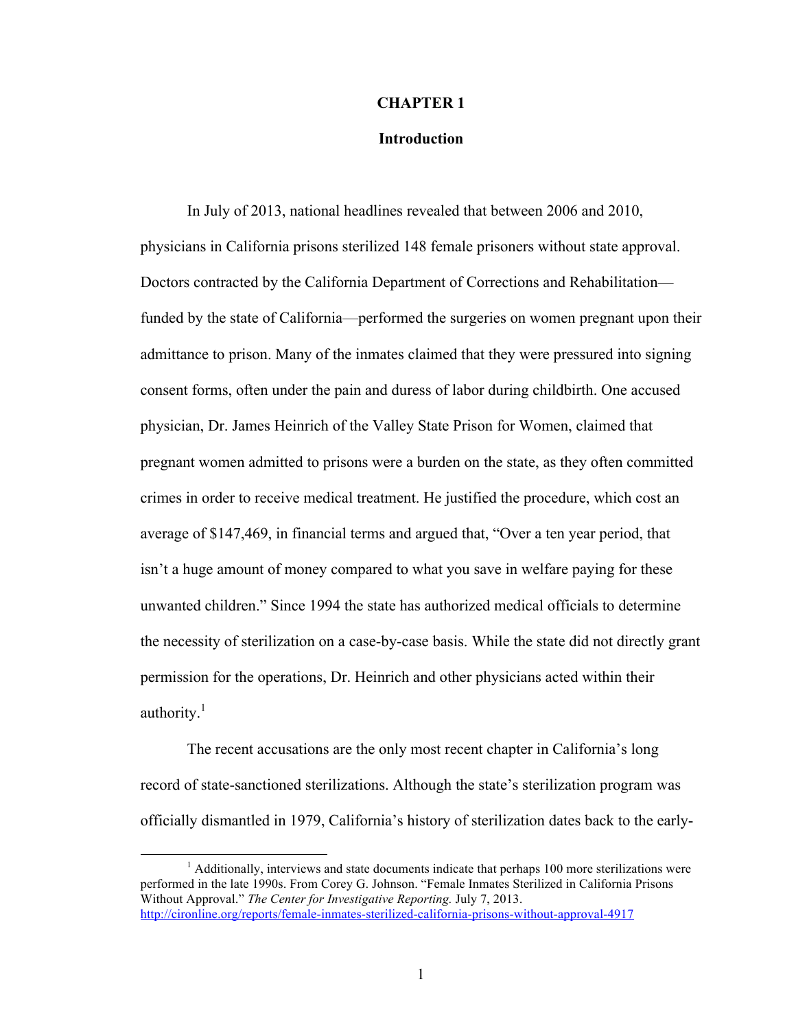# CHAPTER 1

## Introduction

In July of 2013, national headlines revealed that between 2006 and 2010, physicians in California prisons sterilized 148 female prisoners without state approval. Doctors contracted by the California Department of Corrections and Rehabilitation—funded by the state of California—performed the surgeries on women pregnant upon their admittance to prison. Many of the inmates claimed that they were pressured into signing consent forms, often under the pain and duress of labor during childbirth. One accused physician, Dr. James Heinrich of the Valley State Prison for Women, claimed that pregnant women admitted to prisons were a burden on the state, as they often committed crimes in order to receive medical treatment. He justified the procedure, which cost an average of $147,469, in financial terms and argued that, "Over a ten year period, that isn't a huge amount of money compared to what you save in welfare paying for these unwanted children." Since 1994 the state has authorized medical officials to determine the necessity of sterilization on a case-by-case basis. While the state did not directly grant permission for the operations, Dr. Heinrich and other physicians acted within their authority.[1]

The recent accusations are the only most recent chapter in California's long record of state-sanctioned sterilizations. Although the state's sterilization program was officially dismantled in 1979, California's history of sterilization dates back to the early-

[1] Additionally, interviews and state documents indicate that perhaps 100 more sterilizations were performed in the late 1990s. From Corey G. Johnson. "Female Inmates Sterilized in California Prisons Without Approval." *The Center for Investigative Reporting.* July 7, 2013. http://cironline.org/reports/female-inmates-sterilized-california-prisons-without-approval-4917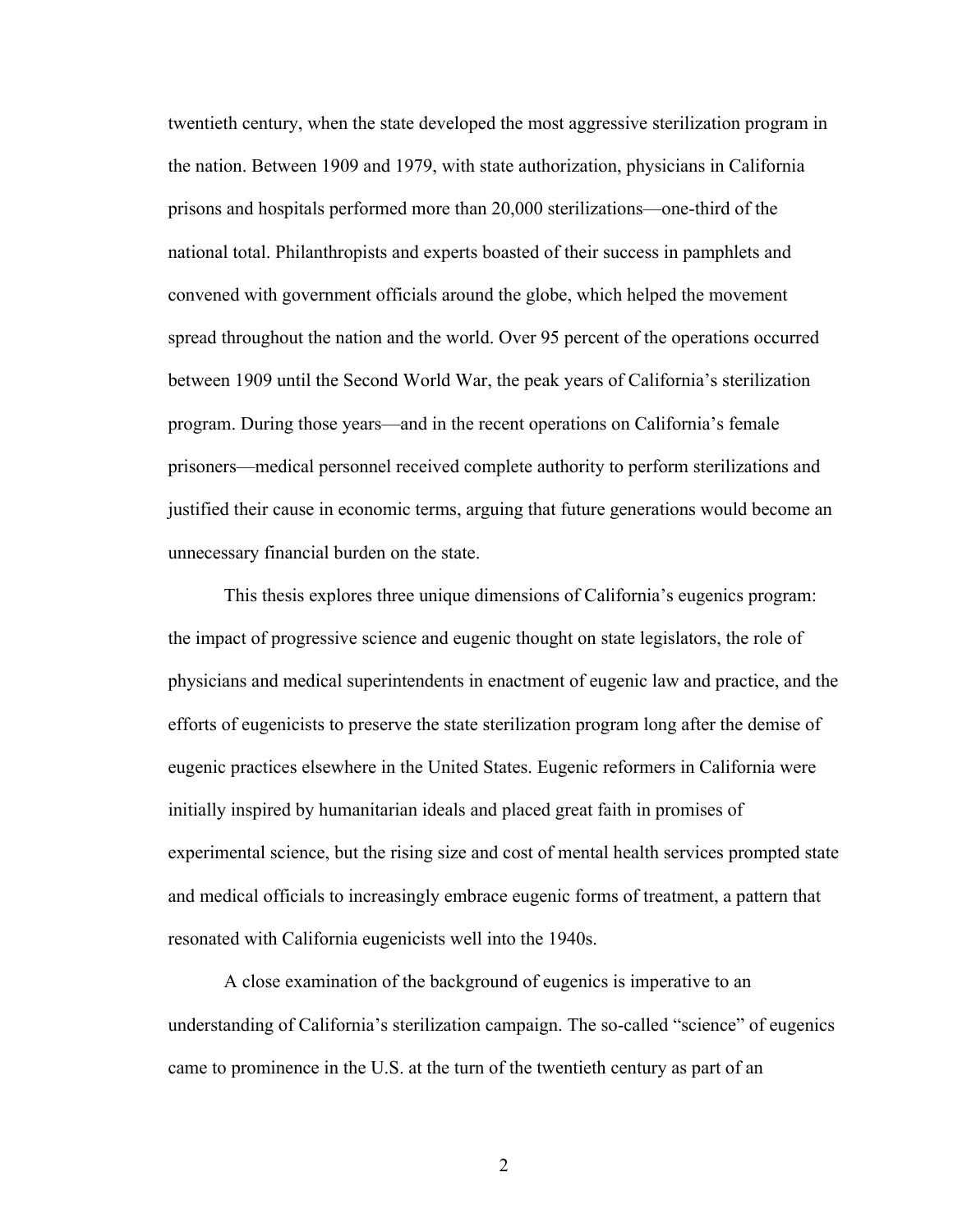twentieth century, when the state developed the most aggressive sterilization program in the nation. Between 1909 and 1979, with state authorization, physicians in California prisons and hospitals performed more than 20,000 sterilizations—one-third of the national total. Philanthropists and experts boasted of their success in pamphlets and convened with government officials around the globe, which helped the movement spread throughout the nation and the world. Over 95 percent of the operations occurred between 1909 until the Second World War, the peak years of California's sterilization program. During those years—and in the recent operations on California's female prisoners—medical personnel received complete authority to perform sterilizations and justified their cause in economic terms, arguing that future generations would become an unnecessary financial burden on the state.

This thesis explores three unique dimensions of California's eugenics program: the impact of progressive science and eugenic thought on state legislators, the role of physicians and medical superintendents in enactment of eugenic law and practice, and the efforts of eugenicists to preserve the state sterilization program long after the demise of eugenic practices elsewhere in the United States. Eugenic reformers in California were initially inspired by humanitarian ideals and placed great faith in promises of experimental science, but the rising size and cost of mental health services prompted state and medical officials to increasingly embrace eugenic forms of treatment, a pattern that resonated with California eugenicists well into the 1940s.

A close examination of the background of eugenics is imperative to an understanding of California's sterilization campaign. The so-called "science" of eugenics came to prominence in the U.S. at the turn of the twentieth century as part of an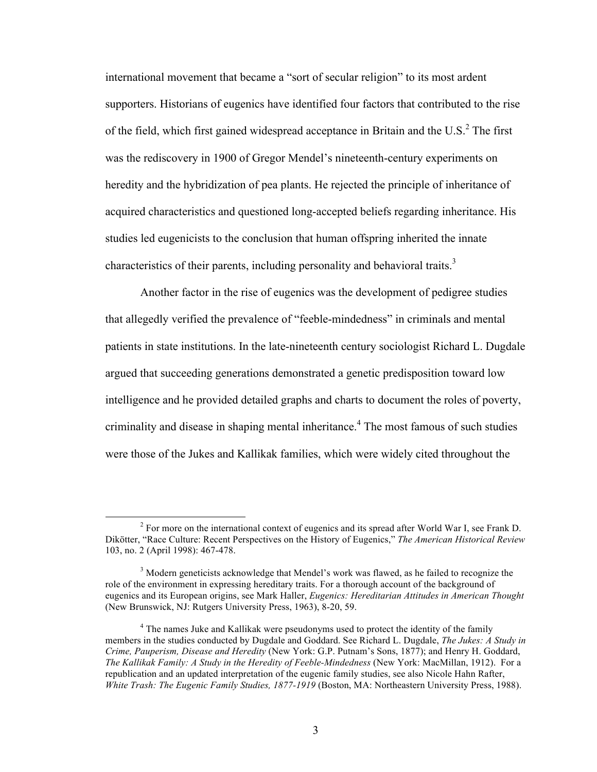international movement that became a "sort of secular religion" to its most ardent supporters. Historians of eugenics have identified four factors that contributed to the rise of the field, which first gained widespread acceptance in Britain and the U.S.[2] The first was the rediscovery in 1900 of Gregor Mendel's nineteenth-century experiments on heredity and the hybridization of pea plants. He rejected the principle of inheritance of acquired characteristics and questioned long-accepted beliefs regarding inheritance. His studies led eugenicists to the conclusion that human offspring inherited the innate characteristics of their parents, including personality and behavioral traits.[3]

Another factor in the rise of eugenics was the development of pedigree studies that allegedly verified the prevalence of "feeble-mindedness" in criminals and mental patients in state institutions. In the late-nineteenth century sociologist Richard L. Dugdale argued that succeeding generations demonstrated a genetic predisposition toward low intelligence and he provided detailed graphs and charts to document the roles of poverty, criminality and disease in shaping mental inheritance.[4] The most famous of such studies were those of the Jukes and Kallikak families, which were widely cited throughout the

---

[2] For more on the international context of eugenics and its spread after World War I, see Frank D. Dikötter, "Race Culture: Recent Perspectives on the History of Eugenics," *The American Historical Review* 103, no. 2 (April 1998): 467-478.

[3] Modern geneticists acknowledge that Mendel's work was flawed, as he failed to recognize the role of the environment in expressing hereditary traits. For a thorough account of the background of eugenics and its European origins, see Mark Haller, *Eugenics: Hereditarian Attitudes in American Thought* (New Brunswick, NJ: Rutgers University Press, 1963), 8-20, 59.

[4] The names Juke and Kallikak were pseudonyms used to protect the identity of the family members in the studies conducted by Dugdale and Goddard. See Richard L. Dugdale, *The Jukes: A Study in Crime, Pauperism, Disease and Heredity* (New York: G.P. Putnam's Sons, 1877); and Henry H. Goddard, *The Kallikak Family: A Study in the Heredity of Feeble-Mindedness* (New York: MacMillan, 1912). For a republication and an updated interpretation of the eugenic family studies, see also Nicole Hahn Rafter, *White Trash: The Eugenic Family Studies, 1877-1919* (Boston, MA: Northeastern University Press, 1988).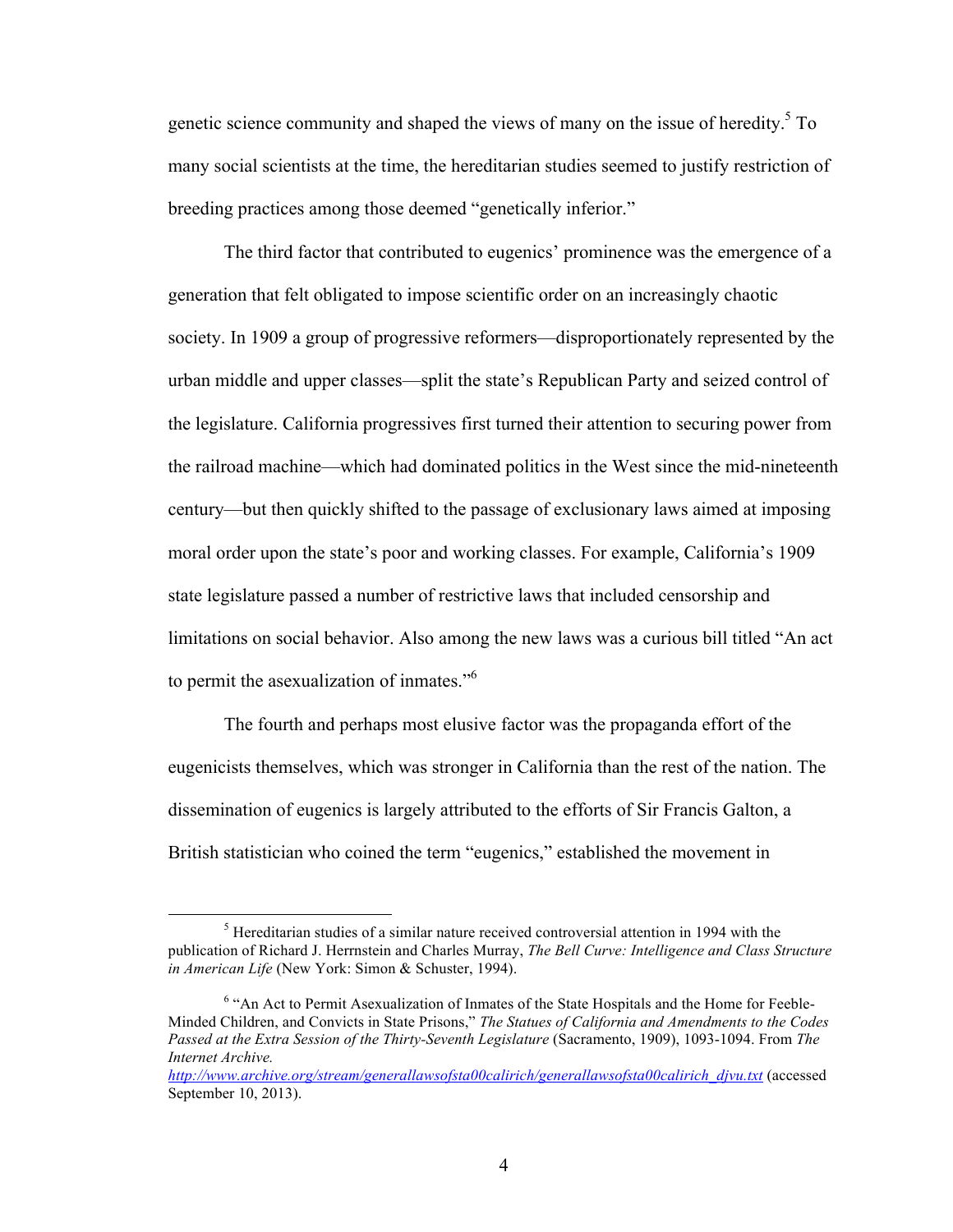genetic science community and shaped the views of many on the issue of heredity.[5] To many social scientists at the time, the hereditarian studies seemed to justify restriction of breeding practices among those deemed "genetically inferior."

The third factor that contributed to eugenics' prominence was the emergence of a generation that felt obligated to impose scientific order on an increasingly chaotic society. In 1909 a group of progressive reformers—disproportionately represented by the urban middle and upper classes—split the state's Republican Party and seized control of the legislature. California progressives first turned their attention to securing power from the railroad machine—which had dominated politics in the West since the mid-nineteenth century—but then quickly shifted to the passage of exclusionary laws aimed at imposing moral order upon the state's poor and working classes. For example, California's 1909 state legislature passed a number of restrictive laws that included censorship and limitations on social behavior. Also among the new laws was a curious bill titled "An act to permit the asexualization of inmates."[6]

The fourth and perhaps most elusive factor was the propaganda effort of the eugenicists themselves, which was stronger in California than the rest of the nation. The dissemination of eugenics is largely attributed to the efforts of Sir Francis Galton, a British statistician who coined the term "eugenics," established the movement in

---

[5] Hereditarian studies of a similar nature received controversial attention in 1994 with the publication of Richard J. Herrnstein and Charles Murray, *The Bell Curve: Intelligence and Class Structure in American Life* (New York: Simon & Schuster, 1994).

[6] "An Act to Permit Asexualization of Inmates of the State Hospitals and the Home for Feeble-Minded Children, and Convicts in State Prisons," *The Statues of California and Amendments to the Codes Passed at the Extra Session of the Thirty-Seventh Legislature* (Sacramento, 1909), 1093-1094. From *The Internet Archive.* http://www.archive.org/stream/generallawsofsta00calirich/generallawsofsta00calirich_djvu.txt (accessed September 10, 2013).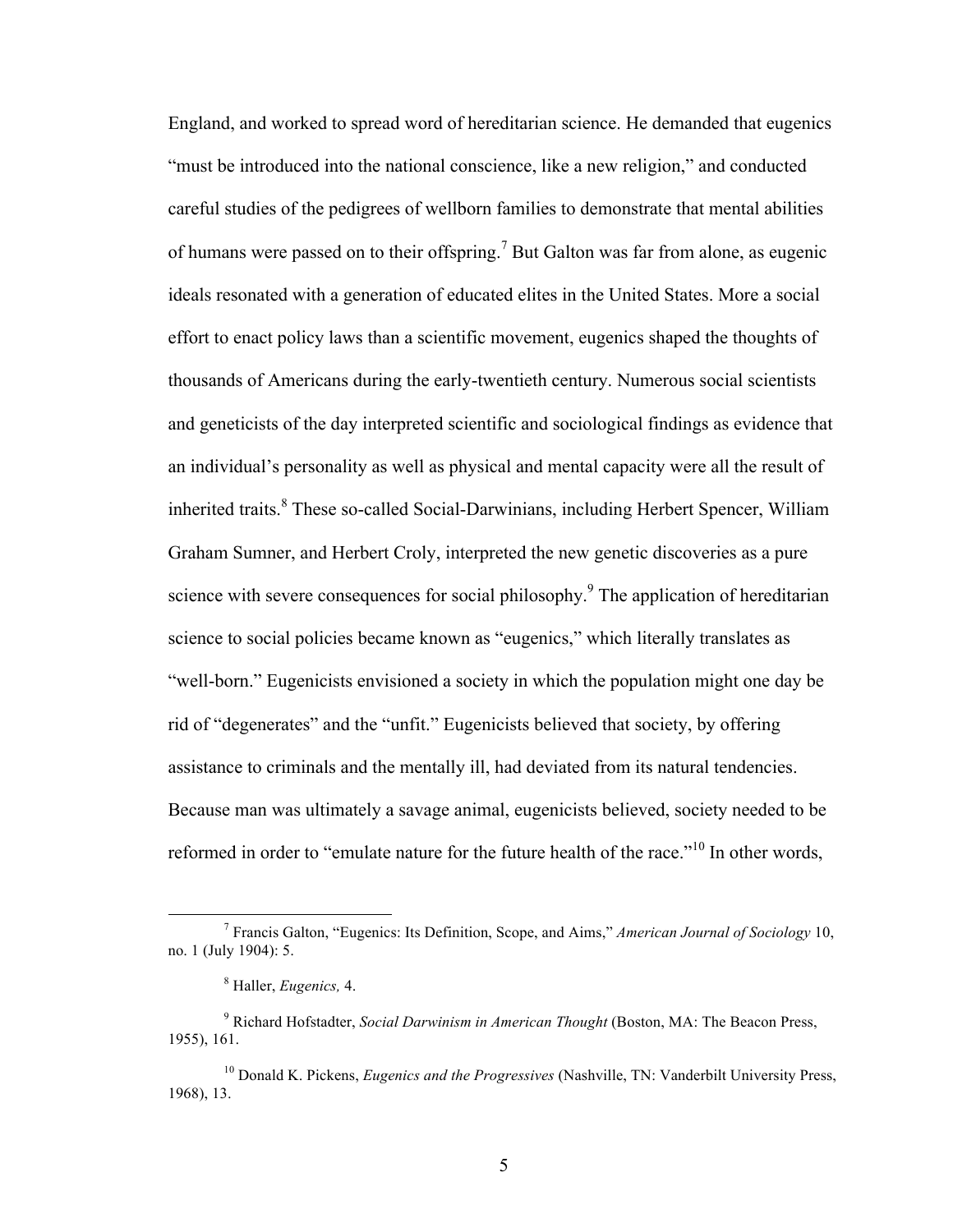England, and worked to spread word of hereditarian science. He demanded that eugenics "must be introduced into the national conscience, like a new religion," and conducted careful studies of the pedigrees of wellborn families to demonstrate that mental abilities of humans were passed on to their offspring.[7] But Galton was far from alone, as eugenic ideals resonated with a generation of educated elites in the United States. More a social effort to enact policy laws than a scientific movement, eugenics shaped the thoughts of thousands of Americans during the early-twentieth century. Numerous social scientists and geneticists of the day interpreted scientific and sociological findings as evidence that an individual's personality as well as physical and mental capacity were all the result of inherited traits.[8] These so-called Social-Darwinians, including Herbert Spencer, William Graham Sumner, and Herbert Croly, interpreted the new genetic discoveries as a pure science with severe consequences for social philosophy.[9] The application of hereditarian science to social policies became known as "eugenics," which literally translates as "well-born." Eugenicists envisioned a society in which the population might one day be rid of "degenerates" and the "unfit." Eugenicists believed that society, by offering assistance to criminals and the mentally ill, had deviated from its natural tendencies. Because man was ultimately a savage animal, eugenicists believed, society needed to be reformed in order to "emulate nature for the future health of the race."[10] In other words,

---

[7] Francis Galton, "Eugenics: Its Definition, Scope, and Aims," *American Journal of Sociology* 10, no. 1 (July 1904): 5.

[8] Haller, *Eugenics,* 4.

[9] Richard Hofstadter, *Social Darwinism in American Thought* (Boston, MA: The Beacon Press, 1955), 161.

[10] Donald K. Pickens, *Eugenics and the Progressives* (Nashville, TN: Vanderbilt University Press, 1968), 13.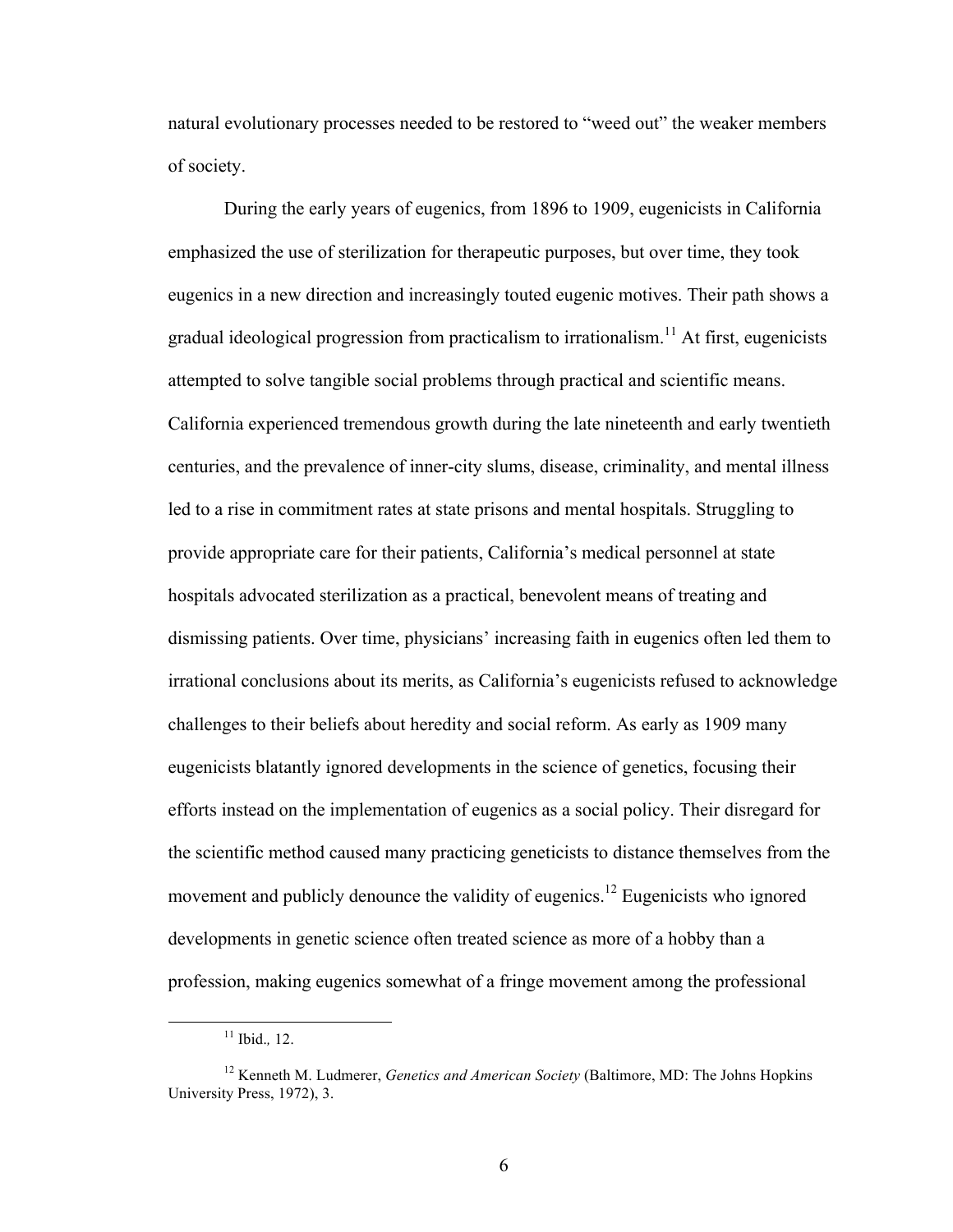natural evolutionary processes needed to be restored to "weed out" the weaker members of society.

During the early years of eugenics, from 1896 to 1909, eugenicists in California emphasized the use of sterilization for therapeutic purposes, but over time, they took eugenics in a new direction and increasingly touted eugenic motives. Their path shows a gradual ideological progression from practicalism to irrationalism.[11] At first, eugenicists attempted to solve tangible social problems through practical and scientific means. California experienced tremendous growth during the late nineteenth and early twentieth centuries, and the prevalence of inner-city slums, disease, criminality, and mental illness led to a rise in commitment rates at state prisons and mental hospitals. Struggling to provide appropriate care for their patients, California's medical personnel at state hospitals advocated sterilization as a practical, benevolent means of treating and dismissing patients. Over time, physicians' increasing faith in eugenics often led them to irrational conclusions about its merits, as California's eugenicists refused to acknowledge challenges to their beliefs about heredity and social reform. As early as 1909 many eugenicists blatantly ignored developments in the science of genetics, focusing their efforts instead on the implementation of eugenics as a social policy. Their disregard for the scientific method caused many practicing geneticists to distance themselves from the movement and publicly denounce the validity of eugenics.[12] Eugenicists who ignored developments in genetic science often treated science as more of a hobby than a profession, making eugenics somewhat of a fringe movement among the professional

[11] Ibid., 12.

[12] Kenneth M. Ludmerer, *Genetics and American Society* (Baltimore, MD: The Johns Hopkins University Press, 1972), 3.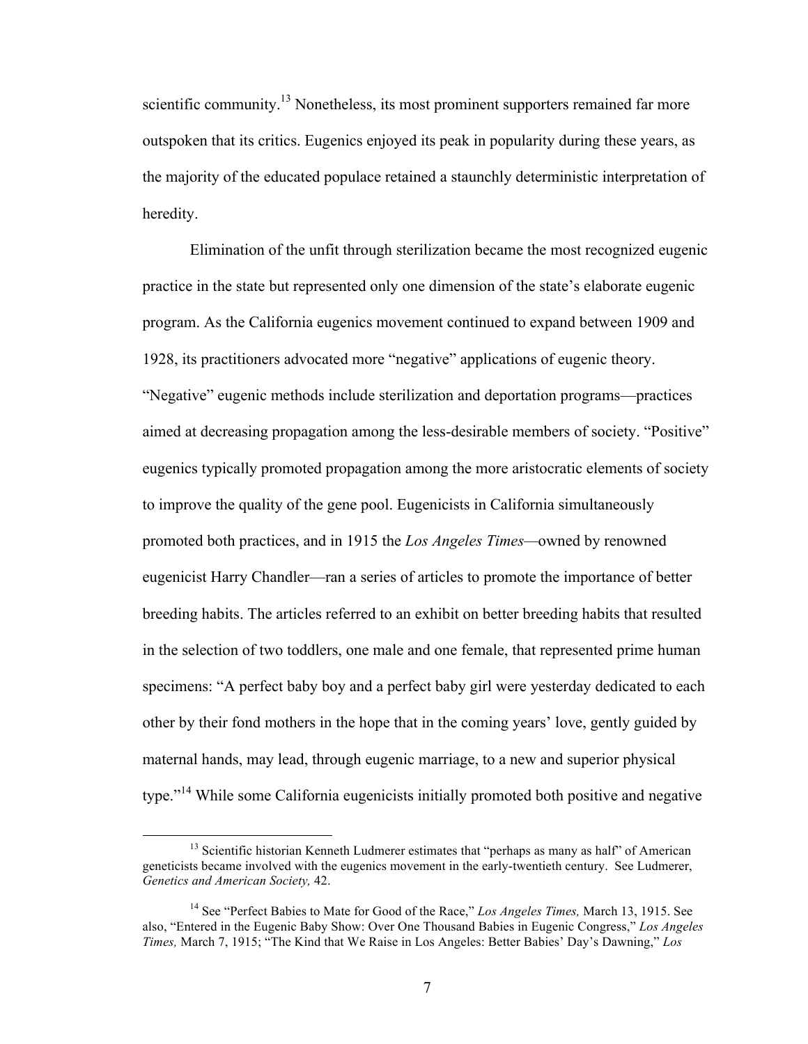scientific community.[13] Nonetheless, its most prominent supporters remained far more outspoken that its critics. Eugenics enjoyed its peak in popularity during these years, as the majority of the educated populace retained a staunchly deterministic interpretation of heredity.

Elimination of the unfit through sterilization became the most recognized eugenic practice in the state but represented only one dimension of the state's elaborate eugenic program. As the California eugenics movement continued to expand between 1909 and 1928, its practitioners advocated more "negative" applications of eugenic theory. "Negative" eugenic methods include sterilization and deportation programs—practices aimed at decreasing propagation among the less-desirable members of society. "Positive" eugenics typically promoted propagation among the more aristocratic elements of society to improve the quality of the gene pool. Eugenicists in California simultaneously promoted both practices, and in 1915 the *Los Angeles Times*—owned by renowned eugenicist Harry Chandler—ran a series of articles to promote the importance of better breeding habits. The articles referred to an exhibit on better breeding habits that resulted in the selection of two toddlers, one male and one female, that represented prime human specimens: "A perfect baby boy and a perfect baby girl were yesterday dedicated to each other by their fond mothers in the hope that in the coming years' love, gently guided by maternal hands, may lead, through eugenic marriage, to a new and superior physical type."[14] While some California eugenicists initially promoted both positive and negative

[13] Scientific historian Kenneth Ludmerer estimates that "perhaps as many as half" of American geneticists became involved with the eugenics movement in the early-twentieth century. See Ludmerer, *Genetics and American Society,* 42.

[14] See "Perfect Babies to Mate for Good of the Race," *Los Angeles Times,* March 13, 1915. See also, "Entered in the Eugenic Baby Show: Over One Thousand Babies in Eugenic Congress," *Los Angeles Times,* March 7, 1915; "The Kind that We Raise in Los Angeles: Better Babies' Day's Dawning," *Los*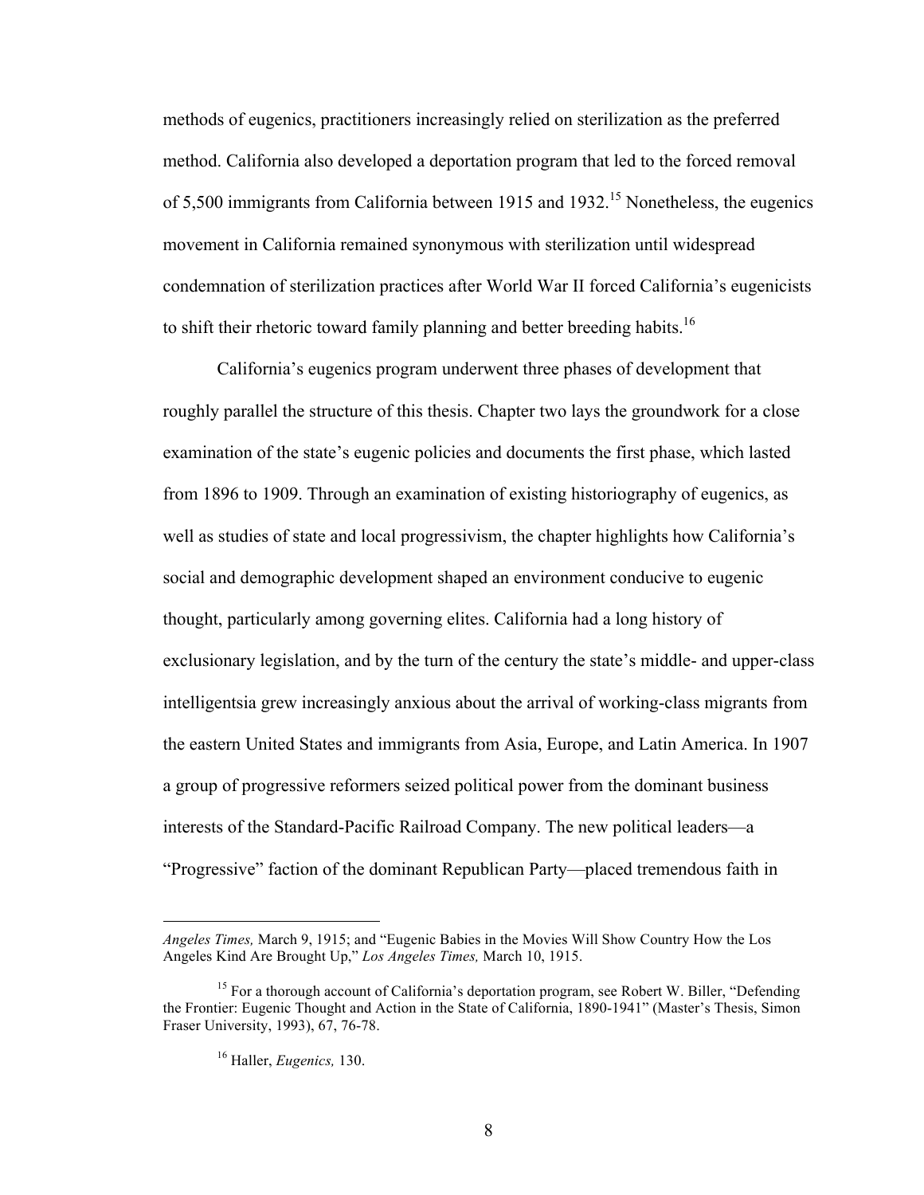methods of eugenics, practitioners increasingly relied on sterilization as the preferred method. California also developed a deportation program that led to the forced removal of 5,500 immigrants from California between 1915 and 1932.[15] Nonetheless, the eugenics movement in California remained synonymous with sterilization until widespread condemnation of sterilization practices after World War II forced California's eugenicists to shift their rhetoric toward family planning and better breeding habits.[16]

California's eugenics program underwent three phases of development that roughly parallel the structure of this thesis. Chapter two lays the groundwork for a close examination of the state's eugenic policies and documents the first phase, which lasted from 1896 to 1909. Through an examination of existing historiography of eugenics, as well as studies of state and local progressivism, the chapter highlights how California's social and demographic development shaped an environment conducive to eugenic thought, particularly among governing elites. California had a long history of exclusionary legislation, and by the turn of the century the state's middle- and upper-class intelligentsia grew increasingly anxious about the arrival of working-class migrants from the eastern United States and immigrants from Asia, Europe, and Latin America. In 1907 a group of progressive reformers seized political power from the dominant business interests of the Standard-Pacific Railroad Company. The new political leaders—a "Progressive" faction of the dominant Republican Party—placed tremendous faith in

---

*Angeles Times,* March 9, 1915; and "Eugenic Babies in the Movies Will Show Country How the Los Angeles Kind Are Brought Up," *Los Angeles Times,* March 10, 1915.

[15] For a thorough account of California's deportation program, see Robert W. Biller, "Defending the Frontier: Eugenic Thought and Action in the State of California, 1890-1941" (Master's Thesis, Simon Fraser University, 1993), 67, 76-78.

[16] Haller, *Eugenics,* 130.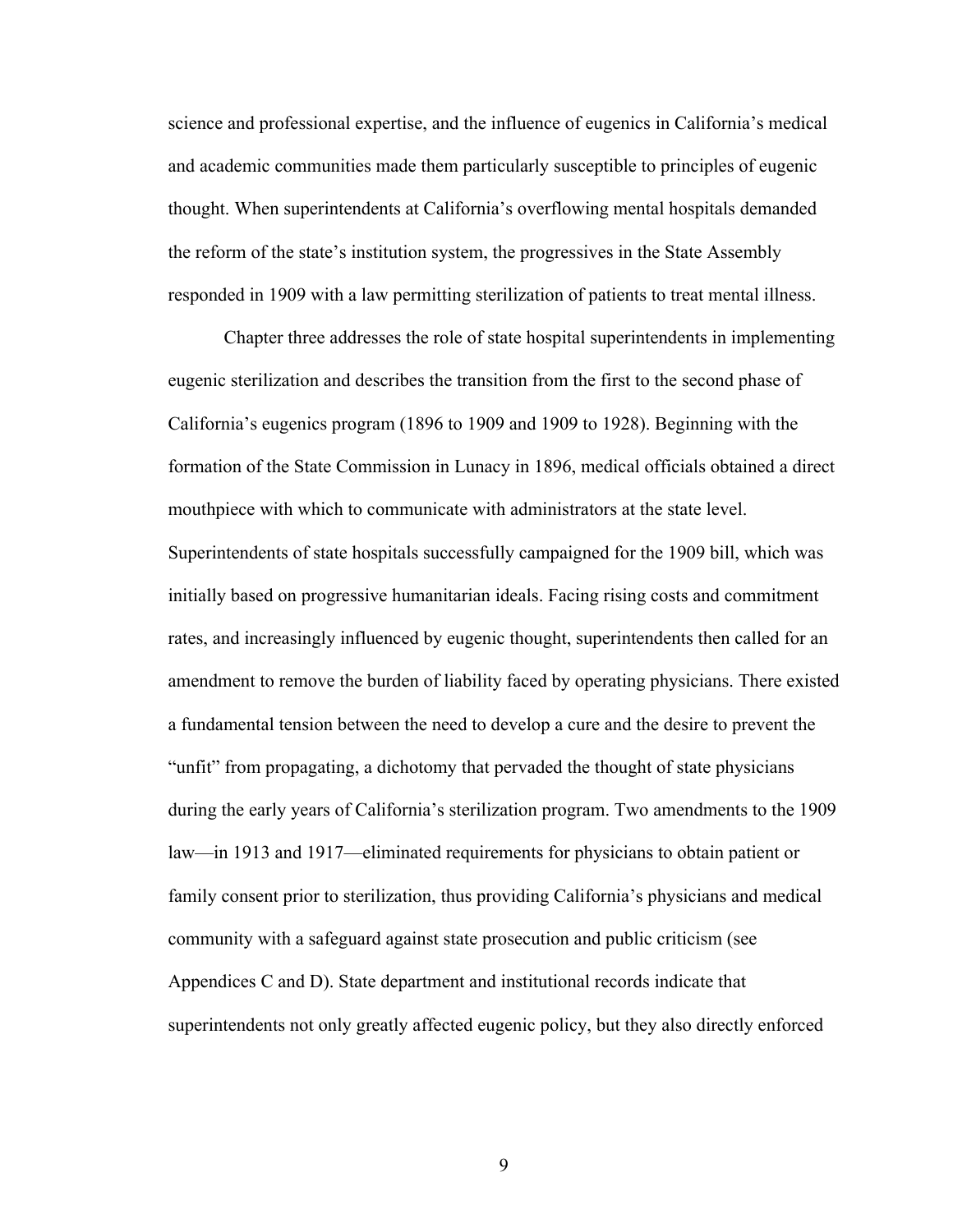science and professional expertise, and the influence of eugenics in California's medical and academic communities made them particularly susceptible to principles of eugenic thought. When superintendents at California's overflowing mental hospitals demanded the reform of the state's institution system, the progressives in the State Assembly responded in 1909 with a law permitting sterilization of patients to treat mental illness.

Chapter three addresses the role of state hospital superintendents in implementing eugenic sterilization and describes the transition from the first to the second phase of California's eugenics program (1896 to 1909 and 1909 to 1928). Beginning with the formation of the State Commission in Lunacy in 1896, medical officials obtained a direct mouthpiece with which to communicate with administrators at the state level. Superintendents of state hospitals successfully campaigned for the 1909 bill, which was initially based on progressive humanitarian ideals. Facing rising costs and commitment rates, and increasingly influenced by eugenic thought, superintendents then called for an amendment to remove the burden of liability faced by operating physicians. There existed a fundamental tension between the need to develop a cure and the desire to prevent the "unfit" from propagating, a dichotomy that pervaded the thought of state physicians during the early years of California's sterilization program. Two amendments to the 1909 law—in 1913 and 1917—eliminated requirements for physicians to obtain patient or family consent prior to sterilization, thus providing California's physicians and medical community with a safeguard against state prosecution and public criticism (see Appendices C and D). State department and institutional records indicate that superintendents not only greatly affected eugenic policy, but they also directly enforced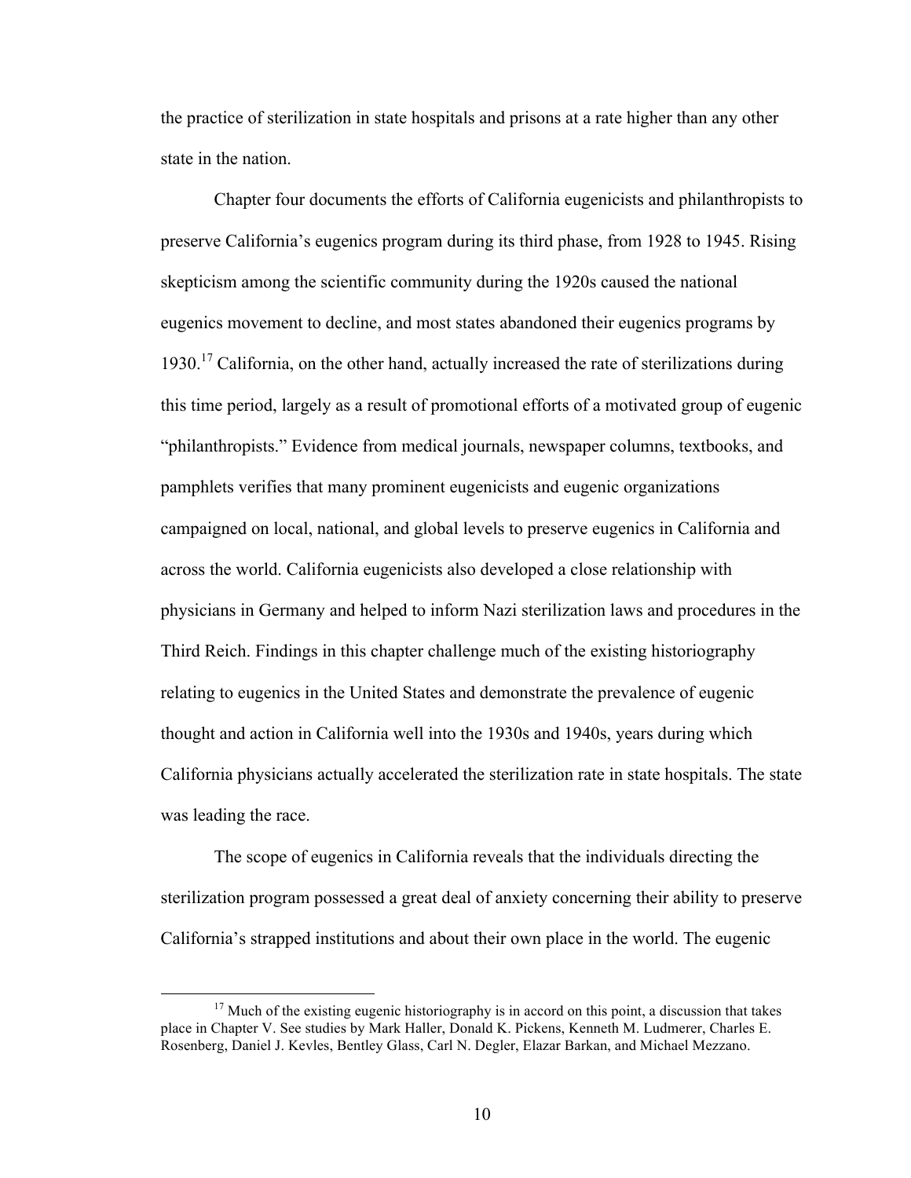the practice of sterilization in state hospitals and prisons at a rate higher than any other state in the nation.

Chapter four documents the efforts of California eugenicists and philanthropists to preserve California's eugenics program during its third phase, from 1928 to 1945. Rising skepticism among the scientific community during the 1920s caused the national eugenics movement to decline, and most states abandoned their eugenics programs by 1930.[17] California, on the other hand, actually increased the rate of sterilizations during this time period, largely as a result of promotional efforts of a motivated group of eugenic "philanthropists." Evidence from medical journals, newspaper columns, textbooks, and pamphlets verifies that many prominent eugenicists and eugenic organizations campaigned on local, national, and global levels to preserve eugenics in California and across the world. California eugenicists also developed a close relationship with physicians in Germany and helped to inform Nazi sterilization laws and procedures in the Third Reich. Findings in this chapter challenge much of the existing historiography relating to eugenics in the United States and demonstrate the prevalence of eugenic thought and action in California well into the 1930s and 1940s, years during which California physicians actually accelerated the sterilization rate in state hospitals. The state was leading the race.

The scope of eugenics in California reveals that the individuals directing the sterilization program possessed a great deal of anxiety concerning their ability to preserve California's strapped institutions and about their own place in the world. The eugenic

[17] Much of the existing eugenic historiography is in accord on this point, a discussion that takes place in Chapter V. See studies by Mark Haller, Donald K. Pickens, Kenneth M. Ludmerer, Charles E. Rosenberg, Daniel J. Kevles, Bentley Glass, Carl N. Degler, Elazar Barkan, and Michael Mezzano.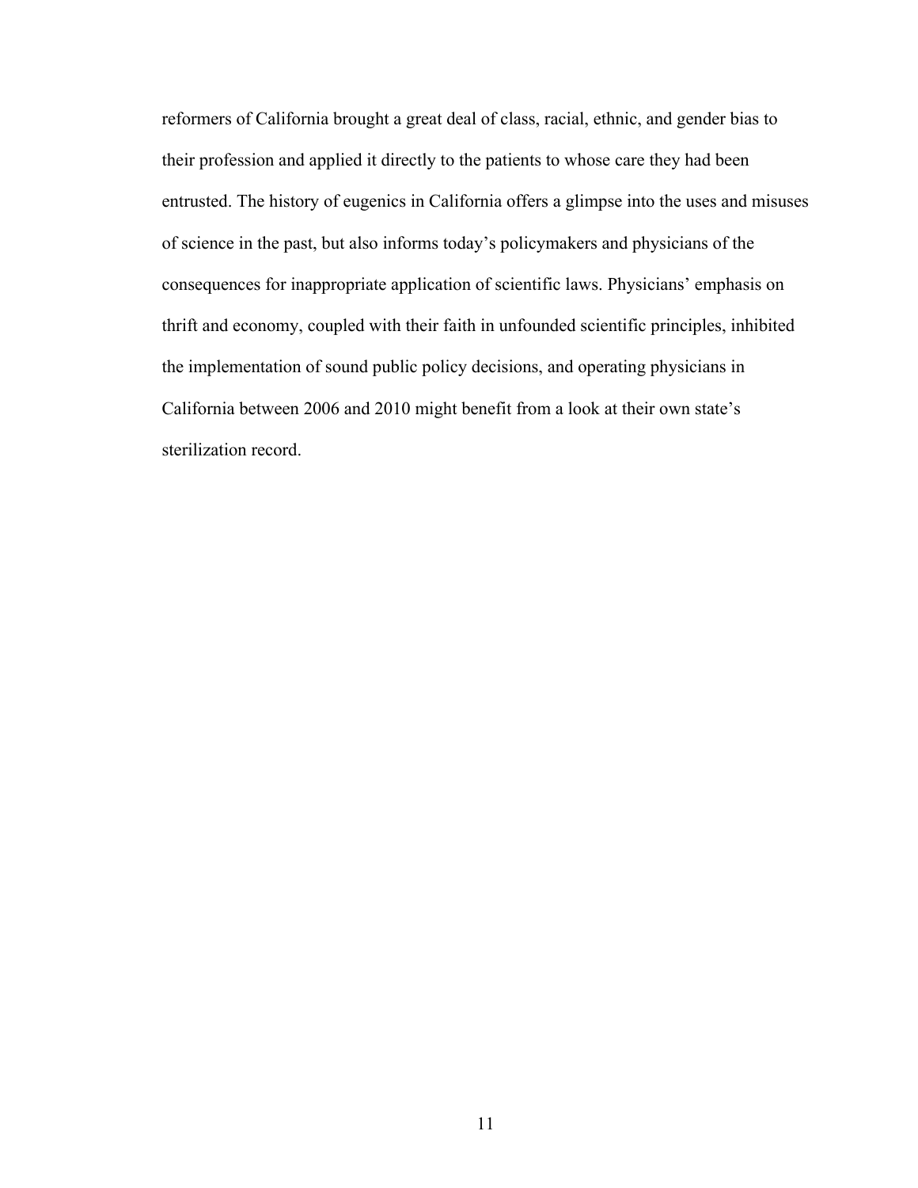reformers of California brought a great deal of class, racial, ethnic, and gender bias to their profession and applied it directly to the patients to whose care they had been entrusted. The history of eugenics in California offers a glimpse into the uses and misuses of science in the past, but also informs today's policymakers and physicians of the consequences for inappropriate application of scientific laws. Physicians' emphasis on thrift and economy, coupled with their faith in unfounded scientific principles, inhibited the implementation of sound public policy decisions, and operating physicians in California between 2006 and 2010 might benefit from a look at their own state's sterilization record.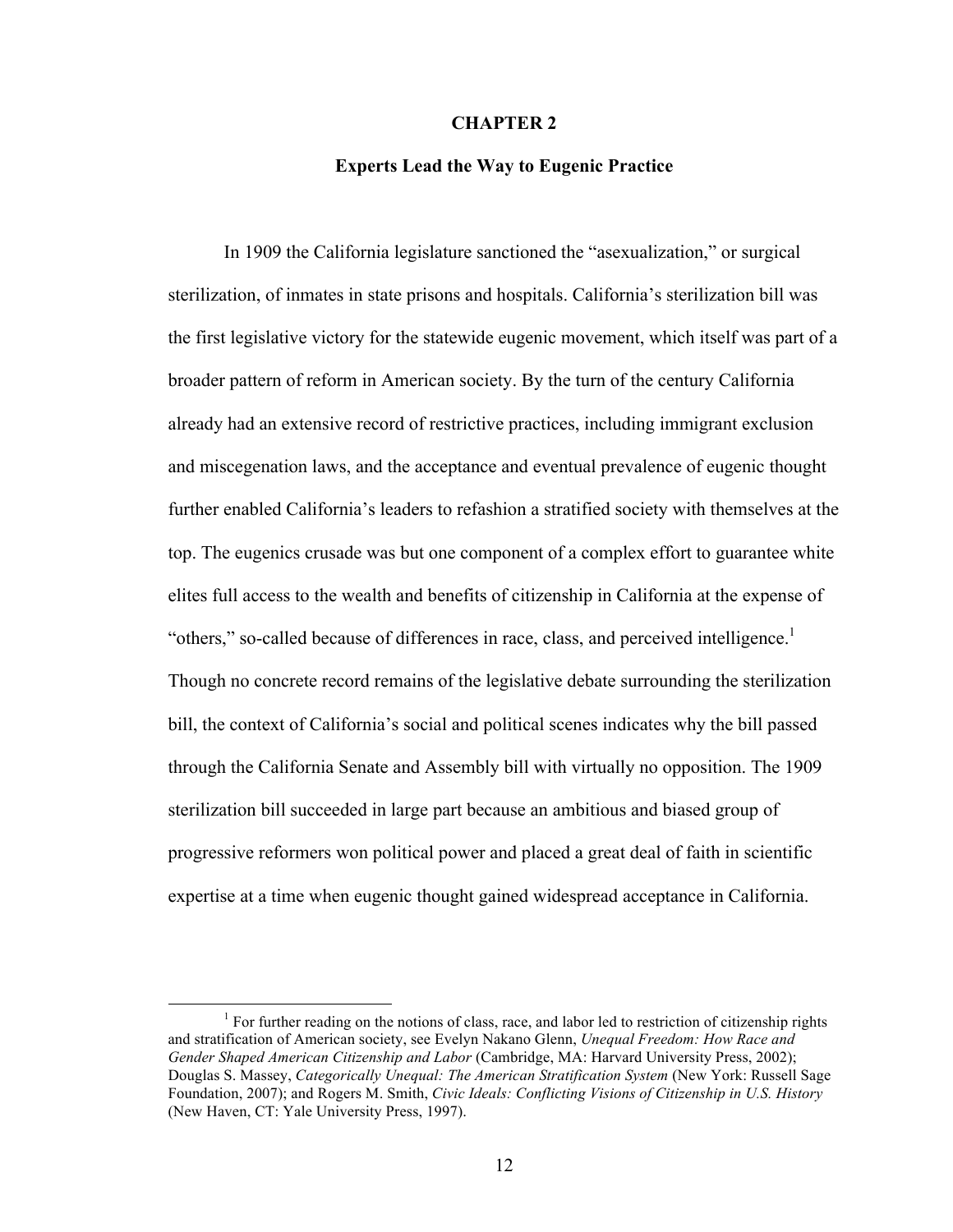# CHAPTER 2

## Experts Lead the Way to Eugenic Practice

In 1909 the California legislature sanctioned the "asexualization," or surgical sterilization, of inmates in state prisons and hospitals. California's sterilization bill was the first legislative victory for the statewide eugenic movement, which itself was part of a broader pattern of reform in American society. By the turn of the century California already had an extensive record of restrictive practices, including immigrant exclusion and miscegenation laws, and the acceptance and eventual prevalence of eugenic thought further enabled California's leaders to refashion a stratified society with themselves at the top. The eugenics crusade was but one component of a complex effort to guarantee white elites full access to the wealth and benefits of citizenship in California at the expense of "others," so-called because of differences in race, class, and perceived intelligence.[1] Though no concrete record remains of the legislative debate surrounding the sterilization bill, the context of California's social and political scenes indicates why the bill passed through the California Senate and Assembly bill with virtually no opposition. The 1909 sterilization bill succeeded in large part because an ambitious and biased group of progressive reformers won political power and placed a great deal of faith in scientific expertise at a time when eugenic thought gained widespread acceptance in California.

[1] For further reading on the notions of class, race, and labor led to restriction of citizenship rights and stratification of American society, see Evelyn Nakano Glenn, *Unequal Freedom: How Race and Gender Shaped American Citizenship and Labor* (Cambridge, MA: Harvard University Press, 2002); Douglas S. Massey, *Categorically Unequal: The American Stratification System* (New York: Russell Sage Foundation, 2007); and Rogers M. Smith, *Civic Ideals: Conflicting Visions of Citizenship in U.S. History* (New Haven, CT: Yale University Press, 1997).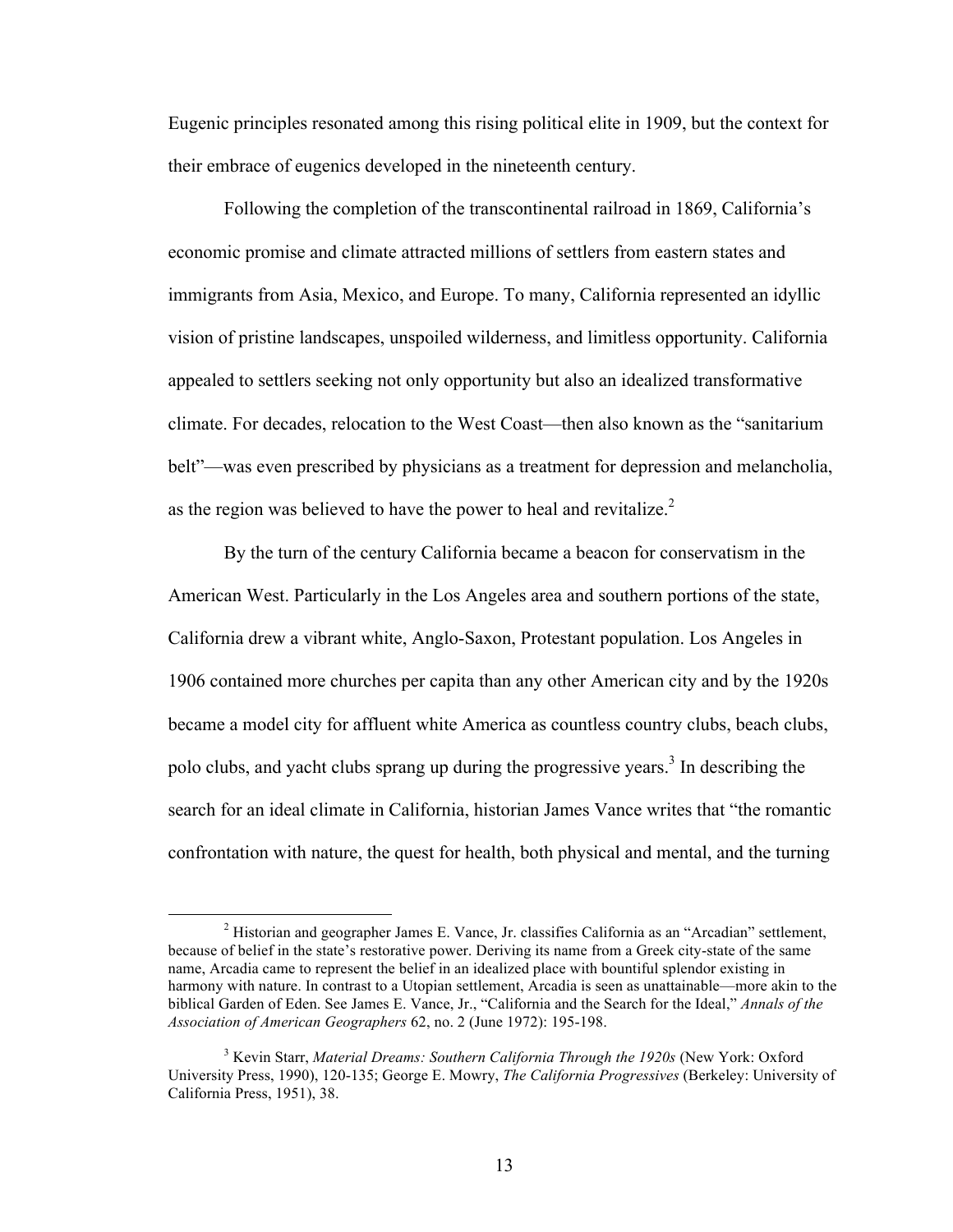Eugenic principles resonated among this rising political elite in 1909, but the context for their embrace of eugenics developed in the nineteenth century.

Following the completion of the transcontinental railroad in 1869, California's economic promise and climate attracted millions of settlers from eastern states and immigrants from Asia, Mexico, and Europe. To many, California represented an idyllic vision of pristine landscapes, unspoiled wilderness, and limitless opportunity. California appealed to settlers seeking not only opportunity but also an idealized transformative climate. For decades, relocation to the West Coast—then also known as the "sanitarium belt"—was even prescribed by physicians as a treatment for depression and melancholia, as the region was believed to have the power to heal and revitalize.[2]

By the turn of the century California became a beacon for conservatism in the American West. Particularly in the Los Angeles area and southern portions of the state, California drew a vibrant white, Anglo-Saxon, Protestant population. Los Angeles in 1906 contained more churches per capita than any other American city and by the 1920s became a model city for affluent white America as countless country clubs, beach clubs, polo clubs, and yacht clubs sprang up during the progressive years.[3] In describing the search for an ideal climate in California, historian James Vance writes that "the romantic confrontation with nature, the quest for health, both physical and mental, and the turning

---

[2] Historian and geographer James E. Vance, Jr. classifies California as an "Arcadian" settlement, because of belief in the state's restorative power. Deriving its name from a Greek city-state of the same name, Arcadia came to represent the belief in an idealized place with bountiful splendor existing in harmony with nature. In contrast to a Utopian settlement, Arcadia is seen as unattainable—more akin to the biblical Garden of Eden. See James E. Vance, Jr., "California and the Search for the Ideal," *Annals of the Association of American Geographers* 62, no. 2 (June 1972): 195-198.

[3] Kevin Starr, *Material Dreams: Southern California Through the 1920s* (New York: Oxford University Press, 1990), 120-135; George E. Mowry, *The California Progressives* (Berkeley: University of California Press, 1951), 38.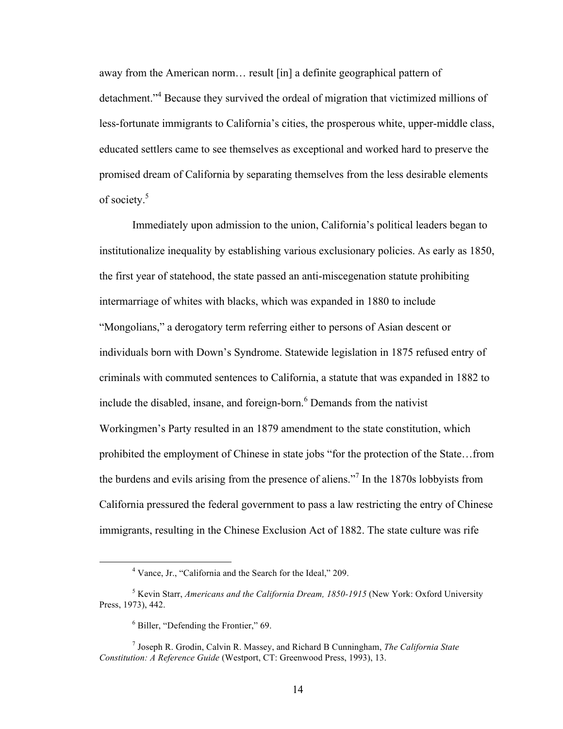away from the American norm… result [in] a definite geographical pattern of detachment."[4] Because they survived the ordeal of migration that victimized millions of less-fortunate immigrants to California's cities, the prosperous white, upper-middle class, educated settlers came to see themselves as exceptional and worked hard to preserve the promised dream of California by separating themselves from the less desirable elements of society.[5]

Immediately upon admission to the union, California's political leaders began to institutionalize inequality by establishing various exclusionary policies. As early as 1850, the first year of statehood, the state passed an anti-miscegenation statute prohibiting intermarriage of whites with blacks, which was expanded in 1880 to include "Mongolians," a derogatory term referring either to persons of Asian descent or individuals born with Down's Syndrome. Statewide legislation in 1875 refused entry of criminals with commuted sentences to California, a statute that was expanded in 1882 to include the disabled, insane, and foreign-born.[6] Demands from the nativist Workingmen's Party resulted in an 1879 amendment to the state constitution, which prohibited the employment of Chinese in state jobs "for the protection of the State…from the burdens and evils arising from the presence of aliens."[7] In the 1870s lobbyists from California pressured the federal government to pass a law restricting the entry of Chinese immigrants, resulting in the Chinese Exclusion Act of 1882. The state culture was rife

---

[4] Vance, Jr., "California and the Search for the Ideal," 209.

[5] Kevin Starr, *Americans and the California Dream, 1850-1915* (New York: Oxford University Press, 1973), 442.

[6] Biller, "Defending the Frontier," 69.

[7] Joseph R. Grodin, Calvin R. Massey, and Richard B Cunningham, *The California State Constitution: A Reference Guide* (Westport, CT: Greenwood Press, 1993), 13.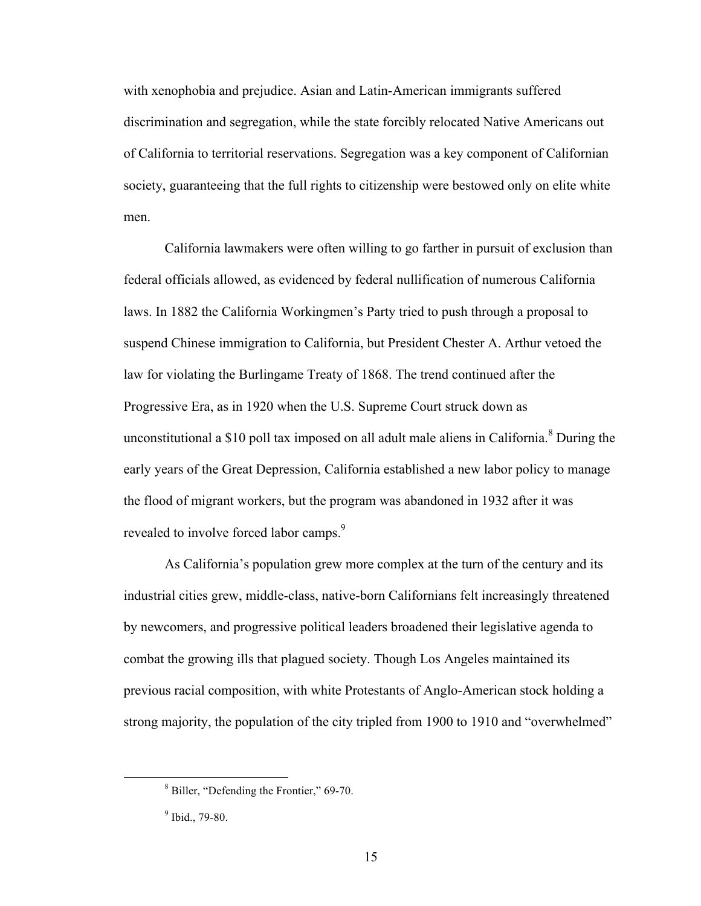with xenophobia and prejudice. Asian and Latin-American immigrants suffered discrimination and segregation, while the state forcibly relocated Native Americans out of California to territorial reservations. Segregation was a key component of Californian society, guaranteeing that the full rights to citizenship were bestowed only on elite white men.

California lawmakers were often willing to go farther in pursuit of exclusion than federal officials allowed, as evidenced by federal nullification of numerous California laws. In 1882 the California Workingmen's Party tried to push through a proposal to suspend Chinese immigration to California, but President Chester A. Arthur vetoed the law for violating the Burlingame Treaty of 1868. The trend continued after the Progressive Era, as in 1920 when the U.S. Supreme Court struck down as unconstitutional a $10 poll tax imposed on all adult male aliens in California.[8] During the early years of the Great Depression, California established a new labor policy to manage the flood of migrant workers, but the program was abandoned in 1932 after it was revealed to involve forced labor camps.[9]

As California's population grew more complex at the turn of the century and its industrial cities grew, middle-class, native-born Californians felt increasingly threatened by newcomers, and progressive political leaders broadened their legislative agenda to combat the growing ills that plagued society. Though Los Angeles maintained its previous racial composition, with white Protestants of Anglo-American stock holding a strong majority, the population of the city tripled from 1900 to 1910 and "overwhelmed"

[8] Biller, "Defending the Frontier," 69-70.

[9] Ibid., 79-80.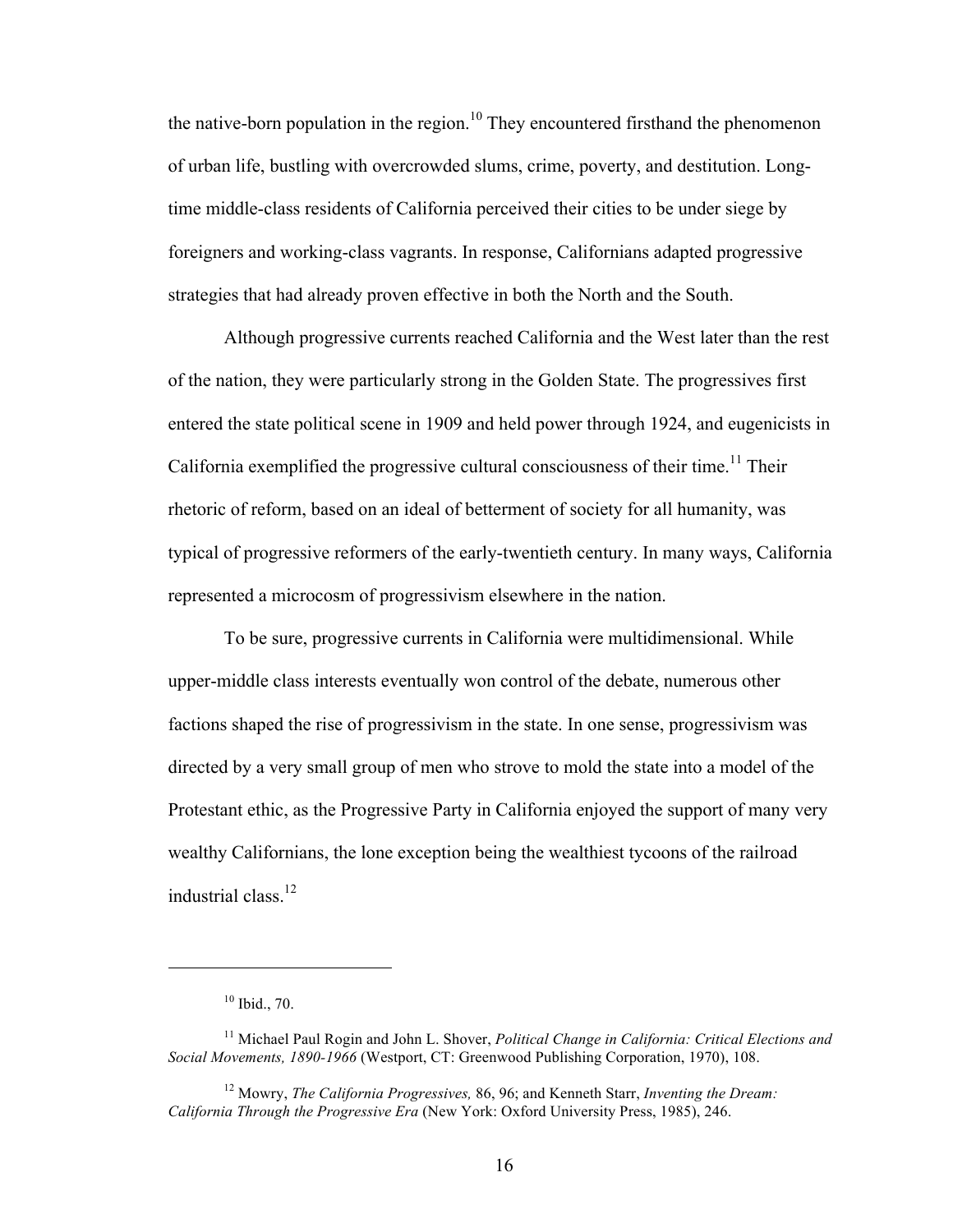the native-born population in the region.[10] They encountered firsthand the phenomenon of urban life, bustling with overcrowded slums, crime, poverty, and destitution. Long-time middle-class residents of California perceived their cities to be under siege by foreigners and working-class vagrants. In response, Californians adapted progressive strategies that had already proven effective in both the North and the South.

Although progressive currents reached California and the West later than the rest of the nation, they were particularly strong in the Golden State. The progressives first entered the state political scene in 1909 and held power through 1924, and eugenicists in California exemplified the progressive cultural consciousness of their time.[11] Their rhetoric of reform, based on an ideal of betterment of society for all humanity, was typical of progressive reformers of the early-twentieth century. In many ways, California represented a microcosm of progressivism elsewhere in the nation.

To be sure, progressive currents in California were multidimensional. While upper-middle class interests eventually won control of the debate, numerous other factions shaped the rise of progressivism in the state. In one sense, progressivism was directed by a very small group of men who strove to mold the state into a model of the Protestant ethic, as the Progressive Party in California enjoyed the support of many very wealthy Californians, the lone exception being the wealthiest tycoons of the railroad industrial class.[12]

---

[10] Ibid., 70.

[11] Michael Paul Rogin and John L. Shover, *Political Change in California: Critical Elections and Social Movements, 1890-1966* (Westport, CT: Greenwood Publishing Corporation, 1970), 108.

[12] Mowry, *The California Progressives,* 86, 96; and Kenneth Starr, *Inventing the Dream: California Through the Progressive Era* (New York: Oxford University Press, 1985), 246.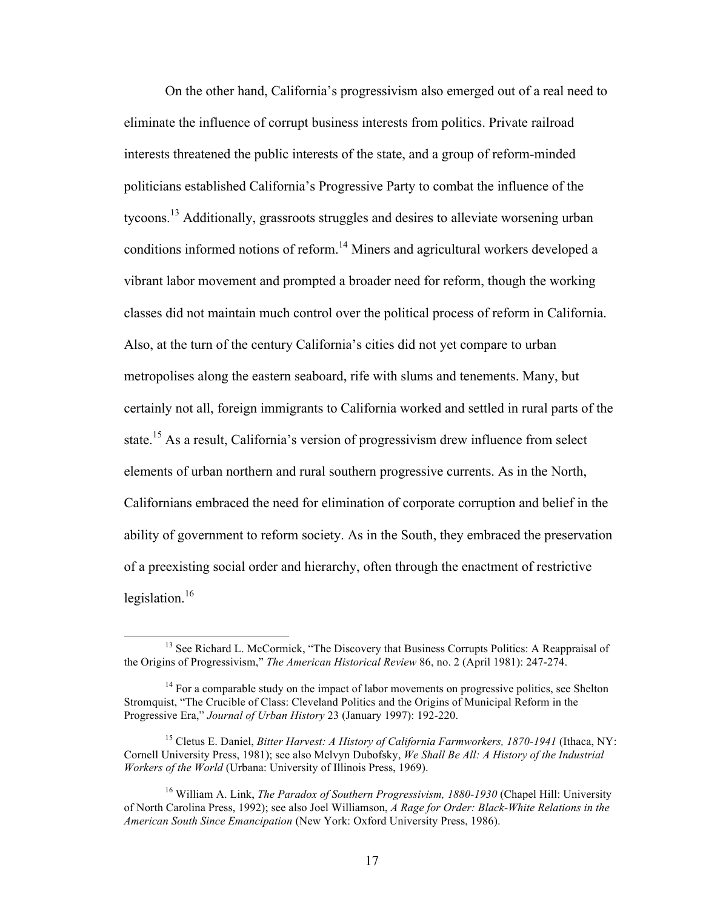On the other hand, California's progressivism also emerged out of a real need to eliminate the influence of corrupt business interests from politics. Private railroad interests threatened the public interests of the state, and a group of reform-minded politicians established California's Progressive Party to combat the influence of the tycoons.[13] Additionally, grassroots struggles and desires to alleviate worsening urban conditions informed notions of reform.[14] Miners and agricultural workers developed a vibrant labor movement and prompted a broader need for reform, though the working classes did not maintain much control over the political process of reform in California. Also, at the turn of the century California's cities did not yet compare to urban metropolises along the eastern seaboard, rife with slums and tenements. Many, but certainly not all, foreign immigrants to California worked and settled in rural parts of the state.[15] As a result, California's version of progressivism drew influence from select elements of urban northern and rural southern progressive currents. As in the North, Californians embraced the need for elimination of corporate corruption and belief in the ability of government to reform society. As in the South, they embraced the preservation of a preexisting social order and hierarchy, often through the enactment of restrictive legislation.[16]

[13] See Richard L. McCormick, "The Discovery that Business Corrupts Politics: A Reappraisal of the Origins of Progressivism," *The American Historical Review* 86, no. 2 (April 1981): 247-274.

[14] For a comparable study on the impact of labor movements on progressive politics, see Shelton Stromquist, "The Crucible of Class: Cleveland Politics and the Origins of Municipal Reform in the Progressive Era," *Journal of Urban History* 23 (January 1997): 192-220.

[15] Cletus E. Daniel, *Bitter Harvest: A History of California Farmworkers, 1870-1941* (Ithaca, NY: Cornell University Press, 1981); see also Melvyn Dubofsky, *We Shall Be All: A History of the Industrial Workers of the World* (Urbana: University of Illinois Press, 1969).

[16] William A. Link, *The Paradox of Southern Progressivism, 1880-1930* (Chapel Hill: University of North Carolina Press, 1992); see also Joel Williamson, *A Rage for Order: Black-White Relations in the American South Since Emancipation* (New York: Oxford University Press, 1986).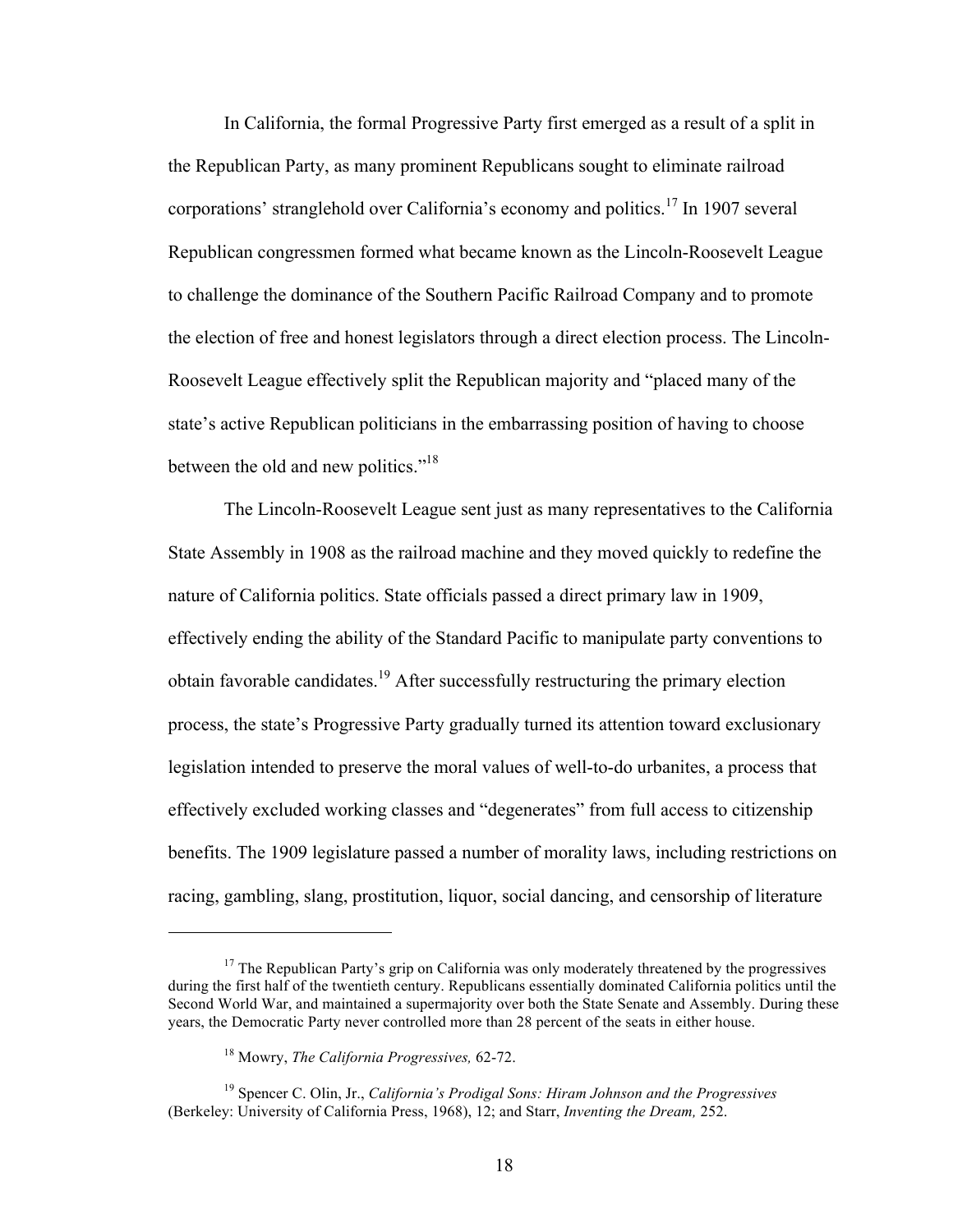In California, the formal Progressive Party first emerged as a result of a split in the Republican Party, as many prominent Republicans sought to eliminate railroad corporations' stranglehold over California's economy and politics.[17] In 1907 several Republican congressmen formed what became known as the Lincoln-Roosevelt League to challenge the dominance of the Southern Pacific Railroad Company and to promote the election of free and honest legislators through a direct election process. The Lincoln-Roosevelt League effectively split the Republican majority and "placed many of the state's active Republican politicians in the embarrassing position of having to choose between the old and new politics."[18]

The Lincoln-Roosevelt League sent just as many representatives to the California State Assembly in 1908 as the railroad machine and they moved quickly to redefine the nature of California politics. State officials passed a direct primary law in 1909, effectively ending the ability of the Standard Pacific to manipulate party conventions to obtain favorable candidates.[19] After successfully restructuring the primary election process, the state's Progressive Party gradually turned its attention toward exclusionary legislation intended to preserve the moral values of well-to-do urbanites, a process that effectively excluded working classes and "degenerates" from full access to citizenship benefits. The 1909 legislature passed a number of morality laws, including restrictions on racing, gambling, slang, prostitution, liquor, social dancing, and censorship of literature

---

[17] The Republican Party's grip on California was only moderately threatened by the progressives during the first half of the twentieth century. Republicans essentially dominated California politics until the Second World War, and maintained a supermajority over both the State Senate and Assembly. During these years, the Democratic Party never controlled more than 28 percent of the seats in either house.

[18] Mowry, *The California Progressives,* 62-72.

[19] Spencer C. Olin, Jr., *California's Prodigal Sons: Hiram Johnson and the Progressives* (Berkeley: University of California Press, 1968), 12; and Starr, *Inventing the Dream,* 252.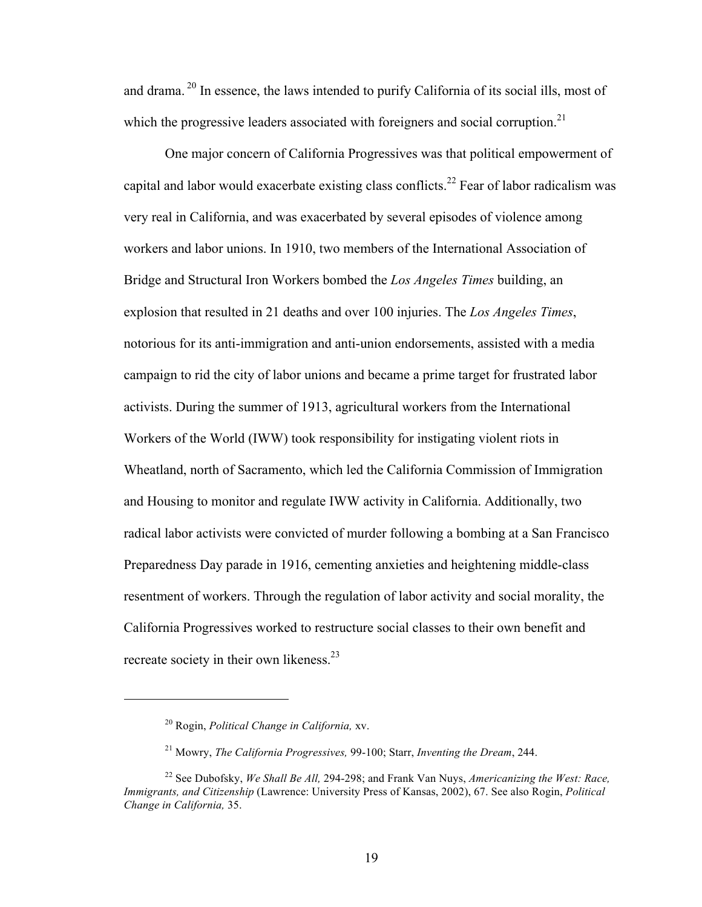and drama.[20] In essence, the laws intended to purify California of its social ills, most of which the progressive leaders associated with foreigners and social corruption.[21]

One major concern of California Progressives was that political empowerment of capital and labor would exacerbate existing class conflicts.[22] Fear of labor radicalism was very real in California, and was exacerbated by several episodes of violence among workers and labor unions. In 1910, two members of the International Association of Bridge and Structural Iron Workers bombed the *Los Angeles Times* building, an explosion that resulted in 21 deaths and over 100 injuries. The *Los Angeles Times*, notorious for its anti-immigration and anti-union endorsements, assisted with a media campaign to rid the city of labor unions and became a prime target for frustrated labor activists. During the summer of 1913, agricultural workers from the International Workers of the World (IWW) took responsibility for instigating violent riots in Wheatland, north of Sacramento, which led the California Commission of Immigration and Housing to monitor and regulate IWW activity in California. Additionally, two radical labor activists were convicted of murder following a bombing at a San Francisco Preparedness Day parade in 1916, cementing anxieties and heightening middle-class resentment of workers. Through the regulation of labor activity and social morality, the California Progressives worked to restructure social classes to their own benefit and recreate society in their own likeness.[23]

---

[20] Rogin, *Political Change in California,* xv.

[21] Mowry, *The California Progressives,* 99-100; Starr, *Inventing the Dream*, 244.

[22] See Dubofsky, *We Shall Be All,* 294-298; and Frank Van Nuys, *Americanizing the West: Race, Immigrants, and Citizenship* (Lawrence: University Press of Kansas, 2002), 67. See also Rogin, *Political Change in California,* 35.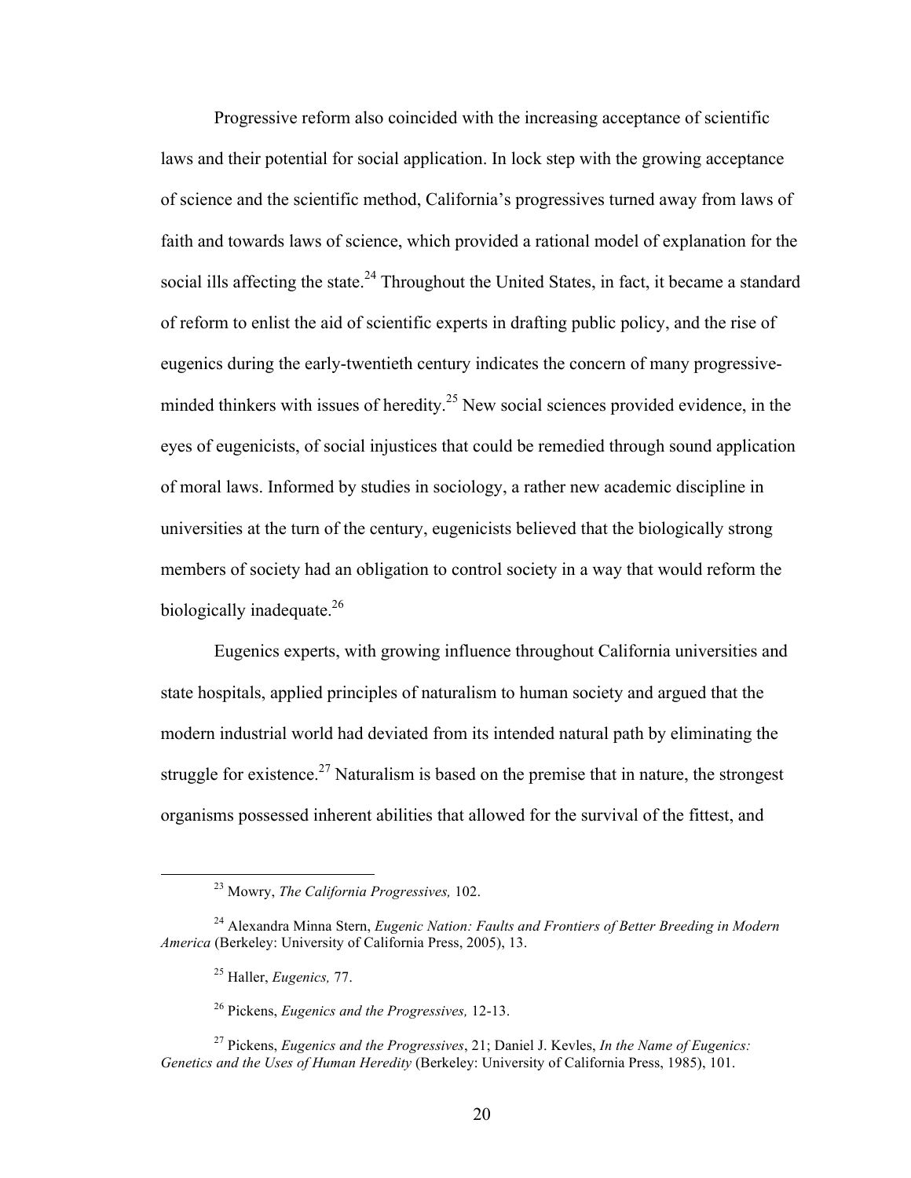Progressive reform also coincided with the increasing acceptance of scientific laws and their potential for social application. In lock step with the growing acceptance of science and the scientific method, California's progressives turned away from laws of faith and towards laws of science, which provided a rational model of explanation for the social ills affecting the state.[24] Throughout the United States, in fact, it became a standard of reform to enlist the aid of scientific experts in drafting public policy, and the rise of eugenics during the early-twentieth century indicates the concern of many progressive-minded thinkers with issues of heredity.[25] New social sciences provided evidence, in the eyes of eugenicists, of social injustices that could be remedied through sound application of moral laws. Informed by studies in sociology, a rather new academic discipline in universities at the turn of the century, eugenicists believed that the biologically strong members of society had an obligation to control society in a way that would reform the biologically inadequate.[26]

Eugenics experts, with growing influence throughout California universities and state hospitals, applied principles of naturalism to human society and argued that the modern industrial world had deviated from its intended natural path by eliminating the struggle for existence.[27] Naturalism is based on the premise that in nature, the strongest organisms possessed inherent abilities that allowed for the survival of the fittest, and

---

[23] Mowry, *The California Progressives,* 102.

[24] Alexandra Minna Stern, *Eugenic Nation: Faults and Frontiers of Better Breeding in Modern America* (Berkeley: University of California Press, 2005), 13.

[25] Haller, *Eugenics,* 77.

[26] Pickens, *Eugenics and the Progressives,* 12-13.

[27] Pickens, *Eugenics and the Progressives*, 21; Daniel J. Kevles, *In the Name of Eugenics: Genetics and the Uses of Human Heredity* (Berkeley: University of California Press, 1985), 101.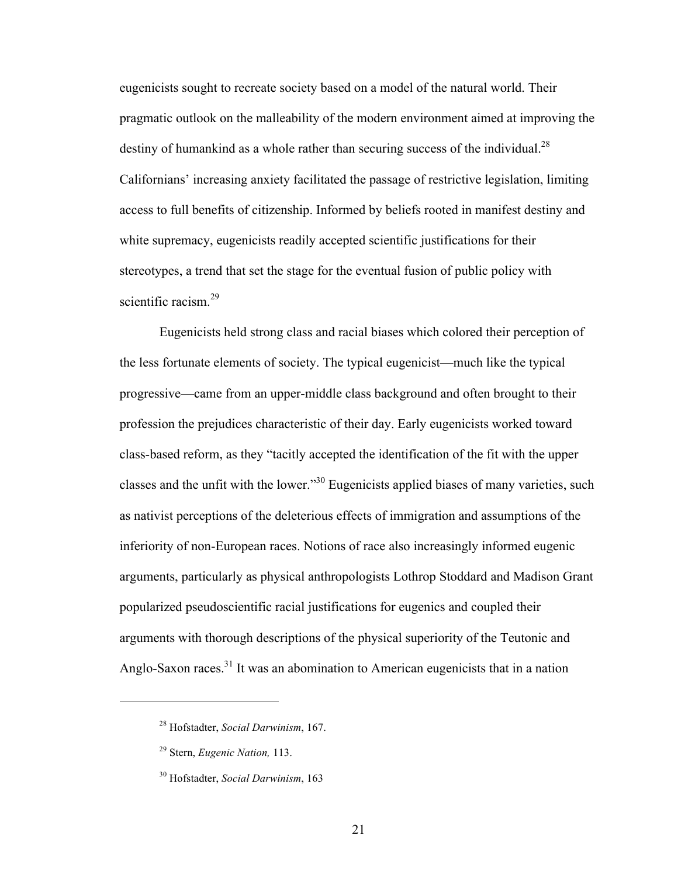eugenicists sought to recreate society based on a model of the natural world. Their pragmatic outlook on the malleability of the modern environment aimed at improving the destiny of humankind as a whole rather than securing success of the individual.[28] Californians' increasing anxiety facilitated the passage of restrictive legislation, limiting access to full benefits of citizenship. Informed by beliefs rooted in manifest destiny and white supremacy, eugenicists readily accepted scientific justifications for their stereotypes, a trend that set the stage for the eventual fusion of public policy with scientific racism.[29]

Eugenicists held strong class and racial biases which colored their perception of the less fortunate elements of society. The typical eugenicist—much like the typical progressive—came from an upper-middle class background and often brought to their profession the prejudices characteristic of their day. Early eugenicists worked toward class-based reform, as they "tacitly accepted the identification of the fit with the upper classes and the unfit with the lower."[30] Eugenicists applied biases of many varieties, such as nativist perceptions of the deleterious effects of immigration and assumptions of the inferiority of non-European races. Notions of race also increasingly informed eugenic arguments, particularly as physical anthropologists Lothrop Stoddard and Madison Grant popularized pseudoscientific racial justifications for eugenics and coupled their arguments with thorough descriptions of the physical superiority of the Teutonic and Anglo-Saxon races.[31] It was an abomination to American eugenicists that in a nation

---

[28] Hofstadter, *Social Darwinism*, 167.

[29] Stern, *Eugenic Nation,* 113.

[30] Hofstadter, *Social Darwinism*, 163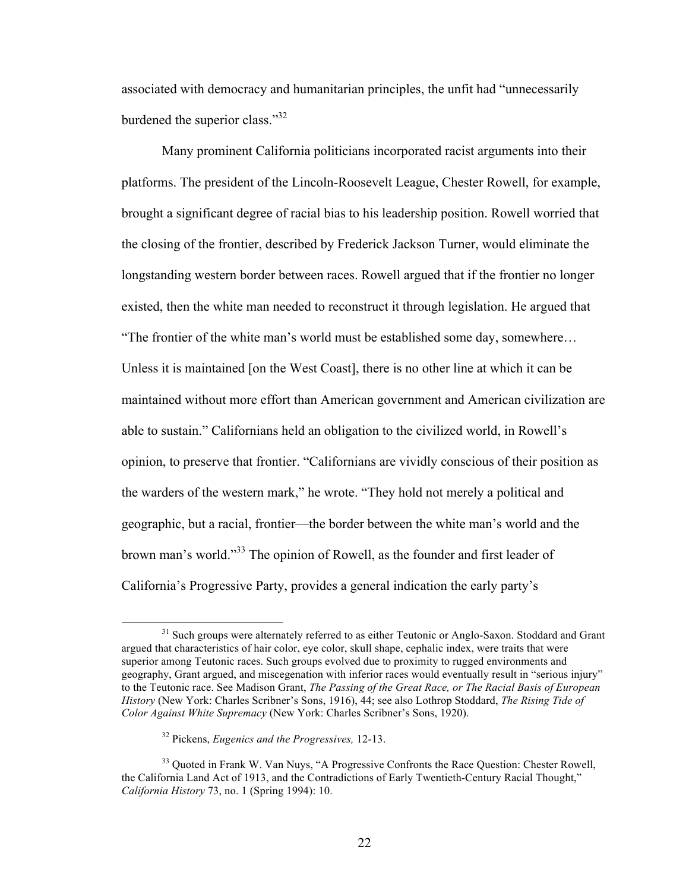associated with democracy and humanitarian principles, the unfit had "unnecessarily burdened the superior class."[32]

Many prominent California politicians incorporated racist arguments into their platforms. The president of the Lincoln-Roosevelt League, Chester Rowell, for example, brought a significant degree of racial bias to his leadership position. Rowell worried that the closing of the frontier, described by Frederick Jackson Turner, would eliminate the longstanding western border between races. Rowell argued that if the frontier no longer existed, then the white man needed to reconstruct it through legislation. He argued that "The frontier of the white man's world must be established some day, somewhere… Unless it is maintained [on the West Coast], there is no other line at which it can be maintained without more effort than American government and American civilization are able to sustain." Californians held an obligation to the civilized world, in Rowell's opinion, to preserve that frontier. "Californians are vividly conscious of their position as the warders of the western mark," he wrote. "They hold not merely a political and geographic, but a racial, frontier—the border between the white man's world and the brown man's world."[33] The opinion of Rowell, as the founder and first leader of California's Progressive Party, provides a general indication the early party's

---

[31] Such groups were alternately referred to as either Teutonic or Anglo-Saxon. Stoddard and Grant argued that characteristics of hair color, eye color, skull shape, cephalic index, were traits that were superior among Teutonic races. Such groups evolved due to proximity to rugged environments and geography, Grant argued, and miscegenation with inferior races would eventually result in "serious injury" to the Teutonic race. See Madison Grant, *The Passing of the Great Race, or The Racial Basis of European History* (New York: Charles Scribner's Sons, 1916), 44; see also Lothrop Stoddard, *The Rising Tide of Color Against White Supremacy* (New York: Charles Scribner's Sons, 1920).

[32] Pickens, *Eugenics and the Progressives,* 12-13.

[33] Quoted in Frank W. Van Nuys, "A Progressive Confronts the Race Question: Chester Rowell, the California Land Act of 1913, and the Contradictions of Early Twentieth-Century Racial Thought," *California History* 73, no. 1 (Spring 1994): 10.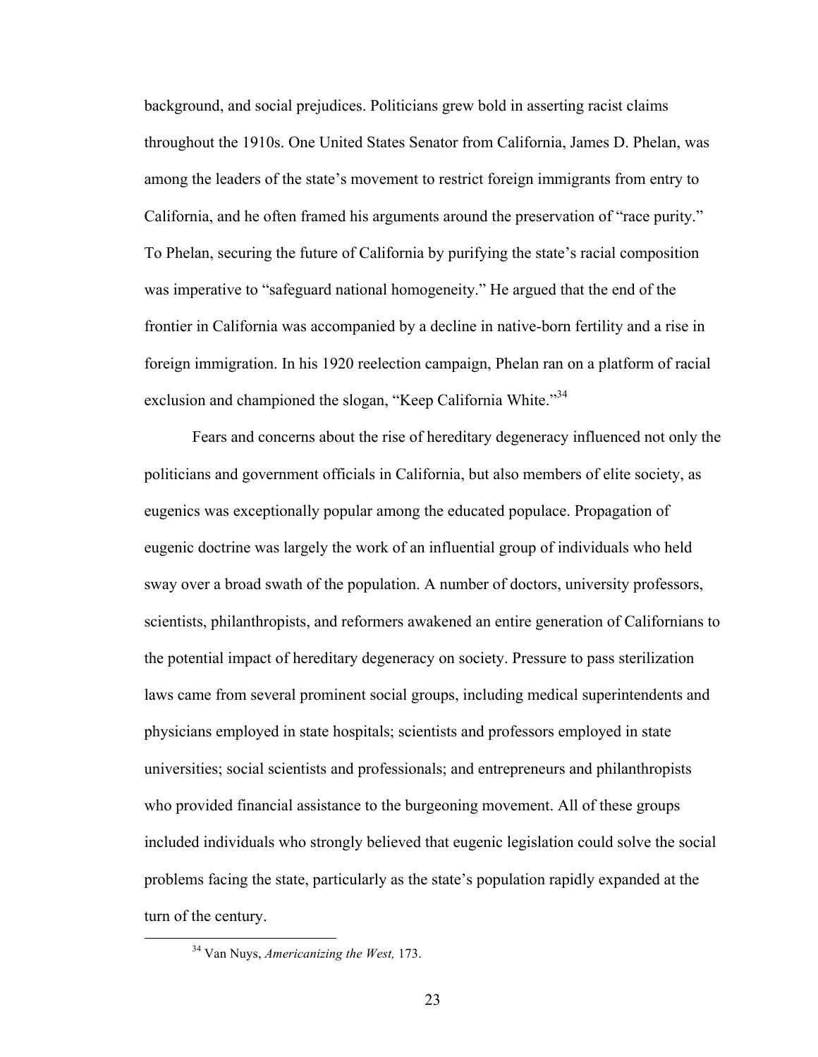background, and social prejudices. Politicians grew bold in asserting racist claims throughout the 1910s. One United States Senator from California, James D. Phelan, was among the leaders of the state's movement to restrict foreign immigrants from entry to California, and he often framed his arguments around the preservation of "race purity." To Phelan, securing the future of California by purifying the state's racial composition was imperative to "safeguard national homogeneity." He argued that the end of the frontier in California was accompanied by a decline in native-born fertility and a rise in foreign immigration. In his 1920 reelection campaign, Phelan ran on a platform of racial exclusion and championed the slogan, "Keep California White."[34]

Fears and concerns about the rise of hereditary degeneracy influenced not only the politicians and government officials in California, but also members of elite society, as eugenics was exceptionally popular among the educated populace. Propagation of eugenic doctrine was largely the work of an influential group of individuals who held sway over a broad swath of the population. A number of doctors, university professors, scientists, philanthropists, and reformers awakened an entire generation of Californians to the potential impact of hereditary degeneracy on society. Pressure to pass sterilization laws came from several prominent social groups, including medical superintendents and physicians employed in state hospitals; scientists and professors employed in state universities; social scientists and professionals; and entrepreneurs and philanthropists who provided financial assistance to the burgeoning movement. All of these groups included individuals who strongly believed that eugenic legislation could solve the social problems facing the state, particularly as the state's population rapidly expanded at the turn of the century.

[34] Van Nuys, *Americanizing the West,* 173.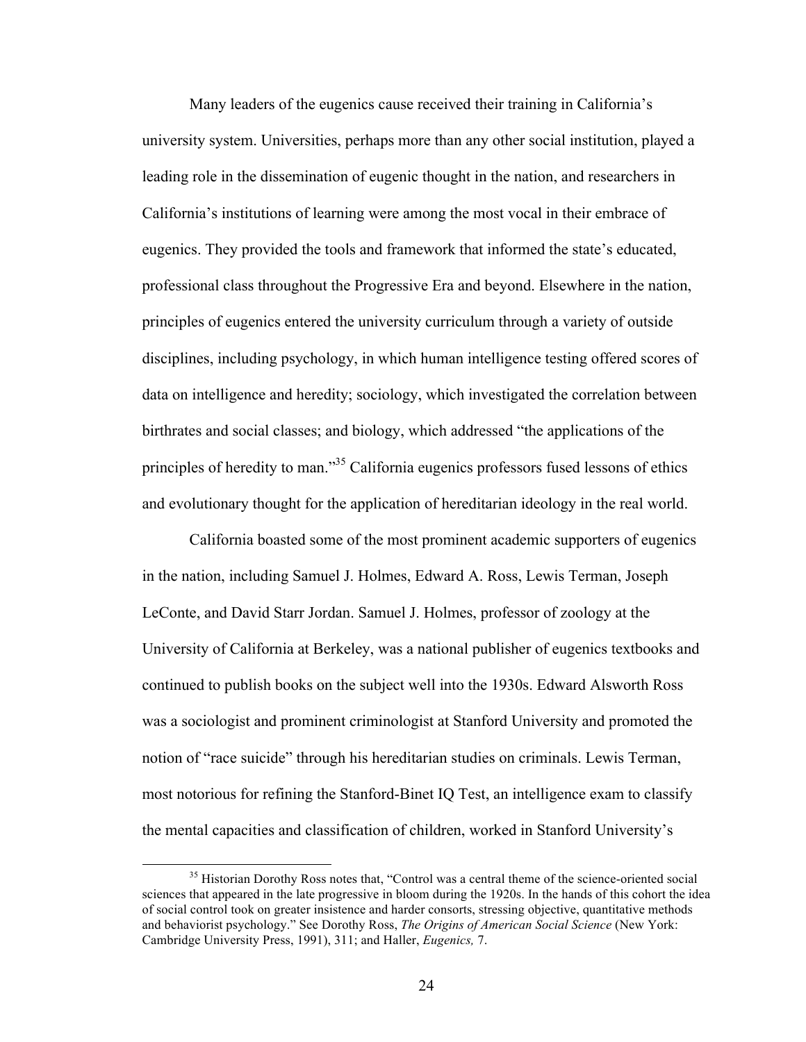Many leaders of the eugenics cause received their training in California's university system. Universities, perhaps more than any other social institution, played a leading role in the dissemination of eugenic thought in the nation, and researchers in California's institutions of learning were among the most vocal in their embrace of eugenics. They provided the tools and framework that informed the state's educated, professional class throughout the Progressive Era and beyond. Elsewhere in the nation, principles of eugenics entered the university curriculum through a variety of outside disciplines, including psychology, in which human intelligence testing offered scores of data on intelligence and heredity; sociology, which investigated the correlation between birthrates and social classes; and biology, which addressed "the applications of the principles of heredity to man."[35] California eugenics professors fused lessons of ethics and evolutionary thought for the application of hereditarian ideology in the real world.

California boasted some of the most prominent academic supporters of eugenics in the nation, including Samuel J. Holmes, Edward A. Ross, Lewis Terman, Joseph LeConte, and David Starr Jordan. Samuel J. Holmes, professor of zoology at the University of California at Berkeley, was a national publisher of eugenics textbooks and continued to publish books on the subject well into the 1930s. Edward Alsworth Ross was a sociologist and prominent criminologist at Stanford University and promoted the notion of "race suicide" through his hereditarian studies on criminals. Lewis Terman, most notorious for refining the Stanford-Binet IQ Test, an intelligence exam to classify the mental capacities and classification of children, worked in Stanford University's

[35] Historian Dorothy Ross notes that, "Control was a central theme of the science-oriented social sciences that appeared in the late progressive in bloom during the 1920s. In the hands of this cohort the idea of social control took on greater insistence and harder consorts, stressing objective, quantitative methods and behaviorist psychology." See Dorothy Ross, *The Origins of American Social Science* (New York: Cambridge University Press, 1991), 311; and Haller, *Eugenics,* 7.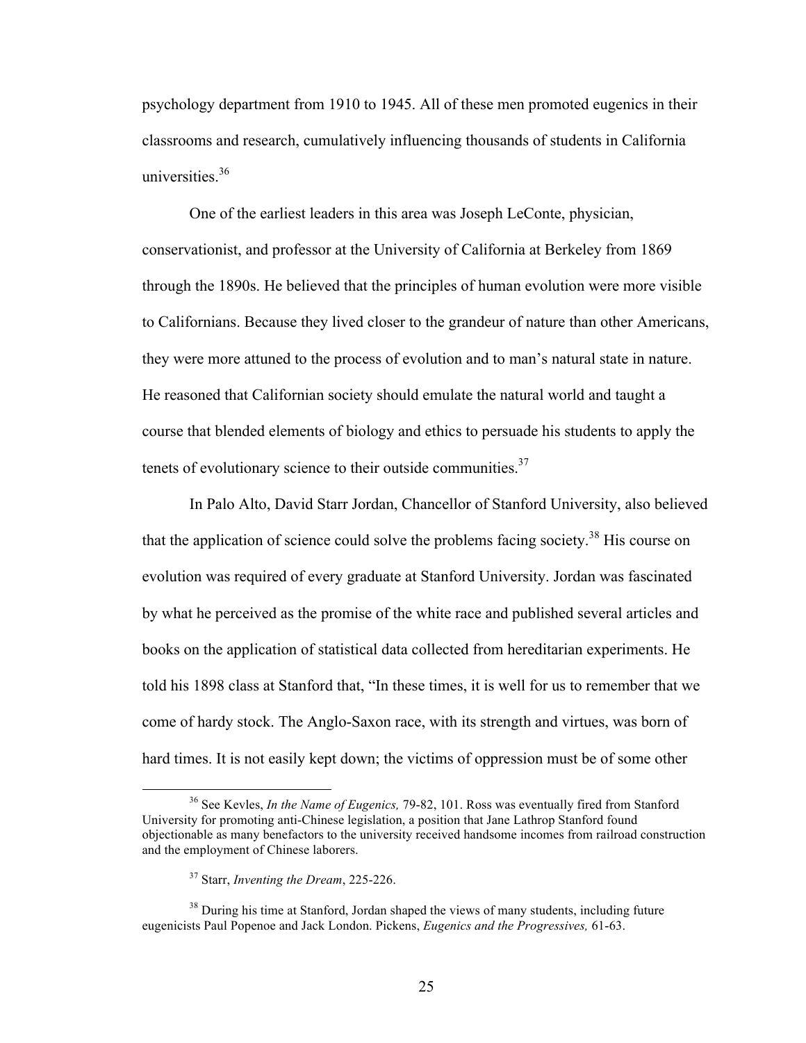psychology department from 1910 to 1945. All of these men promoted eugenics in their classrooms and research, cumulatively influencing thousands of students in California universities.[36]

One of the earliest leaders in this area was Joseph LeConte, physician, conservationist, and professor at the University of California at Berkeley from 1869 through the 1890s. He believed that the principles of human evolution were more visible to Californians. Because they lived closer to the grandeur of nature than other Americans, they were more attuned to the process of evolution and to man's natural state in nature. He reasoned that Californian society should emulate the natural world and taught a course that blended elements of biology and ethics to persuade his students to apply the tenets of evolutionary science to their outside communities.[37]

In Palo Alto, David Starr Jordan, Chancellor of Stanford University, also believed that the application of science could solve the problems facing society.[38] His course on evolution was required of every graduate at Stanford University. Jordan was fascinated by what he perceived as the promise of the white race and published several articles and books on the application of statistical data collected from hereditarian experiments. He told his 1898 class at Stanford that, "In these times, it is well for us to remember that we come of hardy stock. The Anglo-Saxon race, with its strength and virtues, was born of hard times. It is not easily kept down; the victims of oppression must be of some other

---

[36] See Kevles, *In the Name of Eugenics,* 79-82, 101. Ross was eventually fired from Stanford University for promoting anti-Chinese legislation, a position that Jane Lathrop Stanford found objectionable as many benefactors to the university received handsome incomes from railroad construction and the employment of Chinese laborers.

[37] Starr, *Inventing the Dream*, 225-226.

[38] During his time at Stanford, Jordan shaped the views of many students, including future eugenicists Paul Popenoe and Jack London. Pickens, *Eugenics and the Progressives,* 61-63.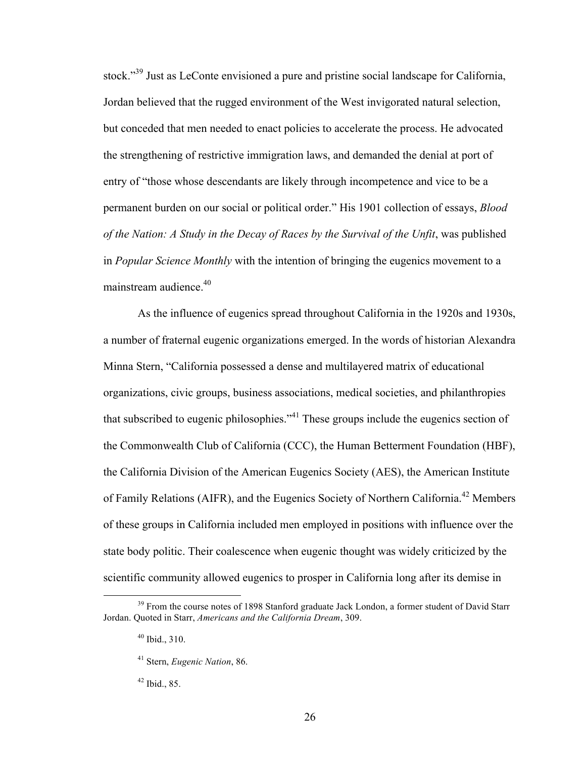stock."[39] Just as LeConte envisioned a pure and pristine social landscape for California, Jordan believed that the rugged environment of the West invigorated natural selection, but conceded that men needed to enact policies to accelerate the process. He advocated the strengthening of restrictive immigration laws, and demanded the denial at port of entry of "those whose descendants are likely through incompetence and vice to be a permanent burden on our social or political order." His 1901 collection of essays, *Blood of the Nation: A Study in the Decay of Races by the Survival of the Unfit*, was published in *Popular Science Monthly* with the intention of bringing the eugenics movement to a mainstream audience.[40]

As the influence of eugenics spread throughout California in the 1920s and 1930s, a number of fraternal eugenic organizations emerged. In the words of historian Alexandra Minna Stern, "California possessed a dense and multilayered matrix of educational organizations, civic groups, business associations, medical societies, and philanthropies that subscribed to eugenic philosophies."[41] These groups include the eugenics section of the Commonwealth Club of California (CCC), the Human Betterment Foundation (HBF), the California Division of the American Eugenics Society (AES), the American Institute of Family Relations (AIFR), and the Eugenics Society of Northern California.[42] Members of these groups in California included men employed in positions with influence over the state body politic. Their coalescence when eugenic thought was widely criticized by the scientific community allowed eugenics to prosper in California long after its demise in

[39] From the course notes of 1898 Stanford graduate Jack London, a former student of David Starr Jordan. Quoted in Starr, *Americans and the California Dream*, 309.

[40] Ibid., 310.

[41] Stern, *Eugenic Nation*, 86.

[42] Ibid., 85.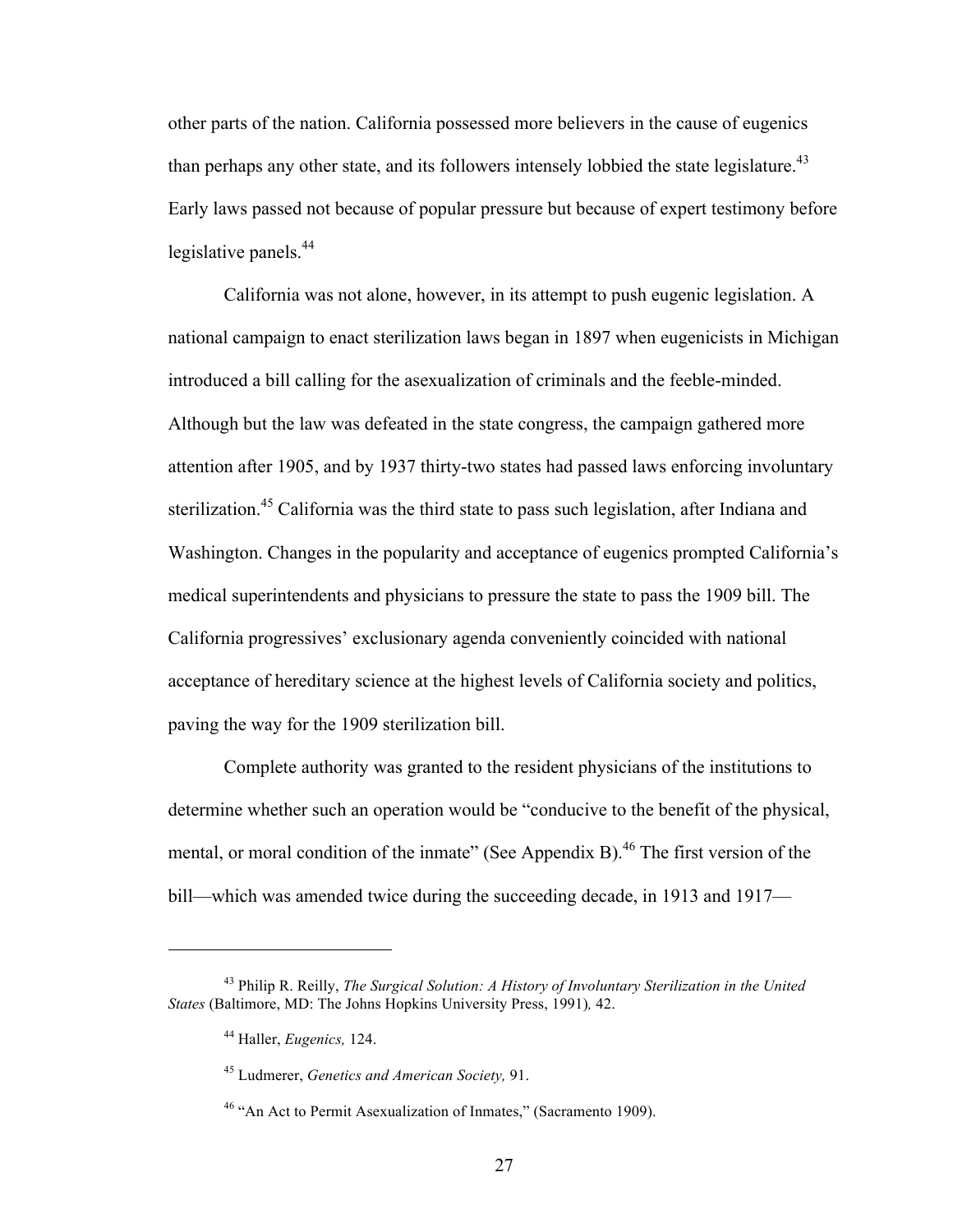other parts of the nation. California possessed more believers in the cause of eugenics than perhaps any other state, and its followers intensely lobbied the state legislature.[43] Early laws passed not because of popular pressure but because of expert testimony before legislative panels.[44]

California was not alone, however, in its attempt to push eugenic legislation. A national campaign to enact sterilization laws began in 1897 when eugenicists in Michigan introduced a bill calling for the asexualization of criminals and the feeble-minded. Although but the law was defeated in the state congress, the campaign gathered more attention after 1905, and by 1937 thirty-two states had passed laws enforcing involuntary sterilization.[45] California was the third state to pass such legislation, after Indiana and Washington. Changes in the popularity and acceptance of eugenics prompted California's medical superintendents and physicians to pressure the state to pass the 1909 bill. The California progressives' exclusionary agenda conveniently coincided with national acceptance of hereditary science at the highest levels of California society and politics, paving the way for the 1909 sterilization bill.

Complete authority was granted to the resident physicians of the institutions to determine whether such an operation would be "conducive to the benefit of the physical, mental, or moral condition of the inmate" (See Appendix B).[46] The first version of the bill—which was amended twice during the succeeding decade, in 1913 and 1917—

---

[43] Philip R. Reilly, *The Surgical Solution: A History of Involuntary Sterilization in the United States* (Baltimore, MD: The Johns Hopkins University Press, 1991), 42.

[44] Haller, *Eugenics,* 124.

[45] Ludmerer, *Genetics and American Society,* 91.

[46] "An Act to Permit Asexualization of Inmates," (Sacramento 1909).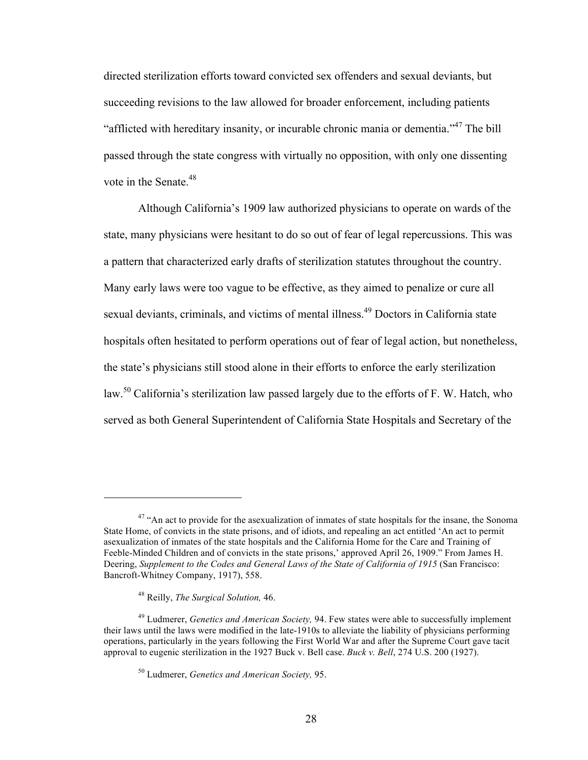directed sterilization efforts toward convicted sex offenders and sexual deviants, but succeeding revisions to the law allowed for broader enforcement, including patients "afflicted with hereditary insanity, or incurable chronic mania or dementia."[47] The bill passed through the state congress with virtually no opposition, with only one dissenting vote in the Senate.[48]

Although California's 1909 law authorized physicians to operate on wards of the state, many physicians were hesitant to do so out of fear of legal repercussions. This was a pattern that characterized early drafts of sterilization statutes throughout the country. Many early laws were too vague to be effective, as they aimed to penalize or cure all sexual deviants, criminals, and victims of mental illness.[49] Doctors in California state hospitals often hesitated to perform operations out of fear of legal action, but nonetheless, the state's physicians still stood alone in their efforts to enforce the early sterilization law.[50] California's sterilization law passed largely due to the efforts of F. W. Hatch, who served as both General Superintendent of California State Hospitals and Secretary of the

---

[47] "An act to provide for the asexualization of inmates of state hospitals for the insane, the Sonoma State Home, of convicts in the state prisons, and of idiots, and repealing an act entitled 'An act to permit asexualization of inmates of the state hospitals and the California Home for the Care and Training of Feeble-Minded Children and of convicts in the state prisons,' approved April 26, 1909." From James H. Deering, *Supplement to the Codes and General Laws of the State of California of 1915* (San Francisco: Bancroft-Whitney Company, 1917), 558.

[48] Reilly, *The Surgical Solution,* 46.

[49] Ludmerer, *Genetics and American Society,* 94. Few states were able to successfully implement their laws until the laws were modified in the late-1910s to alleviate the liability of physicians performing operations, particularly in the years following the First World War and after the Supreme Court gave tacit approval to eugenic sterilization in the 1927 Buck v. Bell case. *Buck v. Bell*, 274 U.S. 200 (1927).

[50] Ludmerer, *Genetics and American Society,* 95.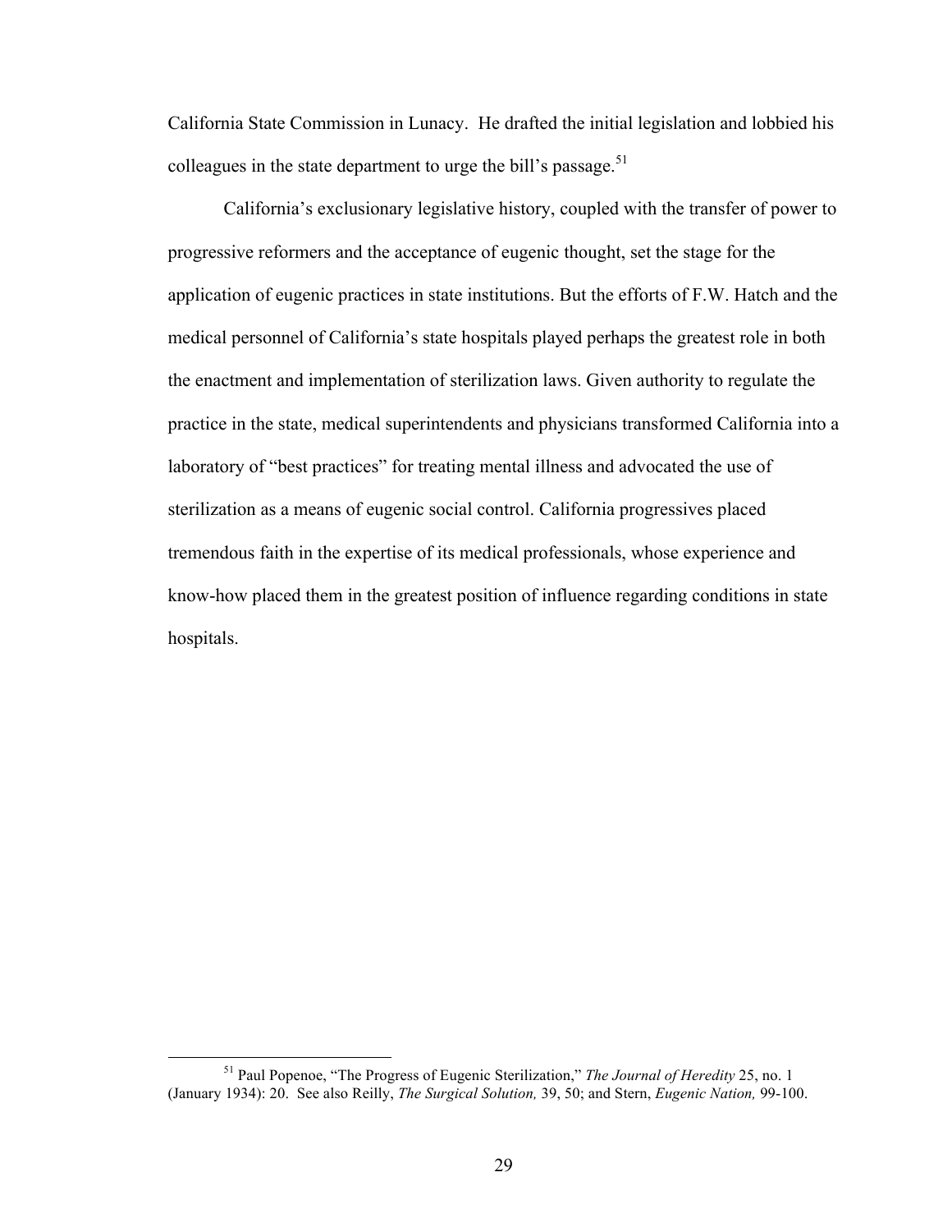California State Commission in Lunacy. He drafted the initial legislation and lobbied his colleagues in the state department to urge the bill's passage.[51]

California's exclusionary legislative history, coupled with the transfer of power to progressive reformers and the acceptance of eugenic thought, set the stage for the application of eugenic practices in state institutions. But the efforts of F.W. Hatch and the medical personnel of California's state hospitals played perhaps the greatest role in both the enactment and implementation of sterilization laws. Given authority to regulate the practice in the state, medical superintendents and physicians transformed California into a laboratory of "best practices" for treating mental illness and advocated the use of sterilization as a means of eugenic social control. California progressives placed tremendous faith in the expertise of its medical professionals, whose experience and know-how placed them in the greatest position of influence regarding conditions in state hospitals.

---

[51] Paul Popenoe, "The Progress of Eugenic Sterilization," *The Journal of Heredity* 25, no. 1 (January 1934): 20. See also Reilly, *The Surgical Solution,* 39, 50; and Stern, *Eugenic Nation,* 99-100.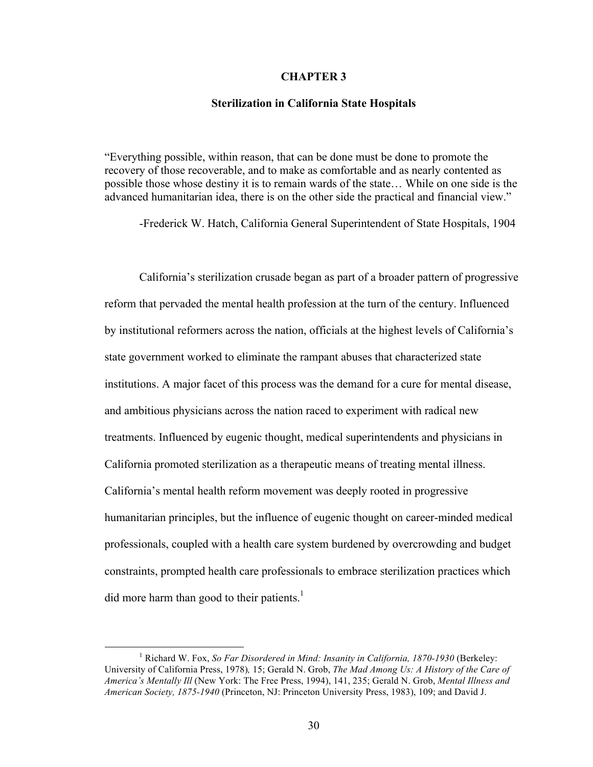# CHAPTER 3

## Sterilization in California State Hospitals

"Everything possible, within reason, that can be done must be done to promote the recovery of those recoverable, and to make as comfortable and as nearly contented as possible those whose destiny it is to remain wards of the state… While on one side is the advanced humanitarian idea, there is on the other side the practical and financial view."

-Frederick W. Hatch, California General Superintendent of State Hospitals, 1904

California's sterilization crusade began as part of a broader pattern of progressive reform that pervaded the mental health profession at the turn of the century. Influenced by institutional reformers across the nation, officials at the highest levels of California's state government worked to eliminate the rampant abuses that characterized state institutions. A major facet of this process was the demand for a cure for mental disease, and ambitious physicians across the nation raced to experiment with radical new treatments. Influenced by eugenic thought, medical superintendents and physicians in California promoted sterilization as a therapeutic means of treating mental illness. California's mental health reform movement was deeply rooted in progressive humanitarian principles, but the influence of eugenic thought on career-minded medical professionals, coupled with a health care system burdened by overcrowding and budget constraints, prompted health care professionals to embrace sterilization practices which did more harm than good to their patients.[1]

[1] Richard W. Fox, *So Far Disordered in Mind: Insanity in California, 1870-1930* (Berkeley: University of California Press, 1978), 15; Gerald N. Grob, *The Mad Among Us: A History of the Care of America's Mentally Ill* (New York: The Free Press, 1994), 141, 235; Gerald N. Grob, *Mental Illness and American Society, 1875-1940* (Princeton, NJ: Princeton University Press, 1983), 109; and David J.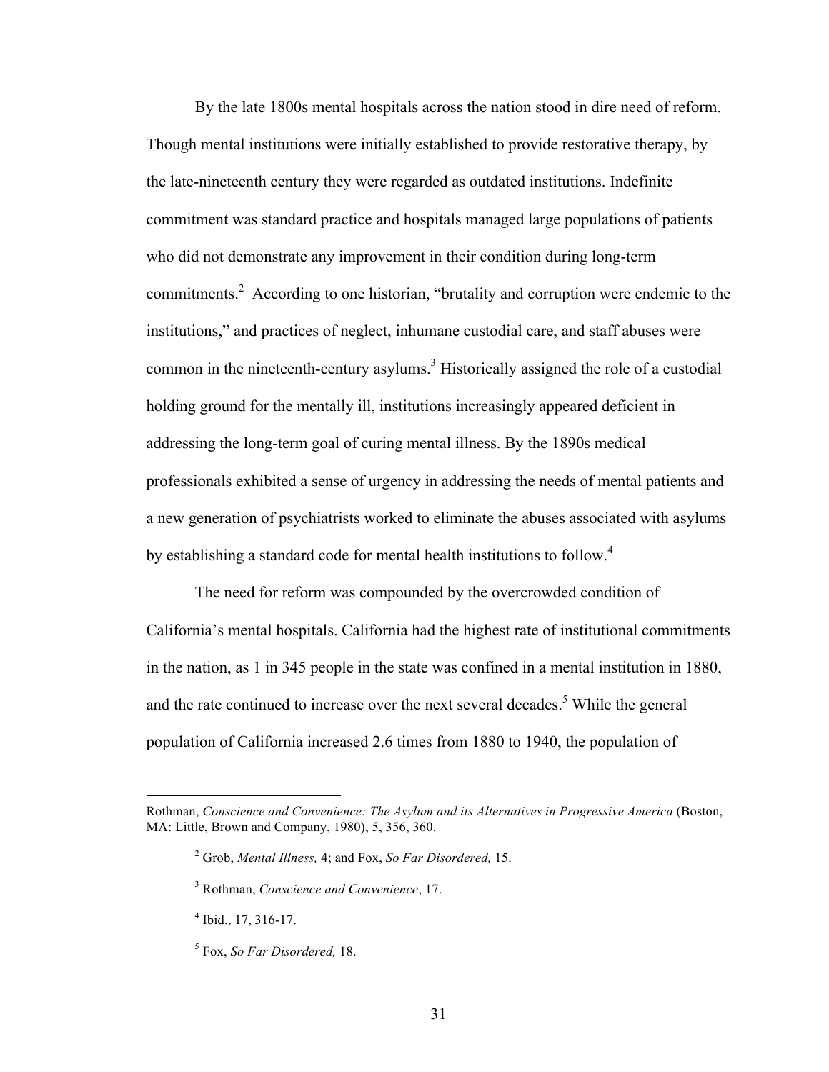By the late 1800s mental hospitals across the nation stood in dire need of reform. Though mental institutions were initially established to provide restorative therapy, by the late-nineteenth century they were regarded as outdated institutions. Indefinite commitment was standard practice and hospitals managed large populations of patients who did not demonstrate any improvement in their condition during long-term commitments.[2] According to one historian, "brutality and corruption were endemic to the institutions," and practices of neglect, inhumane custodial care, and staff abuses were common in the nineteenth-century asylums.[3] Historically assigned the role of a custodial holding ground for the mentally ill, institutions increasingly appeared deficient in addressing the long-term goal of curing mental illness. By the 1890s medical professionals exhibited a sense of urgency in addressing the needs of mental patients and a new generation of psychiatrists worked to eliminate the abuses associated with asylums by establishing a standard code for mental health institutions to follow.[4]

The need for reform was compounded by the overcrowded condition of California's mental hospitals. California had the highest rate of institutional commitments in the nation, as 1 in 345 people in the state was confined in a mental institution in 1880, and the rate continued to increase over the next several decades.[5] While the general population of California increased 2.6 times from 1880 to 1940, the population of

---

Rothman, *Conscience and Convenience: The Asylum and its Alternatives in Progressive America* (Boston, MA: Little, Brown and Company, 1980), 5, 356, 360.

[2] Grob, *Mental Illness,* 4; and Fox, *So Far Disordered,* 15.

[3] Rothman, *Conscience and Convenience*, 17.

[4] Ibid., 17, 316-17.

[5] Fox, *So Far Disordered,* 18.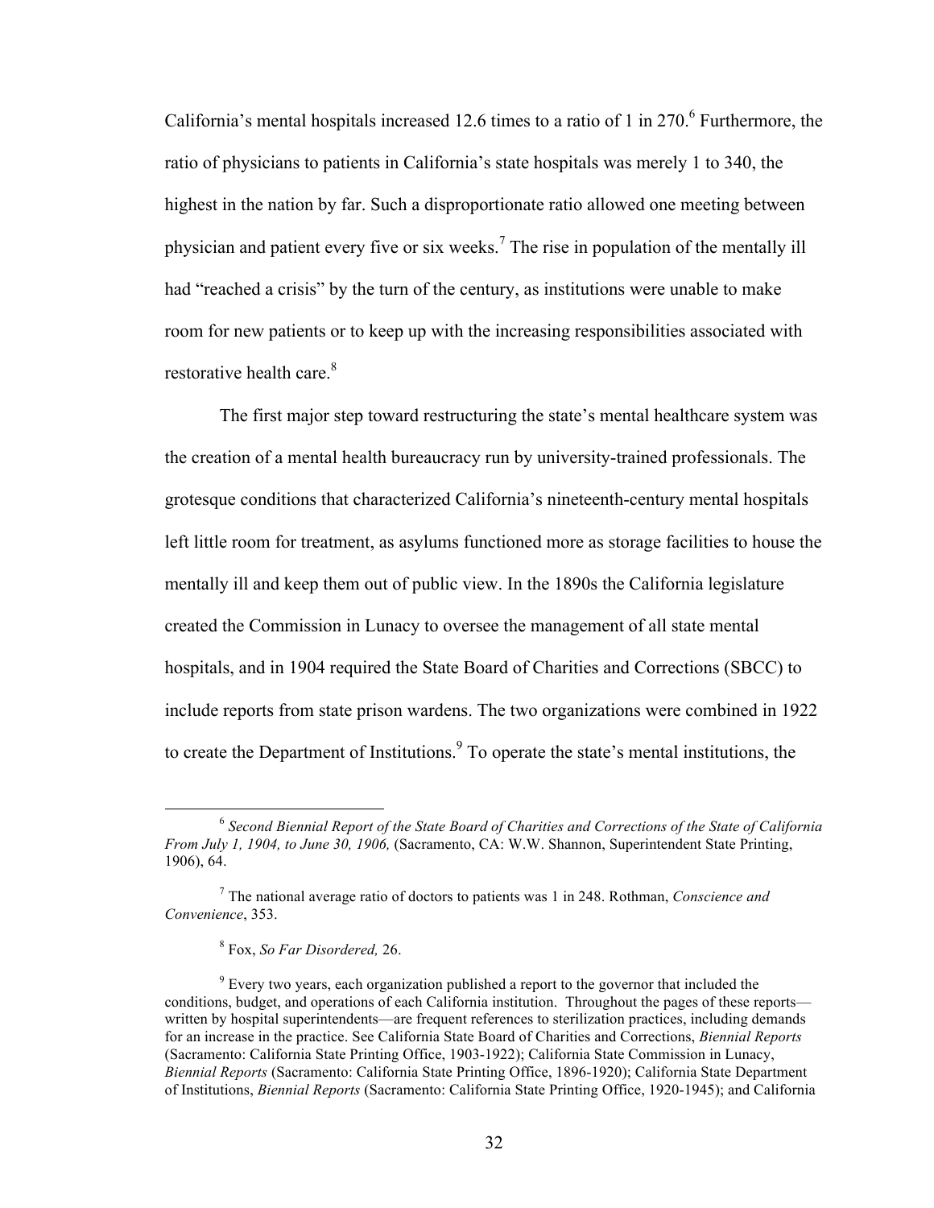California's mental hospitals increased 12.6 times to a ratio of 1 in 270.[6] Furthermore, the ratio of physicians to patients in California's state hospitals was merely 1 to 340, the highest in the nation by far. Such a disproportionate ratio allowed one meeting between physician and patient every five or six weeks.[7] The rise in population of the mentally ill had "reached a crisis" by the turn of the century, as institutions were unable to make room for new patients or to keep up with the increasing responsibilities associated with restorative health care.[8]

The first major step toward restructuring the state's mental healthcare system was the creation of a mental health bureaucracy run by university-trained professionals. The grotesque conditions that characterized California's nineteenth-century mental hospitals left little room for treatment, as asylums functioned more as storage facilities to house the mentally ill and keep them out of public view. In the 1890s the California legislature created the Commission in Lunacy to oversee the management of all state mental hospitals, and in 1904 required the State Board of Charities and Corrections (SBCC) to include reports from state prison wardens. The two organizations were combined in 1922 to create the Department of Institutions.[9] To operate the state's mental institutions, the

---

[6] *Second Biennial Report of the State Board of Charities and Corrections of the State of California From July 1, 1904, to June 30, 1906,* (Sacramento, CA: W.W. Shannon, Superintendent State Printing, 1906), 64.

[7] The national average ratio of doctors to patients was 1 in 248. Rothman, *Conscience and Convenience*, 353.

[8] Fox, *So Far Disordered,* 26.

[9] Every two years, each organization published a report to the governor that included the conditions, budget, and operations of each California institution. Throughout the pages of these reports—written by hospital superintendents—are frequent references to sterilization practices, including demands for an increase in the practice. See California State Board of Charities and Corrections, *Biennial Reports* (Sacramento: California State Printing Office, 1903-1922); California State Commission in Lunacy, *Biennial Reports* (Sacramento: California State Printing Office, 1896-1920); California State Department of Institutions, *Biennial Reports* (Sacramento: California State Printing Office, 1920-1945); and California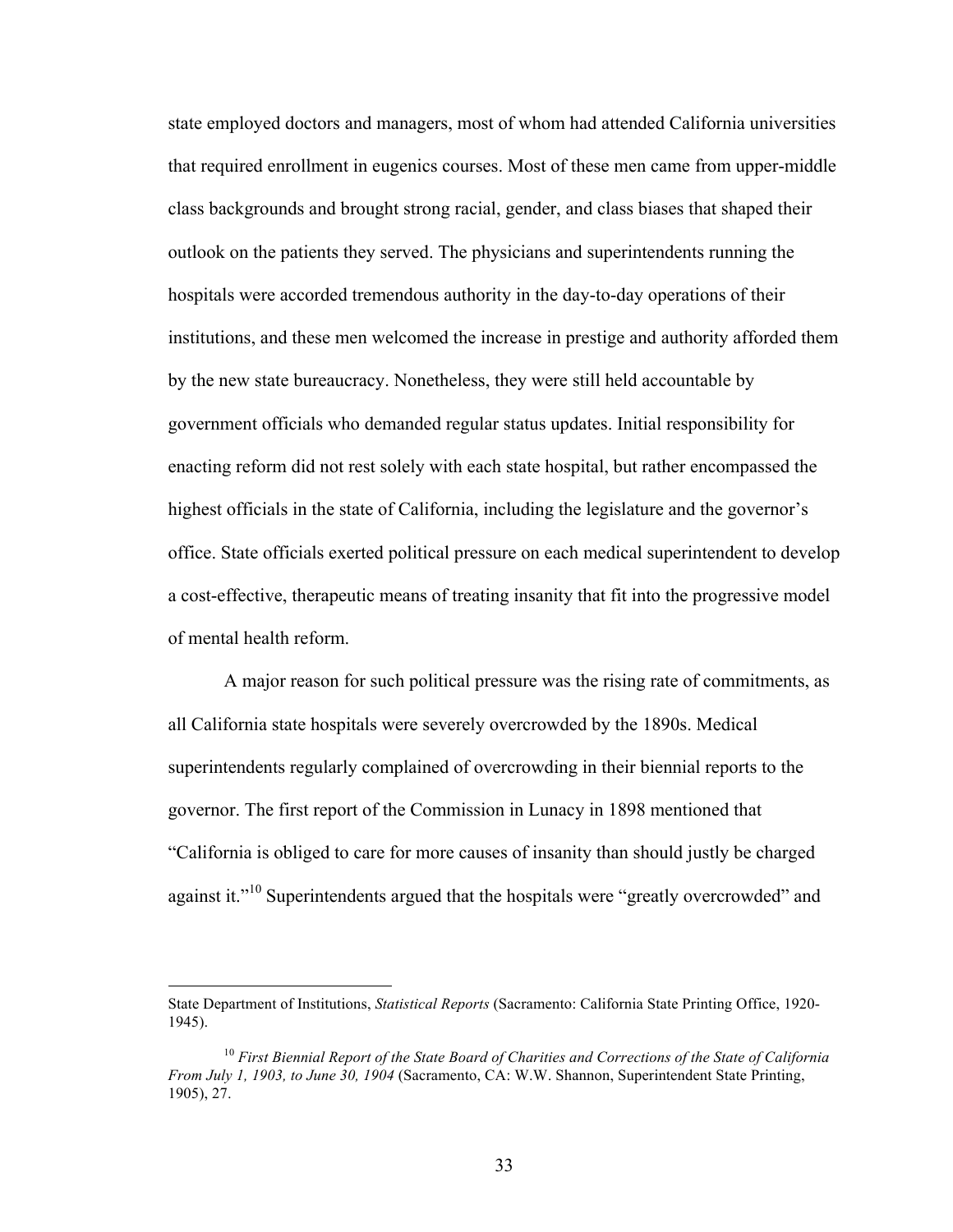state employed doctors and managers, most of whom had attended California universities that required enrollment in eugenics courses. Most of these men came from upper-middle class backgrounds and brought strong racial, gender, and class biases that shaped their outlook on the patients they served. The physicians and superintendents running the hospitals were accorded tremendous authority in the day-to-day operations of their institutions, and these men welcomed the increase in prestige and authority afforded them by the new state bureaucracy. Nonetheless, they were still held accountable by government officials who demanded regular status updates. Initial responsibility for enacting reform did not rest solely with each state hospital, but rather encompassed the highest officials in the state of California, including the legislature and the governor's office. State officials exerted political pressure on each medical superintendent to develop a cost-effective, therapeutic means of treating insanity that fit into the progressive model of mental health reform.

A major reason for such political pressure was the rising rate of commitments, as all California state hospitals were severely overcrowded by the 1890s. Medical superintendents regularly complained of overcrowding in their biennial reports to the governor. The first report of the Commission in Lunacy in 1898 mentioned that "California is obliged to care for more causes of insanity than should justly be charged against it."[10] Superintendents argued that the hospitals were "greatly overcrowded" and

---

State Department of Institutions, *Statistical Reports* (Sacramento: California State Printing Office, 1920-1945).

[10] *First Biennial Report of the State Board of Charities and Corrections of the State of California From July 1, 1903, to June 30, 1904* (Sacramento, CA: W.W. Shannon, Superintendent State Printing, 1905), 27.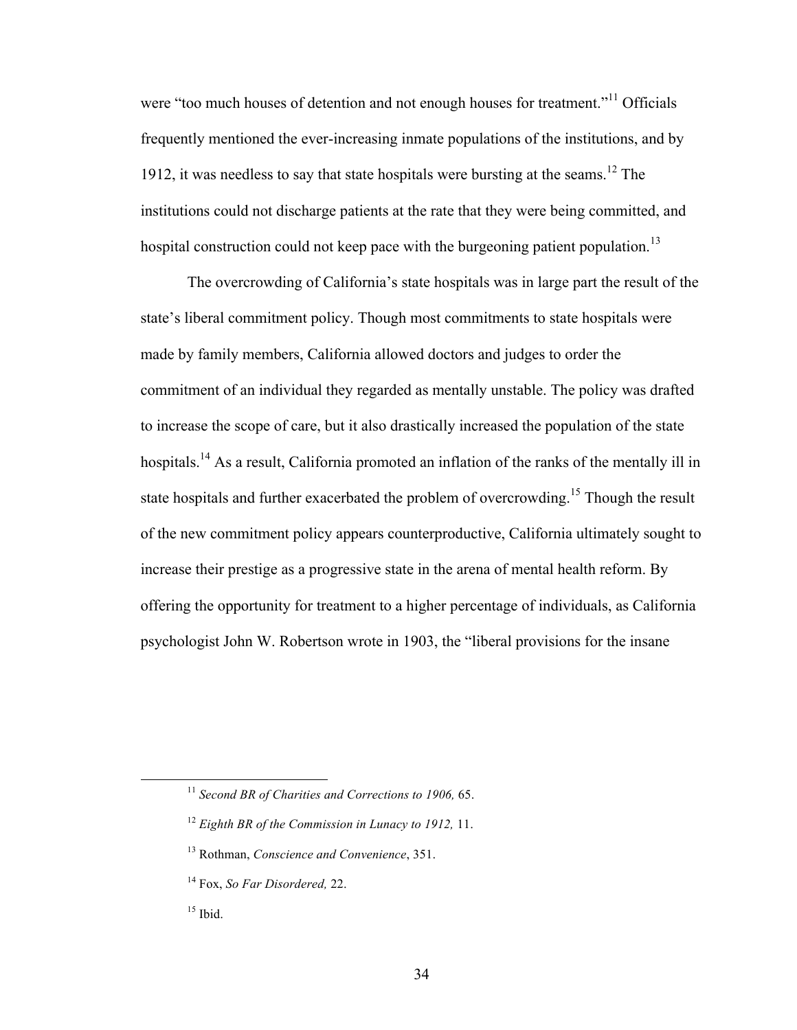were "too much houses of detention and not enough houses for treatment."[11] Officials frequently mentioned the ever-increasing inmate populations of the institutions, and by 1912, it was needless to say that state hospitals were bursting at the seams.[12] The institutions could not discharge patients at the rate that they were being committed, and hospital construction could not keep pace with the burgeoning patient population.[13]

The overcrowding of California's state hospitals was in large part the result of the state's liberal commitment policy. Though most commitments to state hospitals were made by family members, California allowed doctors and judges to order the commitment of an individual they regarded as mentally unstable. The policy was drafted to increase the scope of care, but it also drastically increased the population of the state hospitals.[14] As a result, California promoted an inflation of the ranks of the mentally ill in state hospitals and further exacerbated the problem of overcrowding.[15] Though the result of the new commitment policy appears counterproductive, California ultimately sought to increase their prestige as a progressive state in the arena of mental health reform. By offering the opportunity for treatment to a higher percentage of individuals, as California psychologist John W. Robertson wrote in 1903, the "liberal provisions for the insane

---

[11] *Second BR of Charities and Corrections to 1906,* 65.

[12] *Eighth BR of the Commission in Lunacy to 1912,* 11.

[13] Rothman, *Conscience and Convenience*, 351.

[14] Fox, *So Far Disordered,* 22.

[15] Ibid.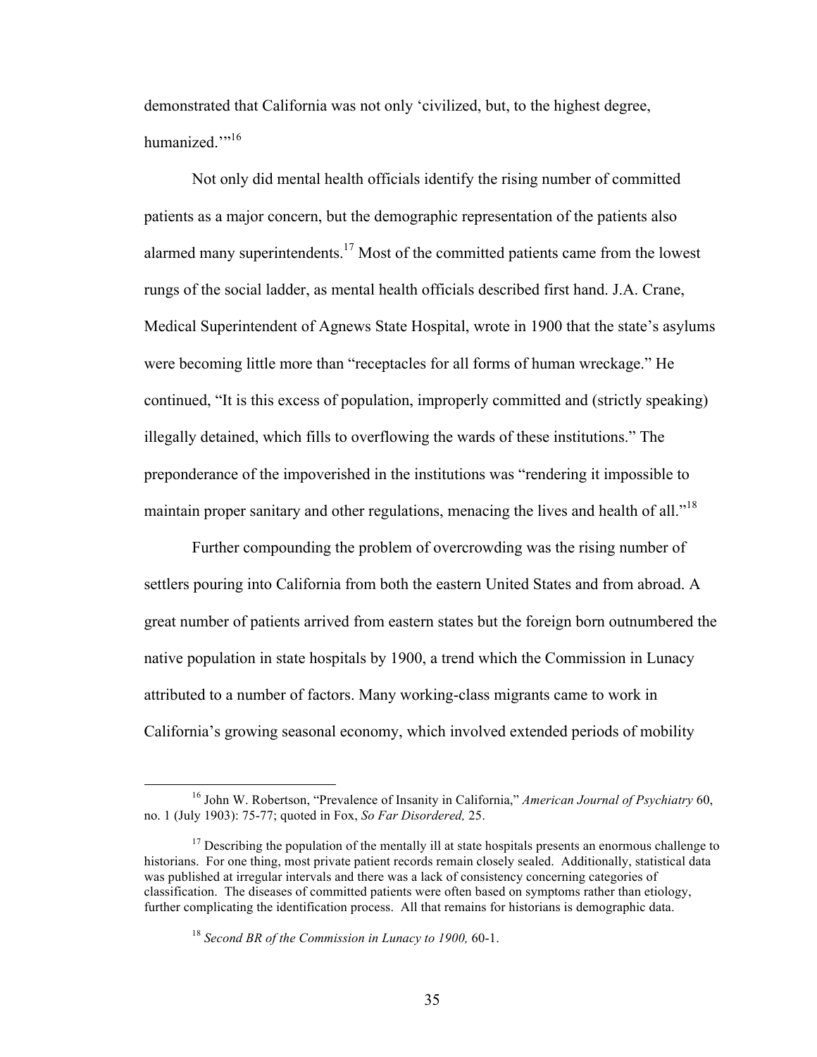demonstrated that California was not only 'civilized, but, to the highest degree, humanized.'"[16]

Not only did mental health officials identify the rising number of committed patients as a major concern, but the demographic representation of the patients also alarmed many superintendents.[17] Most of the committed patients came from the lowest rungs of the social ladder, as mental health officials described first hand. J.A. Crane, Medical Superintendent of Agnews State Hospital, wrote in 1900 that the state's asylums were becoming little more than "receptacles for all forms of human wreckage." He continued, "It is this excess of population, improperly committed and (strictly speaking) illegally detained, which fills to overflowing the wards of these institutions." The preponderance of the impoverished in the institutions was "rendering it impossible to maintain proper sanitary and other regulations, menacing the lives and health of all."[18]

Further compounding the problem of overcrowding was the rising number of settlers pouring into California from both the eastern United States and from abroad. A great number of patients arrived from eastern states but the foreign born outnumbered the native population in state hospitals by 1900, a trend which the Commission in Lunacy attributed to a number of factors. Many working-class migrants came to work in California's growing seasonal economy, which involved extended periods of mobility

---

[16] John W. Robertson, "Prevalence of Insanity in California," *American Journal of Psychiatry* 60, no. 1 (July 1903): 75-77; quoted in Fox, *So Far Disordered,* 25.

[17] Describing the population of the mentally ill at state hospitals presents an enormous challenge to historians. For one thing, most private patient records remain closely sealed. Additionally, statistical data was published at irregular intervals and there was a lack of consistency concerning categories of classification. The diseases of committed patients were often based on symptoms rather than etiology, further complicating the identification process. All that remains for historians is demographic data.

[18] *Second BR of the Commission in Lunacy to 1900,* 60-1.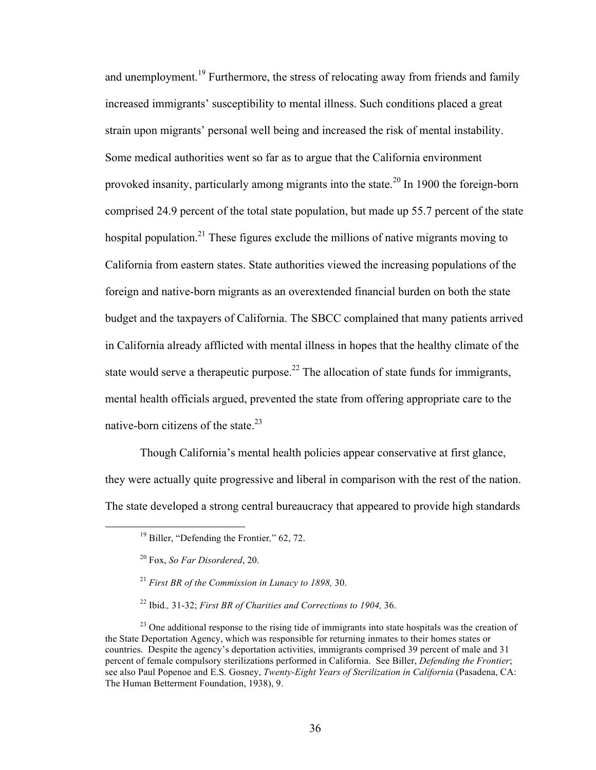and unemployment.[19] Furthermore, the stress of relocating away from friends and family increased immigrants' susceptibility to mental illness. Such conditions placed a great strain upon migrants' personal well being and increased the risk of mental instability. Some medical authorities went so far as to argue that the California environment provoked insanity, particularly among migrants into the state.[20] In 1900 the foreign-born comprised 24.9 percent of the total state population, but made up 55.7 percent of the state hospital population.[21] These figures exclude the millions of native migrants moving to California from eastern states. State authorities viewed the increasing populations of the foreign and native-born migrants as an overextended financial burden on both the state budget and the taxpayers of California. The SBCC complained that many patients arrived in California already afflicted with mental illness in hopes that the healthy climate of the state would serve a therapeutic purpose.[22] The allocation of state funds for immigrants, mental health officials argued, prevented the state from offering appropriate care to the native-born citizens of the state.[23]

Though California's mental health policies appear conservative at first glance, they were actually quite progressive and liberal in comparison with the rest of the nation. The state developed a strong central bureaucracy that appeared to provide high standards

---

[19] Biller, "Defending the Frontier," 62, 72.

[20] Fox, *So Far Disordered*, 20.

[21] *First BR of the Commission in Lunacy to 1898,* 30.

[22] Ibid., 31-32; *First BR of Charities and Corrections to 1904,* 36.

[23] One additional response to the rising tide of immigrants into state hospitals was the creation of the State Deportation Agency, which was responsible for returning inmates to their homes states or countries. Despite the agency's deportation activities, immigrants comprised 39 percent of male and 31 percent of female compulsory sterilizations performed in California. See Biller, *Defending the Frontier*; see also Paul Popenoe and E.S. Gosney, *Twenty-Eight Years of Sterilization in California* (Pasadena, CA: The Human Betterment Foundation, 1938), 9.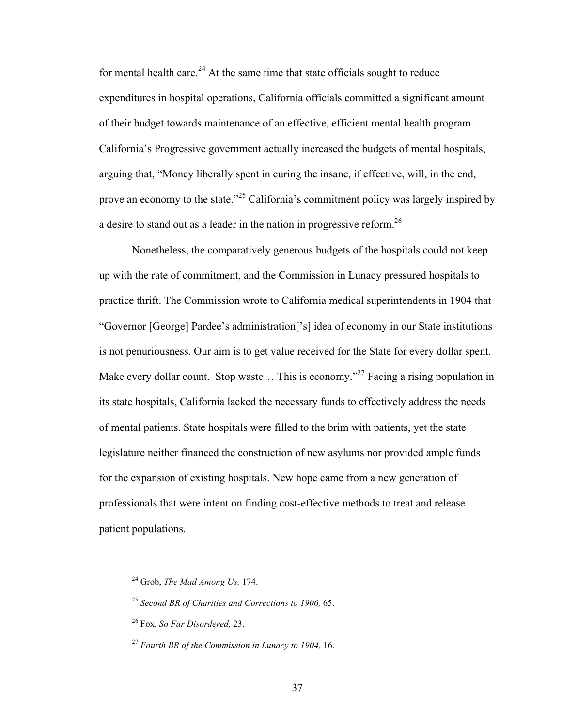for mental health care.[24] At the same time that state officials sought to reduce expenditures in hospital operations, California officials committed a significant amount of their budget towards maintenance of an effective, efficient mental health program. California's Progressive government actually increased the budgets of mental hospitals, arguing that, "Money liberally spent in curing the insane, if effective, will, in the end, prove an economy to the state."[25] California's commitment policy was largely inspired by a desire to stand out as a leader in the nation in progressive reform.[26]

Nonetheless, the comparatively generous budgets of the hospitals could not keep up with the rate of commitment, and the Commission in Lunacy pressured hospitals to practice thrift. The Commission wrote to California medical superintendents in 1904 that "Governor [George] Pardee's administration['s] idea of economy in our State institutions is not penuriousness. Our aim is to get value received for the State for every dollar spent. Make every dollar count. Stop waste… This is economy."[27] Facing a rising population in its state hospitals, California lacked the necessary funds to effectively address the needs of mental patients. State hospitals were filled to the brim with patients, yet the state legislature neither financed the construction of new asylums nor provided ample funds for the expansion of existing hospitals. New hope came from a new generation of professionals that were intent on finding cost-effective methods to treat and release patient populations.

[24] Grob, *The Mad Among Us,* 174.

[25] *Second BR of Charities and Corrections to 1906,* 65.

[26] Fox, *So Far Disordered,* 23.

[27] *Fourth BR of the Commission in Lunacy to 1904,* 16.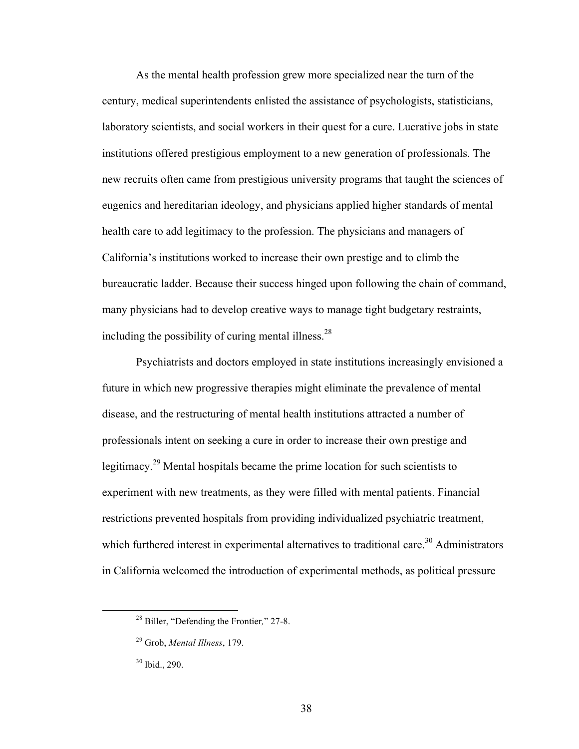As the mental health profession grew more specialized near the turn of the century, medical superintendents enlisted the assistance of psychologists, statisticians, laboratory scientists, and social workers in their quest for a cure. Lucrative jobs in state institutions offered prestigious employment to a new generation of professionals. The new recruits often came from prestigious university programs that taught the sciences of eugenics and hereditarian ideology, and physicians applied higher standards of mental health care to add legitimacy to the profession. The physicians and managers of California's institutions worked to increase their own prestige and to climb the bureaucratic ladder. Because their success hinged upon following the chain of command, many physicians had to develop creative ways to manage tight budgetary restraints, including the possibility of curing mental illness.[28]

Psychiatrists and doctors employed in state institutions increasingly envisioned a future in which new progressive therapies might eliminate the prevalence of mental disease, and the restructuring of mental health institutions attracted a number of professionals intent on seeking a cure in order to increase their own prestige and legitimacy.[29] Mental hospitals became the prime location for such scientists to experiment with new treatments, as they were filled with mental patients. Financial restrictions prevented hospitals from providing individualized psychiatric treatment, which furthered interest in experimental alternatives to traditional care.[30] Administrators in California welcomed the introduction of experimental methods, as political pressure

[28] Biller, "Defending the Frontier," 27-8.

[29] Grob, *Mental Illness*, 179.

[30] Ibid., 290.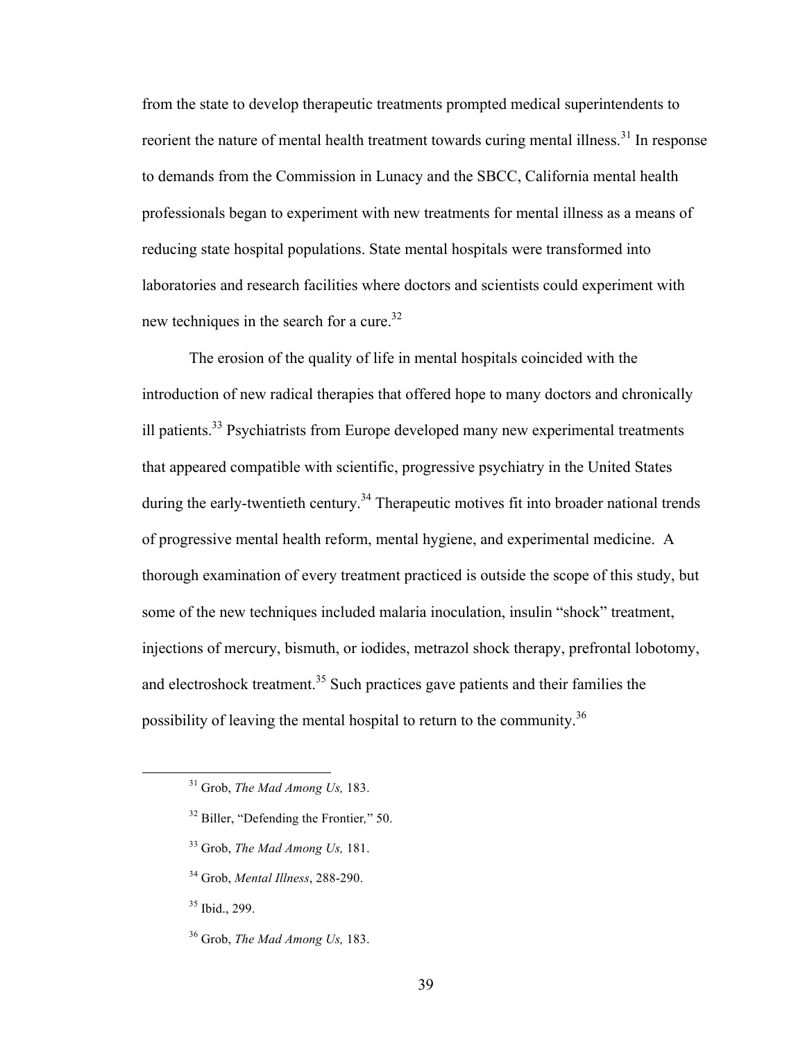from the state to develop therapeutic treatments prompted medical superintendents to reorient the nature of mental health treatment towards curing mental illness.[31] In response to demands from the Commission in Lunacy and the SBCC, California mental health professionals began to experiment with new treatments for mental illness as a means of reducing state hospital populations. State mental hospitals were transformed into laboratories and research facilities where doctors and scientists could experiment with new techniques in the search for a cure.[32]

The erosion of the quality of life in mental hospitals coincided with the introduction of new radical therapies that offered hope to many doctors and chronically ill patients.[33] Psychiatrists from Europe developed many new experimental treatments that appeared compatible with scientific, progressive psychiatry in the United States during the early-twentieth century.[34] Therapeutic motives fit into broader national trends of progressive mental health reform, mental hygiene, and experimental medicine. A thorough examination of every treatment practiced is outside the scope of this study, but some of the new techniques included malaria inoculation, insulin "shock" treatment, injections of mercury, bismuth, or iodides, metrazol shock therapy, prefrontal lobotomy, and electroshock treatment.[35] Such practices gave patients and their families the possibility of leaving the mental hospital to return to the community.[36]

---

[31] Grob, *The Mad Among Us,* 183.

[32] Biller, "Defending the Frontier," 50.

[33] Grob, *The Mad Among Us,* 181.

[34] Grob, *Mental Illness*, 288-290.

[35] Ibid., 299.

[36] Grob, *The Mad Among Us,* 183.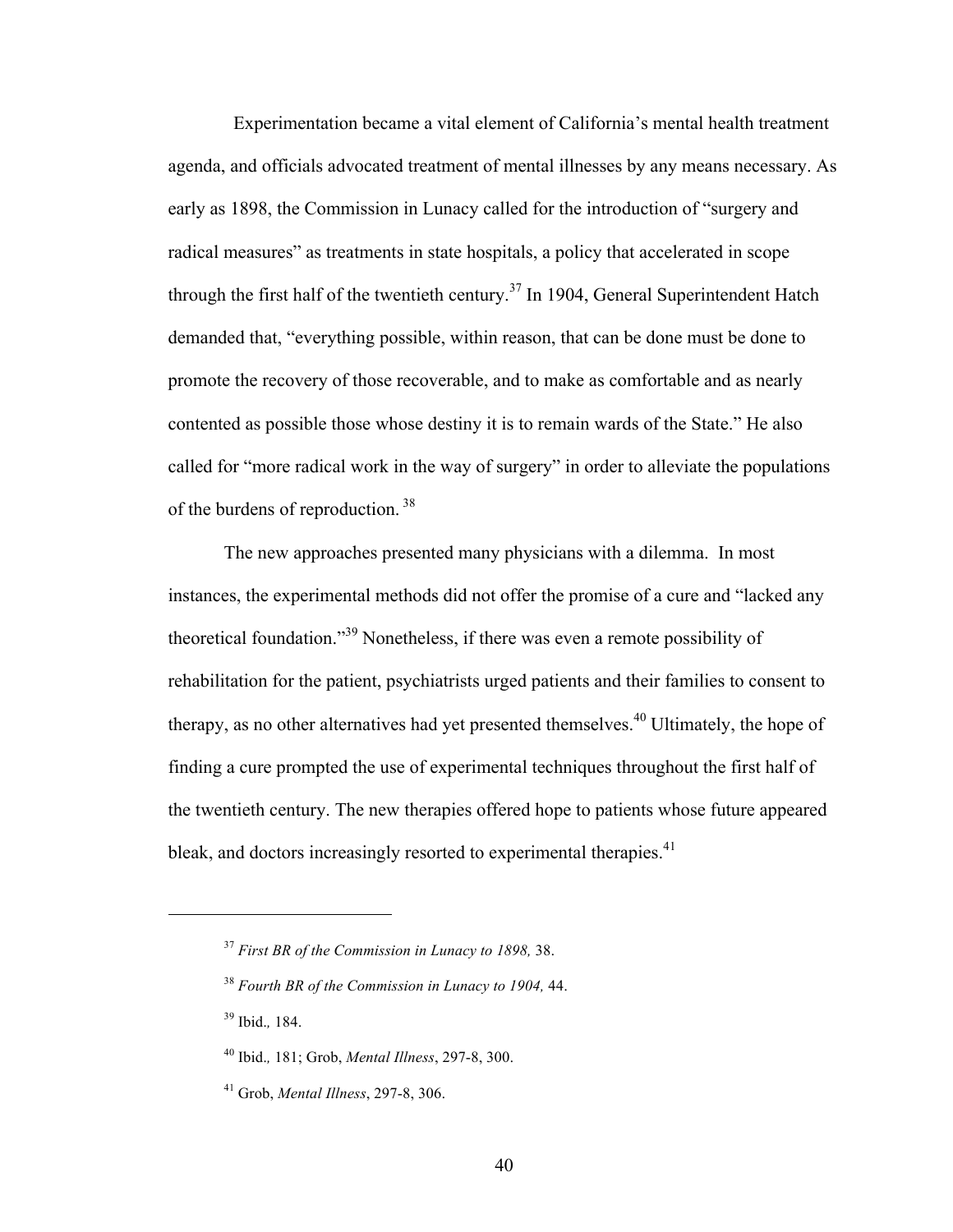Experimentation became a vital element of California's mental health treatment agenda, and officials advocated treatment of mental illnesses by any means necessary. As early as 1898, the Commission in Lunacy called for the introduction of "surgery and radical measures" as treatments in state hospitals, a policy that accelerated in scope through the first half of the twentieth century.[37] In 1904, General Superintendent Hatch demanded that, "everything possible, within reason, that can be done must be done to promote the recovery of those recoverable, and to make as comfortable and as nearly contented as possible those whose destiny it is to remain wards of the State." He also called for "more radical work in the way of surgery" in order to alleviate the populations of the burdens of reproduction.[38]

The new approaches presented many physicians with a dilemma. In most instances, the experimental methods did not offer the promise of a cure and "lacked any theoretical foundation."[39] Nonetheless, if there was even a remote possibility of rehabilitation for the patient, psychiatrists urged patients and their families to consent to therapy, as no other alternatives had yet presented themselves.[40] Ultimately, the hope of finding a cure prompted the use of experimental techniques throughout the first half of the twentieth century. The new therapies offered hope to patients whose future appeared bleak, and doctors increasingly resorted to experimental therapies.[41]

---

[37] *First BR of the Commission in Lunacy to 1898,* 38.

[38] *Fourth BR of the Commission in Lunacy to 1904,* 44.

[39] Ibid., 184.

[40] Ibid., 181; Grob, *Mental Illness*, 297-8, 300.

[41] Grob, *Mental Illness*, 297-8, 306.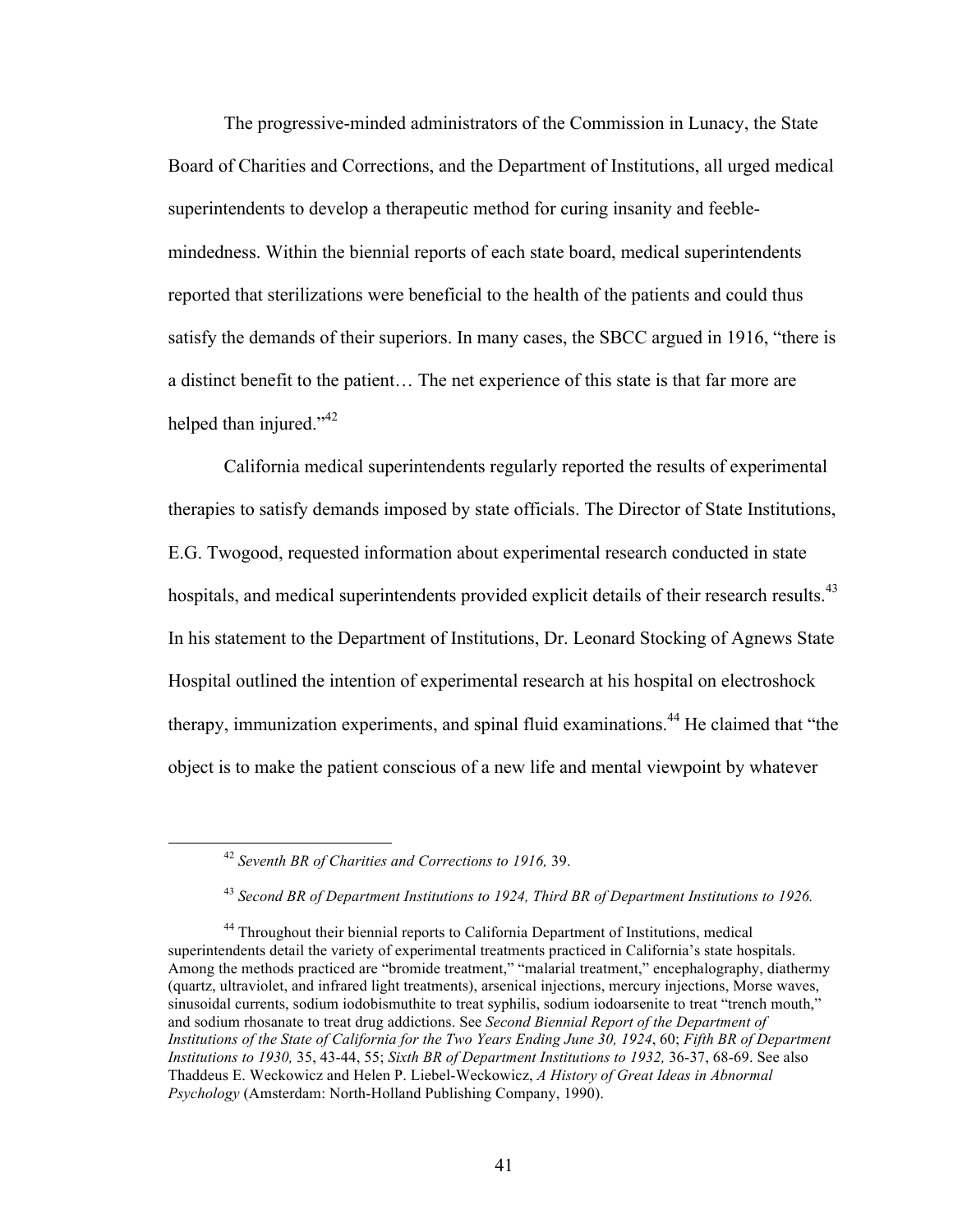The progressive-minded administrators of the Commission in Lunacy, the State Board of Charities and Corrections, and the Department of Institutions, all urged medical superintendents to develop a therapeutic method for curing insanity and feeble-mindedness. Within the biennial reports of each state board, medical superintendents reported that sterilizations were beneficial to the health of the patients and could thus satisfy the demands of their superiors. In many cases, the SBCC argued in 1916, "there is a distinct benefit to the patient… The net experience of this state is that far more are helped than injured."[42]

California medical superintendents regularly reported the results of experimental therapies to satisfy demands imposed by state officials. The Director of State Institutions, E.G. Twogood, requested information about experimental research conducted in state hospitals, and medical superintendents provided explicit details of their research results.[43] In his statement to the Department of Institutions, Dr. Leonard Stocking of Agnews State Hospital outlined the intention of experimental research at his hospital on electroshock therapy, immunization experiments, and spinal fluid examinations.[44] He claimed that "the object is to make the patient conscious of a new life and mental viewpoint by whatever

---

[42] *Seventh BR of Charities and Corrections to 1916,* 39.

[43] *Second BR of Department Institutions to 1924, Third BR of Department Institutions to 1926.*

[44] Throughout their biennial reports to California Department of Institutions, medical superintendents detail the variety of experimental treatments practiced in California's state hospitals. Among the methods practiced are "bromide treatment," "malarial treatment," encephalography, diathermy (quartz, ultraviolet, and infrared light treatments), arsenical injections, mercury injections, Morse waves, sinusoidal currents, sodium iodobismuthite to treat syphilis, sodium iodoarsenite to treat "trench mouth," and sodium rhosanate to treat drug addictions. See *Second Biennial Report of the Department of Institutions of the State of California for the Two Years Ending June 30, 1924*, 60; *Fifth BR of Department Institutions to 1930,* 35, 43-44, 55; *Sixth BR of Department Institutions to 1932,* 36-37, 68-69. See also Thaddeus E. Weckowicz and Helen P. Liebel-Weckowicz, *A History of Great Ideas in Abnormal Psychology* (Amsterdam: North-Holland Publishing Company, 1990).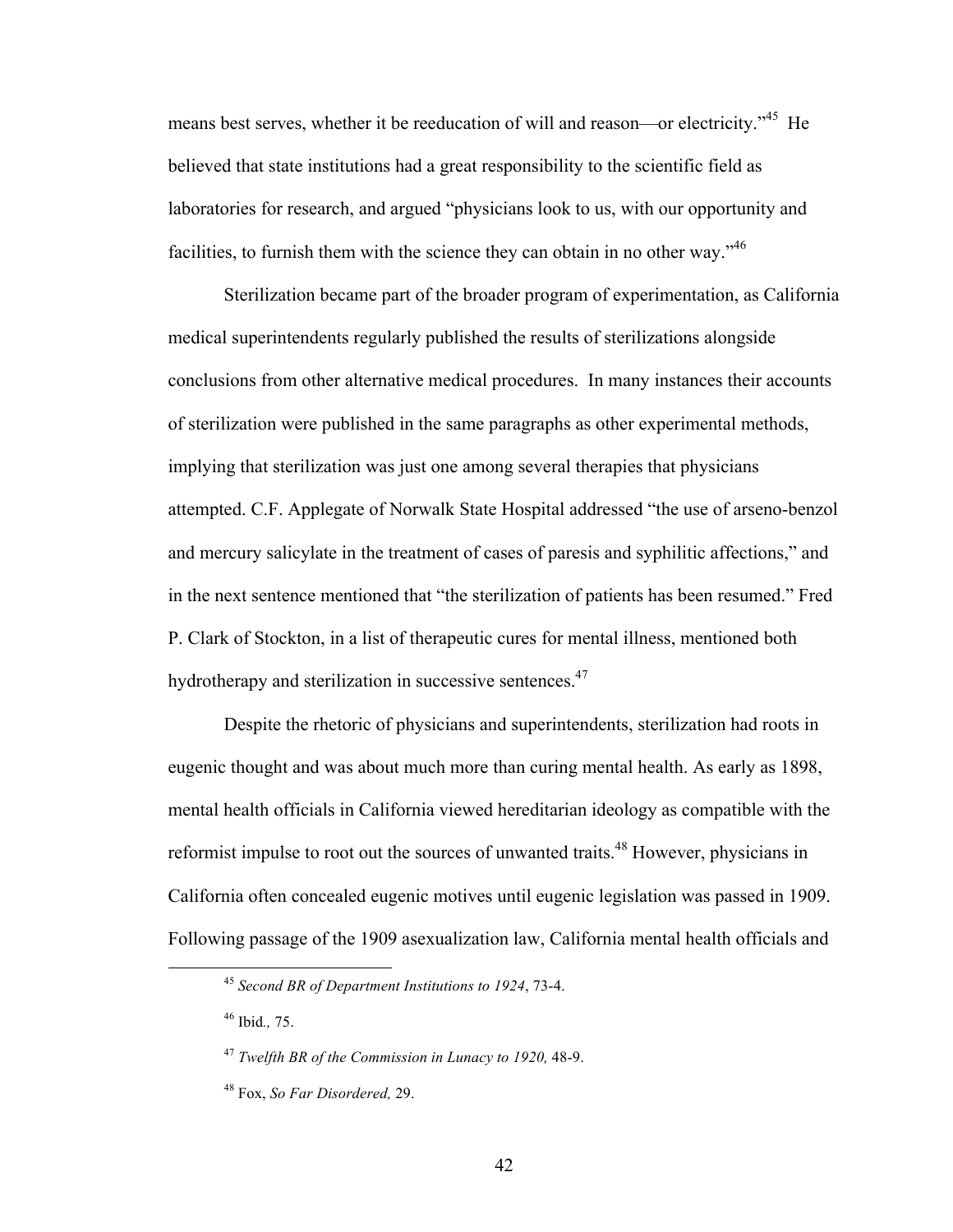means best serves, whether it be reeducation of will and reason—or electricity."[45] He believed that state institutions had a great responsibility to the scientific field as laboratories for research, and argued "physicians look to us, with our opportunity and facilities, to furnish them with the science they can obtain in no other way."[46]

Sterilization became part of the broader program of experimentation, as California medical superintendents regularly published the results of sterilizations alongside conclusions from other alternative medical procedures. In many instances their accounts of sterilization were published in the same paragraphs as other experimental methods, implying that sterilization was just one among several therapies that physicians attempted. C.F. Applegate of Norwalk State Hospital addressed "the use of arseno-benzol and mercury salicylate in the treatment of cases of paresis and syphilitic affections," and in the next sentence mentioned that "the sterilization of patients has been resumed." Fred P. Clark of Stockton, in a list of therapeutic cures for mental illness, mentioned both hydrotherapy and sterilization in successive sentences.[47]

Despite the rhetoric of physicians and superintendents, sterilization had roots in eugenic thought and was about much more than curing mental health. As early as 1898, mental health officials in California viewed hereditarian ideology as compatible with the reformist impulse to root out the sources of unwanted traits.[48] However, physicians in California often concealed eugenic motives until eugenic legislation was passed in 1909. Following passage of the 1909 asexualization law, California mental health officials and

[45] *Second BR of Department Institutions to 1924*, 73-4.

[46] Ibid*.,* 75.

[47] *Twelfth BR of the Commission in Lunacy to 1920,* 48-9.

[48] Fox, *So Far Disordered,* 29.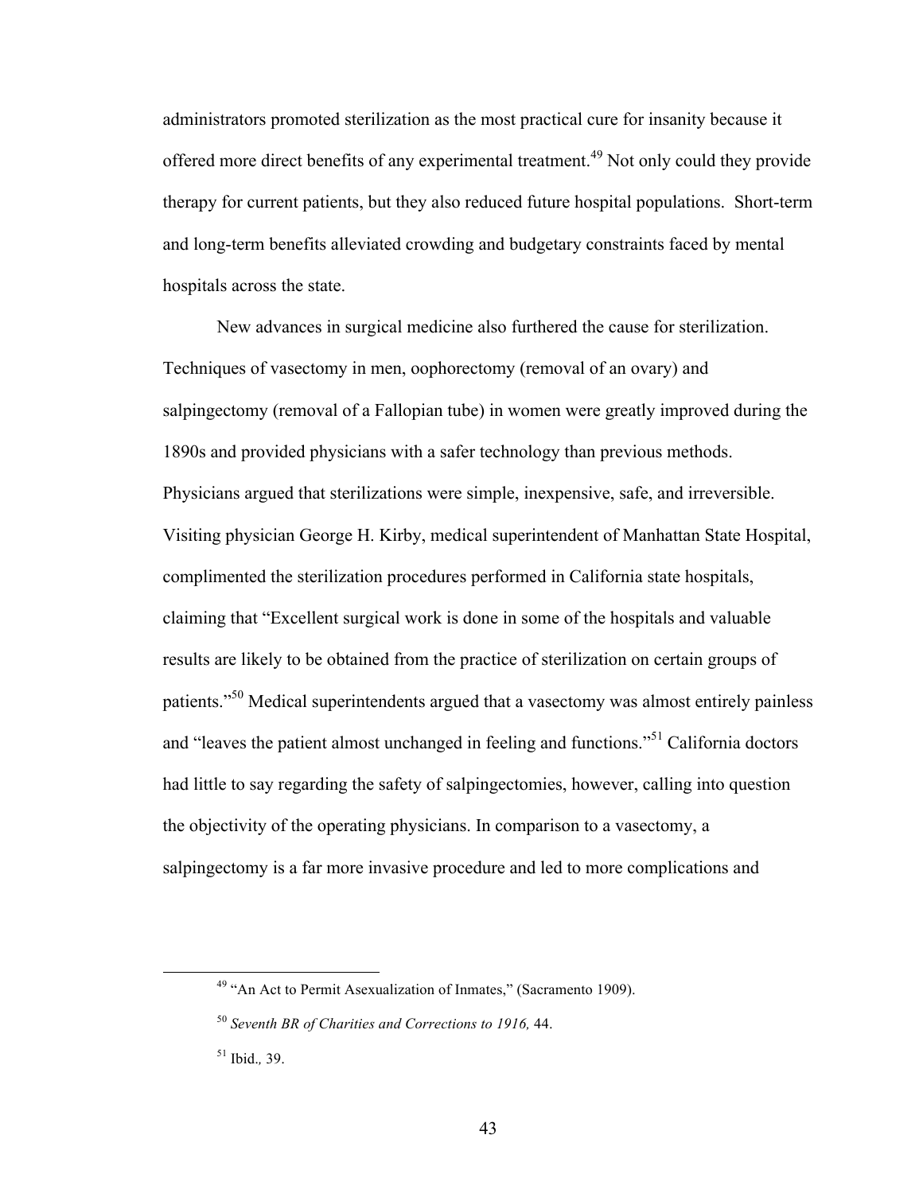administrators promoted sterilization as the most practical cure for insanity because it offered more direct benefits of any experimental treatment.[49] Not only could they provide therapy for current patients, but they also reduced future hospital populations. Short-term and long-term benefits alleviated crowding and budgetary constraints faced by mental hospitals across the state.

New advances in surgical medicine also furthered the cause for sterilization. Techniques of vasectomy in men, oophorectomy (removal of an ovary) and salpingectomy (removal of a Fallopian tube) in women were greatly improved during the 1890s and provided physicians with a safer technology than previous methods. Physicians argued that sterilizations were simple, inexpensive, safe, and irreversible. Visiting physician George H. Kirby, medical superintendent of Manhattan State Hospital, complimented the sterilization procedures performed in California state hospitals, claiming that "Excellent surgical work is done in some of the hospitals and valuable results are likely to be obtained from the practice of sterilization on certain groups of patients."[50] Medical superintendents argued that a vasectomy was almost entirely painless and "leaves the patient almost unchanged in feeling and functions."[51] California doctors had little to say regarding the safety of salpingectomies, however, calling into question the objectivity of the operating physicians. In comparison to a vasectomy, a salpingectomy is a far more invasive procedure and led to more complications and

---

[49] "An Act to Permit Asexualization of Inmates," (Sacramento 1909).

[50] *Seventh BR of Charities and Corrections to 1916,* 44.

[51] Ibid., 39.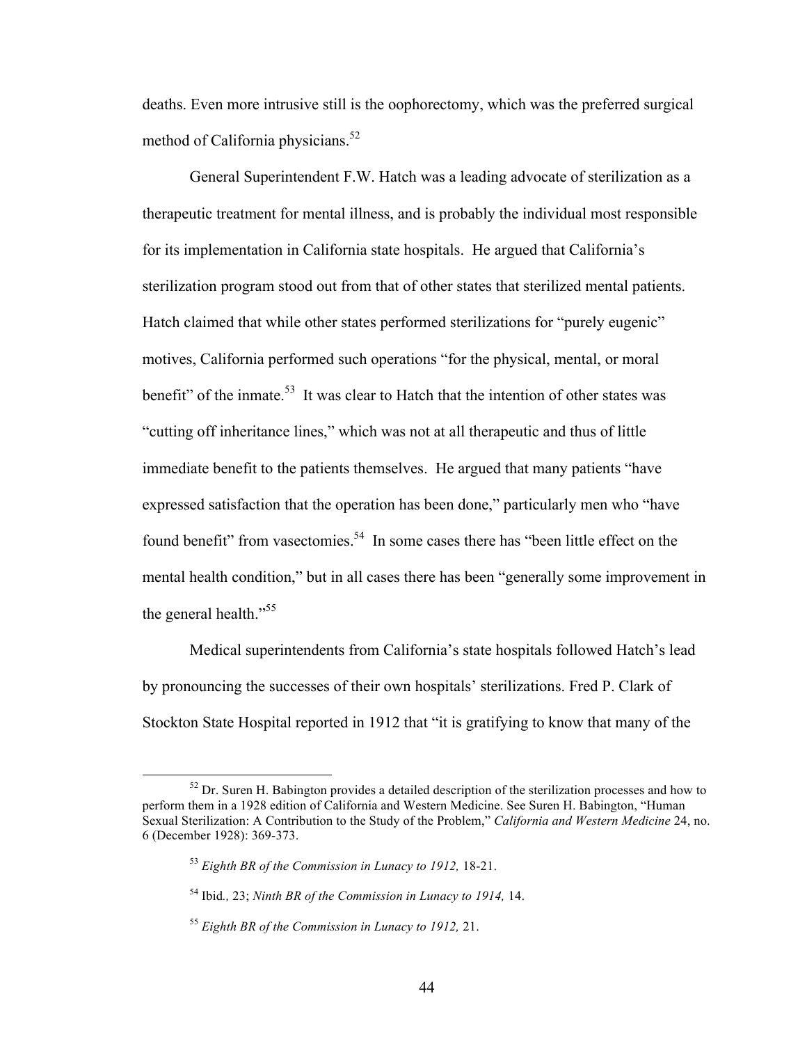deaths. Even more intrusive still is the oophorectomy, which was the preferred surgical method of California physicians.[52]

General Superintendent F.W. Hatch was a leading advocate of sterilization as a therapeutic treatment for mental illness, and is probably the individual most responsible for its implementation in California state hospitals. He argued that California's sterilization program stood out from that of other states that sterilized mental patients. Hatch claimed that while other states performed sterilizations for "purely eugenic" motives, California performed such operations "for the physical, mental, or moral benefit" of the inmate.[53] It was clear to Hatch that the intention of other states was "cutting off inheritance lines," which was not at all therapeutic and thus of little immediate benefit to the patients themselves. He argued that many patients "have expressed satisfaction that the operation has been done," particularly men who "have found benefit" from vasectomies.[54] In some cases there has "been little effect on the mental health condition," but in all cases there has been "generally some improvement in the general health."[55]

Medical superintendents from California's state hospitals followed Hatch's lead by pronouncing the successes of their own hospitals' sterilizations. Fred P. Clark of Stockton State Hospital reported in 1912 that "it is gratifying to know that many of the

---

[52] Dr. Suren H. Babington provides a detailed description of the sterilization processes and how to perform them in a 1928 edition of California and Western Medicine. See Suren H. Babington, "Human Sexual Sterilization: A Contribution to the Study of the Problem," *California and Western Medicine* 24, no. 6 (December 1928): 369-373.

[53] *Eighth BR of the Commission in Lunacy to 1912,* 18-21.

[54] Ibid*.,* 23; *Ninth BR of the Commission in Lunacy to 1914,* 14.

[55] *Eighth BR of the Commission in Lunacy to 1912,* 21.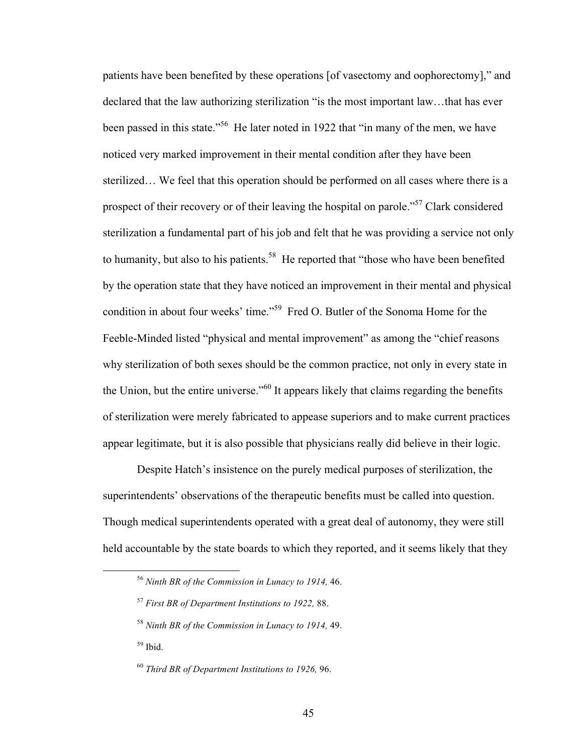patients have been benefited by these operations [of vasectomy and oophorectomy]," and declared that the law authorizing sterilization "is the most important law…that has ever been passed in this state."[56] He later noted in 1922 that "in many of the men, we have noticed very marked improvement in their mental condition after they have been sterilized… We feel that this operation should be performed on all cases where there is a prospect of their recovery or of their leaving the hospital on parole."[57] Clark considered sterilization a fundamental part of his job and felt that he was providing a service not only to humanity, but also to his patients.[58] He reported that "those who have been benefited by the operation state that they have noticed an improvement in their mental and physical condition in about four weeks' time."[59] Fred O. Butler of the Sonoma Home for the Feeble-Minded listed "physical and mental improvement" as among the "chief reasons why sterilization of both sexes should be the common practice, not only in every state in the Union, but the entire universe."[60] It appears likely that claims regarding the benefits of sterilization were merely fabricated to appease superiors and to make current practices appear legitimate, but it is also possible that physicians really did believe in their logic.

Despite Hatch's insistence on the purely medical purposes of sterilization, the superintendents' observations of the therapeutic benefits must be called into question. Though medical superintendents operated with a great deal of autonomy, they were still held accountable by the state boards to which they reported, and it seems likely that they

[56] *Ninth BR of the Commission in Lunacy to 1914,* 46.

[57] *First BR of Department Institutions to 1922,* 88.

[58] *Ninth BR of the Commission in Lunacy to 1914,* 49.

[59] Ibid.

[60] *Third BR of Department Institutions to 1926,* 96.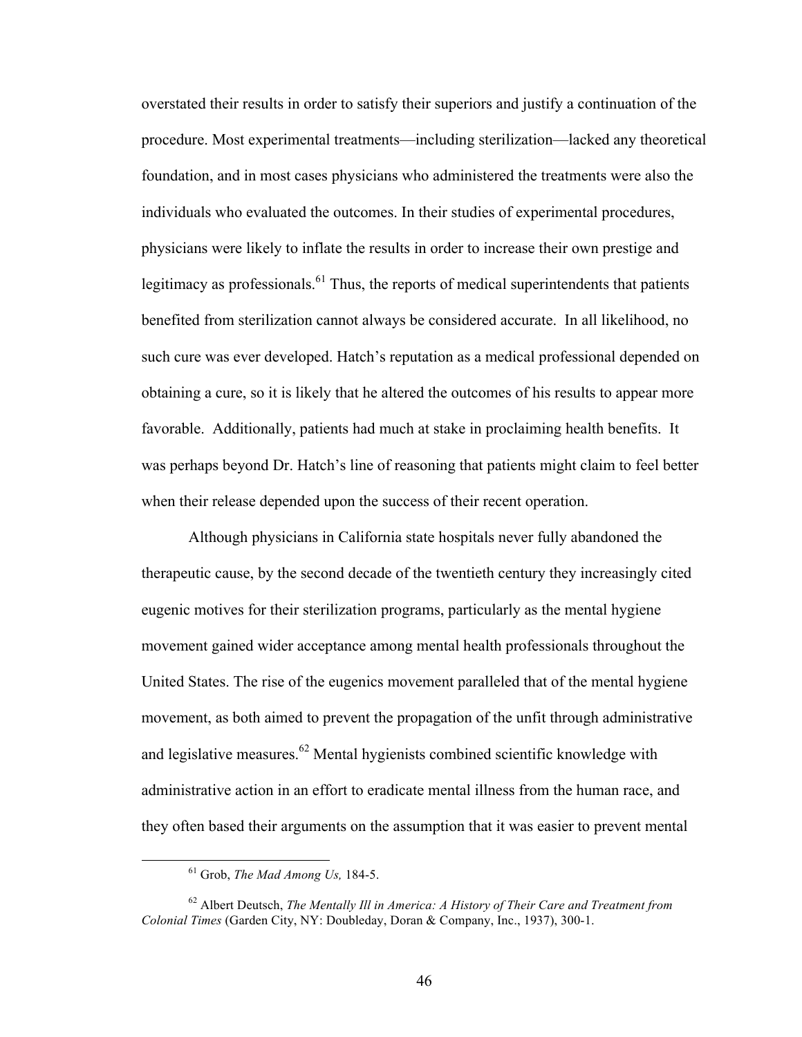overstated their results in order to satisfy their superiors and justify a continuation of the procedure. Most experimental treatments—including sterilization—lacked any theoretical foundation, and in most cases physicians who administered the treatments were also the individuals who evaluated the outcomes. In their studies of experimental procedures, physicians were likely to inflate the results in order to increase their own prestige and legitimacy as professionals.[61] Thus, the reports of medical superintendents that patients benefited from sterilization cannot always be considered accurate. In all likelihood, no such cure was ever developed. Hatch's reputation as a medical professional depended on obtaining a cure, so it is likely that he altered the outcomes of his results to appear more favorable. Additionally, patients had much at stake in proclaiming health benefits. It was perhaps beyond Dr. Hatch's line of reasoning that patients might claim to feel better when their release depended upon the success of their recent operation.

Although physicians in California state hospitals never fully abandoned the therapeutic cause, by the second decade of the twentieth century they increasingly cited eugenic motives for their sterilization programs, particularly as the mental hygiene movement gained wider acceptance among mental health professionals throughout the United States. The rise of the eugenics movement paralleled that of the mental hygiene movement, as both aimed to prevent the propagation of the unfit through administrative and legislative measures.[62] Mental hygienists combined scientific knowledge with administrative action in an effort to eradicate mental illness from the human race, and they often based their arguments on the assumption that it was easier to prevent mental

---

[61] Grob, *The Mad Among Us,* 184-5.

[62] Albert Deutsch, *The Mentally Ill in America: A History of Their Care and Treatment from Colonial Times* (Garden City, NY: Doubleday, Doran & Company, Inc., 1937), 300-1.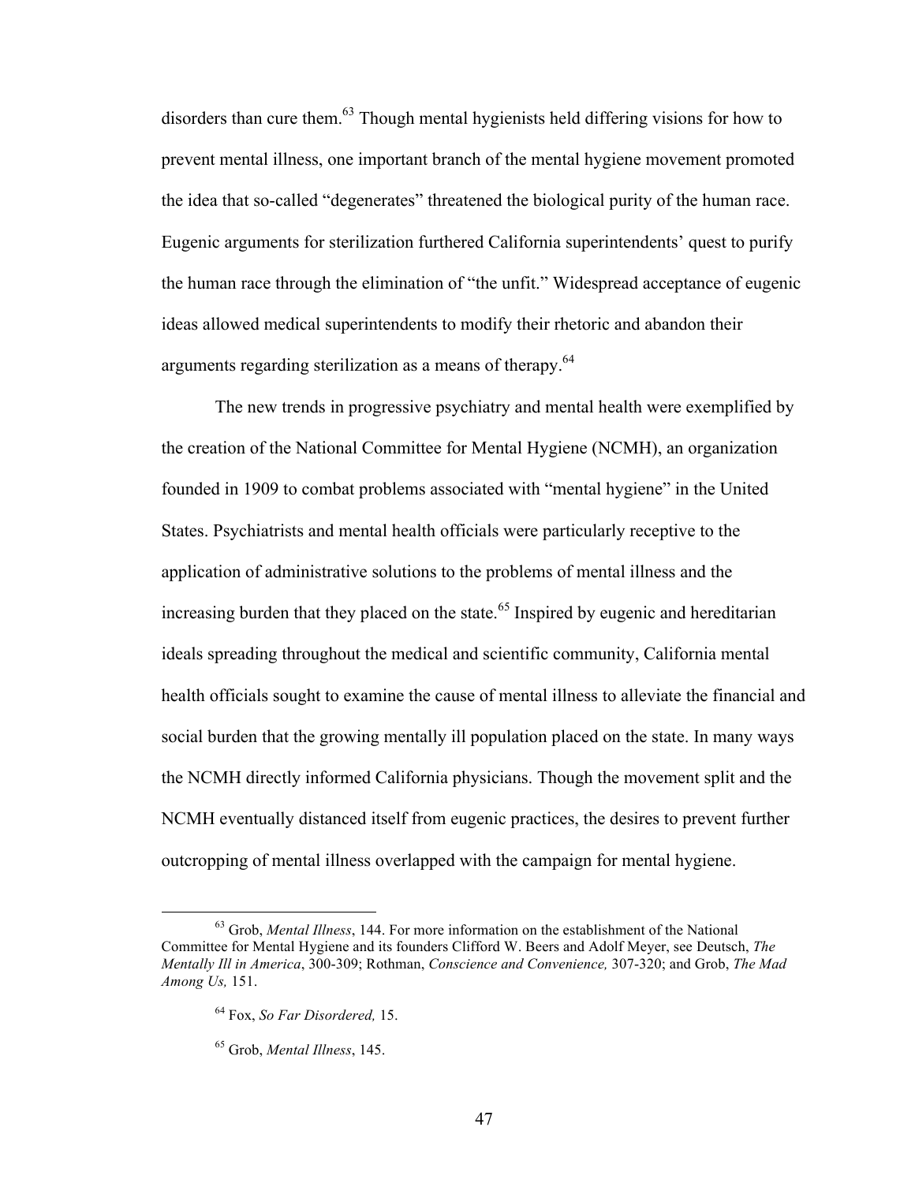disorders than cure them.[63] Though mental hygienists held differing visions for how to prevent mental illness, one important branch of the mental hygiene movement promoted the idea that so-called "degenerates" threatened the biological purity of the human race. Eugenic arguments for sterilization furthered California superintendents' quest to purify the human race through the elimination of "the unfit." Widespread acceptance of eugenic ideas allowed medical superintendents to modify their rhetoric and abandon their arguments regarding sterilization as a means of therapy.[64]

The new trends in progressive psychiatry and mental health were exemplified by the creation of the National Committee for Mental Hygiene (NCMH), an organization founded in 1909 to combat problems associated with "mental hygiene" in the United States. Psychiatrists and mental health officials were particularly receptive to the application of administrative solutions to the problems of mental illness and the increasing burden that they placed on the state.[65] Inspired by eugenic and hereditarian ideals spreading throughout the medical and scientific community, California mental health officials sought to examine the cause of mental illness to alleviate the financial and social burden that the growing mentally ill population placed on the state. In many ways the NCMH directly informed California physicians. Though the movement split and the NCMH eventually distanced itself from eugenic practices, the desires to prevent further outcropping of mental illness overlapped with the campaign for mental hygiene.

---

[63] Grob, *Mental Illness*, 144. For more information on the establishment of the National Committee for Mental Hygiene and its founders Clifford W. Beers and Adolf Meyer, see Deutsch, *The Mentally Ill in America*, 300-309; Rothman, *Conscience and Convenience,* 307-320; and Grob, *The Mad Among Us,* 151.

[64] Fox, *So Far Disordered,* 15.

[65] Grob, *Mental Illness*, 145.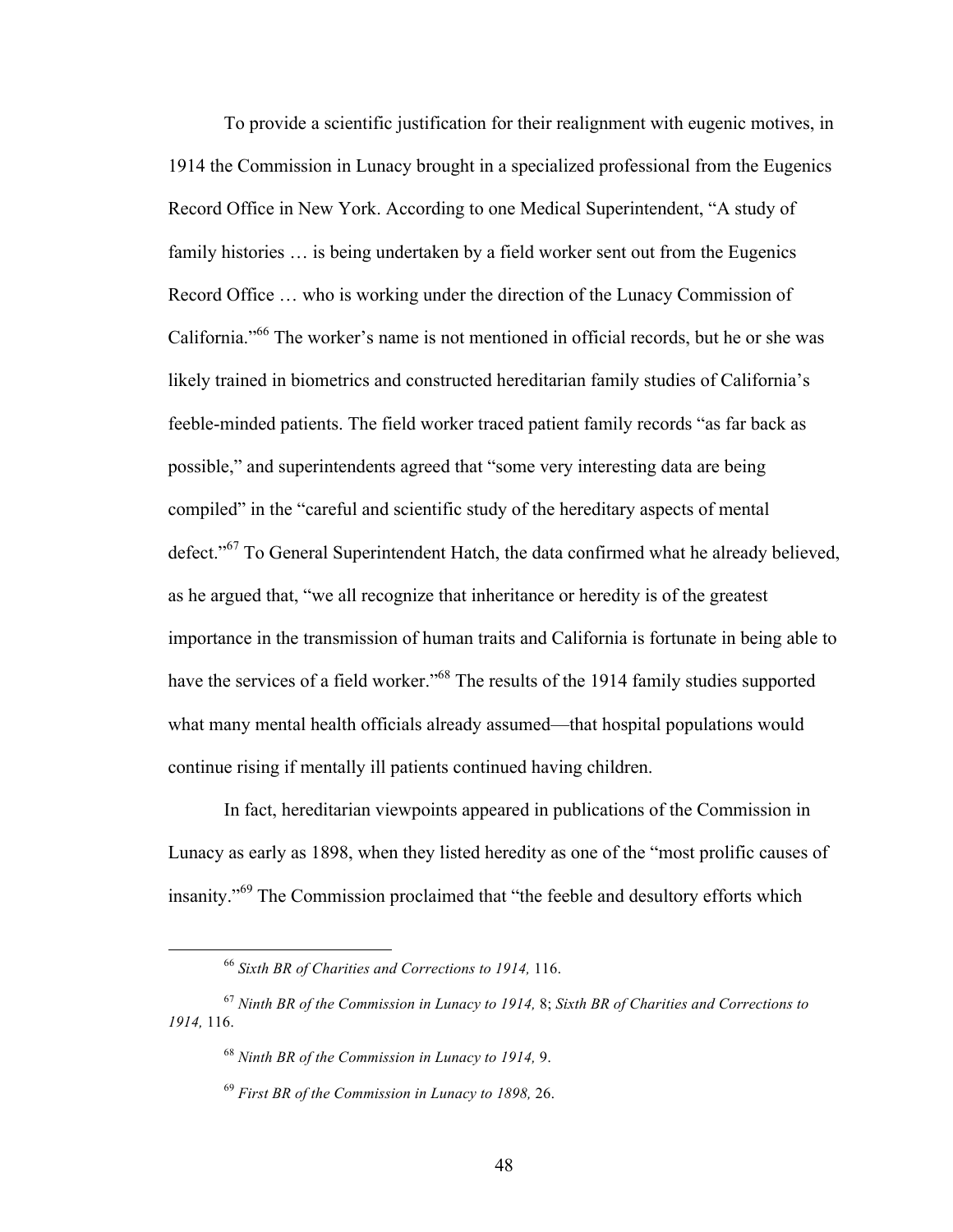To provide a scientific justification for their realignment with eugenic motives, in 1914 the Commission in Lunacy brought in a specialized professional from the Eugenics Record Office in New York. According to one Medical Superintendent, "A study of family histories … is being undertaken by a field worker sent out from the Eugenics Record Office … who is working under the direction of the Lunacy Commission of California."[66] The worker's name is not mentioned in official records, but he or she was likely trained in biometrics and constructed hereditarian family studies of California's feeble-minded patients. The field worker traced patient family records "as far back as possible," and superintendents agreed that "some very interesting data are being compiled" in the "careful and scientific study of the hereditary aspects of mental defect."[67] To General Superintendent Hatch, the data confirmed what he already believed, as he argued that, "we all recognize that inheritance or heredity is of the greatest importance in the transmission of human traits and California is fortunate in being able to have the services of a field worker."[68] The results of the 1914 family studies supported what many mental health officials already assumed—that hospital populations would continue rising if mentally ill patients continued having children.

In fact, hereditarian viewpoints appeared in publications of the Commission in Lunacy as early as 1898, when they listed heredity as one of the "most prolific causes of insanity."[69] The Commission proclaimed that "the feeble and desultory efforts which

---

[66] *Sixth BR of Charities and Corrections to 1914,* 116.

[67] *Ninth BR of the Commission in Lunacy to 1914,* 8; *Sixth BR of Charities and Corrections to 1914,* 116.

[68] *Ninth BR of the Commission in Lunacy to 1914,* 9.

[69] *First BR of the Commission in Lunacy to 1898,* 26.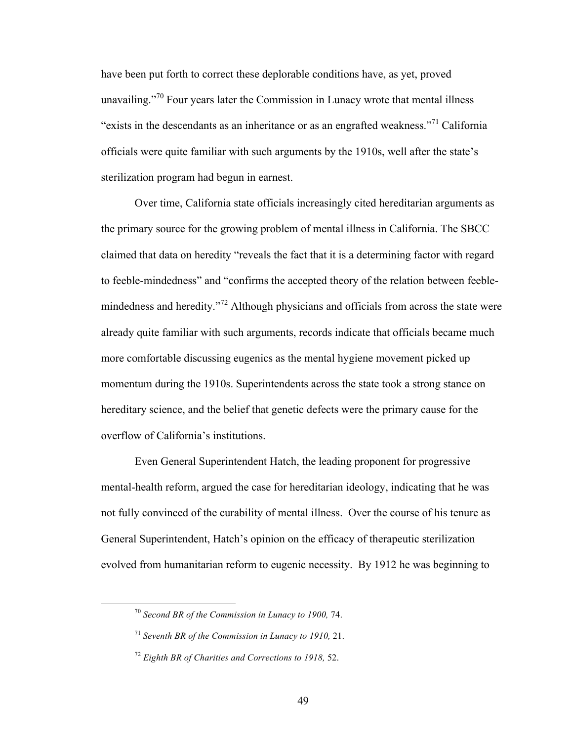have been put forth to correct these deplorable conditions have, as yet, proved unavailing."[70] Four years later the Commission in Lunacy wrote that mental illness "exists in the descendants as an inheritance or as an engrafted weakness."[71] California officials were quite familiar with such arguments by the 1910s, well after the state's sterilization program had begun in earnest.

Over time, California state officials increasingly cited hereditarian arguments as the primary source for the growing problem of mental illness in California. The SBCC claimed that data on heredity "reveals the fact that it is a determining factor with regard to feeble-mindedness" and "confirms the accepted theory of the relation between feeble-mindedness and heredity."[72] Although physicians and officials from across the state were already quite familiar with such arguments, records indicate that officials became much more comfortable discussing eugenics as the mental hygiene movement picked up momentum during the 1910s. Superintendents across the state took a strong stance on hereditary science, and the belief that genetic defects were the primary cause for the overflow of California's institutions.

Even General Superintendent Hatch, the leading proponent for progressive mental-health reform, argued the case for hereditarian ideology, indicating that he was not fully convinced of the curability of mental illness. Over the course of his tenure as General Superintendent, Hatch's opinion on the efficacy of therapeutic sterilization evolved from humanitarian reform to eugenic necessity. By 1912 he was beginning to

---

[70] *Second BR of the Commission in Lunacy to 1900,* 74.

[71] *Seventh BR of the Commission in Lunacy to 1910,* 21.

[72] *Eighth BR of Charities and Corrections to 1918,* 52.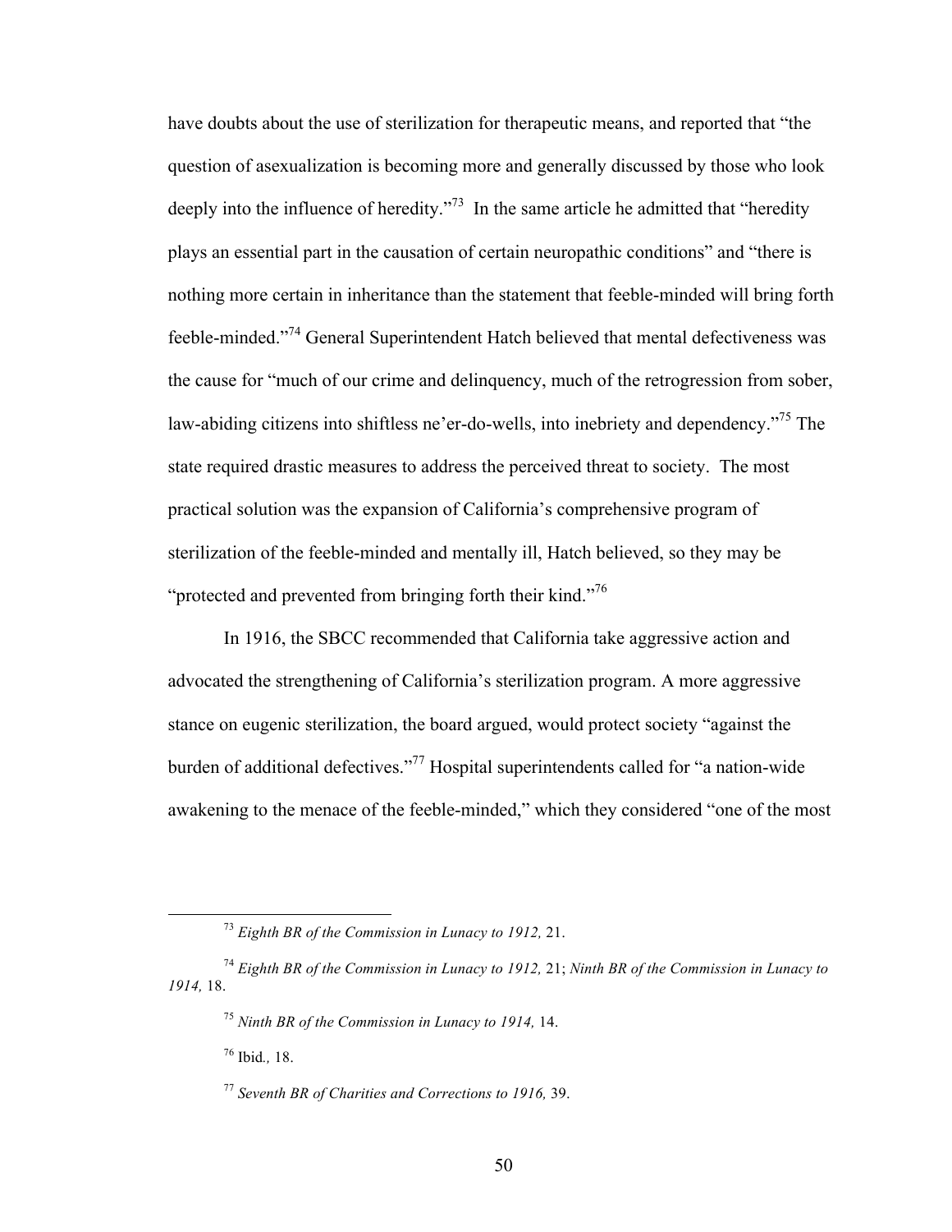have doubts about the use of sterilization for therapeutic means, and reported that "the question of asexualization is becoming more and generally discussed by those who look deeply into the influence of heredity."[73] In the same article he admitted that "heredity plays an essential part in the causation of certain neuropathic conditions" and "there is nothing more certain in inheritance than the statement that feeble-minded will bring forth feeble-minded."[74] General Superintendent Hatch believed that mental defectiveness was the cause for "much of our crime and delinquency, much of the retrogression from sober, law-abiding citizens into shiftless ne'er-do-wells, into inebriety and dependency."[75] The state required drastic measures to address the perceived threat to society. The most practical solution was the expansion of California's comprehensive program of sterilization of the feeble-minded and mentally ill, Hatch believed, so they may be "protected and prevented from bringing forth their kind."[76]

In 1916, the SBCC recommended that California take aggressive action and advocated the strengthening of California's sterilization program. A more aggressive stance on eugenic sterilization, the board argued, would protect society "against the burden of additional defectives."[77] Hospital superintendents called for "a nation-wide awakening to the menace of the feeble-minded," which they considered "one of the most

---

[73] *Eighth BR of the Commission in Lunacy to 1912,* 21.

[74] *Eighth BR of the Commission in Lunacy to 1912,* 21; *Ninth BR of the Commission in Lunacy to 1914,* 18.

[75] *Ninth BR of the Commission in Lunacy to 1914,* 14.

[76] Ibid*.,* 18.

[77] *Seventh BR of Charities and Corrections to 1916,* 39.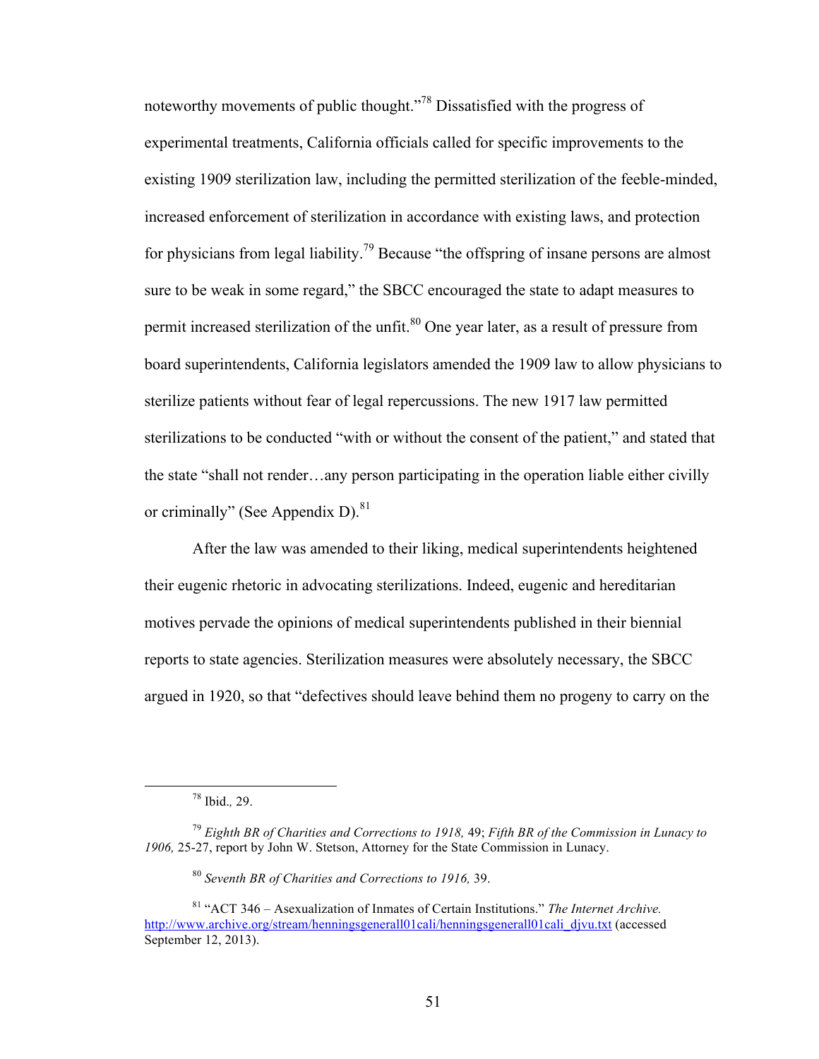noteworthy movements of public thought."[78] Dissatisfied with the progress of experimental treatments, California officials called for specific improvements to the existing 1909 sterilization law, including the permitted sterilization of the feeble-minded, increased enforcement of sterilization in accordance with existing laws, and protection for physicians from legal liability.[79] Because "the offspring of insane persons are almost sure to be weak in some regard," the SBCC encouraged the state to adapt measures to permit increased sterilization of the unfit.[80] One year later, as a result of pressure from board superintendents, California legislators amended the 1909 law to allow physicians to sterilize patients without fear of legal repercussions. The new 1917 law permitted sterilizations to be conducted "with or without the consent of the patient," and stated that the state "shall not render…any person participating in the operation liable either civilly or criminally" (See Appendix D).[81]

After the law was amended to their liking, medical superintendents heightened their eugenic rhetoric in advocating sterilizations. Indeed, eugenic and hereditarian motives pervade the opinions of medical superintendents published in their biennial reports to state agencies. Sterilization measures were absolutely necessary, the SBCC argued in 1920, so that "defectives should leave behind them no progeny to carry on the

---

[78] Ibid., 29.

[79] *Eighth BR of Charities and Corrections to 1918,* 49; *Fifth BR of the Commission in Lunacy to 1906,* 25-27, report by John W. Stetson, Attorney for the State Commission in Lunacy.

[80] *Seventh BR of Charities and Corrections to 1916,* 39.

[81] "ACT 346 – Asexualization of Inmates of Certain Institutions." *The Internet Archive.* http://www.archive.org/stream/henningsgenerall01cali/henningsgenerall01cali_djvu.txt (accessed September 12, 2013).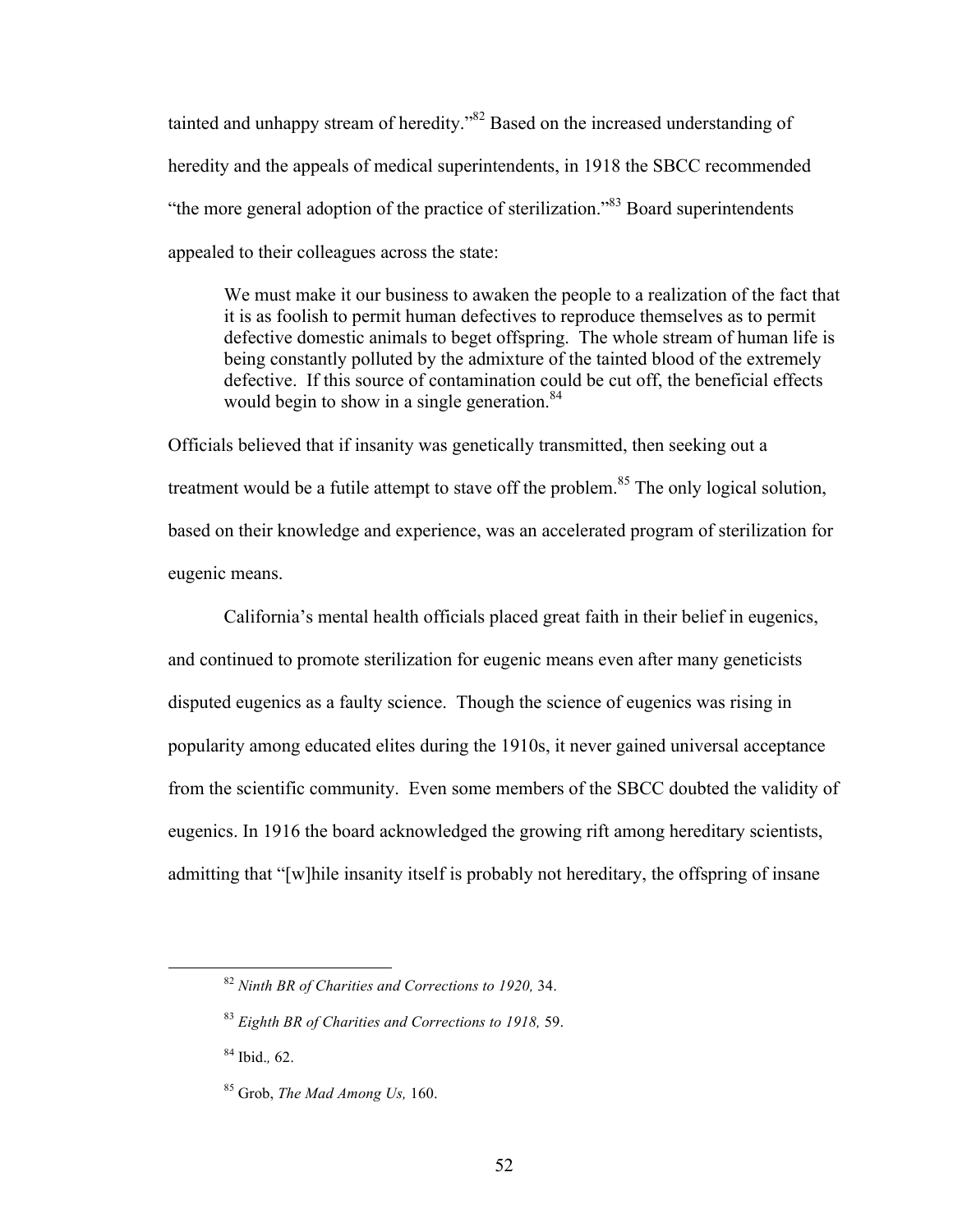tainted and unhappy stream of heredity."[82] Based on the increased understanding of heredity and the appeals of medical superintendents, in 1918 the SBCC recommended "the more general adoption of the practice of sterilization."[83] Board superintendents appealed to their colleagues across the state:

> We must make it our business to awaken the people to a realization of the fact that it is as foolish to permit human defectives to reproduce themselves as to permit defective domestic animals to beget offspring. The whole stream of human life is being constantly polluted by the admixture of the tainted blood of the extremely defective. If this source of contamination could be cut off, the beneficial effects would begin to show in a single generation.[84]

Officials believed that if insanity was genetically transmitted, then seeking out a treatment would be a futile attempt to stave off the problem.[85] The only logical solution, based on their knowledge and experience, was an accelerated program of sterilization for eugenic means.

California's mental health officials placed great faith in their belief in eugenics, and continued to promote sterilization for eugenic means even after many geneticists disputed eugenics as a faulty science. Though the science of eugenics was rising in popularity among educated elites during the 1910s, it never gained universal acceptance from the scientific community. Even some members of the SBCC doubted the validity of eugenics. In 1916 the board acknowledged the growing rift among hereditary scientists, admitting that "[w]hile insanity itself is probably not hereditary, the offspring of insane

---

[82] *Ninth BR of Charities and Corrections to 1920,* 34.

[83] *Eighth BR of Charities and Corrections to 1918,* 59.

[84] Ibid., 62.

[85] Grob, *The Mad Among Us,* 160.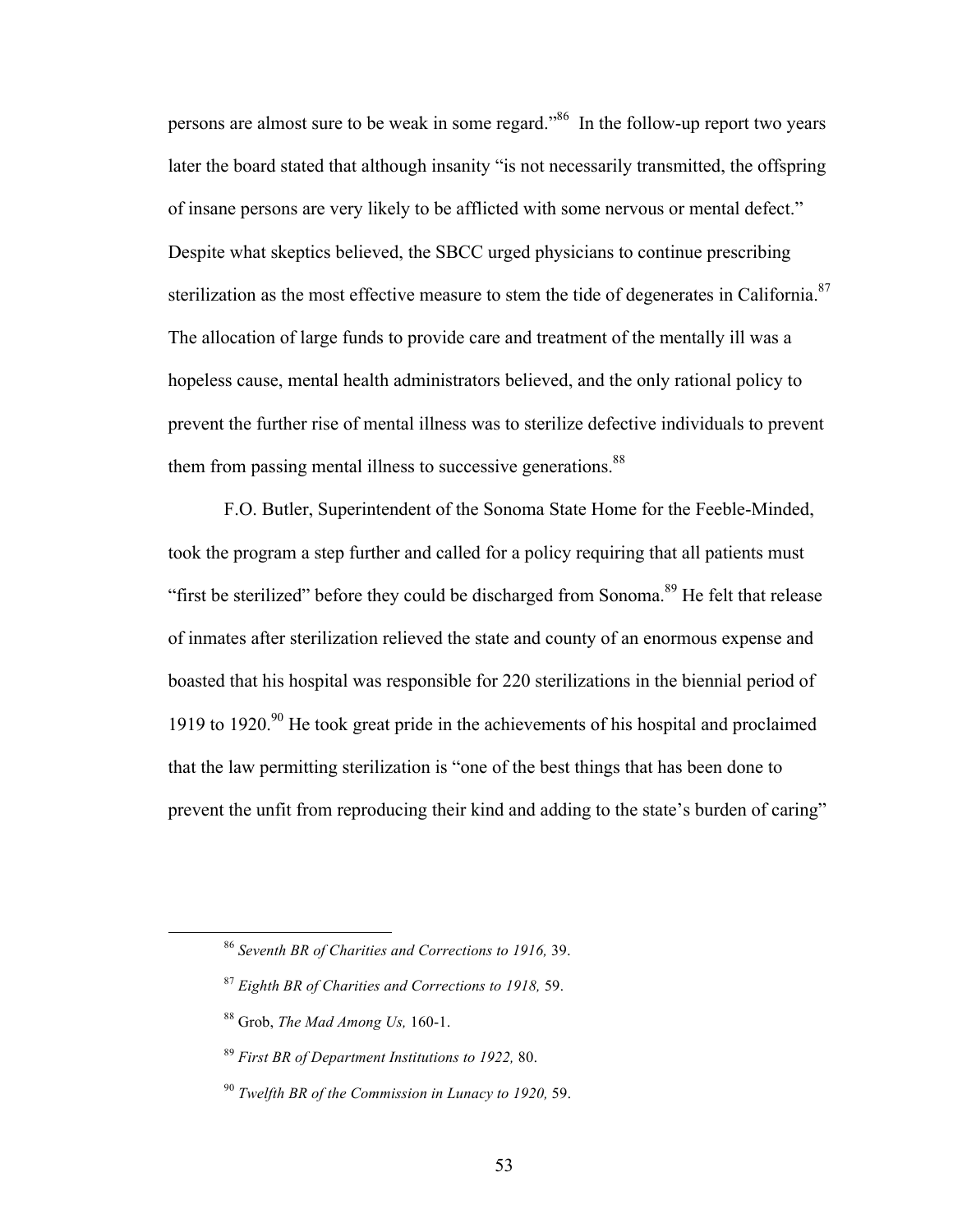persons are almost sure to be weak in some regard."[86] In the follow-up report two years later the board stated that although insanity "is not necessarily transmitted, the offspring of insane persons are very likely to be afflicted with some nervous or mental defect." Despite what skeptics believed, the SBCC urged physicians to continue prescribing sterilization as the most effective measure to stem the tide of degenerates in California.[87] The allocation of large funds to provide care and treatment of the mentally ill was a hopeless cause, mental health administrators believed, and the only rational policy to prevent the further rise of mental illness was to sterilize defective individuals to prevent them from passing mental illness to successive generations.[88]

F.O. Butler, Superintendent of the Sonoma State Home for the Feeble-Minded, took the program a step further and called for a policy requiring that all patients must "first be sterilized" before they could be discharged from Sonoma.[89] He felt that release of inmates after sterilization relieved the state and county of an enormous expense and boasted that his hospital was responsible for 220 sterilizations in the biennial period of 1919 to 1920.[90] He took great pride in the achievements of his hospital and proclaimed that the law permitting sterilization is "one of the best things that has been done to prevent the unfit from reproducing their kind and adding to the state's burden of caring"

---

[86] *Seventh BR of Charities and Corrections to 1916,* 39.

[87] *Eighth BR of Charities and Corrections to 1918,* 59.

[88] Grob, *The Mad Among Us,* 160-1.

[89] *First BR of Department Institutions to 1922,* 80.

[90] *Twelfth BR of the Commission in Lunacy to 1920,* 59.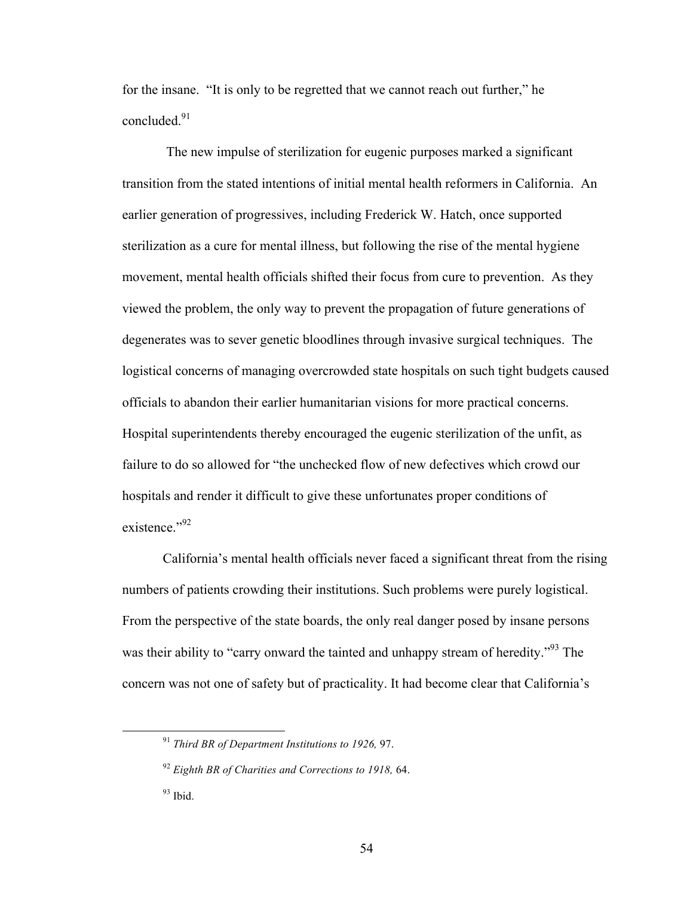for the insane. "It is only to be regretted that we cannot reach out further," he concluded.[91]

The new impulse of sterilization for eugenic purposes marked a significant transition from the stated intentions of initial mental health reformers in California. An earlier generation of progressives, including Frederick W. Hatch, once supported sterilization as a cure for mental illness, but following the rise of the mental hygiene movement, mental health officials shifted their focus from cure to prevention. As they viewed the problem, the only way to prevent the propagation of future generations of degenerates was to sever genetic bloodlines through invasive surgical techniques. The logistical concerns of managing overcrowded state hospitals on such tight budgets caused officials to abandon their earlier humanitarian visions for more practical concerns. Hospital superintendents thereby encouraged the eugenic sterilization of the unfit, as failure to do so allowed for "the unchecked flow of new defectives which crowd our hospitals and render it difficult to give these unfortunates proper conditions of existence."[92]

California's mental health officials never faced a significant threat from the rising numbers of patients crowding their institutions. Such problems were purely logistical. From the perspective of the state boards, the only real danger posed by insane persons was their ability to "carry onward the tainted and unhappy stream of heredity."[93] The concern was not one of safety but of practicality. It had become clear that California's

[91] *Third BR of Department Institutions to 1926,* 97.

[92] *Eighth BR of Charities and Corrections to 1918,* 64.

[93] Ibid.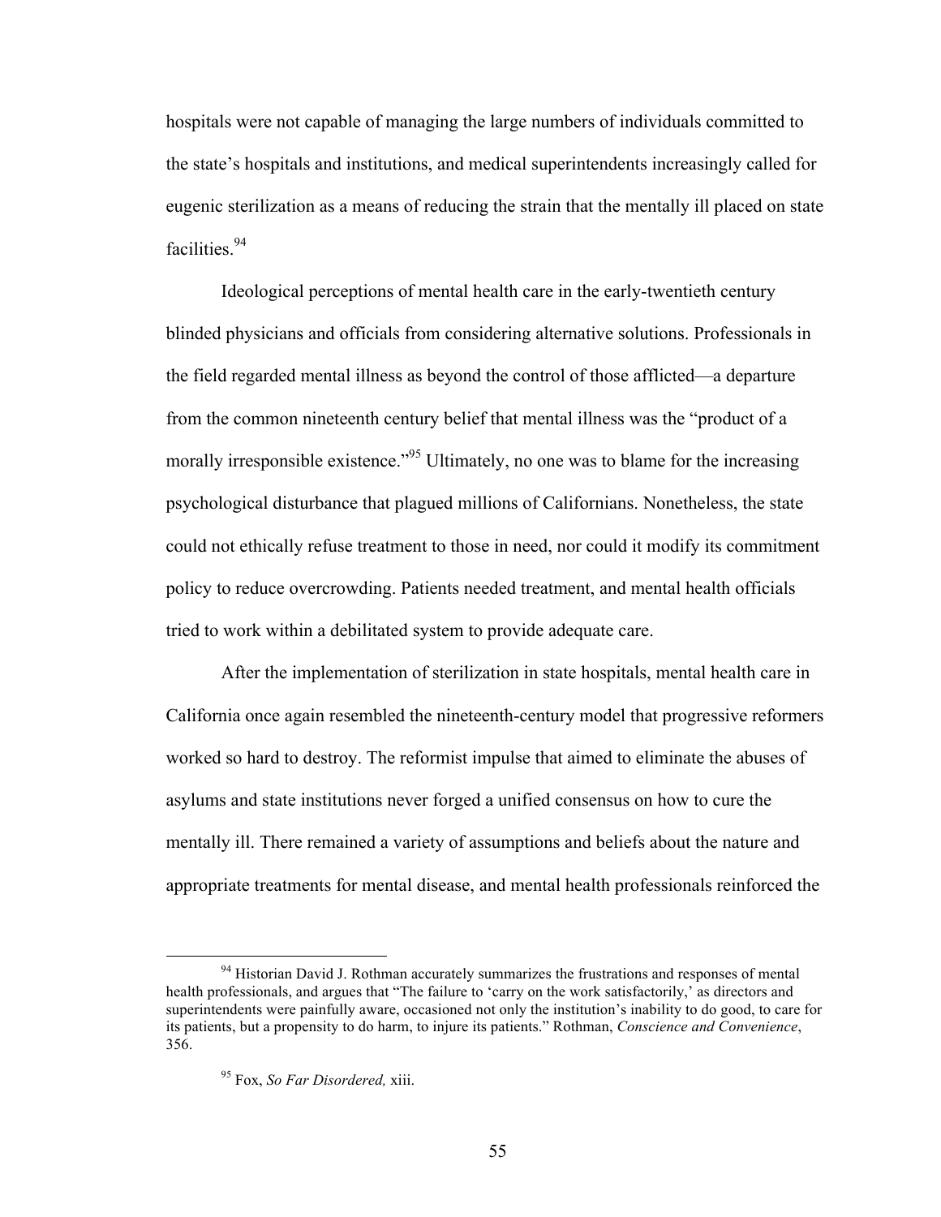hospitals were not capable of managing the large numbers of individuals committed to the state's hospitals and institutions, and medical superintendents increasingly called for eugenic sterilization as a means of reducing the strain that the mentally ill placed on state facilities.[94]

Ideological perceptions of mental health care in the early-twentieth century blinded physicians and officials from considering alternative solutions. Professionals in the field regarded mental illness as beyond the control of those afflicted—a departure from the common nineteenth century belief that mental illness was the "product of a morally irresponsible existence."[95] Ultimately, no one was to blame for the increasing psychological disturbance that plagued millions of Californians. Nonetheless, the state could not ethically refuse treatment to those in need, nor could it modify its commitment policy to reduce overcrowding. Patients needed treatment, and mental health officials tried to work within a debilitated system to provide adequate care.

After the implementation of sterilization in state hospitals, mental health care in California once again resembled the nineteenth-century model that progressive reformers worked so hard to destroy. The reformist impulse that aimed to eliminate the abuses of asylums and state institutions never forged a unified consensus on how to cure the mentally ill. There remained a variety of assumptions and beliefs about the nature and appropriate treatments for mental disease, and mental health professionals reinforced the

---

[94] Historian David J. Rothman accurately summarizes the frustrations and responses of mental health professionals, and argues that "The failure to 'carry on the work satisfactorily,' as directors and superintendents were painfully aware, occasioned not only the institution's inability to do good, to care for its patients, but a propensity to do harm, to injure its patients." Rothman, *Conscience and Convenience*, 356.

[95] Fox, *So Far Disordered,* xiii.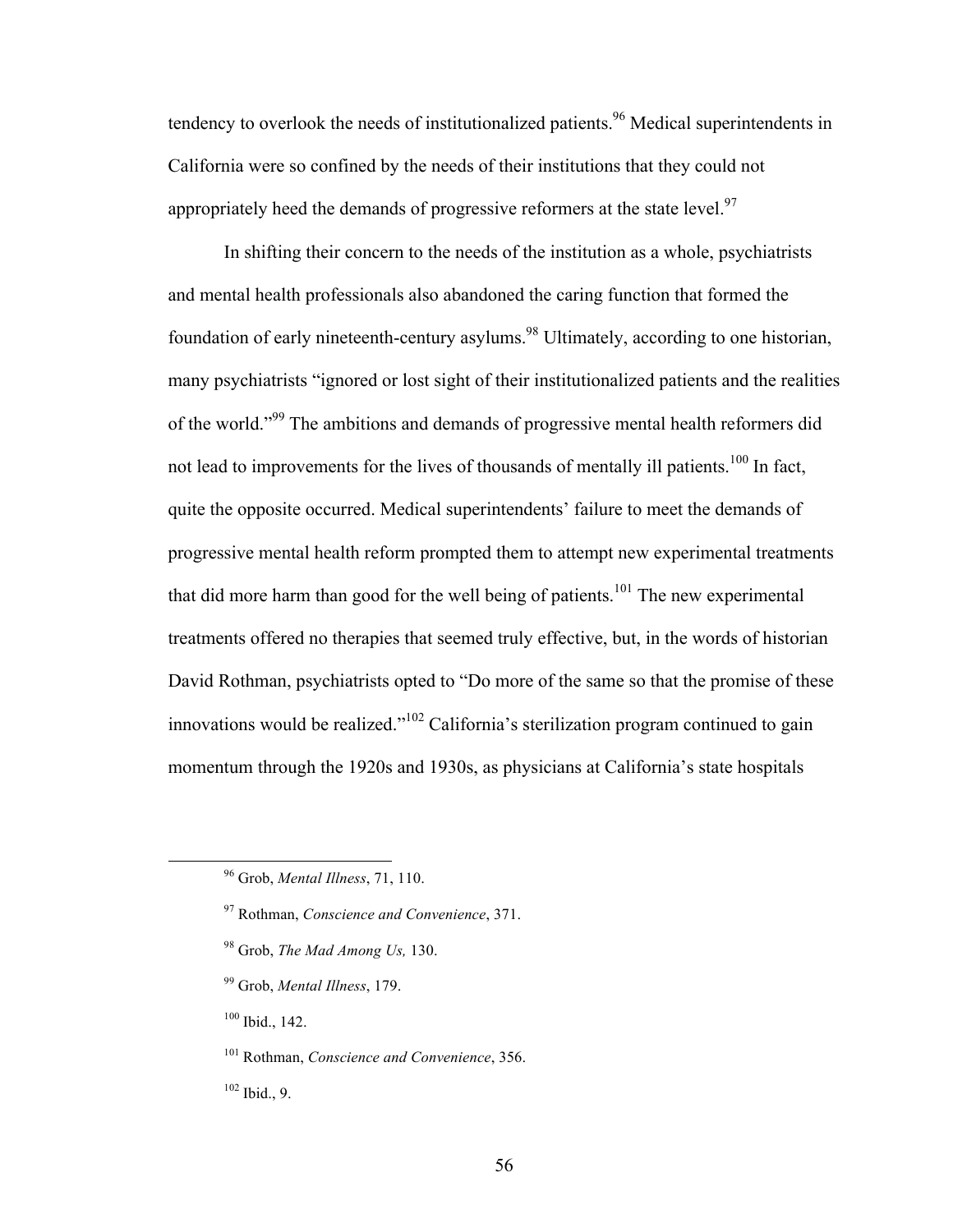tendency to overlook the needs of institutionalized patients.[96] Medical superintendents in California were so confined by the needs of their institutions that they could not appropriately heed the demands of progressive reformers at the state level.[97]

In shifting their concern to the needs of the institution as a whole, psychiatrists and mental health professionals also abandoned the caring function that formed the foundation of early nineteenth-century asylums.[98] Ultimately, according to one historian, many psychiatrists "ignored or lost sight of their institutionalized patients and the realities of the world."[99] The ambitions and demands of progressive mental health reformers did not lead to improvements for the lives of thousands of mentally ill patients.[100] In fact, quite the opposite occurred. Medical superintendents' failure to meet the demands of progressive mental health reform prompted them to attempt new experimental treatments that did more harm than good for the well being of patients.[101] The new experimental treatments offered no therapies that seemed truly effective, but, in the words of historian David Rothman, psychiatrists opted to "Do more of the same so that the promise of these innovations would be realized."[102] California's sterilization program continued to gain momentum through the 1920s and 1930s, as physicians at California's state hospitals

---

[96] Grob, *Mental Illness*, 71, 110.

[97] Rothman, *Conscience and Convenience*, 371.

[98] Grob, *The Mad Among Us,* 130.

[99] Grob, *Mental Illness*, 179.

[100] Ibid., 142.

[101] Rothman, *Conscience and Convenience*, 356.

[102] Ibid., 9.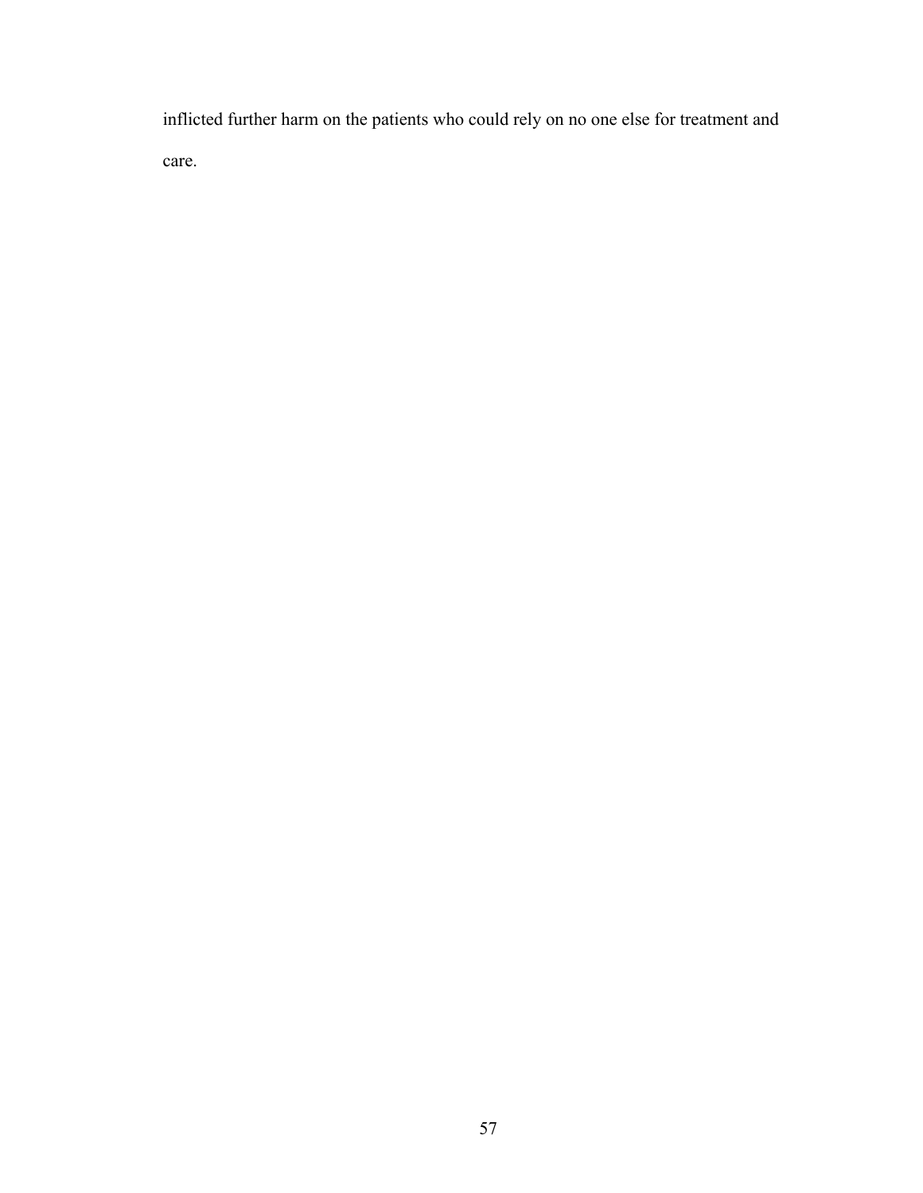inflicted further harm on the patients who could rely on no one else for treatment and care.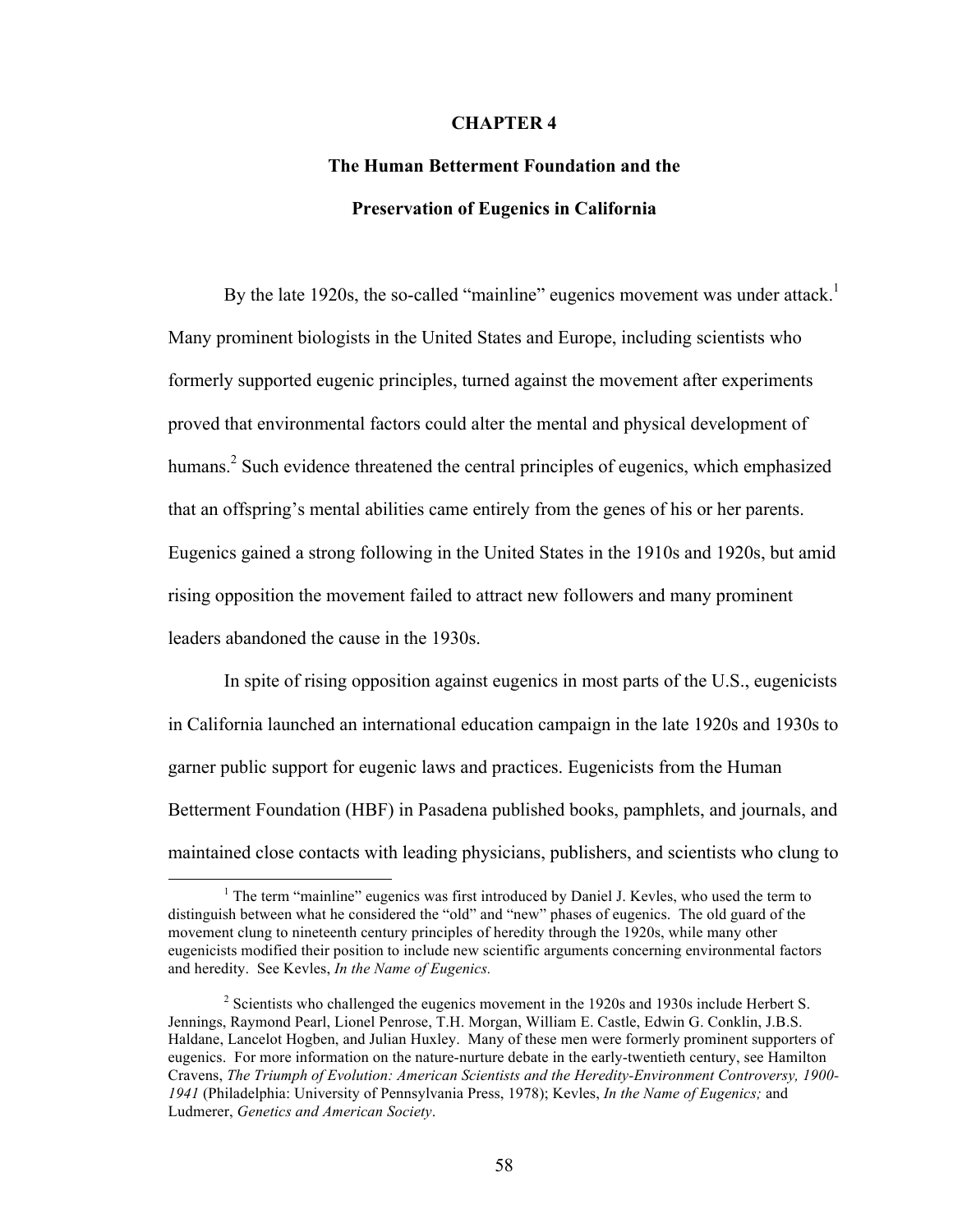# CHAPTER 4

## The Human Betterment Foundation and the Preservation of Eugenics in California

By the late 1920s, the so-called "mainline" eugenics movement was under attack.[1] Many prominent biologists in the United States and Europe, including scientists who formerly supported eugenic principles, turned against the movement after experiments proved that environmental factors could alter the mental and physical development of humans.[2] Such evidence threatened the central principles of eugenics, which emphasized that an offspring's mental abilities came entirely from the genes of his or her parents. Eugenics gained a strong following in the United States in the 1910s and 1920s, but amid rising opposition the movement failed to attract new followers and many prominent leaders abandoned the cause in the 1930s.

In spite of rising opposition against eugenics in most parts of the U.S., eugenicists in California launched an international education campaign in the late 1920s and 1930s to garner public support for eugenic laws and practices. Eugenicists from the Human Betterment Foundation (HBF) in Pasadena published books, pamphlets, and journals, and maintained close contacts with leading physicians, publishers, and scientists who clung to

---

[1] The term "mainline" eugenics was first introduced by Daniel J. Kevles, who used the term to distinguish between what he considered the "old" and "new" phases of eugenics. The old guard of the movement clung to nineteenth century principles of heredity through the 1920s, while many other eugenicists modified their position to include new scientific arguments concerning environmental factors and heredity. See Kevles, *In the Name of Eugenics.*

[2] Scientists who challenged the eugenics movement in the 1920s and 1930s include Herbert S. Jennings, Raymond Pearl, Lionel Penrose, T.H. Morgan, William E. Castle, Edwin G. Conklin, J.B.S. Haldane, Lancelot Hogben, and Julian Huxley. Many of these men were formerly prominent supporters of eugenics. For more information on the nature-nurture debate in the early-twentieth century, see Hamilton Cravens, *The Triumph of Evolution: American Scientists and the Heredity-Environment Controversy, 1900-1941* (Philadelphia: University of Pennsylvania Press, 1978); Kevles, *In the Name of Eugenics;* and Ludmerer, *Genetics and American Society*.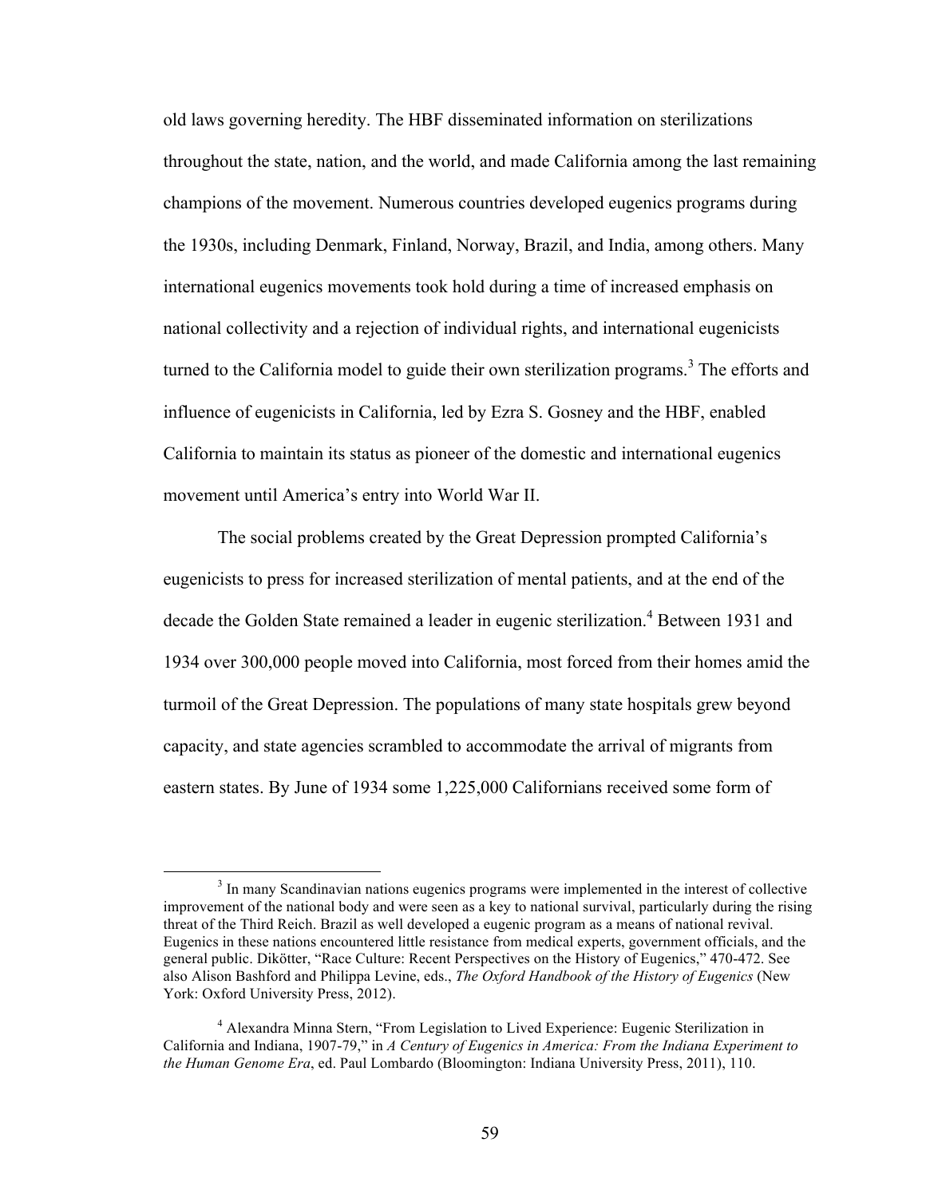old laws governing heredity. The HBF disseminated information on sterilizations throughout the state, nation, and the world, and made California among the last remaining champions of the movement. Numerous countries developed eugenics programs during the 1930s, including Denmark, Finland, Norway, Brazil, and India, among others. Many international eugenics movements took hold during a time of increased emphasis on national collectivity and a rejection of individual rights, and international eugenicists turned to the California model to guide their own sterilization programs.[3] The efforts and influence of eugenicists in California, led by Ezra S. Gosney and the HBF, enabled California to maintain its status as pioneer of the domestic and international eugenics movement until America's entry into World War II.

The social problems created by the Great Depression prompted California's eugenicists to press for increased sterilization of mental patients, and at the end of the decade the Golden State remained a leader in eugenic sterilization.[4] Between 1931 and 1934 over 300,000 people moved into California, most forced from their homes amid the turmoil of the Great Depression. The populations of many state hospitals grew beyond capacity, and state agencies scrambled to accommodate the arrival of migrants from eastern states. By June of 1934 some 1,225,000 Californians received some form of

---

[3] In many Scandinavian nations eugenics programs were implemented in the interest of collective improvement of the national body and were seen as a key to national survival, particularly during the rising threat of the Third Reich. Brazil as well developed a eugenic program as a means of national revival. Eugenics in these nations encountered little resistance from medical experts, government officials, and the general public. Dikötter, "Race Culture: Recent Perspectives on the History of Eugenics," 470-472. See also Alison Bashford and Philippa Levine, eds., *The Oxford Handbook of the History of Eugenics* (New York: Oxford University Press, 2012).

[4] Alexandra Minna Stern, "From Legislation to Lived Experience: Eugenic Sterilization in California and Indiana, 1907-79," in *A Century of Eugenics in America: From the Indiana Experiment to the Human Genome Era*, ed. Paul Lombardo (Bloomington: Indiana University Press, 2011), 110.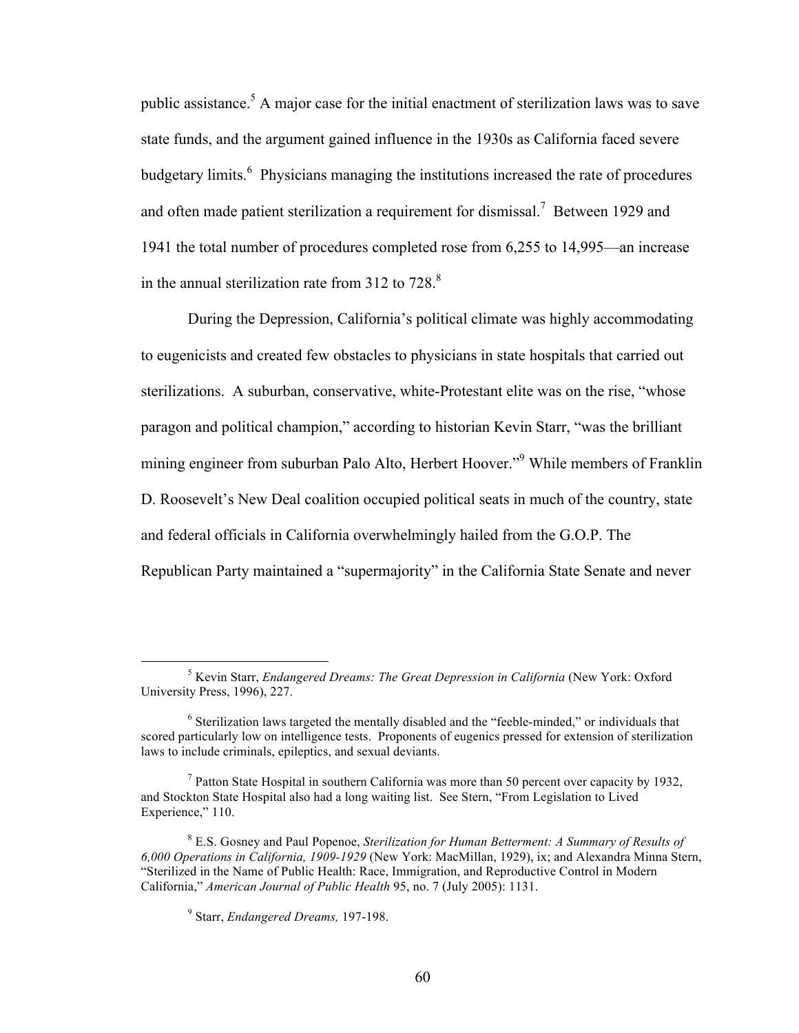public assistance.[5] A major case for the initial enactment of sterilization laws was to save state funds, and the argument gained influence in the 1930s as California faced severe budgetary limits.[6] Physicians managing the institutions increased the rate of procedures and often made patient sterilization a requirement for dismissal.[7] Between 1929 and 1941 the total number of procedures completed rose from 6,255 to 14,995—an increase in the annual sterilization rate from 312 to 728.[8]

During the Depression, California's political climate was highly accommodating to eugenicists and created few obstacles to physicians in state hospitals that carried out sterilizations. A suburban, conservative, white-Protestant elite was on the rise, "whose paragon and political champion," according to historian Kevin Starr, "was the brilliant mining engineer from suburban Palo Alto, Herbert Hoover."[9] While members of Franklin D. Roosevelt's New Deal coalition occupied political seats in much of the country, state and federal officials in California overwhelmingly hailed from the G.O.P. The Republican Party maintained a "supermajority" in the California State Senate and never

---

[5] Kevin Starr, *Endangered Dreams: The Great Depression in California* (New York: Oxford University Press, 1996), 227.

[6] Sterilization laws targeted the mentally disabled and the "feeble-minded," or individuals that scored particularly low on intelligence tests. Proponents of eugenics pressed for extension of sterilization laws to include criminals, epileptics, and sexual deviants.

[7] Patton State Hospital in southern California was more than 50 percent over capacity by 1932, and Stockton State Hospital also had a long waiting list. See Stern, "From Legislation to Lived Experience," 110.

[8] E.S. Gosney and Paul Popenoe, *Sterilization for Human Betterment: A Summary of Results of 6,000 Operations in California, 1909-1929* (New York: MacMillan, 1929), ix; and Alexandra Minna Stern, "Sterilized in the Name of Public Health: Race, Immigration, and Reproductive Control in Modern California," *American Journal of Public Health* 95, no. 7 (July 2005): 1131.

[9] Starr, *Endangered Dreams,* 197-198.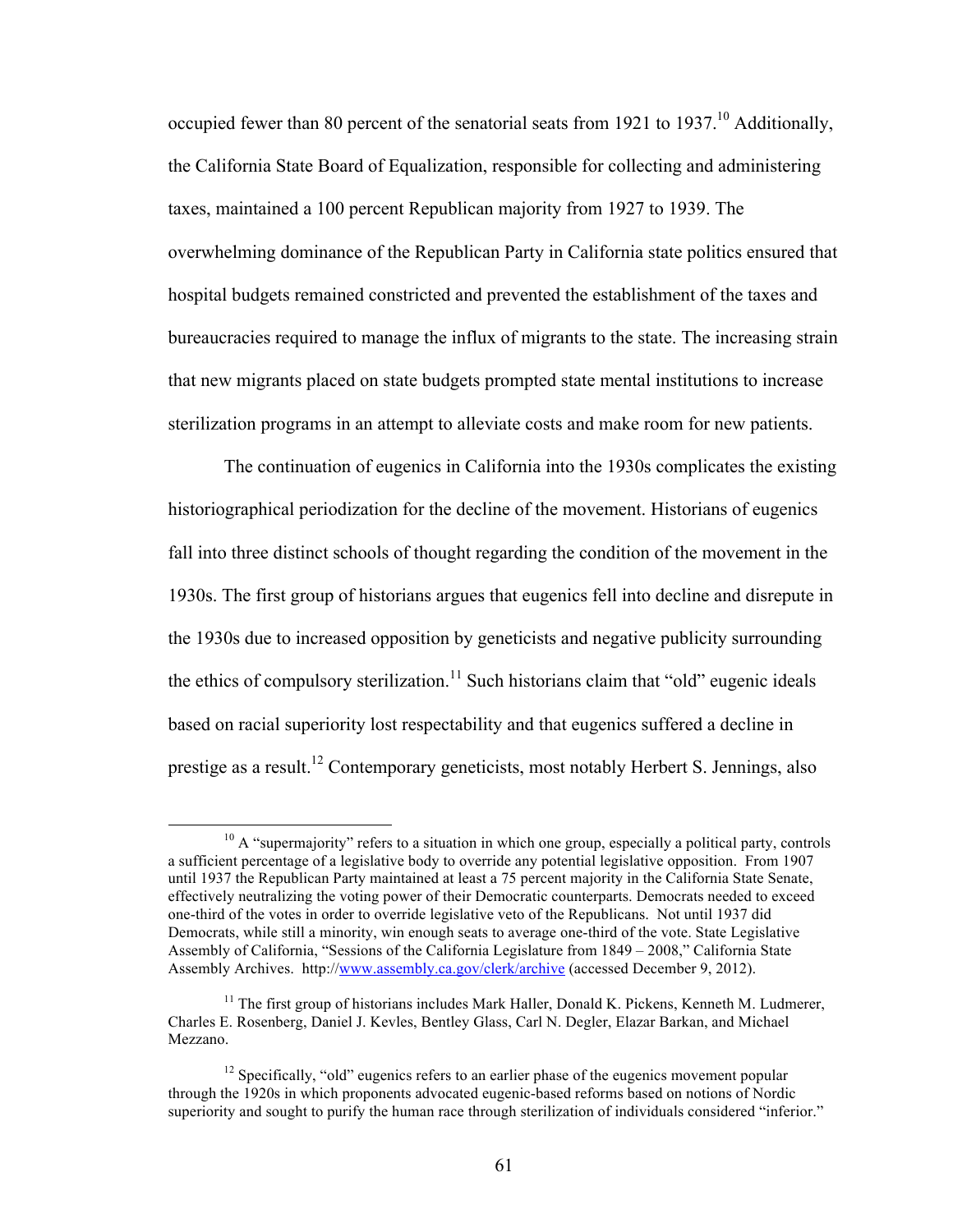occupied fewer than 80 percent of the senatorial seats from 1921 to 1937.[10] Additionally, the California State Board of Equalization, responsible for collecting and administering taxes, maintained a 100 percent Republican majority from 1927 to 1939. The overwhelming dominance of the Republican Party in California state politics ensured that hospital budgets remained constricted and prevented the establishment of the taxes and bureaucracies required to manage the influx of migrants to the state. The increasing strain that new migrants placed on state budgets prompted state mental institutions to increase sterilization programs in an attempt to alleviate costs and make room for new patients.

The continuation of eugenics in California into the 1930s complicates the existing historiographical periodization for the decline of the movement. Historians of eugenics fall into three distinct schools of thought regarding the condition of the movement in the 1930s. The first group of historians argues that eugenics fell into decline and disrepute in the 1930s due to increased opposition by geneticists and negative publicity surrounding the ethics of compulsory sterilization.[11] Such historians claim that "old" eugenic ideals based on racial superiority lost respectability and that eugenics suffered a decline in prestige as a result.[12] Contemporary geneticists, most notably Herbert S. Jennings, also

---

[10] A "supermajority" refers to a situation in which one group, especially a political party, controls a sufficient percentage of a legislative body to override any potential legislative opposition. From 1907 until 1937 the Republican Party maintained at least a 75 percent majority in the California State Senate, effectively neutralizing the voting power of their Democratic counterparts. Democrats needed to exceed one-third of the votes in order to override legislative veto of the Republicans. Not until 1937 did Democrats, while still a minority, win enough seats to average one-third of the vote. State Legislative Assembly of California, "Sessions of the California Legislature from 1849 – 2008," California State Assembly Archives. http://www.assembly.ca.gov/clerk/archive (accessed December 9, 2012).

[11] The first group of historians includes Mark Haller, Donald K. Pickens, Kenneth M. Ludmerer, Charles E. Rosenberg, Daniel J. Kevles, Bentley Glass, Carl N. Degler, Elazar Barkan, and Michael Mezzano.

[12] Specifically, "old" eugenics refers to an earlier phase of the eugenics movement popular through the 1920s in which proponents advocated eugenic-based reforms based on notions of Nordic superiority and sought to purify the human race through sterilization of individuals considered "inferior."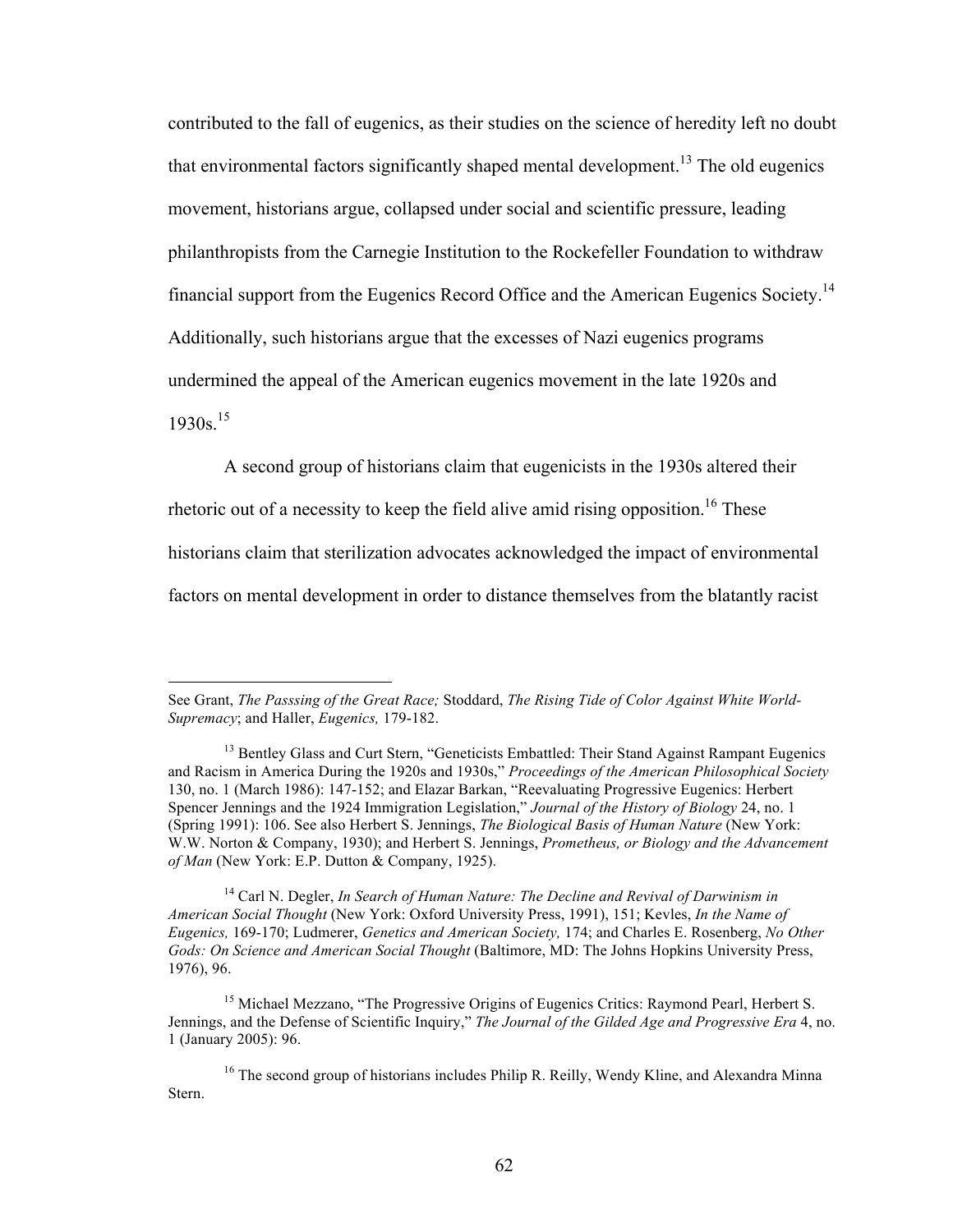contributed to the fall of eugenics, as their studies on the science of heredity left no doubt that environmental factors significantly shaped mental development.[13] The old eugenics movement, historians argue, collapsed under social and scientific pressure, leading philanthropists from the Carnegie Institution to the Rockefeller Foundation to withdraw financial support from the Eugenics Record Office and the American Eugenics Society.[14] Additionally, such historians argue that the excesses of Nazi eugenics programs undermined the appeal of the American eugenics movement in the late 1920s and 1930s.[15]

A second group of historians claim that eugenicists in the 1930s altered their rhetoric out of a necessity to keep the field alive amid rising opposition.[16] These historians claim that sterilization advocates acknowledged the impact of environmental factors on mental development in order to distance themselves from the blatantly racist

---

See Grant, *The Passsing of the Great Race;* Stoddard, *The Rising Tide of Color Against White World-Supremacy*; and Haller, *Eugenics,* 179-182.

[13] Bentley Glass and Curt Stern, "Geneticists Embattled: Their Stand Against Rampant Eugenics and Racism in America During the 1920s and 1930s," *Proceedings of the American Philosophical Society* 130, no. 1 (March 1986): 147-152; and Elazar Barkan, "Reevaluating Progressive Eugenics: Herbert Spencer Jennings and the 1924 Immigration Legislation," *Journal of the History of Biology* 24, no. 1 (Spring 1991): 106. See also Herbert S. Jennings, *The Biological Basis of Human Nature* (New York: W.W. Norton & Company, 1930); and Herbert S. Jennings, *Prometheus, or Biology and the Advancement of Man* (New York: E.P. Dutton & Company, 1925).

[14] Carl N. Degler, *In Search of Human Nature: The Decline and Revival of Darwinism in American Social Thought* (New York: Oxford University Press, 1991), 151; Kevles, *In the Name of Eugenics,* 169-170; Ludmerer, *Genetics and American Society,* 174; and Charles E. Rosenberg, *No Other Gods: On Science and American Social Thought* (Baltimore, MD: The Johns Hopkins University Press, 1976), 96.

[15] Michael Mezzano, "The Progressive Origins of Eugenics Critics: Raymond Pearl, Herbert S. Jennings, and the Defense of Scientific Inquiry," *The Journal of the Gilded Age and Progressive Era* 4, no. 1 (January 2005): 96.

[16] The second group of historians includes Philip R. Reilly, Wendy Kline, and Alexandra Minna Stern.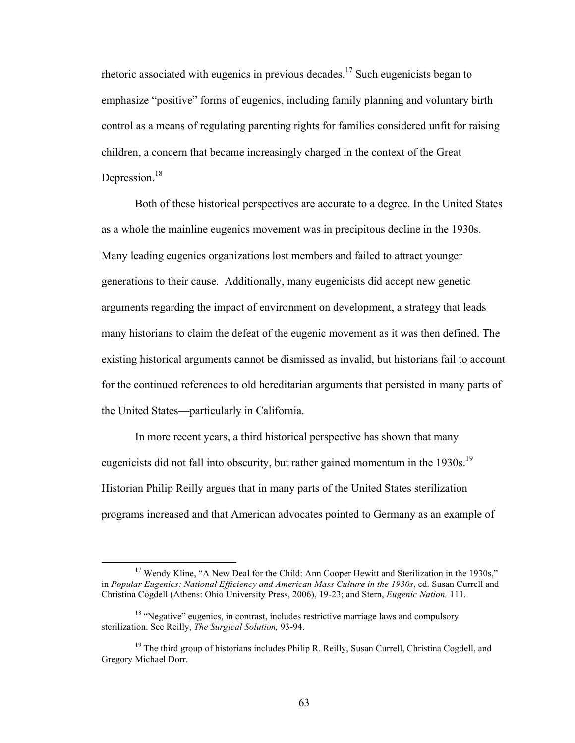rhetoric associated with eugenics in previous decades.[17] Such eugenicists began to emphasize "positive" forms of eugenics, including family planning and voluntary birth control as a means of regulating parenting rights for families considered unfit for raising children, a concern that became increasingly charged in the context of the Great Depression.[18]

Both of these historical perspectives are accurate to a degree. In the United States as a whole the mainline eugenics movement was in precipitous decline in the 1930s. Many leading eugenics organizations lost members and failed to attract younger generations to their cause. Additionally, many eugenicists did accept new genetic arguments regarding the impact of environment on development, a strategy that leads many historians to claim the defeat of the eugenic movement as it was then defined. The existing historical arguments cannot be dismissed as invalid, but historians fail to account for the continued references to old hereditarian arguments that persisted in many parts of the United States—particularly in California.

In more recent years, a third historical perspective has shown that many eugenicists did not fall into obscurity, but rather gained momentum in the 1930s.[19] Historian Philip Reilly argues that in many parts of the United States sterilization programs increased and that American advocates pointed to Germany as an example of

---

[17] Wendy Kline, "A New Deal for the Child: Ann Cooper Hewitt and Sterilization in the 1930s," in *Popular Eugenics: National Efficiency and American Mass Culture in the 1930s*, ed. Susan Currell and Christina Cogdell (Athens: Ohio University Press, 2006), 19-23; and Stern, *Eugenic Nation,* 111.

[18] "Negative" eugenics, in contrast, includes restrictive marriage laws and compulsory sterilization. See Reilly, *The Surgical Solution,* 93-94.

[19] The third group of historians includes Philip R. Reilly, Susan Currell, Christina Cogdell, and Gregory Michael Dorr.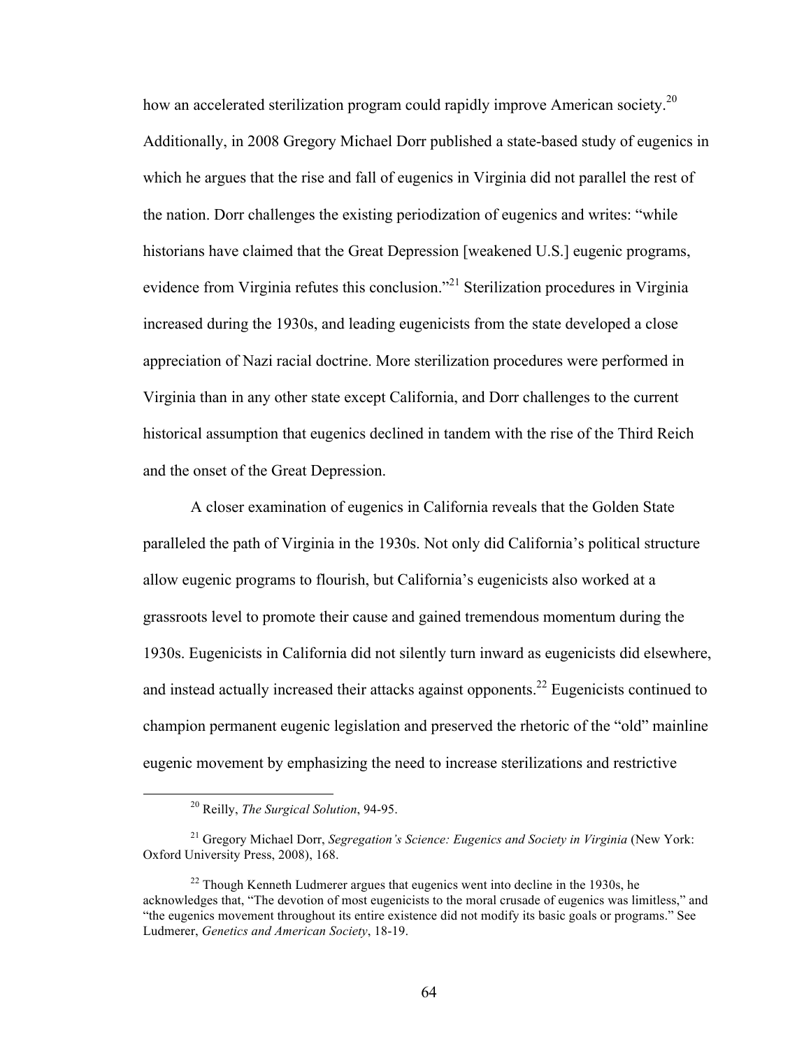how an accelerated sterilization program could rapidly improve American society.[20] Additionally, in 2008 Gregory Michael Dorr published a state-based study of eugenics in which he argues that the rise and fall of eugenics in Virginia did not parallel the rest of the nation. Dorr challenges the existing periodization of eugenics and writes: "while historians have claimed that the Great Depression [weakened U.S.] eugenic programs, evidence from Virginia refutes this conclusion."[21] Sterilization procedures in Virginia increased during the 1930s, and leading eugenicists from the state developed a close appreciation of Nazi racial doctrine. More sterilization procedures were performed in Virginia than in any other state except California, and Dorr challenges to the current historical assumption that eugenics declined in tandem with the rise of the Third Reich and the onset of the Great Depression.

A closer examination of eugenics in California reveals that the Golden State paralleled the path of Virginia in the 1930s. Not only did California's political structure allow eugenic programs to flourish, but California's eugenicists also worked at a grassroots level to promote their cause and gained tremendous momentum during the 1930s. Eugenicists in California did not silently turn inward as eugenicists did elsewhere, and instead actually increased their attacks against opponents.[22] Eugenicists continued to champion permanent eugenic legislation and preserved the rhetoric of the "old" mainline eugenic movement by emphasizing the need to increase sterilizations and restrictive

---

[20] Reilly, *The Surgical Solution*, 94-95.

[21] Gregory Michael Dorr, *Segregation's Science: Eugenics and Society in Virginia* (New York: Oxford University Press, 2008), 168.

[22] Though Kenneth Ludmerer argues that eugenics went into decline in the 1930s, he acknowledges that, "The devotion of most eugenicists to the moral crusade of eugenics was limitless," and "the eugenics movement throughout its entire existence did not modify its basic goals or programs." See Ludmerer, *Genetics and American Society*, 18-19.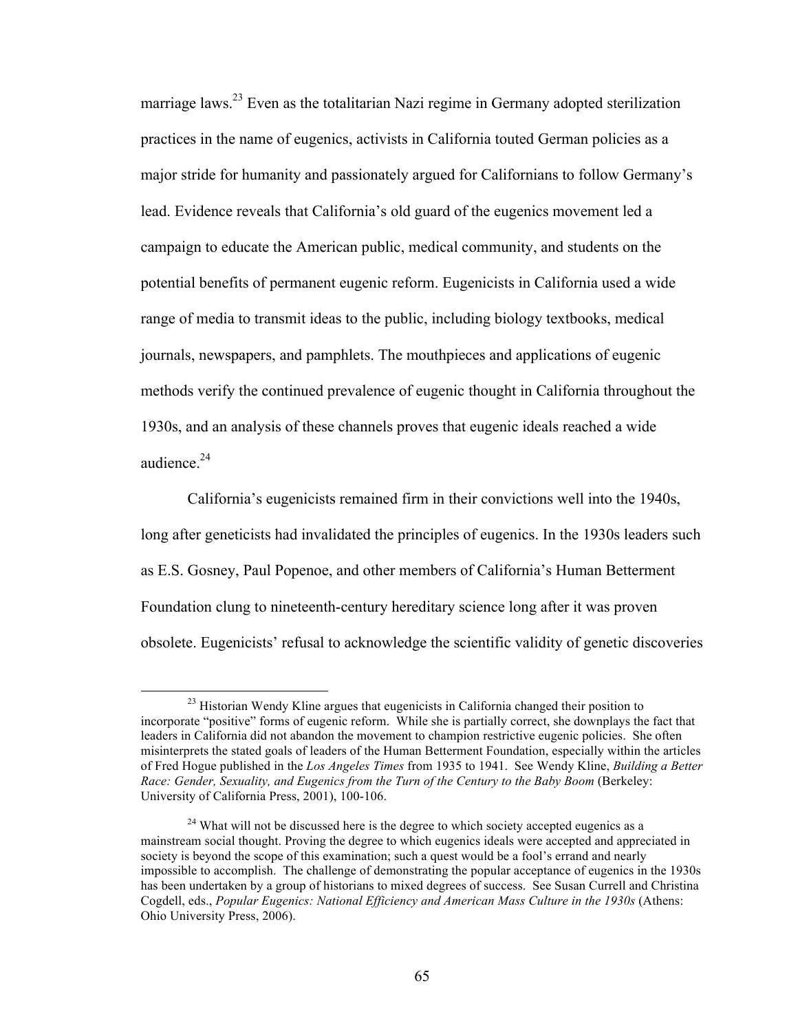marriage laws.[23] Even as the totalitarian Nazi regime in Germany adopted sterilization practices in the name of eugenics, activists in California touted German policies as a major stride for humanity and passionately argued for Californians to follow Germany's lead. Evidence reveals that California's old guard of the eugenics movement led a campaign to educate the American public, medical community, and students on the potential benefits of permanent eugenic reform. Eugenicists in California used a wide range of media to transmit ideas to the public, including biology textbooks, medical journals, newspapers, and pamphlets. The mouthpieces and applications of eugenic methods verify the continued prevalence of eugenic thought in California throughout the 1930s, and an analysis of these channels proves that eugenic ideals reached a wide audience.[24]

California's eugenicists remained firm in their convictions well into the 1940s, long after geneticists had invalidated the principles of eugenics. In the 1930s leaders such as E.S. Gosney, Paul Popenoe, and other members of California's Human Betterment Foundation clung to nineteenth-century hereditary science long after it was proven obsolete. Eugenicists' refusal to acknowledge the scientific validity of genetic discoveries

---

[23] Historian Wendy Kline argues that eugenicists in California changed their position to incorporate "positive" forms of eugenic reform. While she is partially correct, she downplays the fact that leaders in California did not abandon the movement to champion restrictive eugenic policies. She often misinterprets the stated goals of leaders of the Human Betterment Foundation, especially within the articles of Fred Hogue published in the *Los Angeles Times* from 1935 to 1941. See Wendy Kline, *Building a Better Race: Gender, Sexuality, and Eugenics from the Turn of the Century to the Baby Boom* (Berkeley: University of California Press, 2001), 100-106.

[24] What will not be discussed here is the degree to which society accepted eugenics as a mainstream social thought. Proving the degree to which eugenics ideals were accepted and appreciated in society is beyond the scope of this examination; such a quest would be a fool's errand and nearly impossible to accomplish. The challenge of demonstrating the popular acceptance of eugenics in the 1930s has been undertaken by a group of historians to mixed degrees of success. See Susan Currell and Christina Cogdell, eds., *Popular Eugenics: National Efficiency and American Mass Culture in the 1930s* (Athens: Ohio University Press, 2006).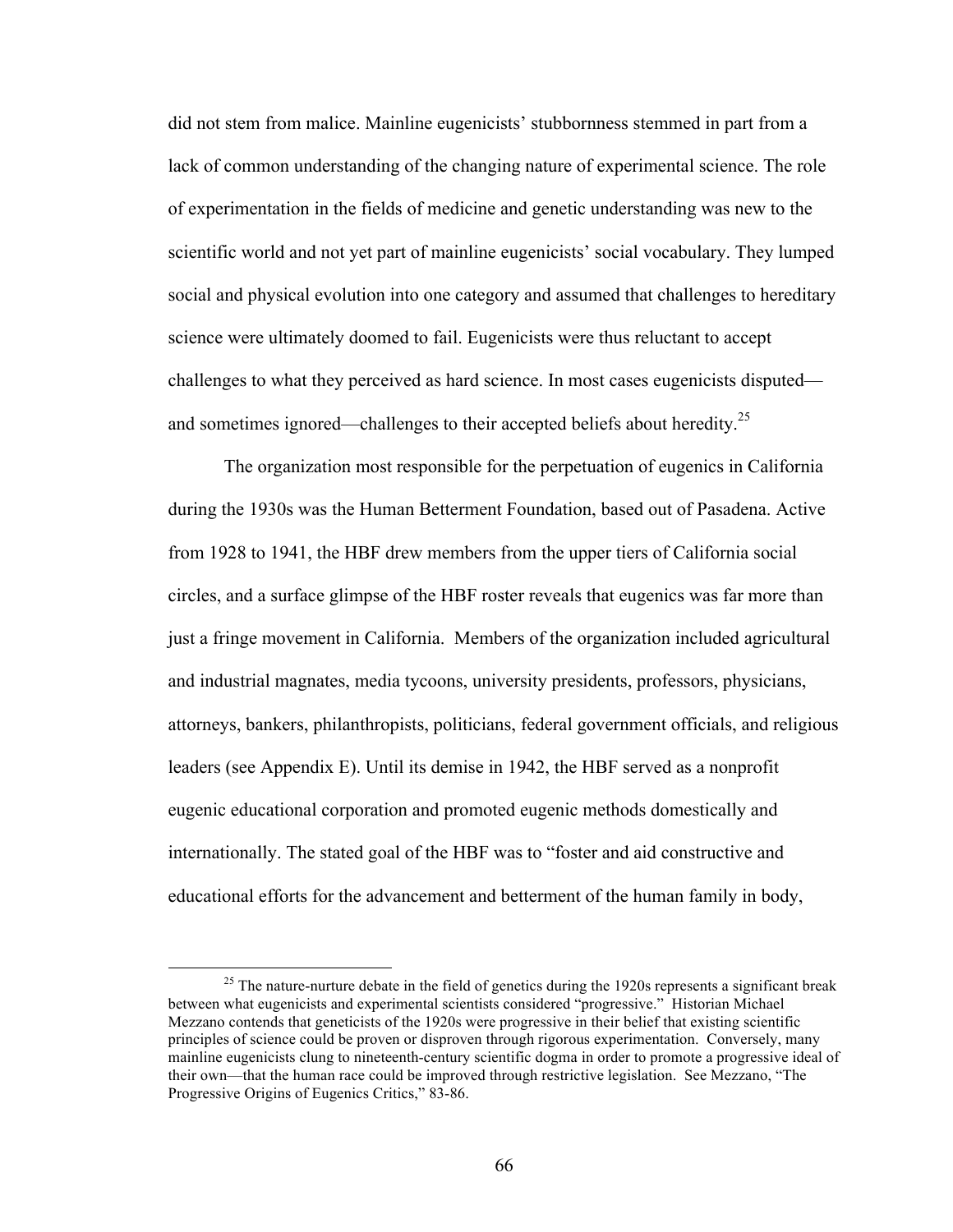did not stem from malice. Mainline eugenicists' stubbornness stemmed in part from a lack of common understanding of the changing nature of experimental science. The role of experimentation in the fields of medicine and genetic understanding was new to the scientific world and not yet part of mainline eugenicists' social vocabulary. They lumped social and physical evolution into one category and assumed that challenges to hereditary science were ultimately doomed to fail. Eugenicists were thus reluctant to accept challenges to what they perceived as hard science. In most cases eugenicists disputed—and sometimes ignored—challenges to their accepted beliefs about heredity.[25]

The organization most responsible for the perpetuation of eugenics in California during the 1930s was the Human Betterment Foundation, based out of Pasadena. Active from 1928 to 1941, the HBF drew members from the upper tiers of California social circles, and a surface glimpse of the HBF roster reveals that eugenics was far more than just a fringe movement in California. Members of the organization included agricultural and industrial magnates, media tycoons, university presidents, professors, physicians, attorneys, bankers, philanthropists, politicians, federal government officials, and religious leaders (see Appendix E). Until its demise in 1942, the HBF served as a nonprofit eugenic educational corporation and promoted eugenic methods domestically and internationally. The stated goal of the HBF was to "foster and aid constructive and educational efforts for the advancement and betterment of the human family in body,

---

[25] The nature-nurture debate in the field of genetics during the 1920s represents a significant break between what eugenicists and experimental scientists considered "progressive." Historian Michael Mezzano contends that geneticists of the 1920s were progressive in their belief that existing scientific principles of science could be proven or disproven through rigorous experimentation. Conversely, many mainline eugenicists clung to nineteenth-century scientific dogma in order to promote a progressive ideal of their own—that the human race could be improved through restrictive legislation. See Mezzano, "The Progressive Origins of Eugenics Critics," 83-86.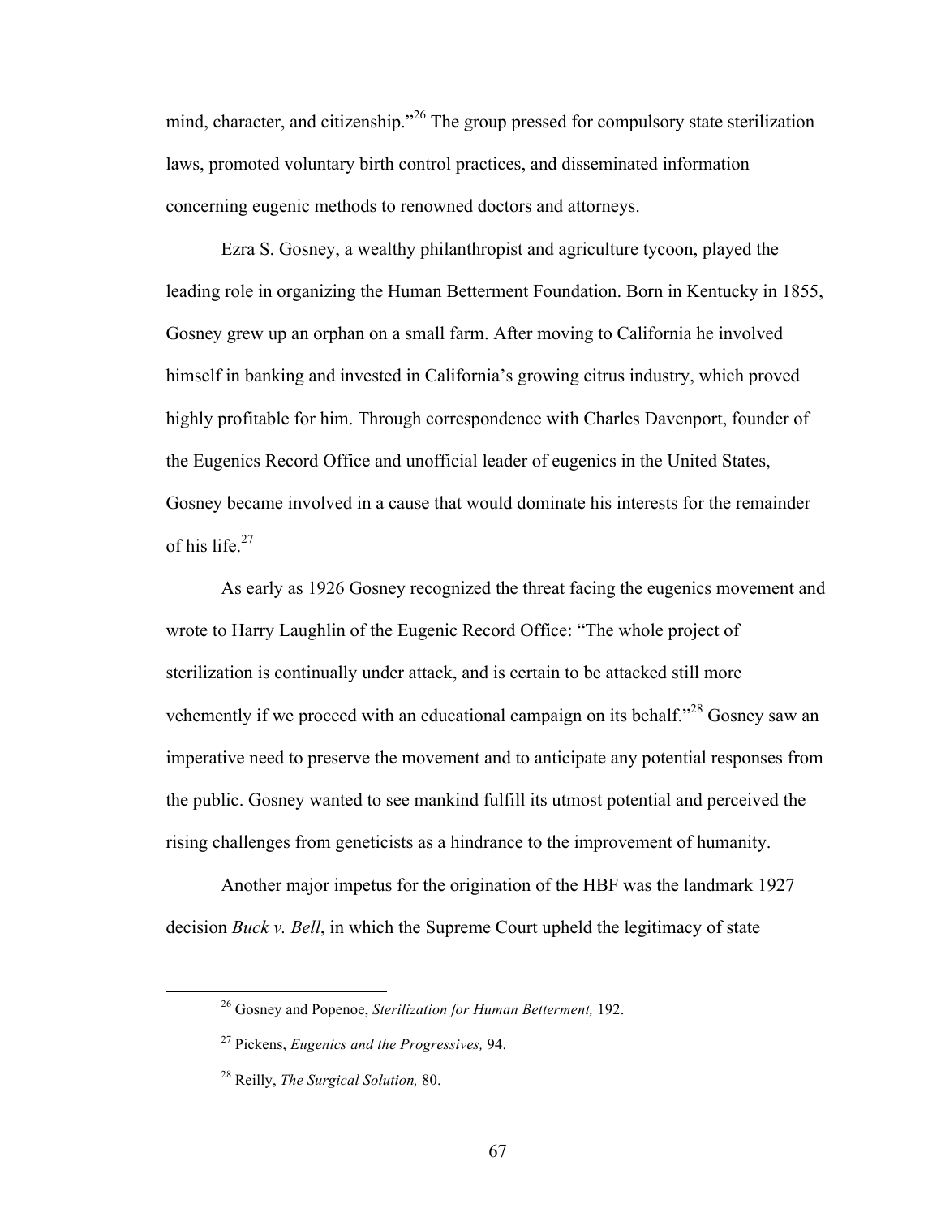mind, character, and citizenship."[26] The group pressed for compulsory state sterilization laws, promoted voluntary birth control practices, and disseminated information concerning eugenic methods to renowned doctors and attorneys.

Ezra S. Gosney, a wealthy philanthropist and agriculture tycoon, played the leading role in organizing the Human Betterment Foundation. Born in Kentucky in 1855, Gosney grew up an orphan on a small farm. After moving to California he involved himself in banking and invested in California's growing citrus industry, which proved highly profitable for him. Through correspondence with Charles Davenport, founder of the Eugenics Record Office and unofficial leader of eugenics in the United States, Gosney became involved in a cause that would dominate his interests for the remainder of his life.[27]

As early as 1926 Gosney recognized the threat facing the eugenics movement and wrote to Harry Laughlin of the Eugenic Record Office: "The whole project of sterilization is continually under attack, and is certain to be attacked still more vehemently if we proceed with an educational campaign on its behalf."[28] Gosney saw an imperative need to preserve the movement and to anticipate any potential responses from the public. Gosney wanted to see mankind fulfill its utmost potential and perceived the rising challenges from geneticists as a hindrance to the improvement of humanity.

Another major impetus for the origination of the HBF was the landmark 1927 decision *Buck v. Bell*, in which the Supreme Court upheld the legitimacy of state

---

[26] Gosney and Popenoe, *Sterilization for Human Betterment,* 192.

[27] Pickens, *Eugenics and the Progressives,* 94.

[28] Reilly, *The Surgical Solution,* 80.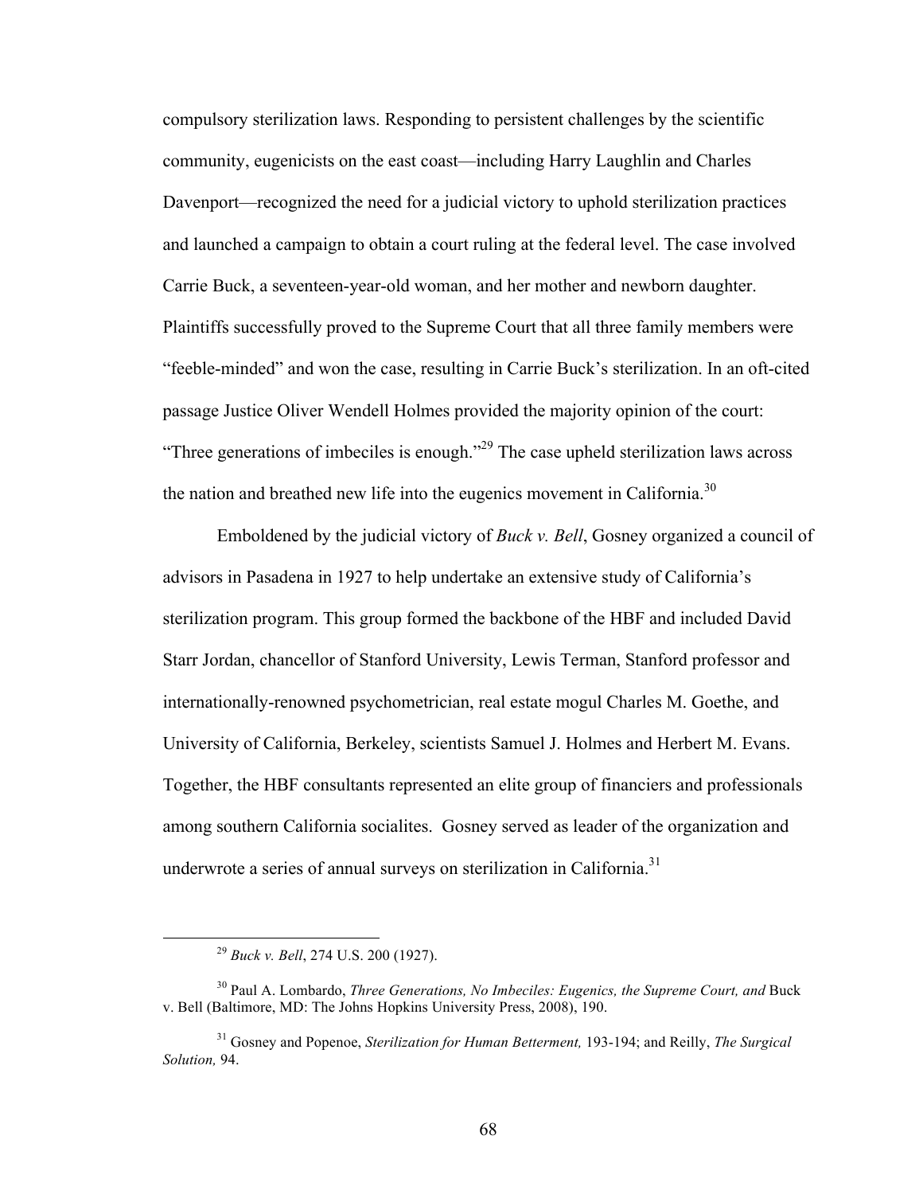compulsory sterilization laws. Responding to persistent challenges by the scientific community, eugenicists on the east coast—including Harry Laughlin and Charles Davenport—recognized the need for a judicial victory to uphold sterilization practices and launched a campaign to obtain a court ruling at the federal level. The case involved Carrie Buck, a seventeen-year-old woman, and her mother and newborn daughter. Plaintiffs successfully proved to the Supreme Court that all three family members were "feeble-minded" and won the case, resulting in Carrie Buck's sterilization. In an oft-cited passage Justice Oliver Wendell Holmes provided the majority opinion of the court: "Three generations of imbeciles is enough."[29] The case upheld sterilization laws across the nation and breathed new life into the eugenics movement in California.[30]

Emboldened by the judicial victory of *Buck v. Bell*, Gosney organized a council of advisors in Pasadena in 1927 to help undertake an extensive study of California's sterilization program. This group formed the backbone of the HBF and included David Starr Jordan, chancellor of Stanford University, Lewis Terman, Stanford professor and internationally-renowned psychometrician, real estate mogul Charles M. Goethe, and University of California, Berkeley, scientists Samuel J. Holmes and Herbert M. Evans. Together, the HBF consultants represented an elite group of financiers and professionals among southern California socialites. Gosney served as leader of the organization and underwrote a series of annual surveys on sterilization in California.[31]

---

[29] *Buck v. Bell*, 274 U.S. 200 (1927).

[30] Paul A. Lombardo, *Three Generations, No Imbeciles: Eugenics, the Supreme Court, and* Buck v. Bell (Baltimore, MD: The Johns Hopkins University Press, 2008), 190.

[31] Gosney and Popenoe, *Sterilization for Human Betterment,* 193-194; and Reilly, *The Surgical Solution,* 94.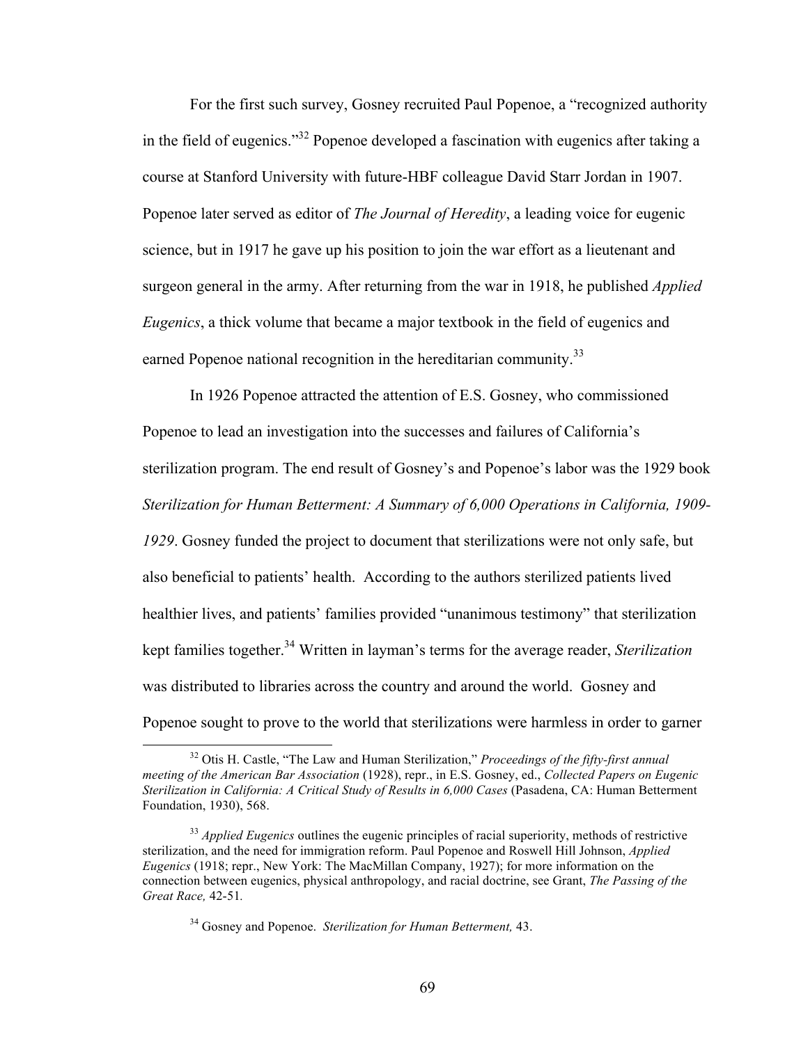For the first such survey, Gosney recruited Paul Popenoe, a "recognized authority in the field of eugenics."[32] Popenoe developed a fascination with eugenics after taking a course at Stanford University with future-HBF colleague David Starr Jordan in 1907. Popenoe later served as editor of *The Journal of Heredity*, a leading voice for eugenic science, but in 1917 he gave up his position to join the war effort as a lieutenant and surgeon general in the army. After returning from the war in 1918, he published *Applied Eugenics*, a thick volume that became a major textbook in the field of eugenics and earned Popenoe national recognition in the hereditarian community.[33]

In 1926 Popenoe attracted the attention of E.S. Gosney, who commissioned Popenoe to lead an investigation into the successes and failures of California's sterilization program. The end result of Gosney's and Popenoe's labor was the 1929 book *Sterilization for Human Betterment: A Summary of 6,000 Operations in California, 1909-1929*. Gosney funded the project to document that sterilizations were not only safe, but also beneficial to patients' health. According to the authors sterilized patients lived healthier lives, and patients' families provided "unanimous testimony" that sterilization kept families together.[34] Written in layman's terms for the average reader, *Sterilization* was distributed to libraries across the country and around the world. Gosney and Popenoe sought to prove to the world that sterilizations were harmless in order to garner

[32] Otis H. Castle, "The Law and Human Sterilization," *Proceedings of the fifty-first annual meeting of the American Bar Association* (1928), repr., in E.S. Gosney, ed., *Collected Papers on Eugenic Sterilization in California: A Critical Study of Results in 6,000 Cases* (Pasadena, CA: Human Betterment Foundation, 1930), 568.

[33] *Applied Eugenics* outlines the eugenic principles of racial superiority, methods of restrictive sterilization, and the need for immigration reform. Paul Popenoe and Roswell Hill Johnson, *Applied Eugenics* (1918; repr., New York: The MacMillan Company, 1927); for more information on the connection between eugenics, physical anthropology, and racial doctrine, see Grant, *The Passing of the Great Race,* 42-51.

[34] Gosney and Popenoe. *Sterilization for Human Betterment,* 43.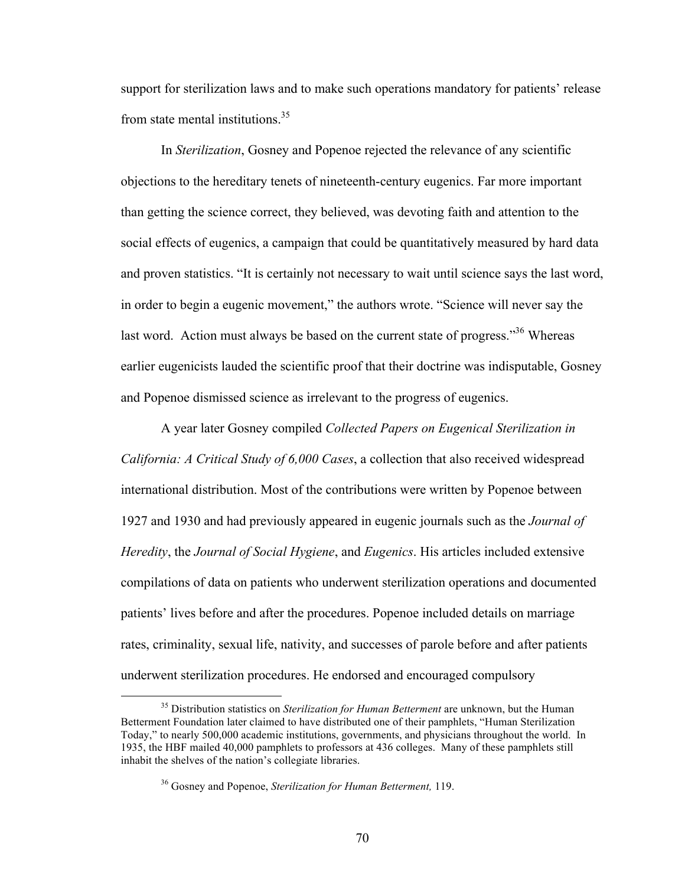support for sterilization laws and to make such operations mandatory for patients' release from state mental institutions.[35]

In *Sterilization*, Gosney and Popenoe rejected the relevance of any scientific objections to the hereditary tenets of nineteenth-century eugenics. Far more important than getting the science correct, they believed, was devoting faith and attention to the social effects of eugenics, a campaign that could be quantitatively measured by hard data and proven statistics. "It is certainly not necessary to wait until science says the last word, in order to begin a eugenic movement," the authors wrote. "Science will never say the last word. Action must always be based on the current state of progress."[36] Whereas earlier eugenicists lauded the scientific proof that their doctrine was indisputable, Gosney and Popenoe dismissed science as irrelevant to the progress of eugenics.

A year later Gosney compiled *Collected Papers on Eugenical Sterilization in California: A Critical Study of 6,000 Cases*, a collection that also received widespread international distribution. Most of the contributions were written by Popenoe between 1927 and 1930 and had previously appeared in eugenic journals such as the *Journal of Heredity*, the *Journal of Social Hygiene*, and *Eugenics*. His articles included extensive compilations of data on patients who underwent sterilization operations and documented patients' lives before and after the procedures. Popenoe included details on marriage rates, criminality, sexual life, nativity, and successes of parole before and after patients underwent sterilization procedures. He endorsed and encouraged compulsory

[35] Distribution statistics on *Sterilization for Human Betterment* are unknown, but the Human Betterment Foundation later claimed to have distributed one of their pamphlets, "Human Sterilization Today," to nearly 500,000 academic institutions, governments, and physicians throughout the world. In 1935, the HBF mailed 40,000 pamphlets to professors at 436 colleges. Many of these pamphlets still inhabit the shelves of the nation's collegiate libraries.

[36] Gosney and Popenoe, *Sterilization for Human Betterment,* 119.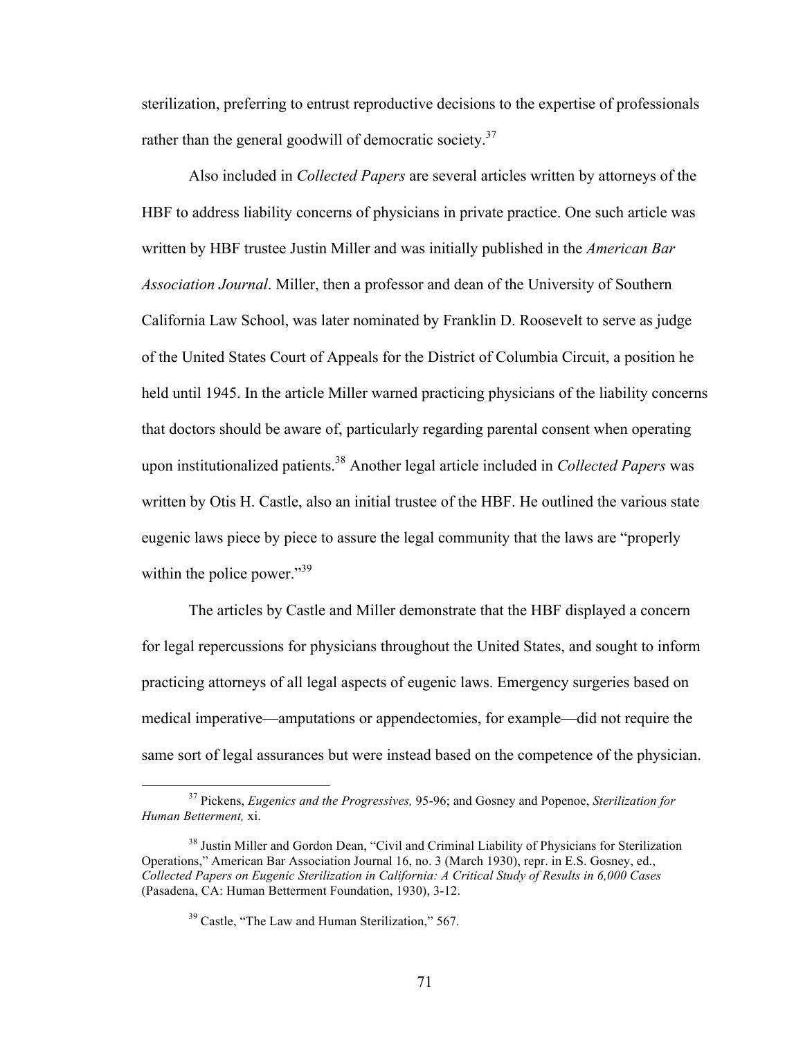sterilization, preferring to entrust reproductive decisions to the expertise of professionals rather than the general goodwill of democratic society.[37]

Also included in *Collected Papers* are several articles written by attorneys of the HBF to address liability concerns of physicians in private practice. One such article was written by HBF trustee Justin Miller and was initially published in the *American Bar Association Journal*. Miller, then a professor and dean of the University of Southern California Law School, was later nominated by Franklin D. Roosevelt to serve as judge of the United States Court of Appeals for the District of Columbia Circuit, a position he held until 1945. In the article Miller warned practicing physicians of the liability concerns that doctors should be aware of, particularly regarding parental consent when operating upon institutionalized patients.[38] Another legal article included in *Collected Papers* was written by Otis H. Castle, also an initial trustee of the HBF. He outlined the various state eugenic laws piece by piece to assure the legal community that the laws are "properly within the police power."[39]

The articles by Castle and Miller demonstrate that the HBF displayed a concern for legal repercussions for physicians throughout the United States, and sought to inform practicing attorneys of all legal aspects of eugenic laws. Emergency surgeries based on medical imperative—amputations or appendectomies, for example—did not require the same sort of legal assurances but were instead based on the competence of the physician.

---

[37] Pickens, *Eugenics and the Progressives,* 95-96; and Gosney and Popenoe, *Sterilization for Human Betterment,* xi.

[38] Justin Miller and Gordon Dean, "Civil and Criminal Liability of Physicians for Sterilization Operations," American Bar Association Journal 16, no. 3 (March 1930), repr. in E.S. Gosney, ed., *Collected Papers on Eugenic Sterilization in California: A Critical Study of Results in 6,000 Cases* (Pasadena, CA: Human Betterment Foundation, 1930), 3-12.

[39] Castle, "The Law and Human Sterilization," 567.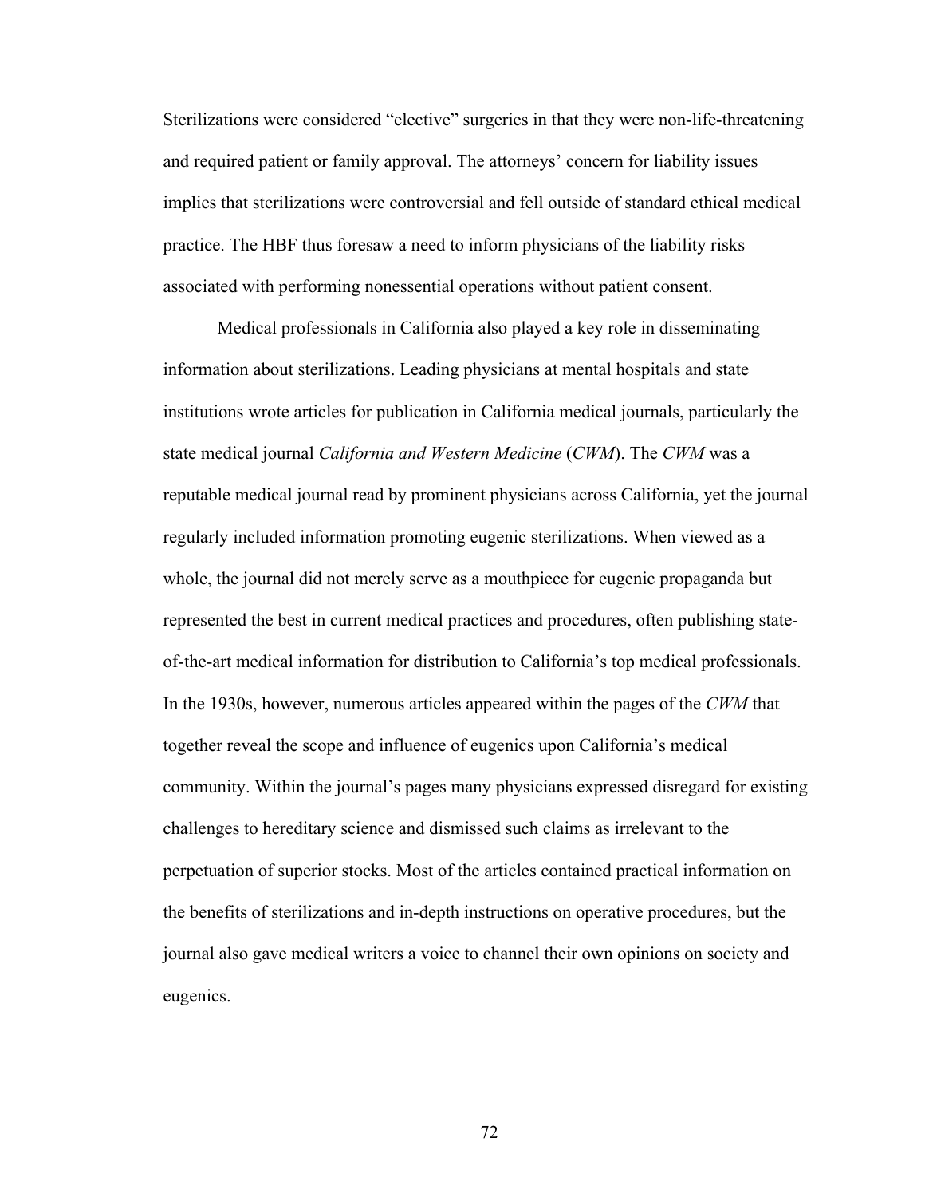Sterilizations were considered "elective" surgeries in that they were non-life-threatening and required patient or family approval. The attorneys' concern for liability issues implies that sterilizations were controversial and fell outside of standard ethical medical practice. The HBF thus foresaw a need to inform physicians of the liability risks associated with performing nonessential operations without patient consent.

Medical professionals in California also played a key role in disseminating information about sterilizations. Leading physicians at mental hospitals and state institutions wrote articles for publication in California medical journals, particularly the state medical journal *California and Western Medicine* (*CWM*). The *CWM* was a reputable medical journal read by prominent physicians across California, yet the journal regularly included information promoting eugenic sterilizations. When viewed as a whole, the journal did not merely serve as a mouthpiece for eugenic propaganda but represented the best in current medical practices and procedures, often publishing state-of-the-art medical information for distribution to California's top medical professionals. In the 1930s, however, numerous articles appeared within the pages of the *CWM* that together reveal the scope and influence of eugenics upon California's medical community. Within the journal's pages many physicians expressed disregard for existing challenges to hereditary science and dismissed such claims as irrelevant to the perpetuation of superior stocks. Most of the articles contained practical information on the benefits of sterilizations and in-depth instructions on operative procedures, but the journal also gave medical writers a voice to channel their own opinions on society and eugenics.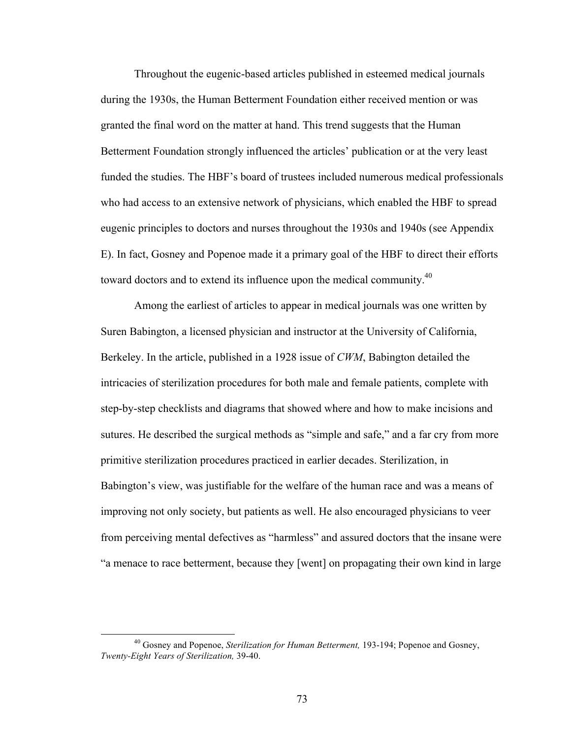Throughout the eugenic-based articles published in esteemed medical journals during the 1930s, the Human Betterment Foundation either received mention or was granted the final word on the matter at hand. This trend suggests that the Human Betterment Foundation strongly influenced the articles' publication or at the very least funded the studies. The HBF's board of trustees included numerous medical professionals who had access to an extensive network of physicians, which enabled the HBF to spread eugenic principles to doctors and nurses throughout the 1930s and 1940s (see Appendix E). In fact, Gosney and Popenoe made it a primary goal of the HBF to direct their efforts toward doctors and to extend its influence upon the medical community.[40]

Among the earliest of articles to appear in medical journals was one written by Suren Babington, a licensed physician and instructor at the University of California, Berkeley. In the article, published in a 1928 issue of *CWM*, Babington detailed the intricacies of sterilization procedures for both male and female patients, complete with step-by-step checklists and diagrams that showed where and how to make incisions and sutures. He described the surgical methods as "simple and safe," and a far cry from more primitive sterilization procedures practiced in earlier decades. Sterilization, in Babington's view, was justifiable for the welfare of the human race and was a means of improving not only society, but patients as well. He also encouraged physicians to veer from perceiving mental defectives as "harmless" and assured doctors that the insane were "a menace to race betterment, because they [went] on propagating their own kind in large

[40] Gosney and Popenoe, *Sterilization for Human Betterment,* 193-194; Popenoe and Gosney, *Twenty-Eight Years of Sterilization,* 39-40.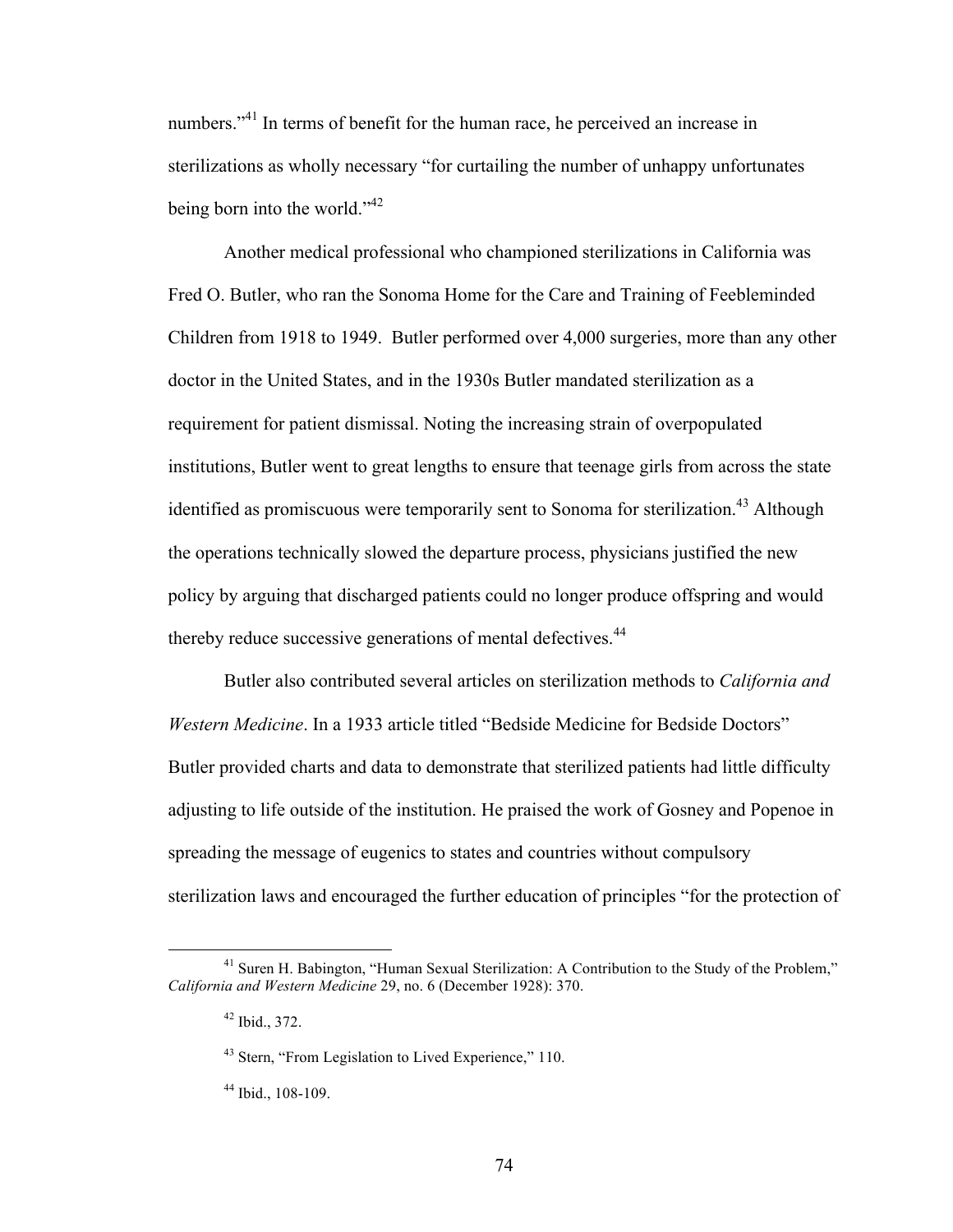numbers."[41] In terms of benefit for the human race, he perceived an increase in sterilizations as wholly necessary "for curtailing the number of unhappy unfortunates being born into the world."[42]

Another medical professional who championed sterilizations in California was Fred O. Butler, who ran the Sonoma Home for the Care and Training of Feebleminded Children from 1918 to 1949. Butler performed over 4,000 surgeries, more than any other doctor in the United States, and in the 1930s Butler mandated sterilization as a requirement for patient dismissal. Noting the increasing strain of overpopulated institutions, Butler went to great lengths to ensure that teenage girls from across the state identified as promiscuous were temporarily sent to Sonoma for sterilization.[43] Although the operations technically slowed the departure process, physicians justified the new policy by arguing that discharged patients could no longer produce offspring and would thereby reduce successive generations of mental defectives.[44]

Butler also contributed several articles on sterilization methods to *California and Western Medicine*. In a 1933 article titled "Bedside Medicine for Bedside Doctors" Butler provided charts and data to demonstrate that sterilized patients had little difficulty adjusting to life outside of the institution. He praised the work of Gosney and Popenoe in spreading the message of eugenics to states and countries without compulsory sterilization laws and encouraged the further education of principles "for the protection of

---

[41] Suren H. Babington, "Human Sexual Sterilization: A Contribution to the Study of the Problem," *California and Western Medicine* 29, no. 6 (December 1928): 370.

[42] Ibid., 372.

[43] Stern, "From Legislation to Lived Experience," 110.

[44] Ibid., 108-109.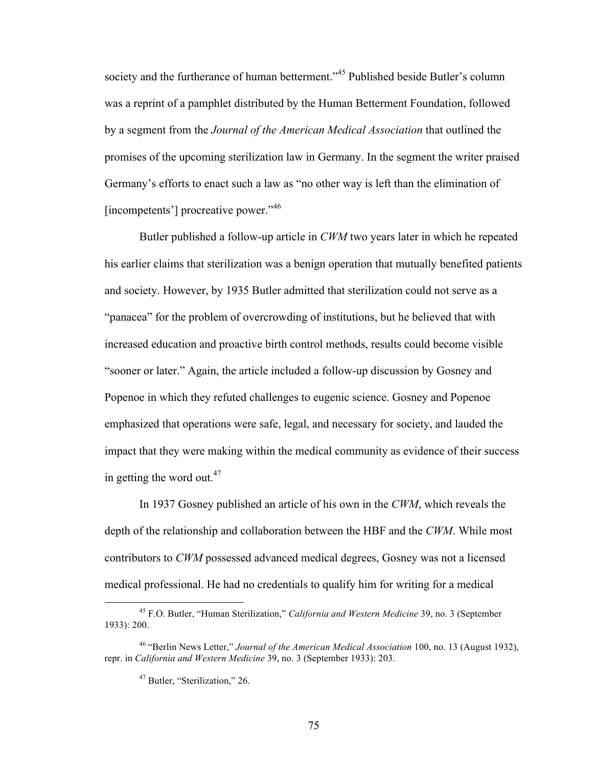society and the furtherance of human betterment."[45] Published beside Butler's column was a reprint of a pamphlet distributed by the Human Betterment Foundation, followed by a segment from the *Journal of the American Medical Association* that outlined the promises of the upcoming sterilization law in Germany. In the segment the writer praised Germany's efforts to enact such a law as "no other way is left than the elimination of [incompetents'] procreative power."[46]

Butler published a follow-up article in *CWM* two years later in which he repeated his earlier claims that sterilization was a benign operation that mutually benefited patients and society. However, by 1935 Butler admitted that sterilization could not serve as a "panacea" for the problem of overcrowding of institutions, but he believed that with increased education and proactive birth control methods, results could become visible "sooner or later." Again, the article included a follow-up discussion by Gosney and Popenoe in which they refuted challenges to eugenic science. Gosney and Popenoe emphasized that operations were safe, legal, and necessary for society, and lauded the impact that they were making within the medical community as evidence of their success in getting the word out.[47]

In 1937 Gosney published an article of his own in the *CWM*, which reveals the depth of the relationship and collaboration between the HBF and the *CWM*. While most contributors to *CWM* possessed advanced medical degrees, Gosney was not a licensed medical professional. He had no credentials to qualify him for writing for a medical

---

[45] F.O. Butler, "Human Sterilization," *California and Western Medicine* 39, no. 3 (September 1933): 200.

[46] "Berlin News Letter," *Journal of the American Medical Association* 100, no. 13 (August 1932), repr. in *California and Western Medicine* 39, no. 3 (September 1933): 203.

[47] Butler, "Sterilization," 26.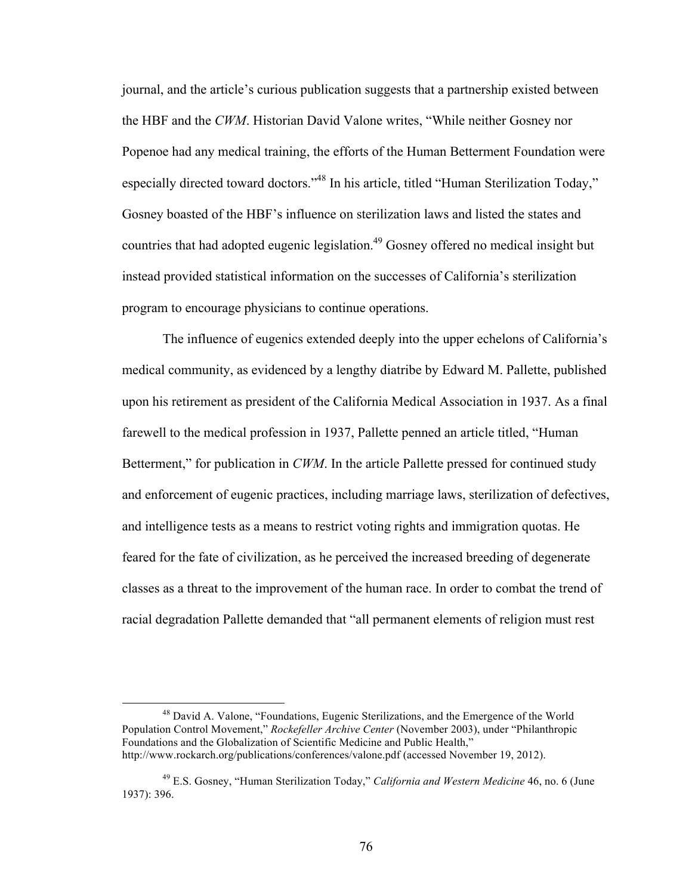journal, and the article's curious publication suggests that a partnership existed between the HBF and the *CWM*. Historian David Valone writes, "While neither Gosney nor Popenoe had any medical training, the efforts of the Human Betterment Foundation were especially directed toward doctors."[48] In his article, titled "Human Sterilization Today," Gosney boasted of the HBF's influence on sterilization laws and listed the states and countries that had adopted eugenic legislation.[49] Gosney offered no medical insight but instead provided statistical information on the successes of California's sterilization program to encourage physicians to continue operations.

The influence of eugenics extended deeply into the upper echelons of California's medical community, as evidenced by a lengthy diatribe by Edward M. Pallette, published upon his retirement as president of the California Medical Association in 1937. As a final farewell to the medical profession in 1937, Pallette penned an article titled, "Human Betterment," for publication in *CWM*. In the article Pallette pressed for continued study and enforcement of eugenic practices, including marriage laws, sterilization of defectives, and intelligence tests as a means to restrict voting rights and immigration quotas. He feared for the fate of civilization, as he perceived the increased breeding of degenerate classes as a threat to the improvement of the human race. In order to combat the trend of racial degradation Pallette demanded that "all permanent elements of religion must rest

---

[48] David A. Valone, "Foundations, Eugenic Sterilizations, and the Emergence of the World Population Control Movement," *Rockefeller Archive Center* (November 2003), under "Philanthropic Foundations and the Globalization of Scientific Medicine and Public Health," http://www.rockarch.org/publications/conferences/valone.pdf (accessed November 19, 2012).

[49] E.S. Gosney, "Human Sterilization Today," *California and Western Medicine* 46, no. 6 (June 1937): 396.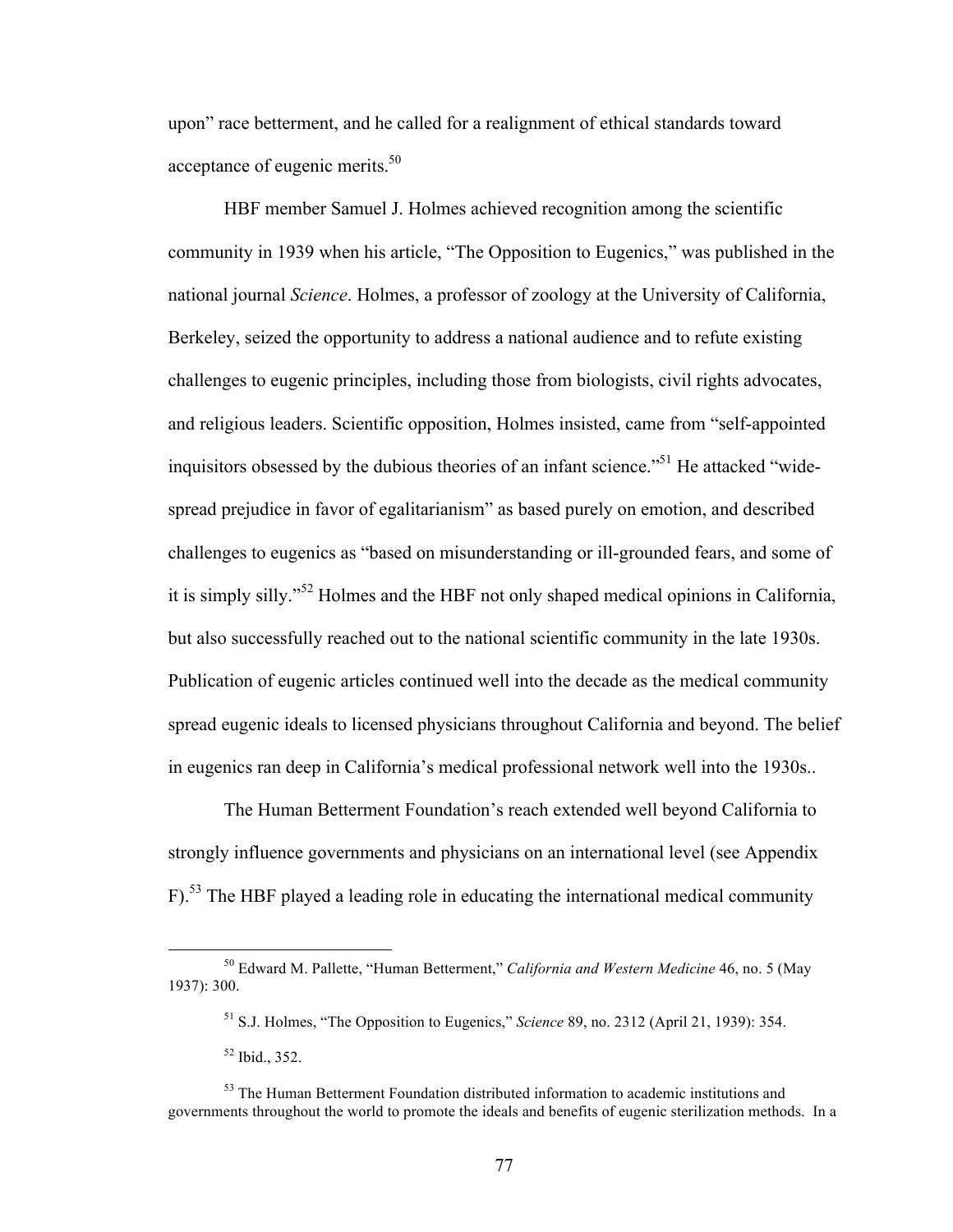upon" race betterment, and he called for a realignment of ethical standards toward acceptance of eugenic merits.[50]

HBF member Samuel J. Holmes achieved recognition among the scientific community in 1939 when his article, "The Opposition to Eugenics," was published in the national journal *Science*. Holmes, a professor of zoology at the University of California, Berkeley, seized the opportunity to address a national audience and to refute existing challenges to eugenic principles, including those from biologists, civil rights advocates, and religious leaders. Scientific opposition, Holmes insisted, came from "self-appointed inquisitors obsessed by the dubious theories of an infant science."[51] He attacked "wide-spread prejudice in favor of egalitarianism" as based purely on emotion, and described challenges to eugenics as "based on misunderstanding or ill-grounded fears, and some of it is simply silly."[52] Holmes and the HBF not only shaped medical opinions in California, but also successfully reached out to the national scientific community in the late 1930s. Publication of eugenic articles continued well into the decade as the medical community spread eugenic ideals to licensed physicians throughout California and beyond. The belief in eugenics ran deep in California's medical professional network well into the 1930s..

The Human Betterment Foundation's reach extended well beyond California to strongly influence governments and physicians on an international level (see Appendix F).[53] The HBF played a leading role in educating the international medical community

---

[50] Edward M. Pallette, "Human Betterment," *California and Western Medicine* 46, no. 5 (May 1937): 300.

[51] S.J. Holmes, "The Opposition to Eugenics," *Science* 89, no. 2312 (April 21, 1939): 354.

[52] Ibid., 352.

[53] The Human Betterment Foundation distributed information to academic institutions and governments throughout the world to promote the ideals and benefits of eugenic sterilization methods. In a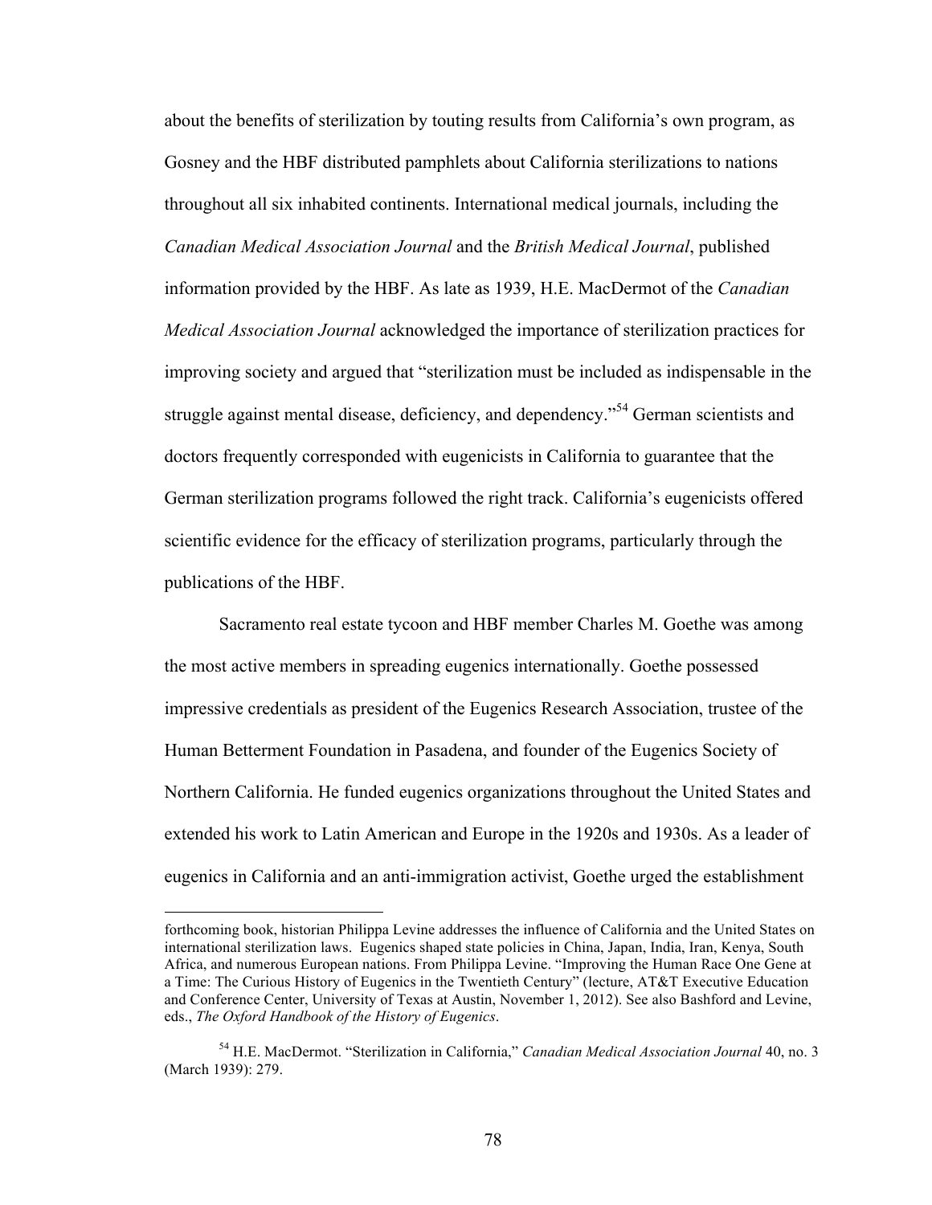about the benefits of sterilization by touting results from California's own program, as Gosney and the HBF distributed pamphlets about California sterilizations to nations throughout all six inhabited continents. International medical journals, including the *Canadian Medical Association Journal* and the *British Medical Journal*, published information provided by the HBF. As late as 1939, H.E. MacDermot of the *Canadian Medical Association Journal* acknowledged the importance of sterilization practices for improving society and argued that "sterilization must be included as indispensable in the struggle against mental disease, deficiency, and dependency."[54] German scientists and doctors frequently corresponded with eugenicists in California to guarantee that the German sterilization programs followed the right track. California's eugenicists offered scientific evidence for the efficacy of sterilization programs, particularly through the publications of the HBF.

Sacramento real estate tycoon and HBF member Charles M. Goethe was among the most active members in spreading eugenics internationally. Goethe possessed impressive credentials as president of the Eugenics Research Association, trustee of the Human Betterment Foundation in Pasadena, and founder of the Eugenics Society of Northern California. He funded eugenics organizations throughout the United States and extended his work to Latin American and Europe in the 1920s and 1930s. As a leader of eugenics in California and an anti-immigration activist, Goethe urged the establishment

---

forthcoming book, historian Philippa Levine addresses the influence of California and the United States on international sterilization laws. Eugenics shaped state policies in China, Japan, India, Iran, Kenya, South Africa, and numerous European nations. From Philippa Levine. "Improving the Human Race One Gene at a Time: The Curious History of Eugenics in the Twentieth Century" (lecture, AT&T Executive Education and Conference Center, University of Texas at Austin, November 1, 2012). See also Bashford and Levine, eds., *The Oxford Handbook of the History of Eugenics*.

[54] H.E. MacDermot. "Sterilization in California," *Canadian Medical Association Journal* 40, no. 3 (March 1939): 279.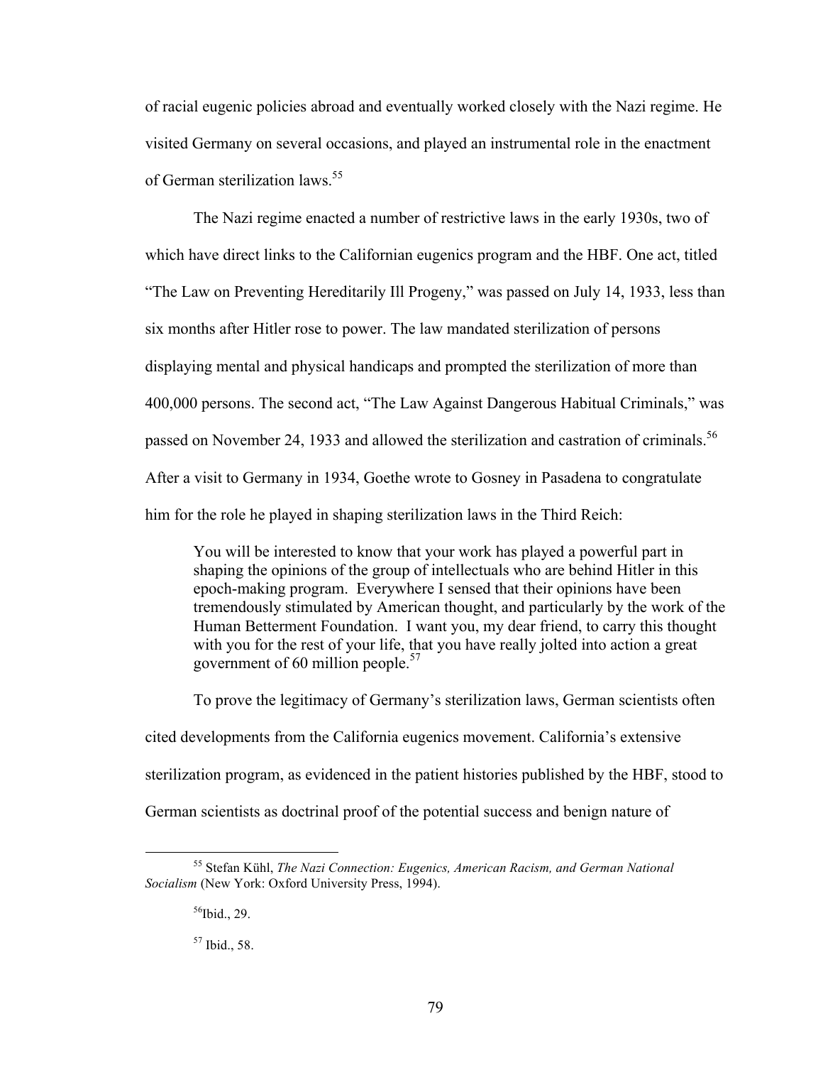of racial eugenic policies abroad and eventually worked closely with the Nazi regime. He visited Germany on several occasions, and played an instrumental role in the enactment of German sterilization laws.[55]

The Nazi regime enacted a number of restrictive laws in the early 1930s, two of which have direct links to the Californian eugenics program and the HBF. One act, titled "The Law on Preventing Hereditarily Ill Progeny," was passed on July 14, 1933, less than six months after Hitler rose to power. The law mandated sterilization of persons displaying mental and physical handicaps and prompted the sterilization of more than 400,000 persons. The second act, "The Law Against Dangerous Habitual Criminals," was passed on November 24, 1933 and allowed the sterilization and castration of criminals.[56] After a visit to Germany in 1934, Goethe wrote to Gosney in Pasadena to congratulate him for the role he played in shaping sterilization laws in the Third Reich:

> You will be interested to know that your work has played a powerful part in shaping the opinions of the group of intellectuals who are behind Hitler in this epoch-making program. Everywhere I sensed that their opinions have been tremendously stimulated by American thought, and particularly by the work of the Human Betterment Foundation. I want you, my dear friend, to carry this thought with you for the rest of your life, that you have really jolted into action a great government of 60 million people.[57]

To prove the legitimacy of Germany's sterilization laws, German scientists often cited developments from the California eugenics movement. California's extensive sterilization program, as evidenced in the patient histories published by the HBF, stood to German scientists as doctrinal proof of the potential success and benign nature of

---

[55] Stefan Kühl, *The Nazi Connection: Eugenics, American Racism, and German National Socialism* (New York: Oxford University Press, 1994).

[56] Ibid., 29.

[57] Ibid., 58.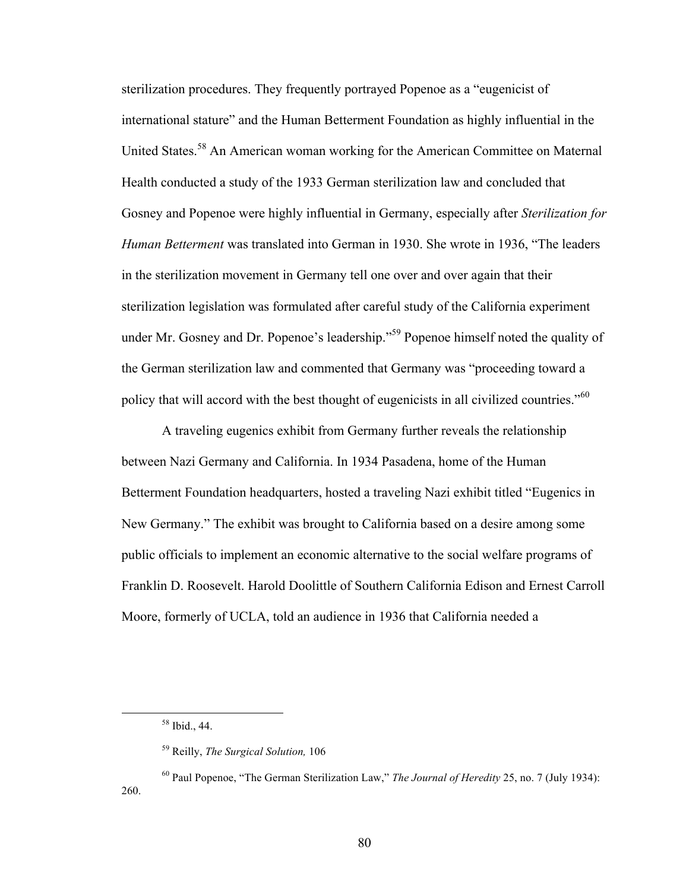sterilization procedures. They frequently portrayed Popenoe as a "eugenicist of international stature" and the Human Betterment Foundation as highly influential in the United States.[58] An American woman working for the American Committee on Maternal Health conducted a study of the 1933 German sterilization law and concluded that Gosney and Popenoe were highly influential in Germany, especially after *Sterilization for Human Betterment* was translated into German in 1930. She wrote in 1936, "The leaders in the sterilization movement in Germany tell one over and over again that their sterilization legislation was formulated after careful study of the California experiment under Mr. Gosney and Dr. Popenoe's leadership."[59] Popenoe himself noted the quality of the German sterilization law and commented that Germany was "proceeding toward a policy that will accord with the best thought of eugenicists in all civilized countries."[60]

A traveling eugenics exhibit from Germany further reveals the relationship between Nazi Germany and California. In 1934 Pasadena, home of the Human Betterment Foundation headquarters, hosted a traveling Nazi exhibit titled "Eugenics in New Germany." The exhibit was brought to California based on a desire among some public officials to implement an economic alternative to the social welfare programs of Franklin D. Roosevelt. Harold Doolittle of Southern California Edison and Ernest Carroll Moore, formerly of UCLA, told an audience in 1936 that California needed a

---

[58] Ibid., 44.

[59] Reilly, *The Surgical Solution,* 106

[60] Paul Popenoe, "The German Sterilization Law," *The Journal of Heredity* 25, no. 7 (July 1934): 260.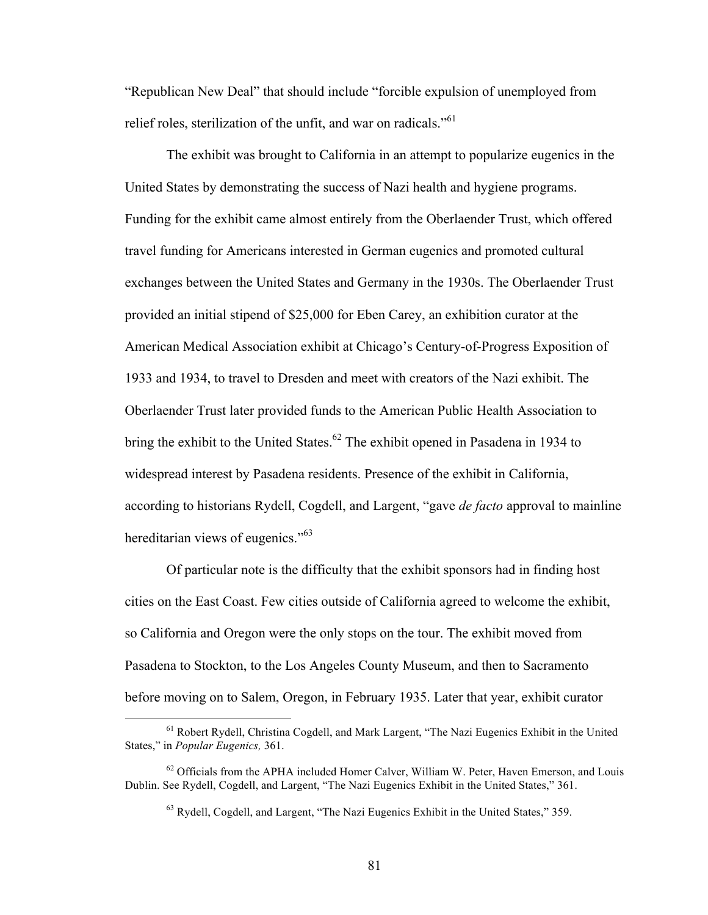"Republican New Deal" that should include "forcible expulsion of unemployed from relief roles, sterilization of the unfit, and war on radicals."[61]

The exhibit was brought to California in an attempt to popularize eugenics in the United States by demonstrating the success of Nazi health and hygiene programs. Funding for the exhibit came almost entirely from the Oberlaender Trust, which offered travel funding for Americans interested in German eugenics and promoted cultural exchanges between the United States and Germany in the 1930s. The Oberlaender Trust provided an initial stipend of $25,000 for Eben Carey, an exhibition curator at the American Medical Association exhibit at Chicago's Century-of-Progress Exposition of 1933 and 1934, to travel to Dresden and meet with creators of the Nazi exhibit. The Oberlaender Trust later provided funds to the American Public Health Association to bring the exhibit to the United States.[62] The exhibit opened in Pasadena in 1934 to widespread interest by Pasadena residents. Presence of the exhibit in California, according to historians Rydell, Cogdell, and Largent, "gave *de facto* approval to mainline hereditarian views of eugenics."[63]

Of particular note is the difficulty that the exhibit sponsors had in finding host cities on the East Coast. Few cities outside of California agreed to welcome the exhibit, so California and Oregon were the only stops on the tour. The exhibit moved from Pasadena to Stockton, to the Los Angeles County Museum, and then to Sacramento before moving on to Salem, Oregon, in February 1935. Later that year, exhibit curator

---

[61] Robert Rydell, Christina Cogdell, and Mark Largent, "The Nazi Eugenics Exhibit in the United States," in *Popular Eugenics,* 361.

[62] Officials from the APHA included Homer Calver, William W. Peter, Haven Emerson, and Louis Dublin. See Rydell, Cogdell, and Largent, "The Nazi Eugenics Exhibit in the United States," 361.

[63] Rydell, Cogdell, and Largent, "The Nazi Eugenics Exhibit in the United States," 359.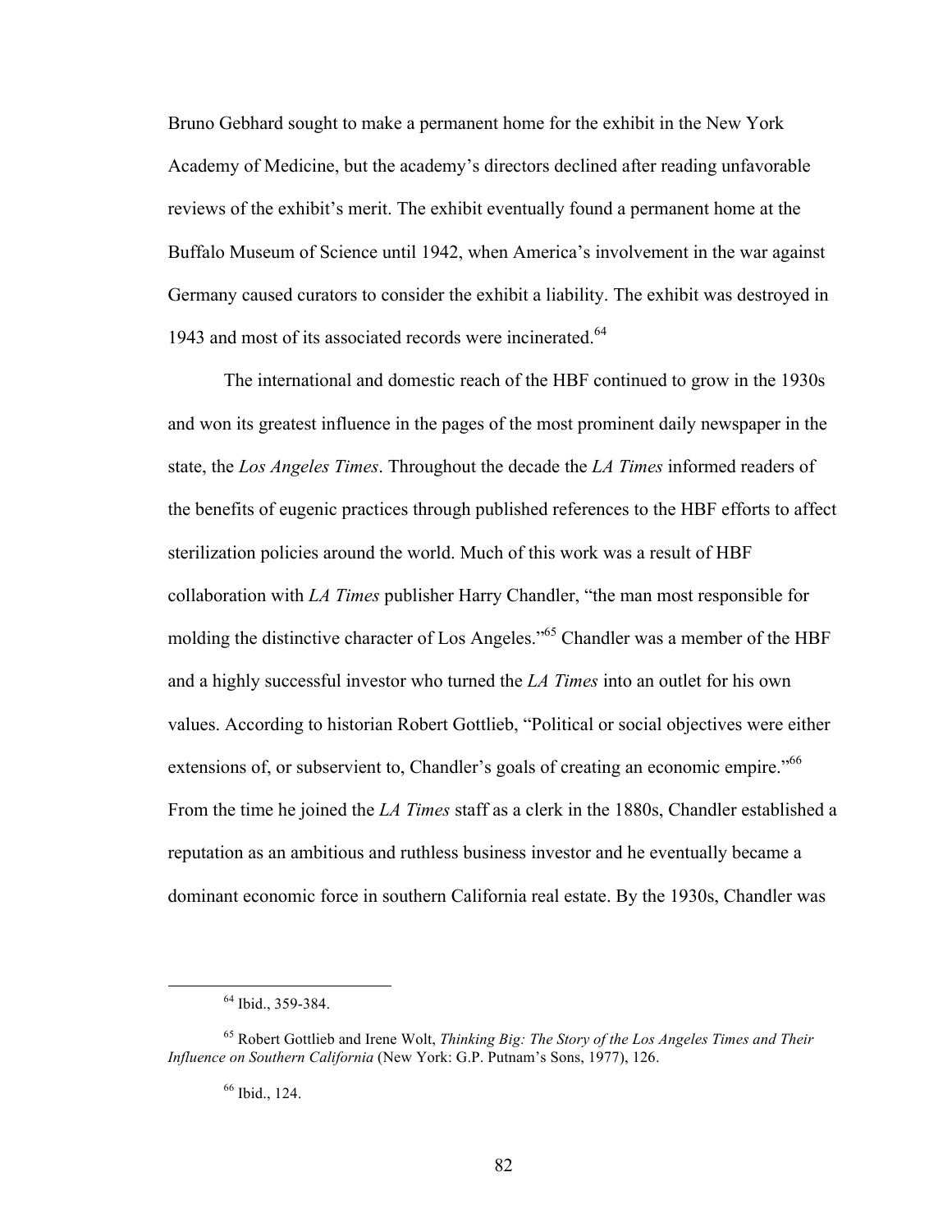Bruno Gebhard sought to make a permanent home for the exhibit in the New York Academy of Medicine, but the academy's directors declined after reading unfavorable reviews of the exhibit's merit. The exhibit eventually found a permanent home at the Buffalo Museum of Science until 1942, when America's involvement in the war against Germany caused curators to consider the exhibit a liability. The exhibit was destroyed in 1943 and most of its associated records were incinerated.[64]

The international and domestic reach of the HBF continued to grow in the 1930s and won its greatest influence in the pages of the most prominent daily newspaper in the state, the *Los Angeles Times*. Throughout the decade the *LA Times* informed readers of the benefits of eugenic practices through published references to the HBF efforts to affect sterilization policies around the world. Much of this work was a result of HBF collaboration with *LA Times* publisher Harry Chandler, "the man most responsible for molding the distinctive character of Los Angeles."[65] Chandler was a member of the HBF and a highly successful investor who turned the *LA Times* into an outlet for his own values. According to historian Robert Gottlieb, "Political or social objectives were either extensions of, or subservient to, Chandler's goals of creating an economic empire."[66] From the time he joined the *LA Times* staff as a clerk in the 1880s, Chandler established a reputation as an ambitious and ruthless business investor and he eventually became a dominant economic force in southern California real estate. By the 1930s, Chandler was

---

[64] Ibid., 359-384.

[65] Robert Gottlieb and Irene Wolt, *Thinking Big: The Story of the Los Angeles Times and Their Influence on Southern California* (New York: G.P. Putnam's Sons, 1977), 126.

[66] Ibid., 124.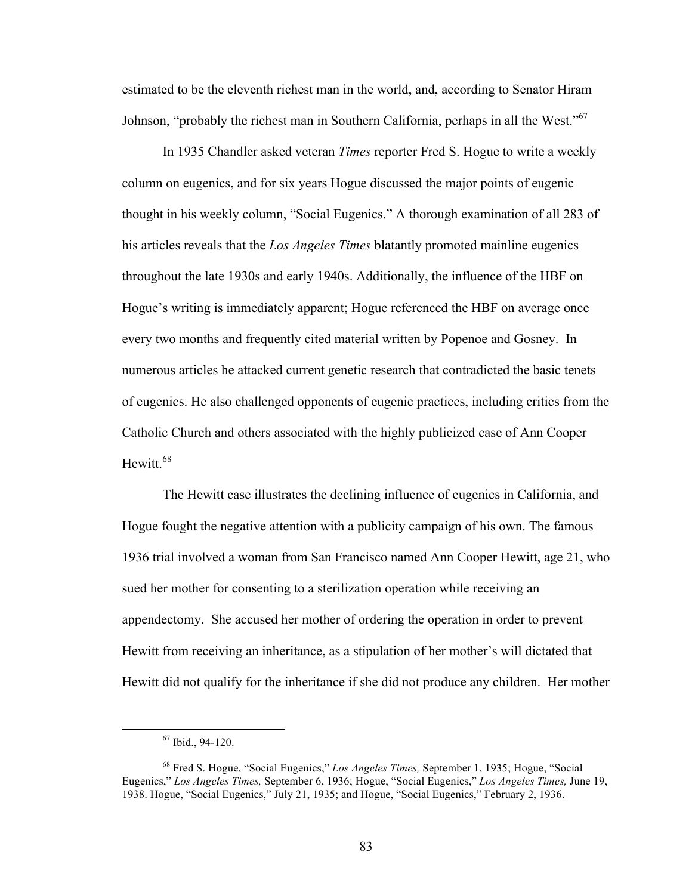estimated to be the eleventh richest man in the world, and, according to Senator Hiram Johnson, "probably the richest man in Southern California, perhaps in all the West."[67]

In 1935 Chandler asked veteran *Times* reporter Fred S. Hogue to write a weekly column on eugenics, and for six years Hogue discussed the major points of eugenic thought in his weekly column, "Social Eugenics." A thorough examination of all 283 of his articles reveals that the *Los Angeles Times* blatantly promoted mainline eugenics throughout the late 1930s and early 1940s. Additionally, the influence of the HBF on Hogue's writing is immediately apparent; Hogue referenced the HBF on average once every two months and frequently cited material written by Popenoe and Gosney. In numerous articles he attacked current genetic research that contradicted the basic tenets of eugenics. He also challenged opponents of eugenic practices, including critics from the Catholic Church and others associated with the highly publicized case of Ann Cooper Hewitt.[68]

The Hewitt case illustrates the declining influence of eugenics in California, and Hogue fought the negative attention with a publicity campaign of his own. The famous 1936 trial involved a woman from San Francisco named Ann Cooper Hewitt, age 21, who sued her mother for consenting to a sterilization operation while receiving an appendectomy. She accused her mother of ordering the operation in order to prevent Hewitt from receiving an inheritance, as a stipulation of her mother's will dictated that Hewitt did not qualify for the inheritance if she did not produce any children. Her mother

---

[67] Ibid., 94-120.

[68] Fred S. Hogue, "Social Eugenics," *Los Angeles Times,* September 1, 1935; Hogue, "Social Eugenics," *Los Angeles Times,* September 6, 1936; Hogue, "Social Eugenics," *Los Angeles Times,* June 19, 1938. Hogue, "Social Eugenics," July 21, 1935; and Hogue, "Social Eugenics," February 2, 1936.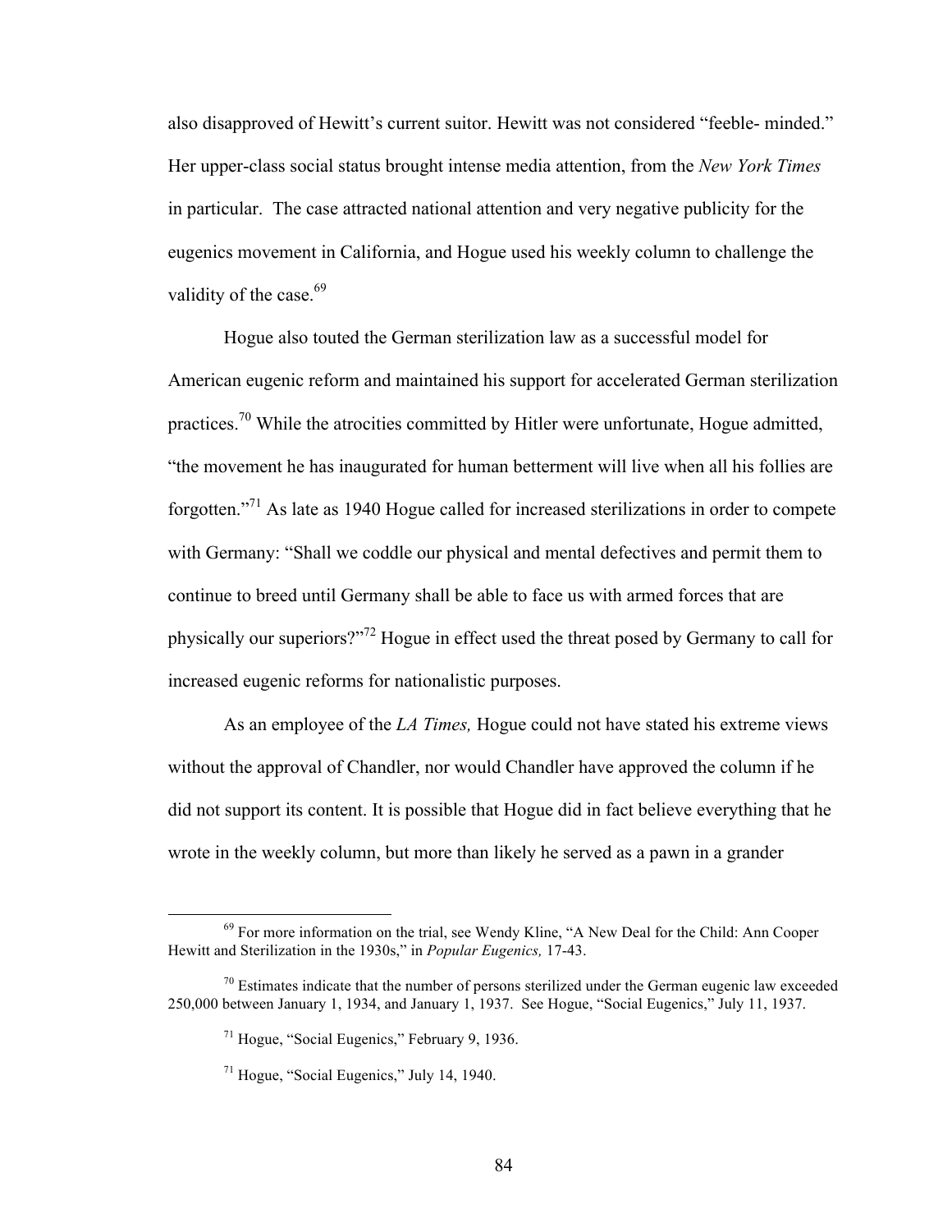also disapproved of Hewitt's current suitor. Hewitt was not considered "feeble- minded." Her upper-class social status brought intense media attention, from the *New York Times* in particular. The case attracted national attention and very negative publicity for the eugenics movement in California, and Hogue used his weekly column to challenge the validity of the case.[69]

Hogue also touted the German sterilization law as a successful model for American eugenic reform and maintained his support for accelerated German sterilization practices.[70] While the atrocities committed by Hitler were unfortunate, Hogue admitted, "the movement he has inaugurated for human betterment will live when all his follies are forgotten."[71] As late as 1940 Hogue called for increased sterilizations in order to compete with Germany: "Shall we coddle our physical and mental defectives and permit them to continue to breed until Germany shall be able to face us with armed forces that are physically our superiors?"[72] Hogue in effect used the threat posed by Germany to call for increased eugenic reforms for nationalistic purposes.

As an employee of the *LA Times,* Hogue could not have stated his extreme views without the approval of Chandler, nor would Chandler have approved the column if he did not support its content. It is possible that Hogue did in fact believe everything that he wrote in the weekly column, but more than likely he served as a pawn in a grander

---

[69] For more information on the trial, see Wendy Kline, "A New Deal for the Child: Ann Cooper Hewitt and Sterilization in the 1930s," in *Popular Eugenics,* 17-43.

[70] Estimates indicate that the number of persons sterilized under the German eugenic law exceeded 250,000 between January 1, 1934, and January 1, 1937. See Hogue, "Social Eugenics," July 11, 1937.

[71] Hogue, "Social Eugenics," February 9, 1936.

[71] Hogue, "Social Eugenics," July 14, 1940.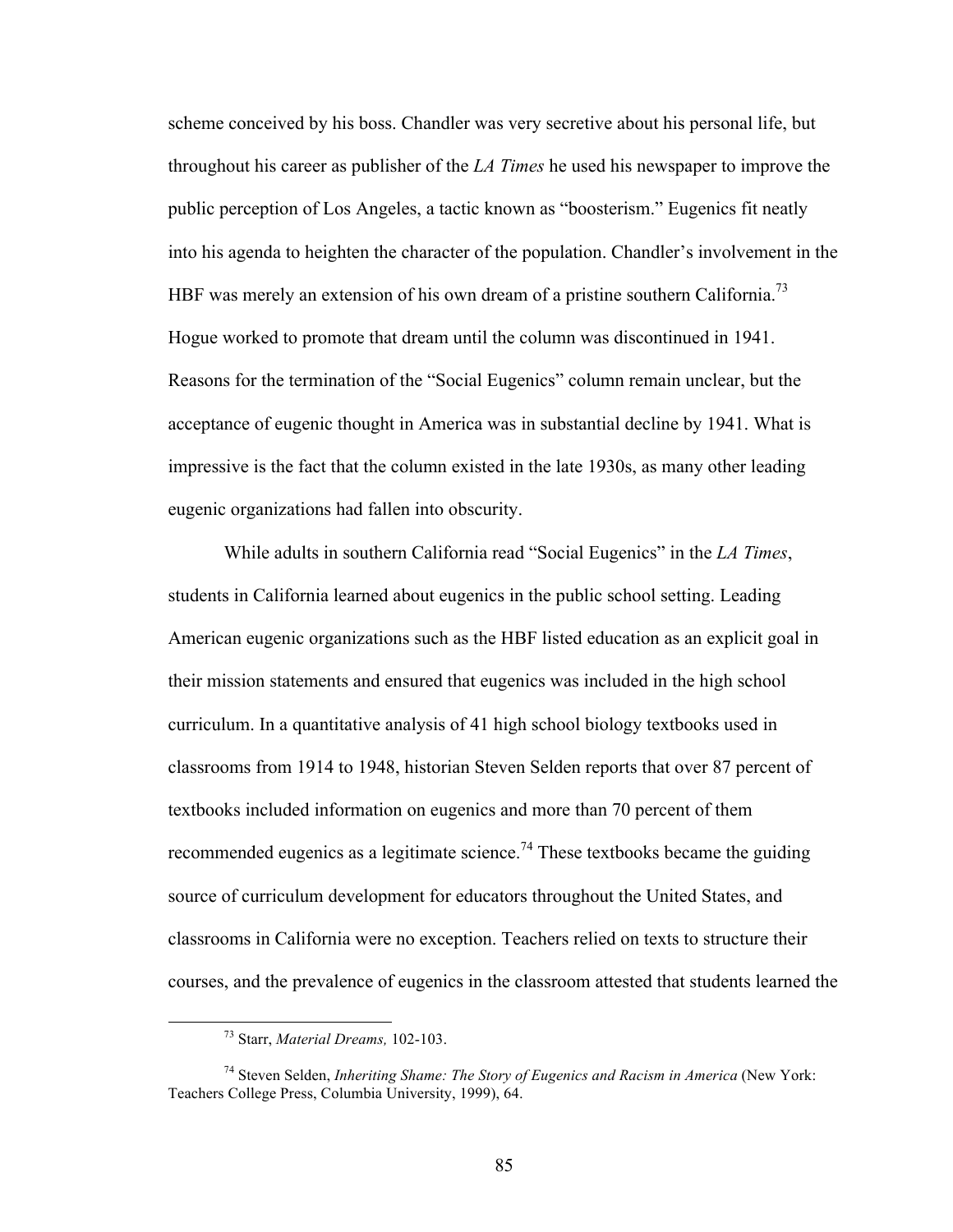scheme conceived by his boss. Chandler was very secretive about his personal life, but throughout his career as publisher of the *LA Times* he used his newspaper to improve the public perception of Los Angeles, a tactic known as "boosterism." Eugenics fit neatly into his agenda to heighten the character of the population. Chandler's involvement in the HBF was merely an extension of his own dream of a pristine southern California.[73] Hogue worked to promote that dream until the column was discontinued in 1941. Reasons for the termination of the "Social Eugenics" column remain unclear, but the acceptance of eugenic thought in America was in substantial decline by 1941. What is impressive is the fact that the column existed in the late 1930s, as many other leading eugenic organizations had fallen into obscurity.

While adults in southern California read "Social Eugenics" in the *LA Times*, students in California learned about eugenics in the public school setting. Leading American eugenic organizations such as the HBF listed education as an explicit goal in their mission statements and ensured that eugenics was included in the high school curriculum. In a quantitative analysis of 41 high school biology textbooks used in classrooms from 1914 to 1948, historian Steven Selden reports that over 87 percent of textbooks included information on eugenics and more than 70 percent of them recommended eugenics as a legitimate science.[74] These textbooks became the guiding source of curriculum development for educators throughout the United States, and classrooms in California were no exception. Teachers relied on texts to structure their courses, and the prevalence of eugenics in the classroom attested that students learned the

[73] Starr, *Material Dreams,* 102-103.

[74] Steven Selden, *Inheriting Shame: The Story of Eugenics and Racism in America* (New York: Teachers College Press, Columbia University, 1999), 64.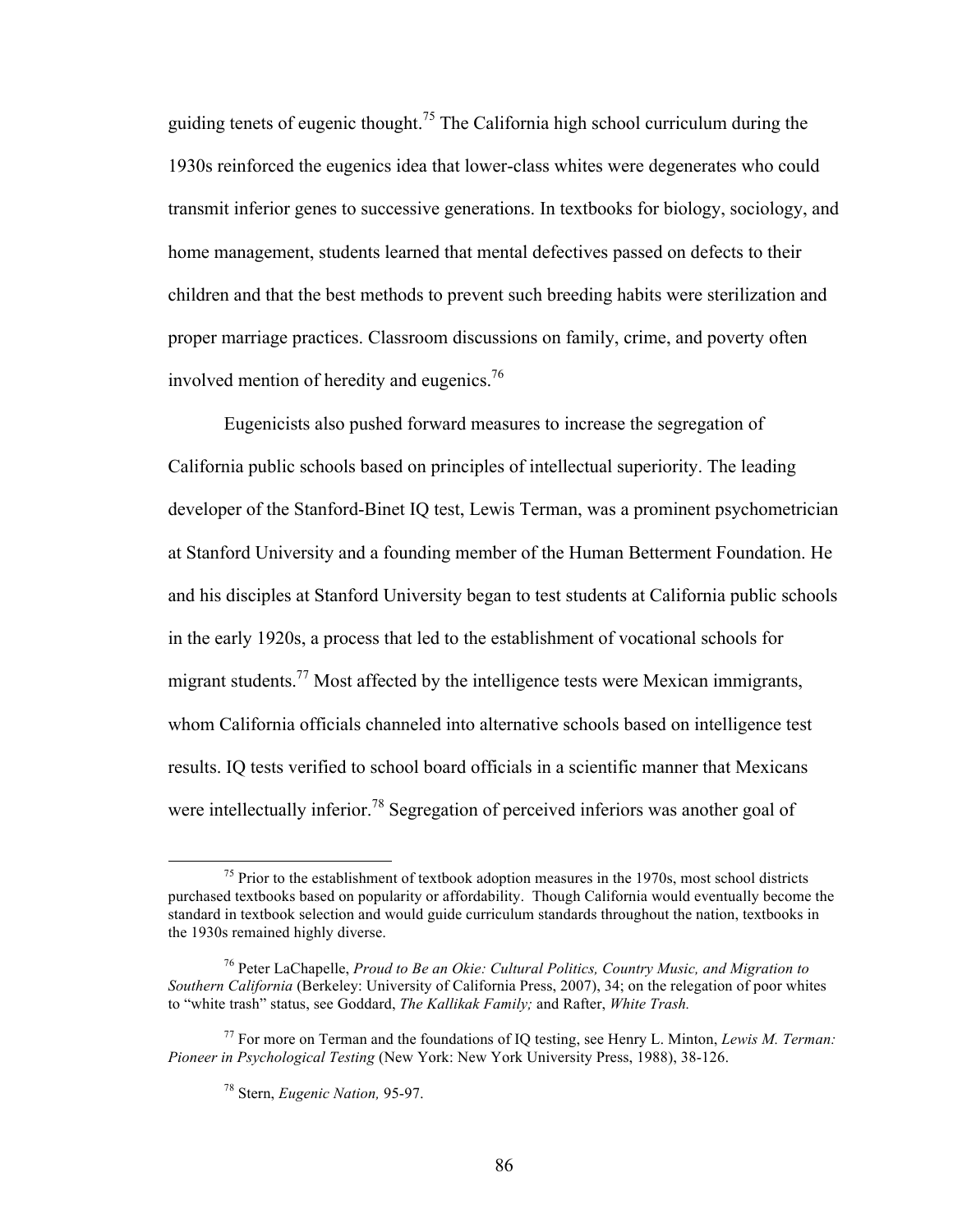guiding tenets of eugenic thought.[75] The California high school curriculum during the 1930s reinforced the eugenics idea that lower-class whites were degenerates who could transmit inferior genes to successive generations. In textbooks for biology, sociology, and home management, students learned that mental defectives passed on defects to their children and that the best methods to prevent such breeding habits were sterilization and proper marriage practices. Classroom discussions on family, crime, and poverty often involved mention of heredity and eugenics.[76]

Eugenicists also pushed forward measures to increase the segregation of California public schools based on principles of intellectual superiority. The leading developer of the Stanford-Binet IQ test, Lewis Terman, was a prominent psychometrician at Stanford University and a founding member of the Human Betterment Foundation. He and his disciples at Stanford University began to test students at California public schools in the early 1920s, a process that led to the establishment of vocational schools for migrant students.[77] Most affected by the intelligence tests were Mexican immigrants, whom California officials channeled into alternative schools based on intelligence test results. IQ tests verified to school board officials in a scientific manner that Mexicans were intellectually inferior.[78] Segregation of perceived inferiors was another goal of

---

[75] Prior to the establishment of textbook adoption measures in the 1970s, most school districts purchased textbooks based on popularity or affordability. Though California would eventually become the standard in textbook selection and would guide curriculum standards throughout the nation, textbooks in the 1930s remained highly diverse.

[76] Peter LaChapelle, *Proud to Be an Okie: Cultural Politics, Country Music, and Migration to Southern California* (Berkeley: University of California Press, 2007), 34; on the relegation of poor whites to "white trash" status, see Goddard, *The Kallikak Family;* and Rafter, *White Trash.*

[77] For more on Terman and the foundations of IQ testing, see Henry L. Minton, *Lewis M. Terman: Pioneer in Psychological Testing* (New York: New York University Press, 1988), 38-126.

[78] Stern, *Eugenic Nation,* 95-97.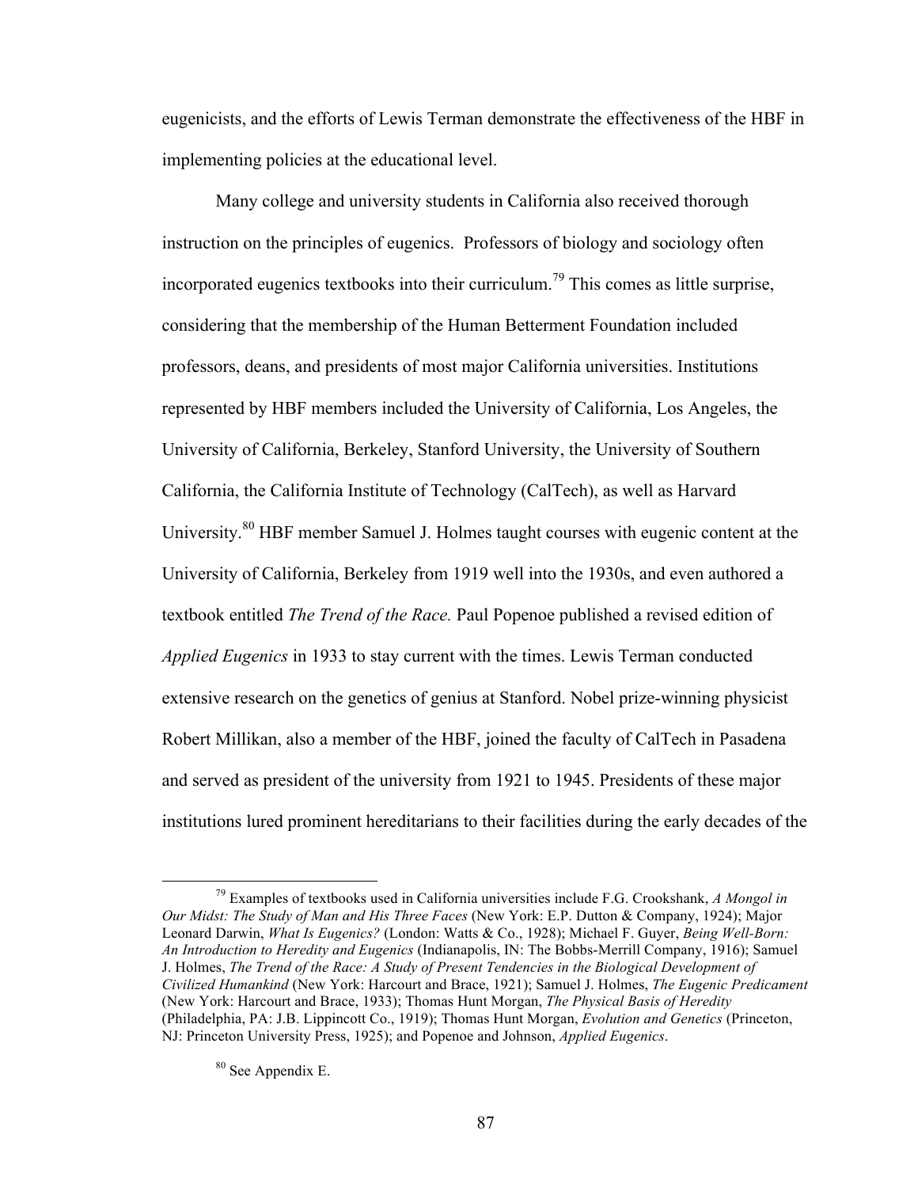eugenicists, and the efforts of Lewis Terman demonstrate the effectiveness of the HBF in implementing policies at the educational level.

Many college and university students in California also received thorough instruction on the principles of eugenics. Professors of biology and sociology often incorporated eugenics textbooks into their curriculum.[79] This comes as little surprise, considering that the membership of the Human Betterment Foundation included professors, deans, and presidents of most major California universities. Institutions represented by HBF members included the University of California, Los Angeles, the University of California, Berkeley, Stanford University, the University of Southern California, the California Institute of Technology (CalTech), as well as Harvard University.[80] HBF member Samuel J. Holmes taught courses with eugenic content at the University of California, Berkeley from 1919 well into the 1930s, and even authored a textbook entitled *The Trend of the Race.* Paul Popenoe published a revised edition of *Applied Eugenics* in 1933 to stay current with the times. Lewis Terman conducted extensive research on the genetics of genius at Stanford. Nobel prize-winning physicist Robert Millikan, also a member of the HBF, joined the faculty of CalTech in Pasadena and served as president of the university from 1921 to 1945. Presidents of these major institutions lured prominent hereditarians to their facilities during the early decades of the

---

[79] Examples of textbooks used in California universities include F.G. Crookshank, *A Mongol in Our Midst: The Study of Man and His Three Faces* (New York: E.P. Dutton & Company, 1924); Major Leonard Darwin, *What Is Eugenics?* (London: Watts & Co., 1928); Michael F. Guyer, *Being Well-Born: An Introduction to Heredity and Eugenics* (Indianapolis, IN: The Bobbs-Merrill Company, 1916); Samuel J. Holmes, *The Trend of the Race: A Study of Present Tendencies in the Biological Development of Civilized Humankind* (New York: Harcourt and Brace, 1921); Samuel J. Holmes, *The Eugenic Predicament* (New York: Harcourt and Brace, 1933); Thomas Hunt Morgan, *The Physical Basis of Heredity* (Philadelphia, PA: J.B. Lippincott Co., 1919); Thomas Hunt Morgan, *Evolution and Genetics* (Princeton, NJ: Princeton University Press, 1925); and Popenoe and Johnson, *Applied Eugenics*.

[80] See Appendix E.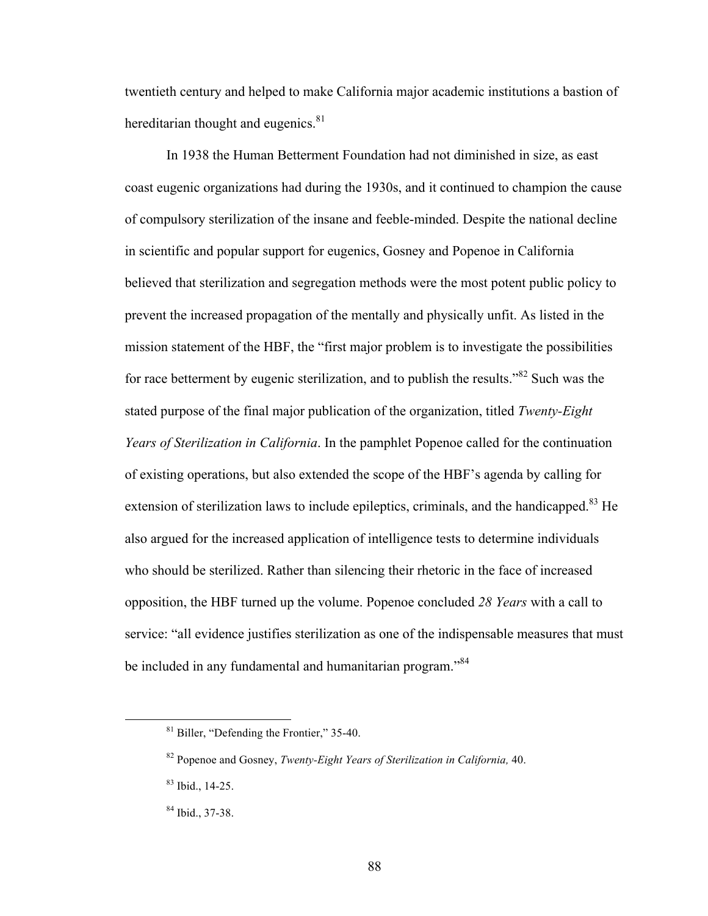twentieth century and helped to make California major academic institutions a bastion of hereditarian thought and eugenics.[81]

In 1938 the Human Betterment Foundation had not diminished in size, as east coast eugenic organizations had during the 1930s, and it continued to champion the cause of compulsory sterilization of the insane and feeble-minded. Despite the national decline in scientific and popular support for eugenics, Gosney and Popenoe in California believed that sterilization and segregation methods were the most potent public policy to prevent the increased propagation of the mentally and physically unfit. As listed in the mission statement of the HBF, the "first major problem is to investigate the possibilities for race betterment by eugenic sterilization, and to publish the results."[82] Such was the stated purpose of the final major publication of the organization, titled *Twenty-Eight Years of Sterilization in California*. In the pamphlet Popenoe called for the continuation of existing operations, but also extended the scope of the HBF's agenda by calling for extension of sterilization laws to include epileptics, criminals, and the handicapped.[83] He also argued for the increased application of intelligence tests to determine individuals who should be sterilized. Rather than silencing their rhetoric in the face of increased opposition, the HBF turned up the volume. Popenoe concluded *28 Years* with a call to service: "all evidence justifies sterilization as one of the indispensable measures that must be included in any fundamental and humanitarian program."[84]

---

[81] Biller, "Defending the Frontier," 35-40.

[82] Popenoe and Gosney, *Twenty-Eight Years of Sterilization in California,* 40.

[83] Ibid., 14-25.

[84] Ibid., 37-38.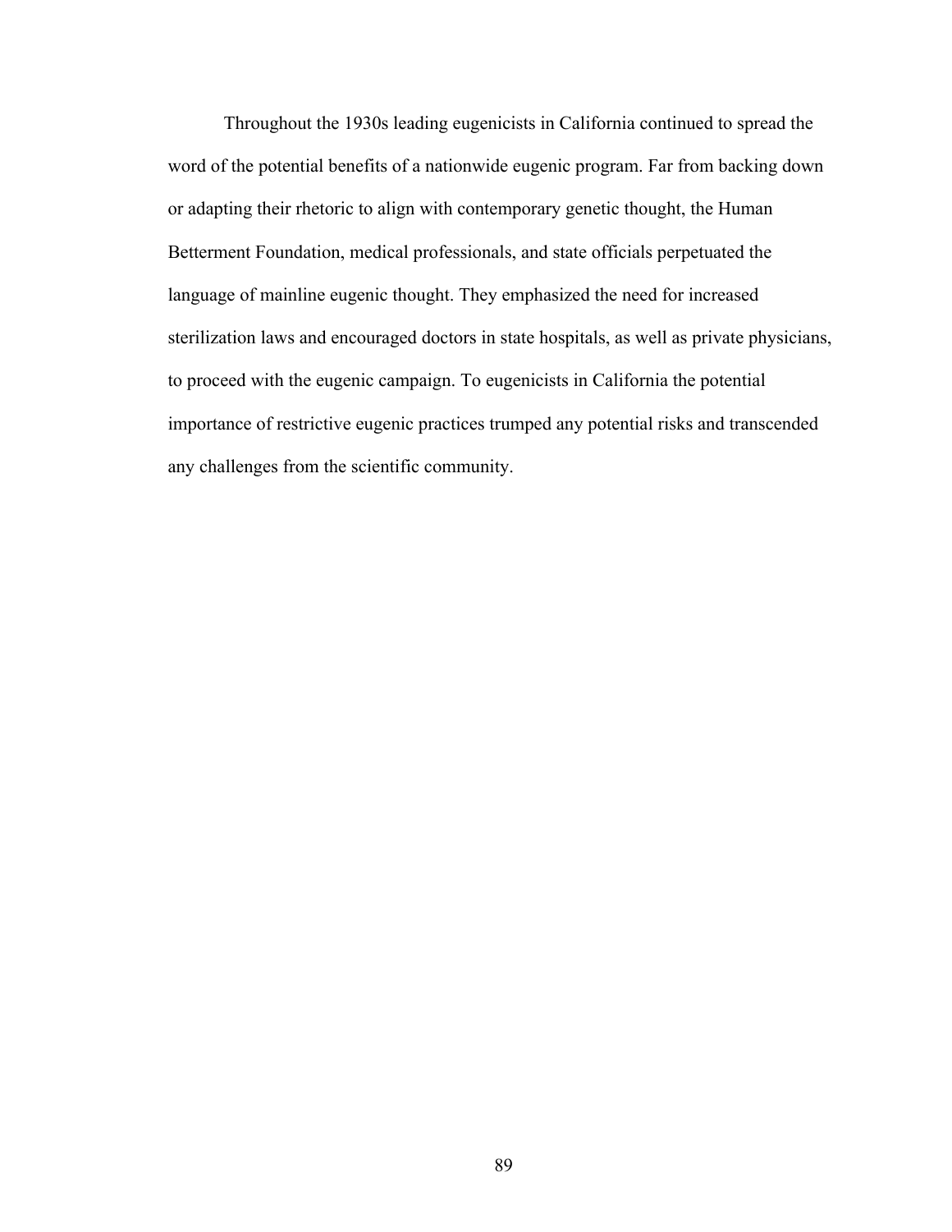Throughout the 1930s leading eugenicists in California continued to spread the word of the potential benefits of a nationwide eugenic program. Far from backing down or adapting their rhetoric to align with contemporary genetic thought, the Human Betterment Foundation, medical professionals, and state officials perpetuated the language of mainline eugenic thought. They emphasized the need for increased sterilization laws and encouraged doctors in state hospitals, as well as private physicians, to proceed with the eugenic campaign. To eugenicists in California the potential importance of restrictive eugenic practices trumped any potential risks and transcended any challenges from the scientific community.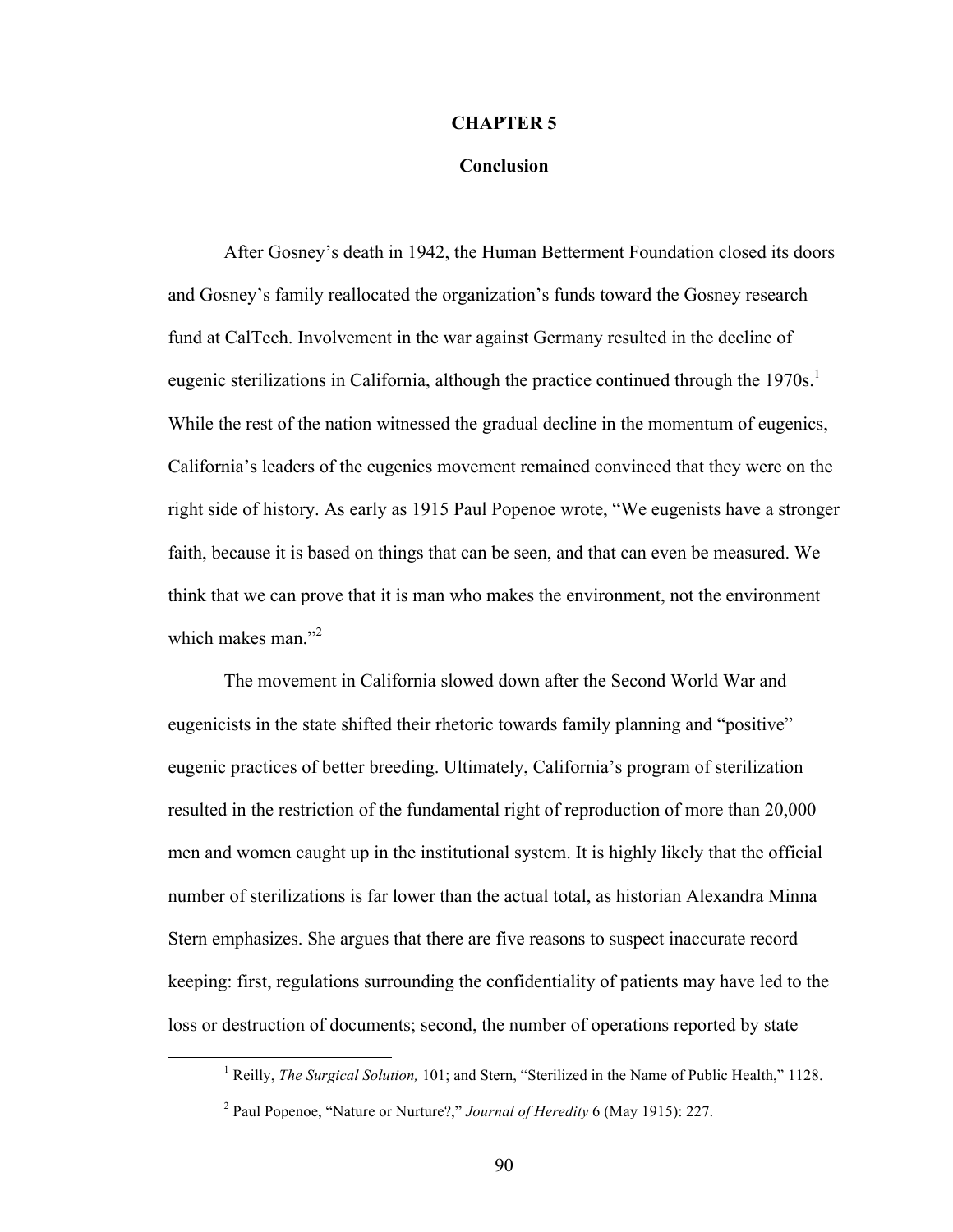# CHAPTER 5

## Conclusion

After Gosney's death in 1942, the Human Betterment Foundation closed its doors and Gosney's family reallocated the organization's funds toward the Gosney research fund at CalTech. Involvement in the war against Germany resulted in the decline of eugenic sterilizations in California, although the practice continued through the 1970s.[1] While the rest of the nation witnessed the gradual decline in the momentum of eugenics, California's leaders of the eugenics movement remained convinced that they were on the right side of history. As early as 1915 Paul Popenoe wrote, "We eugenists have a stronger faith, because it is based on things that can be seen, and that can even be measured. We think that we can prove that it is man who makes the environment, not the environment which makes man."[2]

The movement in California slowed down after the Second World War and eugenicists in the state shifted their rhetoric towards family planning and "positive" eugenic practices of better breeding. Ultimately, California's program of sterilization resulted in the restriction of the fundamental right of reproduction of more than 20,000 men and women caught up in the institutional system. It is highly likely that the official number of sterilizations is far lower than the actual total, as historian Alexandra Minna Stern emphasizes. She argues that there are five reasons to suspect inaccurate record keeping: first, regulations surrounding the confidentiality of patients may have led to the loss or destruction of documents; second, the number of operations reported by state

---

[1] Reilly, *The Surgical Solution,* 101; and Stern, "Sterilized in the Name of Public Health," 1128.

[2] Paul Popenoe, "Nature or Nurture?," *Journal of Heredity* 6 (May 1915): 227.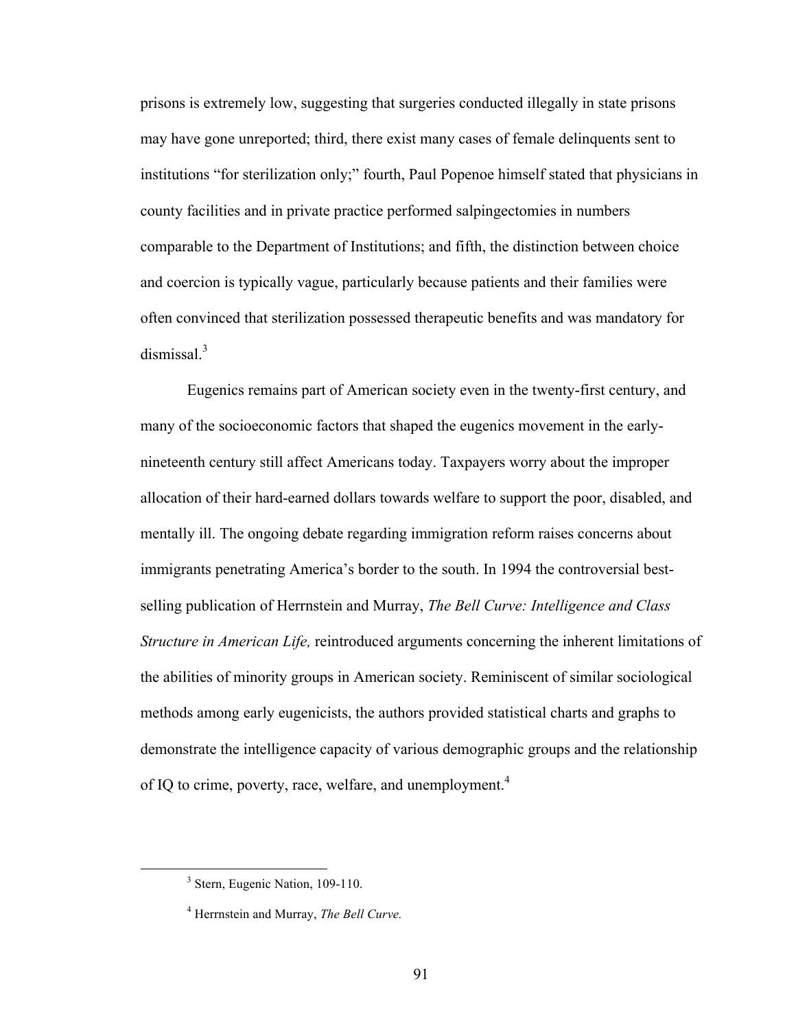prisons is extremely low, suggesting that surgeries conducted illegally in state prisons may have gone unreported; third, there exist many cases of female delinquents sent to institutions "for sterilization only;" fourth, Paul Popenoe himself stated that physicians in county facilities and in private practice performed salpingectomies in numbers comparable to the Department of Institutions; and fifth, the distinction between choice and coercion is typically vague, particularly because patients and their families were often convinced that sterilization possessed therapeutic benefits and was mandatory for dismissal.[3]

Eugenics remains part of American society even in the twenty-first century, and many of the socioeconomic factors that shaped the eugenics movement in the early-nineteenth century still affect Americans today. Taxpayers worry about the improper allocation of their hard-earned dollars towards welfare to support the poor, disabled, and mentally ill. The ongoing debate regarding immigration reform raises concerns about immigrants penetrating America's border to the south. In 1994 the controversial best-selling publication of Herrnstein and Murray, *The Bell Curve: Intelligence and Class Structure in American Life,* reintroduced arguments concerning the inherent limitations of the abilities of minority groups in American society. Reminiscent of similar sociological methods among early eugenicists, the authors provided statistical charts and graphs to demonstrate the intelligence capacity of various demographic groups and the relationship of IQ to crime, poverty, race, welfare, and unemployment.[4]

---

[3] Stern, Eugenic Nation, 109-110.

[4] Herrnstein and Murray, *The Bell Curve.*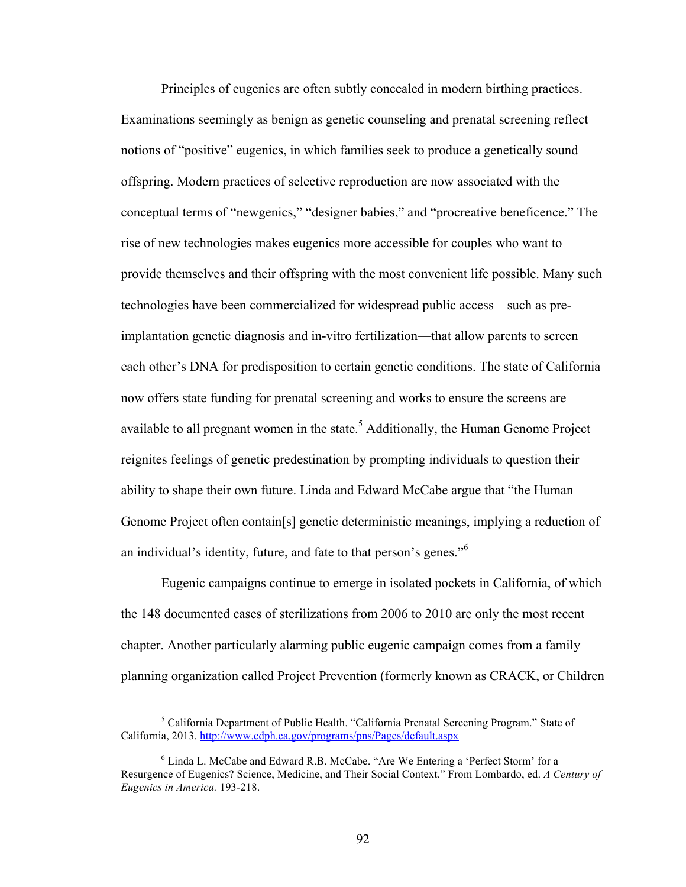Principles of eugenics are often subtly concealed in modern birthing practices. Examinations seemingly as benign as genetic counseling and prenatal screening reflect notions of "positive" eugenics, in which families seek to produce a genetically sound offspring. Modern practices of selective reproduction are now associated with the conceptual terms of "newgenics," "designer babies," and "procreative beneficence." The rise of new technologies makes eugenics more accessible for couples who want to provide themselves and their offspring with the most convenient life possible. Many such technologies have been commercialized for widespread public access—such as pre-implantation genetic diagnosis and in-vitro fertilization—that allow parents to screen each other's DNA for predisposition to certain genetic conditions. The state of California now offers state funding for prenatal screening and works to ensure the screens are available to all pregnant women in the state.[5] Additionally, the Human Genome Project reignites feelings of genetic predestination by prompting individuals to question their ability to shape their own future. Linda and Edward McCabe argue that "the Human Genome Project often contain[s] genetic deterministic meanings, implying a reduction of an individual's identity, future, and fate to that person's genes."[6]

Eugenic campaigns continue to emerge in isolated pockets in California, of which the 148 documented cases of sterilizations from 2006 to 2010 are only the most recent chapter. Another particularly alarming public eugenic campaign comes from a family planning organization called Project Prevention (formerly known as CRACK, or Children

---

[5] California Department of Public Health. "California Prenatal Screening Program." State of California, 2013. http://www.cdph.ca.gov/programs/pns/Pages/default.aspx

[6] Linda L. McCabe and Edward R.B. McCabe. "Are We Entering a 'Perfect Storm' for a Resurgence of Eugenics? Science, Medicine, and Their Social Context." From Lombardo, ed. *A Century of Eugenics in America.* 193-218.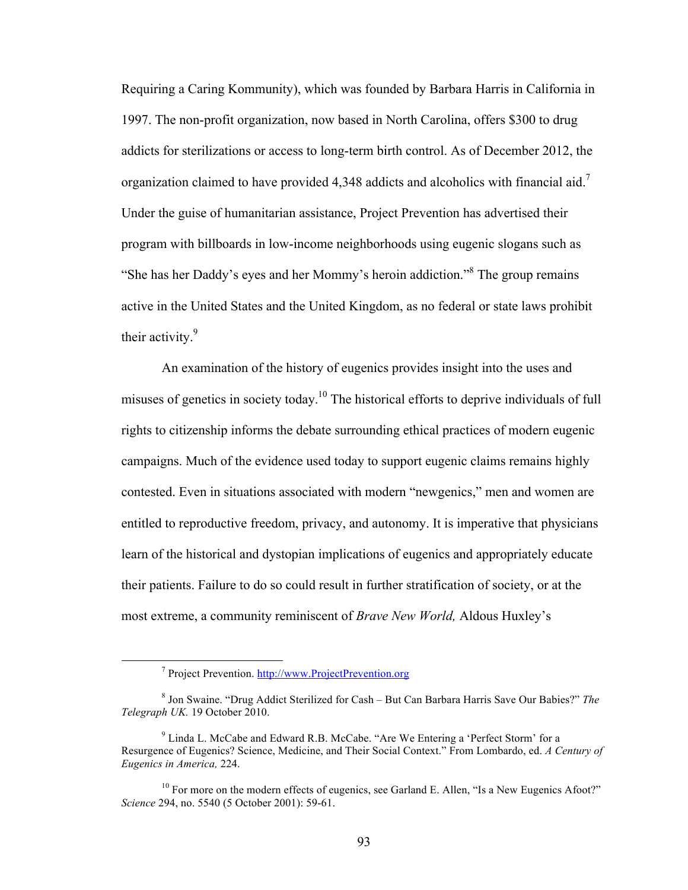Requiring a Caring Kommunity), which was founded by Barbara Harris in California in 1997. The non-profit organization, now based in North Carolina, offers $300 to drug addicts for sterilizations or access to long-term birth control. As of December 2012, the organization claimed to have provided 4,348 addicts and alcoholics with financial aid.[7] Under the guise of humanitarian assistance, Project Prevention has advertised their program with billboards in low-income neighborhoods using eugenic slogans such as "She has her Daddy's eyes and her Mommy's heroin addiction."[8] The group remains active in the United States and the United Kingdom, as no federal or state laws prohibit their activity.[9]

An examination of the history of eugenics provides insight into the uses and misuses of genetics in society today.[10] The historical efforts to deprive individuals of full rights to citizenship informs the debate surrounding ethical practices of modern eugenic campaigns. Much of the evidence used today to support eugenic claims remains highly contested. Even in situations associated with modern "newgenics," men and women are entitled to reproductive freedom, privacy, and autonomy. It is imperative that physicians learn of the historical and dystopian implications of eugenics and appropriately educate their patients. Failure to do so could result in further stratification of society, or at the most extreme, a community reminiscent of *Brave New World,* Aldous Huxley's

---

[7] Project Prevention. http://www.ProjectPrevention.org

[8] Jon Swaine. "Drug Addict Sterilized for Cash – But Can Barbara Harris Save Our Babies?" *The Telegraph UK.* 19 October 2010.

[9] Linda L. McCabe and Edward R.B. McCabe. "Are We Entering a 'Perfect Storm' for a Resurgence of Eugenics? Science, Medicine, and Their Social Context." From Lombardo, ed. *A Century of Eugenics in America,* 224.

[10] For more on the modern effects of eugenics, see Garland E. Allen, "Is a New Eugenics Afoot?" *Science* 294, no. 5540 (5 October 2001): 59-61.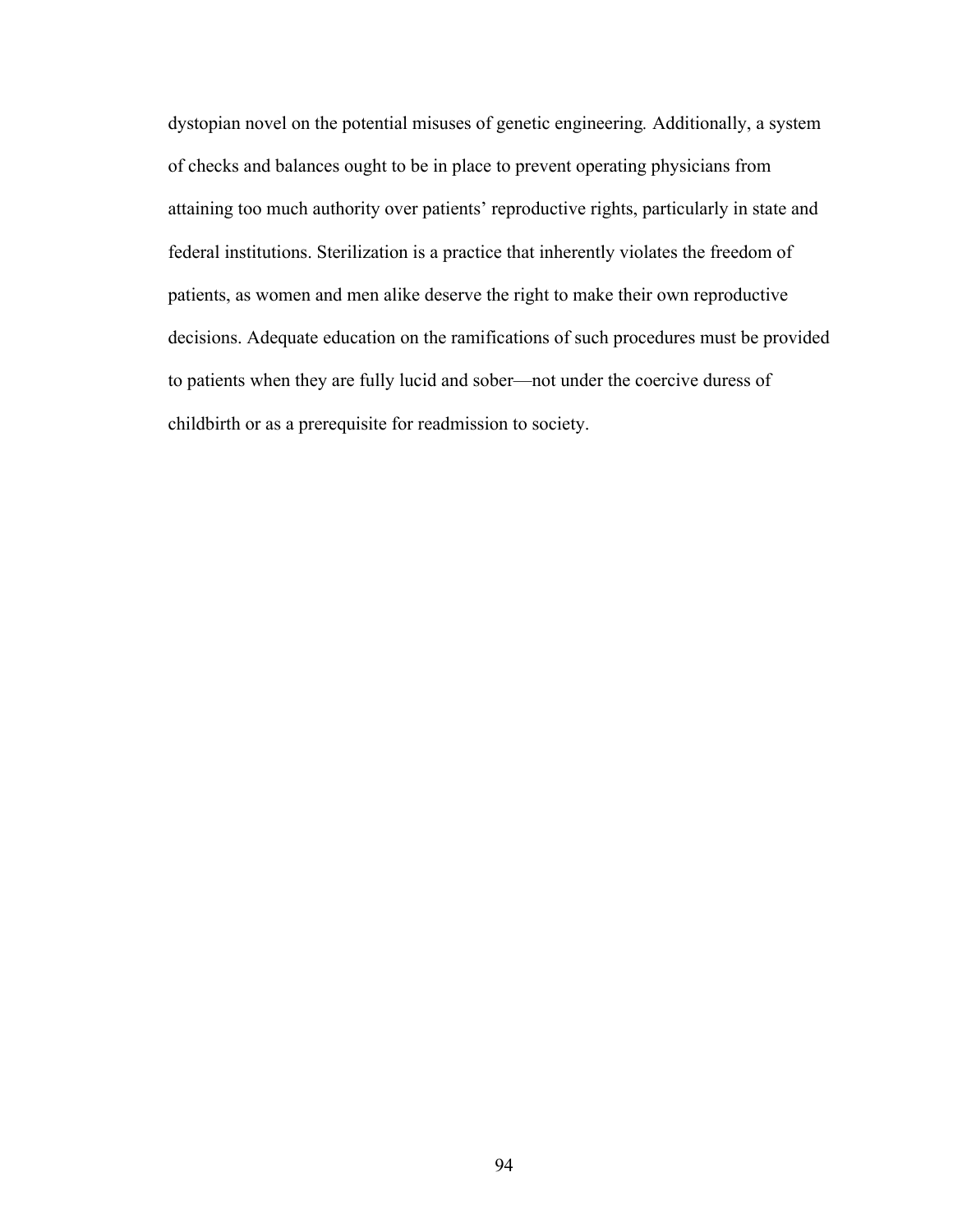dystopian novel on the potential misuses of genetic engineering. Additionally, a system of checks and balances ought to be in place to prevent operating physicians from attaining too much authority over patients' reproductive rights, particularly in state and federal institutions. Sterilization is a practice that inherently violates the freedom of patients, as women and men alike deserve the right to make their own reproductive decisions. Adequate education on the ramifications of such procedures must be provided to patients when they are fully lucid and sober—not under the coercive duress of childbirth or as a prerequisite for readmission to society.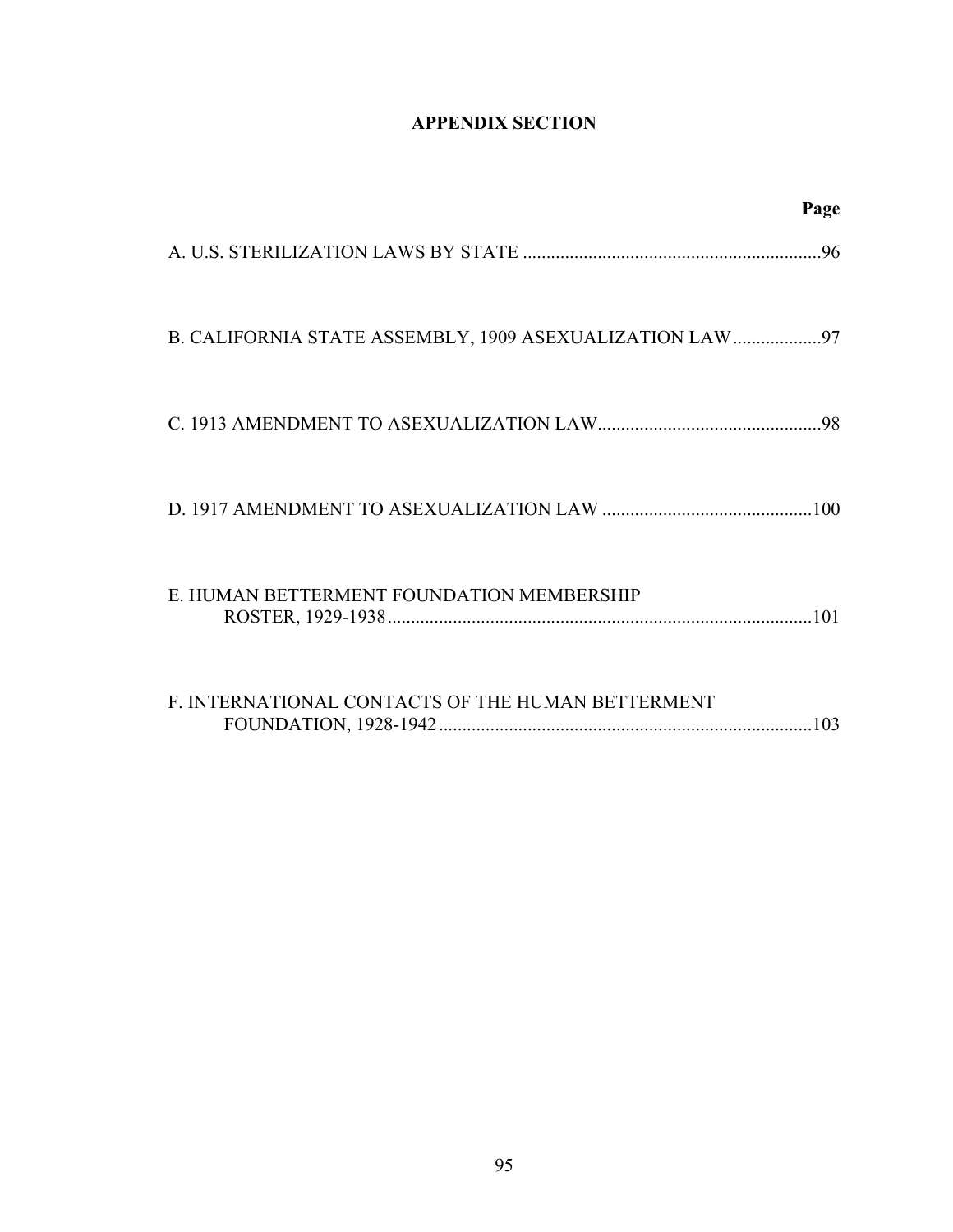## APPENDIX SECTION

| | Page |
|---|---|
| A. U.S. STERILIZATION LAWS BY STATE | 96 |
| B. CALIFORNIA STATE ASSEMBLY, 1909 ASEXUALIZATION LAW | 97 |
| C. 1913 AMENDMENT TO ASEXUALIZATION LAW | 98 |
| D. 1917 AMENDMENT TO ASEXUALIZATION LAW | 100 |
| E. HUMAN BETTERMENT FOUNDATION MEMBERSHIP ROSTER, 1929-1938 | 101 |
| F. INTERNATIONAL CONTACTS OF THE HUMAN BETTERMENT FOUNDATION, 1928-1942 | 103 |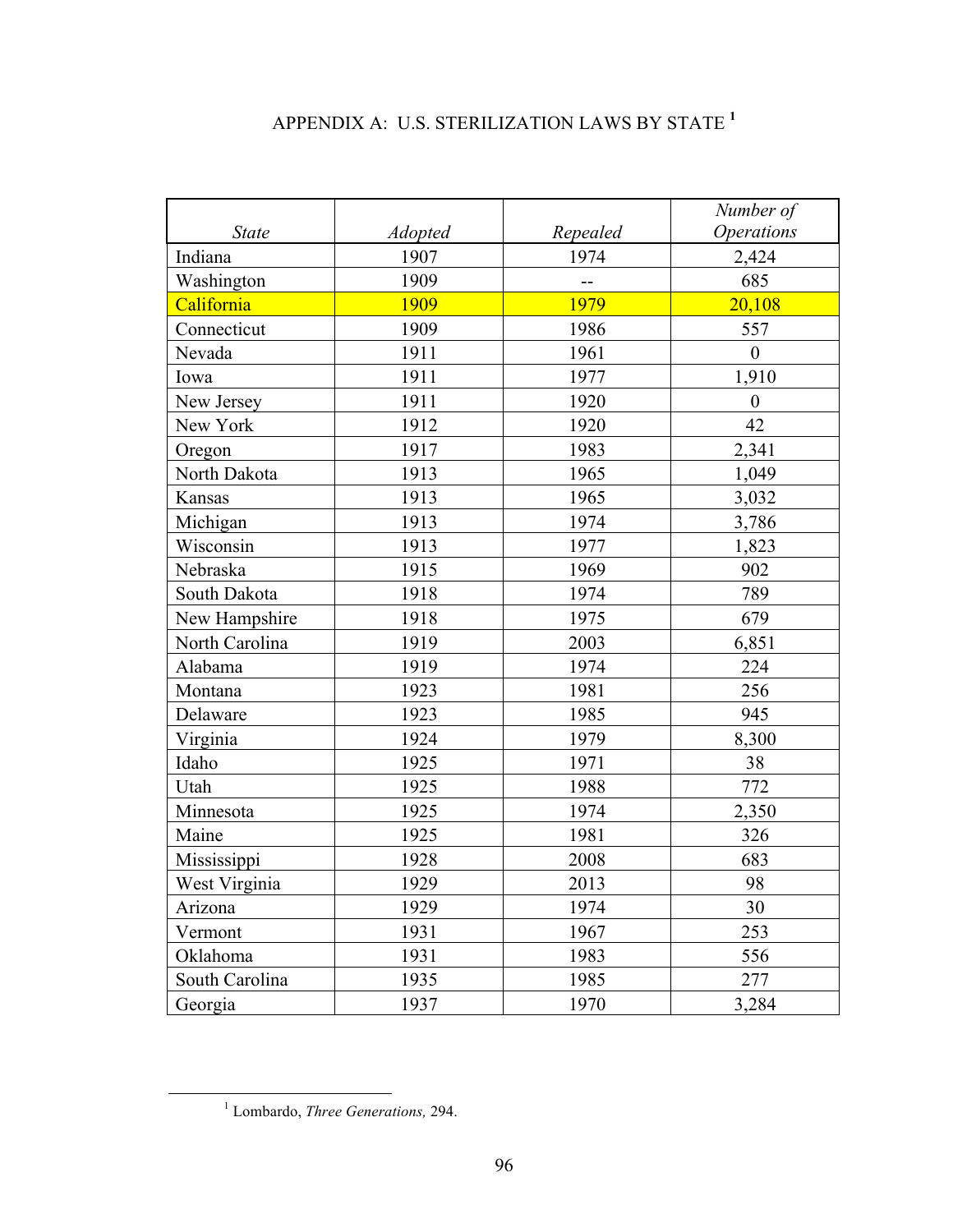# APPENDIX A: U.S. STERILIZATION LAWS BY STATE [1]

| *State* | *Adopted* | *Repealed* | *Number of Operations* |
|---|---|---|---|
| Indiana | 1907 | 1974 | 2,424 |
| Washington | 1909 | -- | 685 |
| California | 1909 | 1979 | 20,108 |
| Connecticut | 1909 | 1986 | 557 |
| Nevada | 1911 | 1961 | 0 |
| Iowa | 1911 | 1977 | 1,910 |
| New Jersey | 1911 | 1920 | 0 |
| New York | 1912 | 1920 | 42 |
| Oregon | 1917 | 1983 | 2,341 |
| North Dakota | 1913 | 1965 | 1,049 |
| Kansas | 1913 | 1965 | 3,032 |
| Michigan | 1913 | 1974 | 3,786 |
| Wisconsin | 1913 | 1977 | 1,823 |
| Nebraska | 1915 | 1969 | 902 |
| South Dakota | 1918 | 1974 | 789 |
| New Hampshire | 1918 | 1975 | 679 |
| North Carolina | 1919 | 2003 | 6,851 |
| Alabama | 1919 | 1974 | 224 |
| Montana | 1923 | 1981 | 256 |
| Delaware | 1923 | 1985 | 945 |
| Virginia | 1924 | 1979 | 8,300 |
| Idaho | 1925 | 1971 | 38 |
| Utah | 1925 | 1988 | 772 |
| Minnesota | 1925 | 1974 | 2,350 |
| Maine | 1925 | 1981 | 326 |
| Mississippi | 1928 | 2008 | 683 |
| West Virginia | 1929 | 2013 | 98 |
| Arizona | 1929 | 1974 | 30 |
| Vermont | 1931 | 1967 | 253 |
| Oklahoma | 1931 | 1983 | 556 |
| South Carolina | 1935 | 1985 | 277 |
| Georgia | 1937 | 1970 | 3,284 |

[1] Lombardo, *Three Generations,* 294.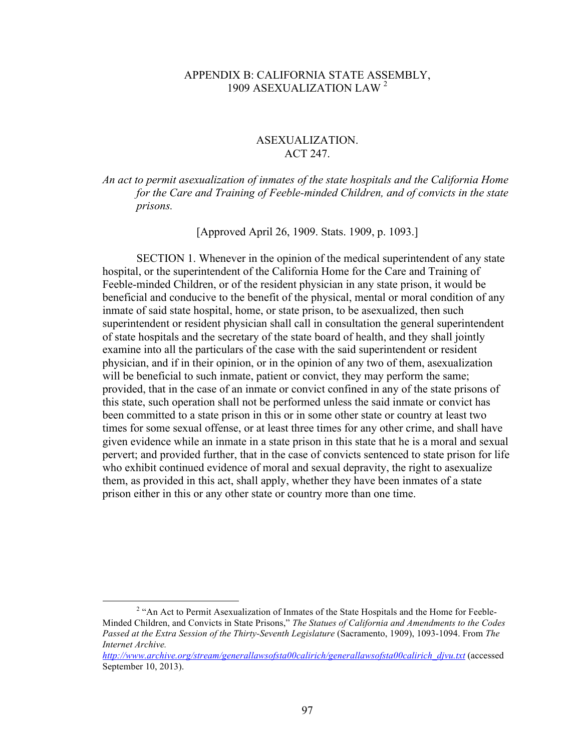## APPENDIX B: CALIFORNIA STATE ASSEMBLY, 1909 ASEXUALIZATION LAW[2]

### ASEXUALIZATION. ACT 247.

*An act to permit asexualization of inmates of the state hospitals and the California Home for the Care and Training of Feeble-minded Children, and of convicts in the state prisons.*

[Approved April 26, 1909. Stats. 1909, p. 1093.]

SECTION 1. Whenever in the opinion of the medical superintendent of any state hospital, or the superintendent of the California Home for the Care and Training of Feeble-minded Children, or of the resident physician in any state prison, it would be beneficial and conducive to the benefit of the physical, mental or moral condition of any inmate of said state hospital, home, or state prison, to be asexualized, then such superintendent or resident physician shall call in consultation the general superintendent of state hospitals and the secretary of the state board of health, and they shall jointly examine into all the particulars of the case with the said superintendent or resident physician, and if in their opinion, or in the opinion of any two of them, asexualization will be beneficial to such inmate, patient or convict, they may perform the same; provided, that in the case of an inmate or convict confined in any of the state prisons of this state, such operation shall not be performed unless the said inmate or convict has been committed to a state prison in this or in some other state or country at least two times for some sexual offense, or at least three times for any other crime, and shall have given evidence while an inmate in a state prison in this state that he is a moral and sexual pervert; and provided further, that in the case of convicts sentenced to state prison for life who exhibit continued evidence of moral and sexual depravity, the right to asexualize them, as provided in this act, shall apply, whether they have been inmates of a state prison either in this or any other state or country more than one time.

---

[2] "An Act to Permit Asexualization of Inmates of the State Hospitals and the Home for Feeble-Minded Children, and Convicts in State Prisons," *The Statues of California and Amendments to the Codes Passed at the Extra Session of the Thirty-Seventh Legislature* (Sacramento, 1909), 1093-1094. From *The Internet Archive.* http://www.archive.org/stream/generallawsofsta00calirich/generallawsofsta00calirich_djvu.txt (accessed September 10, 2013).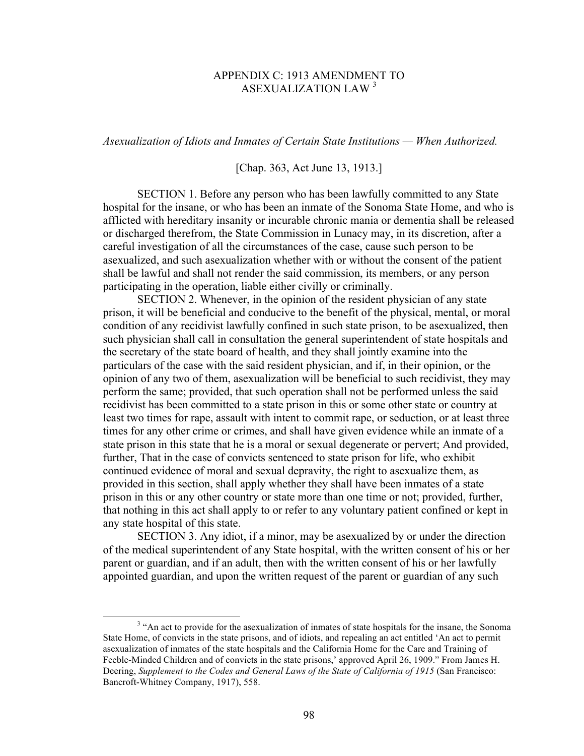# APPENDIX C: 1913 AMENDMENT TO ASEXUALIZATION LAW [3]

*Asexualization of Idiots and Inmates of Certain State Institutions — When Authorized.*

[Chap. 363, Act June 13, 1913.]

SECTION 1. Before any person who has been lawfully committed to any State hospital for the insane, or who has been an inmate of the Sonoma State Home, and who is afflicted with hereditary insanity or incurable chronic mania or dementia shall be released or discharged therefrom, the State Commission in Lunacy may, in its discretion, after a careful investigation of all the circumstances of the case, cause such person to be asexualized, and such asexualization whether with or without the consent of the patient shall be lawful and shall not render the said commission, its members, or any person participating in the operation, liable either civilly or criminally.

SECTION 2. Whenever, in the opinion of the resident physician of any state prison, it will be beneficial and conducive to the benefit of the physical, mental, or moral condition of any recidivist lawfully confined in such state prison, to be asexualized, then such physician shall call in consultation the general superintendent of state hospitals and the secretary of the state board of health, and they shall jointly examine into the particulars of the case with the said resident physician, and if, in their opinion, or the opinion of any two of them, asexualization will be beneficial to such recidivist, they may perform the same; provided, that such operation shall not be performed unless the said recidivist has been committed to a state prison in this or some other state or country at least two times for rape, assault with intent to commit rape, or seduction, or at least three times for any other crime or crimes, and shall have given evidence while an inmate of a state prison in this state that he is a moral or sexual degenerate or pervert; And provided, further, That in the case of convicts sentenced to state prison for life, who exhibit continued evidence of moral and sexual depravity, the right to asexualize them, as provided in this section, shall apply whether they shall have been inmates of a state prison in this or any other country or state more than one time or not; provided, further, that nothing in this act shall apply to or refer to any voluntary patient confined or kept in any state hospital of this state.

SECTION 3. Any idiot, if a minor, may be asexualized by or under the direction of the medical superintendent of any State hospital, with the written consent of his or her parent or guardian, and if an adult, then with the written consent of his or her lawfully appointed guardian, and upon the written request of the parent or guardian of any such

---

[3] "An act to provide for the asexualization of inmates of state hospitals for the insane, the Sonoma State Home, of convicts in the state prisons, and of idiots, and repealing an act entitled 'An act to permit asexualization of inmates of the state hospitals and the California Home for the Care and Training of Feeble-Minded Children and of convicts in the state prisons,' approved April 26, 1909." From James H. Deering, *Supplement to the Codes and General Laws of the State of California of 1915* (San Francisco: Bancroft-Whitney Company, 1917), 558.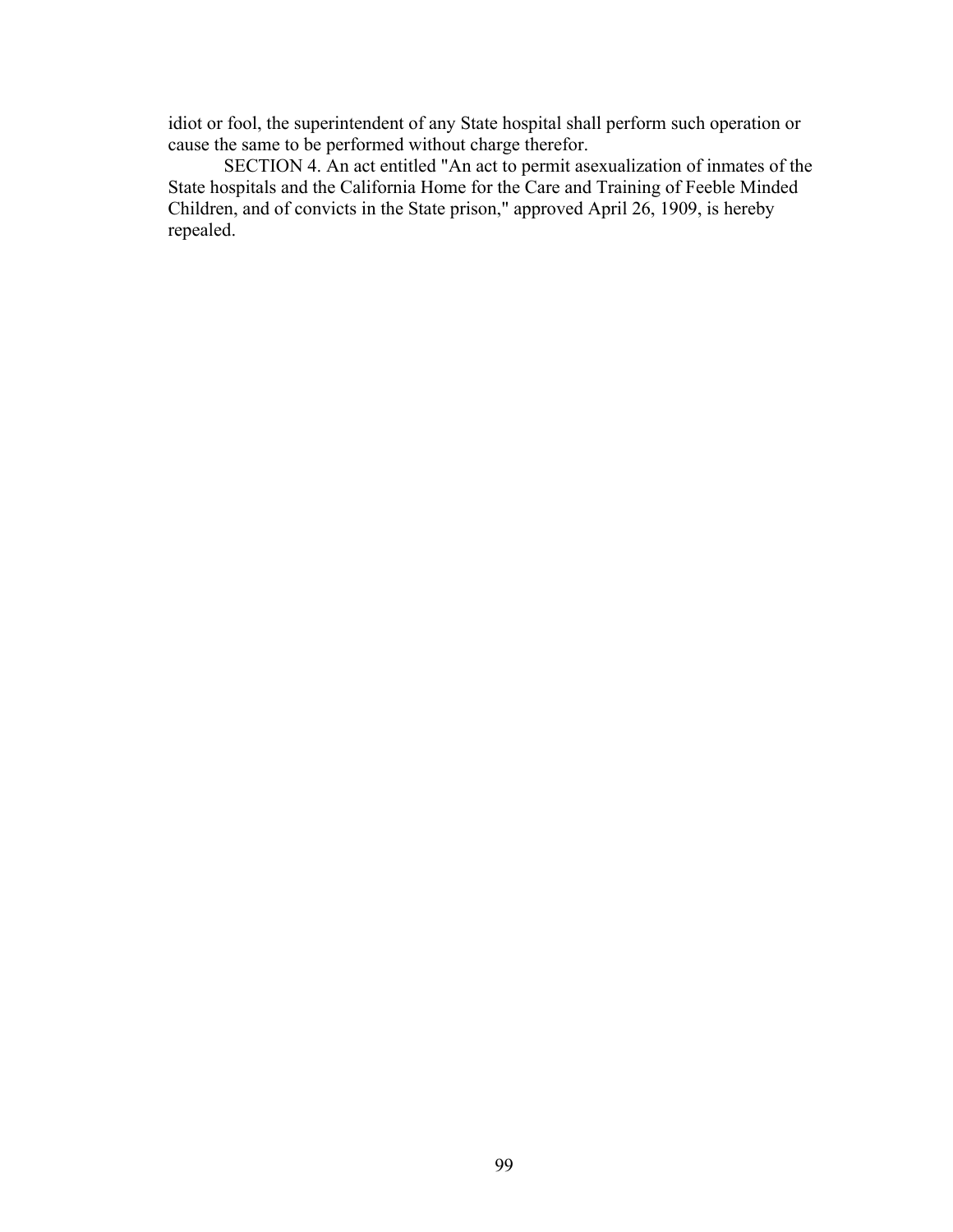idiot or fool, the superintendent of any State hospital shall perform such operation or cause the same to be performed without charge therefor.

SECTION 4. An act entitled "An act to permit asexualization of inmates of the State hospitals and the California Home for the Care and Training of Feeble Minded Children, and of convicts in the State prison," approved April 26, 1909, is hereby repealed.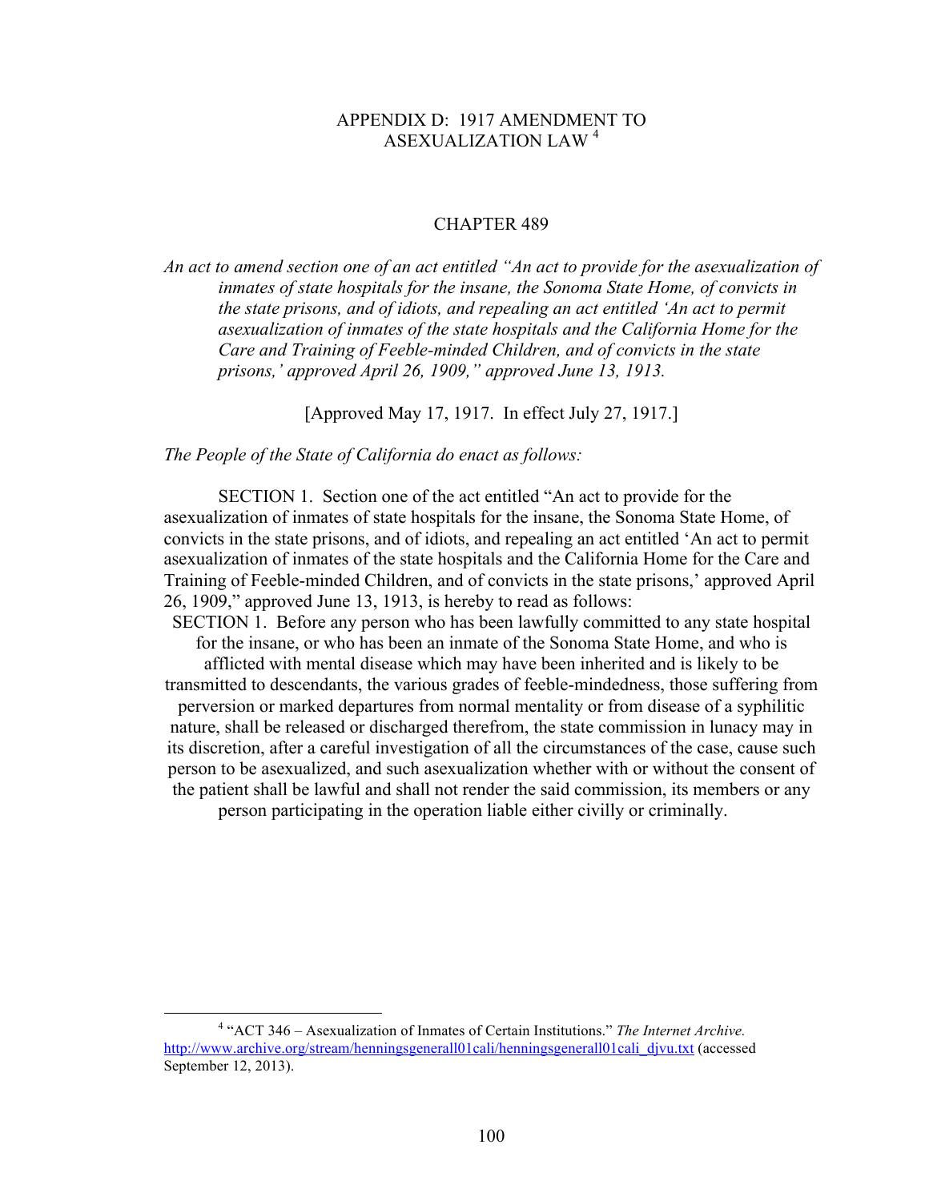## APPENDIX D: 1917 AMENDMENT TO ASEXUALIZATION LAW [4]

### CHAPTER 489

*An act to amend section one of an act entitled "An act to provide for the asexualization of inmates of state hospitals for the insane, the Sonoma State Home, of convicts in the state prisons, and of idiots, and repealing an act entitled 'An act to permit asexualization of inmates of the state hospitals and the California Home for the Care and Training of Feeble-minded Children, and of convicts in the state prisons,' approved April 26, 1909," approved June 13, 1913.*

[Approved May 17, 1917. In effect July 27, 1917.]

*The People of the State of California do enact as follows:*

SECTION 1. Section one of the act entitled "An act to provide for the asexualization of inmates of state hospitals for the insane, the Sonoma State Home, of convicts in the state prisons, and of idiots, and repealing an act entitled 'An act to permit asexualization of inmates of the state hospitals and the California Home for the Care and Training of Feeble-minded Children, and of convicts in the state prisons,' approved April 26, 1909," approved June 13, 1913, is hereby to read as follows:

SECTION 1. Before any person who has been lawfully committed to any state hospital for the insane, or who has been an inmate of the Sonoma State Home, and who is afflicted with mental disease which may have been inherited and is likely to be transmitted to descendants, the various grades of feeble-mindedness, those suffering from perversion or marked departures from normal mentality or from disease of a syphilitic nature, shall be released or discharged therefrom, the state commission in lunacy may in its discretion, after a careful investigation of all the circumstances of the case, cause such person to be asexualized, and such asexualization whether with or without the consent of the patient shall be lawful and shall not render the said commission, its members or any person participating in the operation liable either civilly or criminally.

[4] "ACT 346 – Asexualization of Inmates of Certain Institutions." *The Internet Archive.* http://www.archive.org/stream/henningsgenerall01cali/henningsgenerall01cali_djvu.txt (accessed September 12, 2013).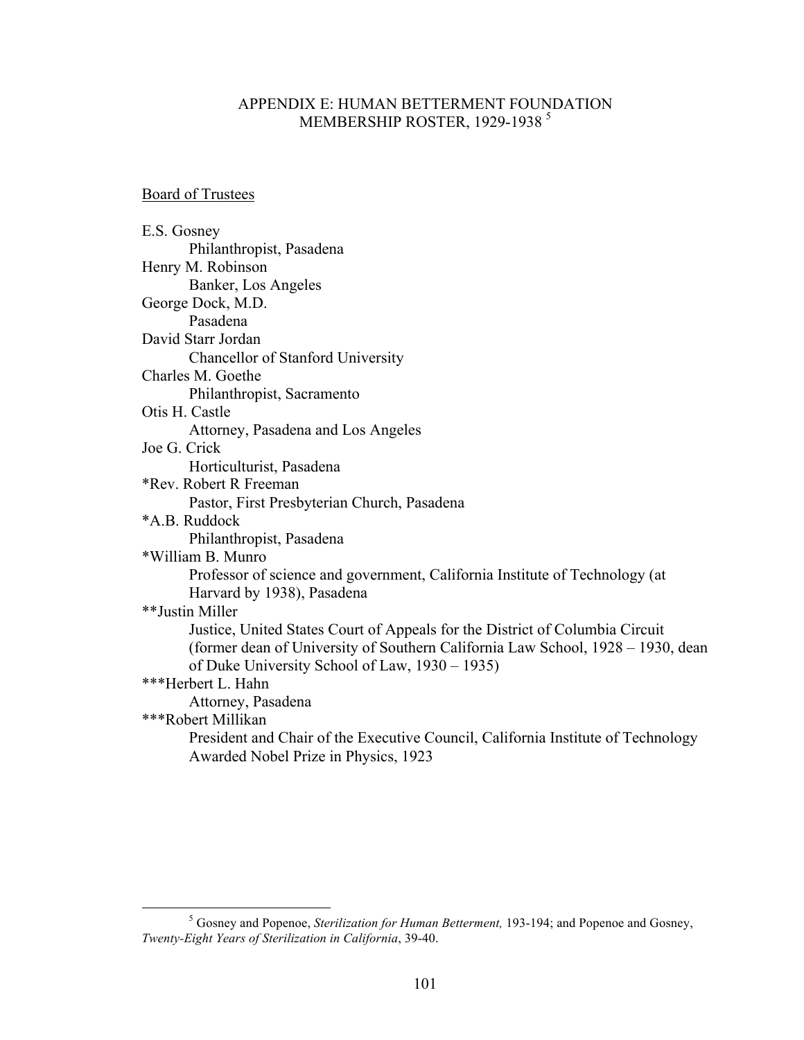## APPENDIX E: HUMAN BETTERMENT FOUNDATION MEMBERSHIP ROSTER, 1929-1938 [5]

<u>Board of Trustees</u>

E.S. Gosney
    Philanthropist, Pasadena
Henry M. Robinson
    Banker, Los Angeles
George Dock, M.D.
    Pasadena
David Starr Jordan
    Chancellor of Stanford University
Charles M. Goethe
    Philanthropist, Sacramento
Otis H. Castle
    Attorney, Pasadena and Los Angeles
Joe G. Crick
    Horticulturist, Pasadena
*Rev. Robert R Freeman
    Pastor, First Presbyterian Church, Pasadena
*A.B. Ruddock
    Philanthropist, Pasadena
*William B. Munro
    Professor of science and government, California Institute of Technology (at Harvard by 1938), Pasadena
**Justin Miller
    Justice, United States Court of Appeals for the District of Columbia Circuit (former dean of University of Southern California Law School, 1928 – 1930, dean of Duke University School of Law, 1930 – 1935)
***Herbert L. Hahn
    Attorney, Pasadena
***Robert Millikan
    President and Chair of the Executive Council, California Institute of Technology
    Awarded Nobel Prize in Physics, 1923

---

[5] Gosney and Popenoe, *Sterilization for Human Betterment,* 193-194; and Popenoe and Gosney, *Twenty-Eight Years of Sterilization in California*, 39-40.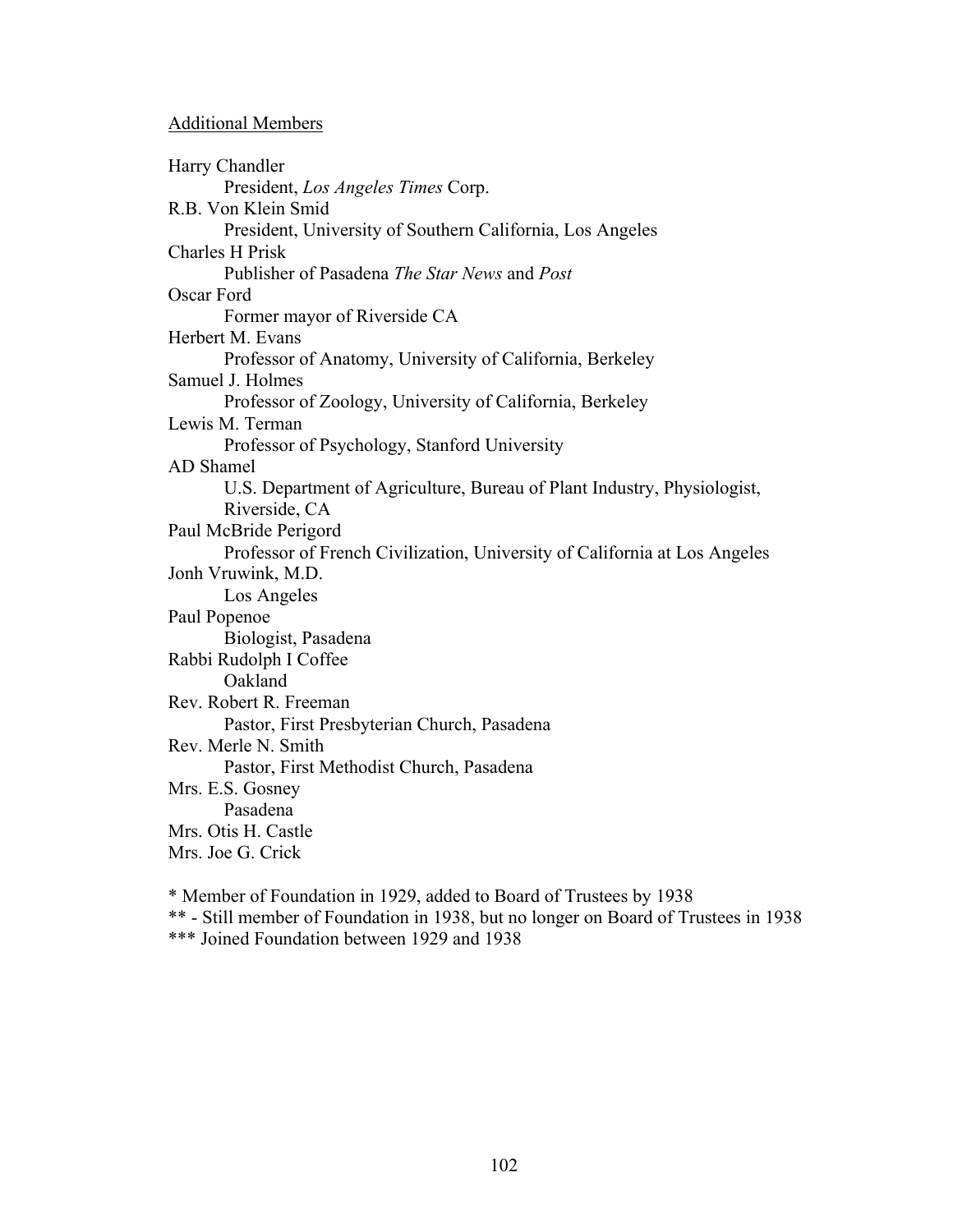Additional Members

Harry Chandler
    President, *Los Angeles Times* Corp.
R.B. Von Klein Smid
    President, University of Southern California, Los Angeles
Charles H Prisk
    Publisher of Pasadena *The Star News* and *Post*
Oscar Ford
    Former mayor of Riverside CA
Herbert M. Evans
    Professor of Anatomy, University of California, Berkeley
Samuel J. Holmes
    Professor of Zoology, University of California, Berkeley
Lewis M. Terman
    Professor of Psychology, Stanford University
AD Shamel
    U.S. Department of Agriculture, Bureau of Plant Industry, Physiologist, Riverside, CA
Paul McBride Perigord
    Professor of French Civilization, University of California at Los Angeles
Jonh Vruwink, M.D.
    Los Angeles
Paul Popenoe
    Biologist, Pasadena
Rabbi Rudolph I Coffee
    Oakland
Rev. Robert R. Freeman
    Pastor, First Presbyterian Church, Pasadena
Rev. Merle N. Smith
    Pastor, First Methodist Church, Pasadena
Mrs. E.S. Gosney
    Pasadena
Mrs. Otis H. Castle
Mrs. Joe G. Crick

\* Member of Foundation in 1929, added to Board of Trustees by 1938
\** - Still member of Foundation in 1938, but no longer on Board of Trustees in 1938
\*** Joined Foundation between 1929 and 1938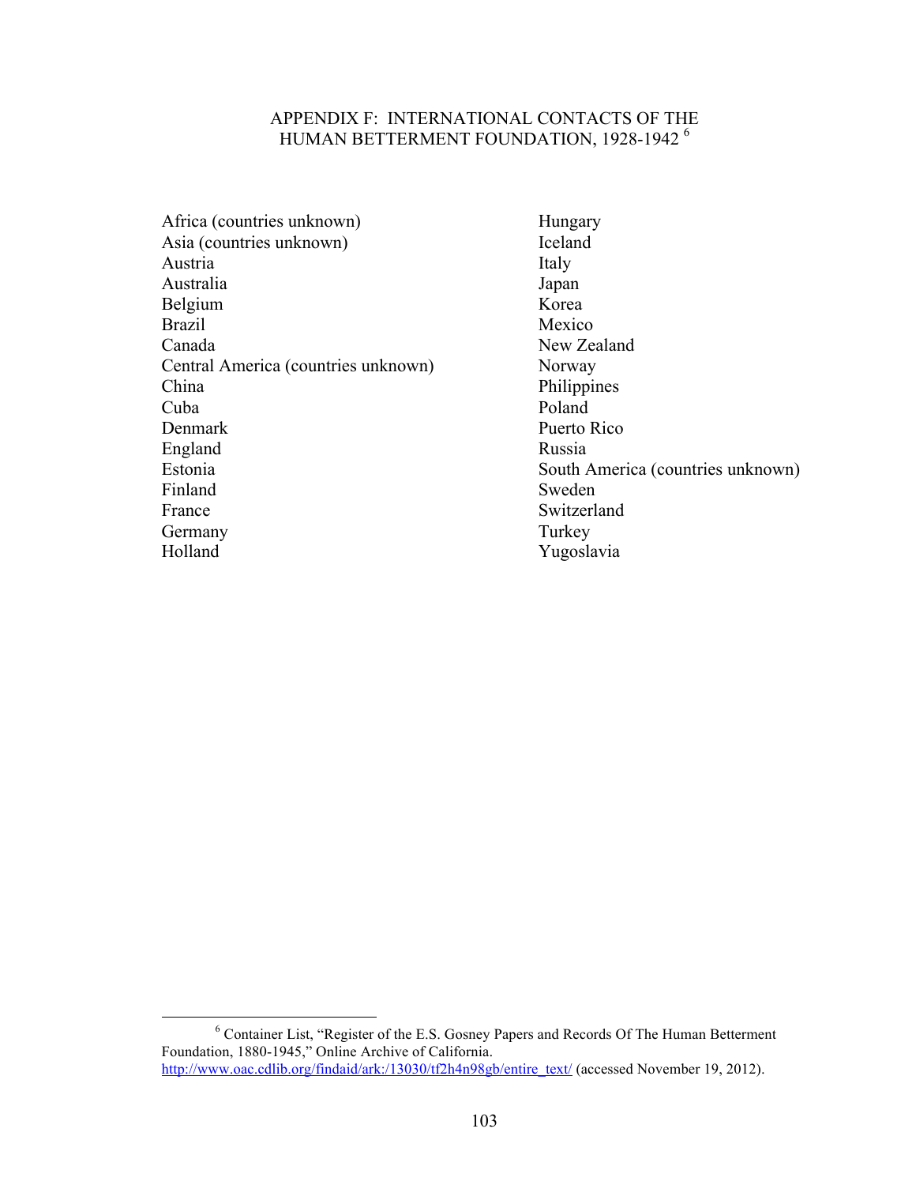# APPENDIX F: INTERNATIONAL CONTACTS OF THE HUMAN BETTERMENT FOUNDATION, 1928-1942 [6]

Africa (countries unknown)
Asia (countries unknown)
Austria
Australia
Belgium
Brazil
Canada
Central America (countries unknown)
China
Cuba
Denmark
England
Estonia
Finland
France
Germany
Holland
Hungary
Iceland
Italy
Japan
Korea
Mexico
New Zealand
Norway
Philippines
Poland
Puerto Rico
Russia
South America (countries unknown)
Sweden
Switzerland
Turkey
Yugoslavia

---

[6] Container List, "Register of the E.S. Gosney Papers and Records Of The Human Betterment Foundation, 1880-1945," Online Archive of California. http://www.oac.cdlib.org/findaid/ark:/13030/tf2h4n98gb/entire_text/ (accessed November 19, 2012).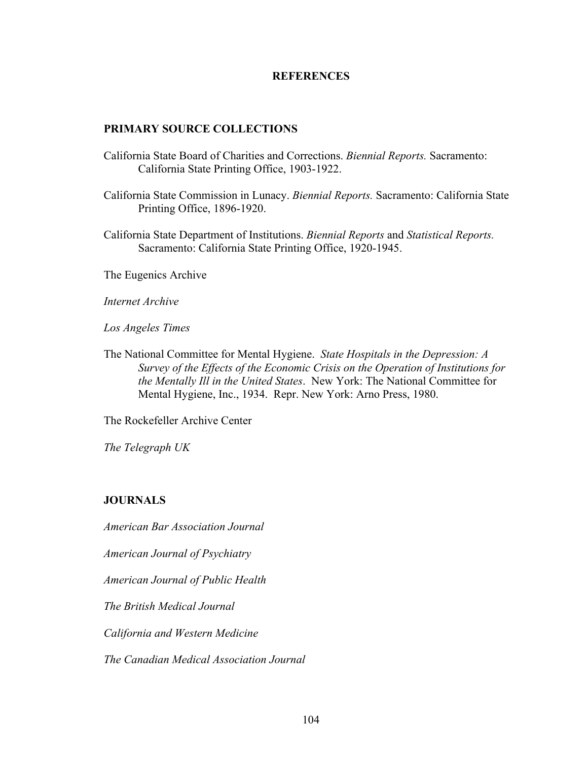# REFERENCES

## PRIMARY SOURCE COLLECTIONS

California State Board of Charities and Corrections. *Biennial Reports.* Sacramento: California State Printing Office, 1903-1922.

California State Commission in Lunacy. *Biennial Reports.* Sacramento: California State Printing Office, 1896-1920.

California State Department of Institutions. *Biennial Reports* and *Statistical Reports.* Sacramento: California State Printing Office, 1920-1945.

The Eugenics Archive

*Internet Archive*

*Los Angeles Times*

The National Committee for Mental Hygiene. *State Hospitals in the Depression: A Survey of the Effects of the Economic Crisis on the Operation of Institutions for the Mentally Ill in the United States*. New York: The National Committee for Mental Hygiene, Inc., 1934. Repr. New York: Arno Press, 1980.

The Rockefeller Archive Center

*The Telegraph UK*

## JOURNALS

*American Bar Association Journal*

*American Journal of Psychiatry*

*American Journal of Public Health*

*The British Medical Journal*

*California and Western Medicine*

*The Canadian Medical Association Journal*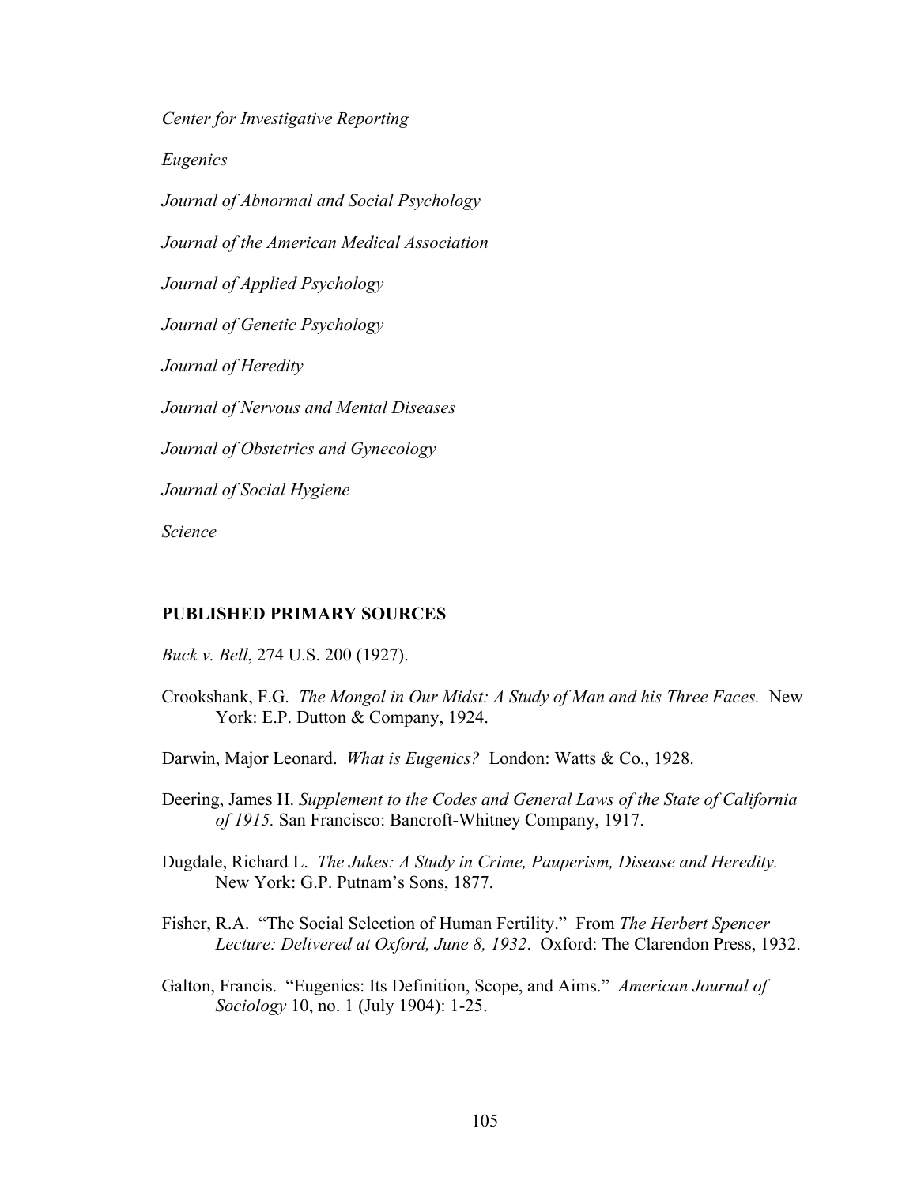*Center for Investigative Reporting*

*Eugenics*

*Journal of Abnormal and Social Psychology*

*Journal of the American Medical Association*

*Journal of Applied Psychology*

*Journal of Genetic Psychology*

*Journal of Heredity*

*Journal of Nervous and Mental Diseases*

*Journal of Obstetrics and Gynecology*

*Journal of Social Hygiene*

*Science*

## PUBLISHED PRIMARY SOURCES

*Buck v. Bell*, 274 U.S. 200 (1927).

Crookshank, F.G. *The Mongol in Our Midst: A Study of Man and his Three Faces.* New York: E.P. Dutton & Company, 1924.

Darwin, Major Leonard. *What is Eugenics?* London: Watts & Co., 1928.

Deering, James H. *Supplement to the Codes and General Laws of the State of California of 1915.* San Francisco: Bancroft-Whitney Company, 1917.

Dugdale, Richard L. *The Jukes: A Study in Crime, Pauperism, Disease and Heredity.* New York: G.P. Putnam's Sons, 1877.

Fisher, R.A. "The Social Selection of Human Fertility." From *The Herbert Spencer Lecture: Delivered at Oxford, June 8, 1932*. Oxford: The Clarendon Press, 1932.

Galton, Francis. "Eugenics: Its Definition, Scope, and Aims." *American Journal of Sociology* 10, no. 1 (July 1904): 1-25.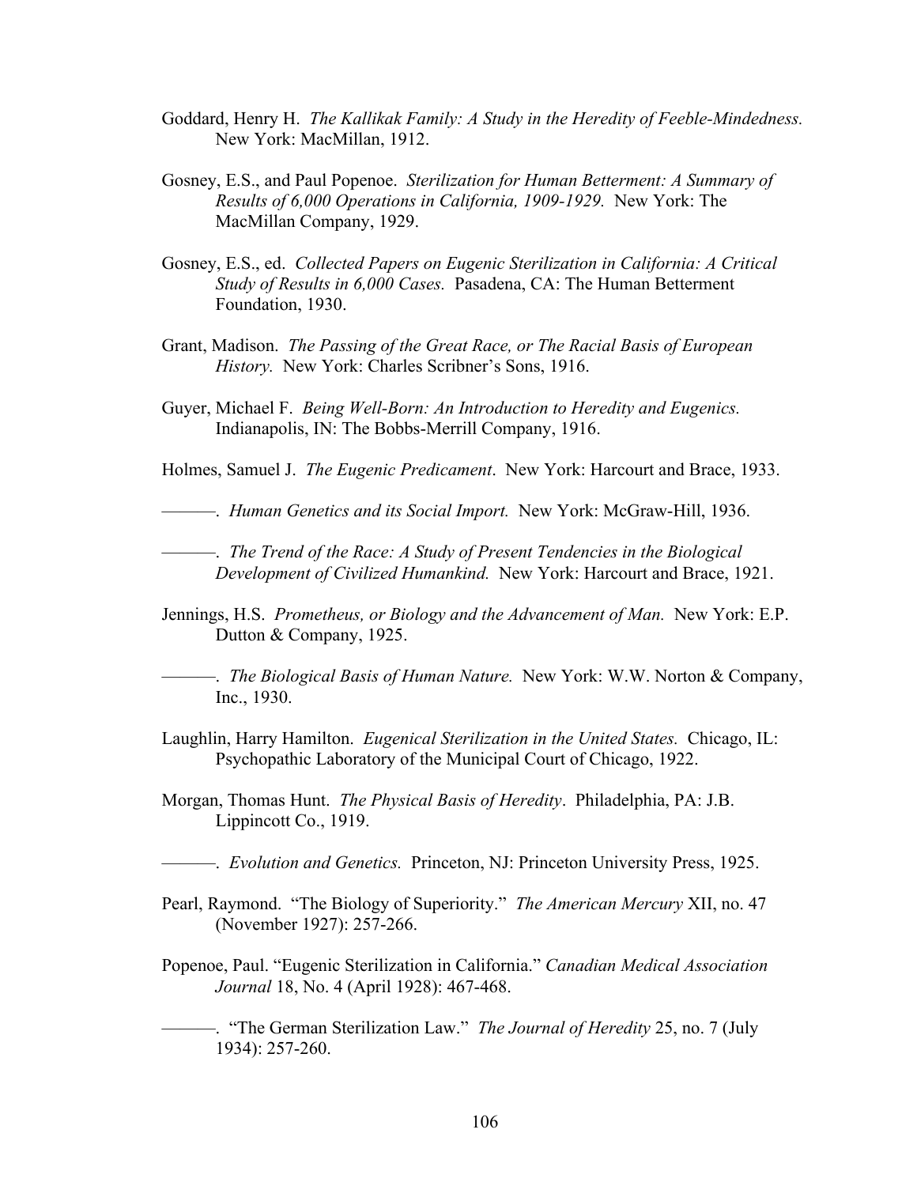Goddard, Henry H. *The Kallikak Family: A Study in the Heredity of Feeble-Mindedness.* New York: MacMillan, 1912.

Gosney, E.S., and Paul Popenoe. *Sterilization for Human Betterment: A Summary of Results of 6,000 Operations in California, 1909-1929.* New York: The MacMillan Company, 1929.

Gosney, E.S., ed. *Collected Papers on Eugenic Sterilization in California: A Critical Study of Results in 6,000 Cases.* Pasadena, CA: The Human Betterment Foundation, 1930.

Grant, Madison. *The Passing of the Great Race, or The Racial Basis of European History.* New York: Charles Scribner's Sons, 1916.

Guyer, Michael F. *Being Well-Born: An Introduction to Heredity and Eugenics.* Indianapolis, IN: The Bobbs-Merrill Company, 1916.

Holmes, Samuel J. *The Eugenic Predicament*. New York: Harcourt and Brace, 1933.

———. *Human Genetics and its Social Import.* New York: McGraw-Hill, 1936.

———. *The Trend of the Race: A Study of Present Tendencies in the Biological Development of Civilized Humankind.* New York: Harcourt and Brace, 1921.

Jennings, H.S. *Prometheus, or Biology and the Advancement of Man.* New York: E.P. Dutton & Company, 1925.

———. *The Biological Basis of Human Nature.* New York: W.W. Norton & Company, Inc., 1930.

Laughlin, Harry Hamilton. *Eugenical Sterilization in the United States.* Chicago, IL: Psychopathic Laboratory of the Municipal Court of Chicago, 1922.

Morgan, Thomas Hunt. *The Physical Basis of Heredity*. Philadelphia, PA: J.B. Lippincott Co., 1919.

———. *Evolution and Genetics.* Princeton, NJ: Princeton University Press, 1925.

Pearl, Raymond. "The Biology of Superiority." *The American Mercury* XII, no. 47 (November 1927): 257-266.

Popenoe, Paul. "Eugenic Sterilization in California." *Canadian Medical Association Journal* 18, No. 4 (April 1928): 467-468.

———. "The German Sterilization Law." *The Journal of Heredity* 25, no. 7 (July 1934): 257-260.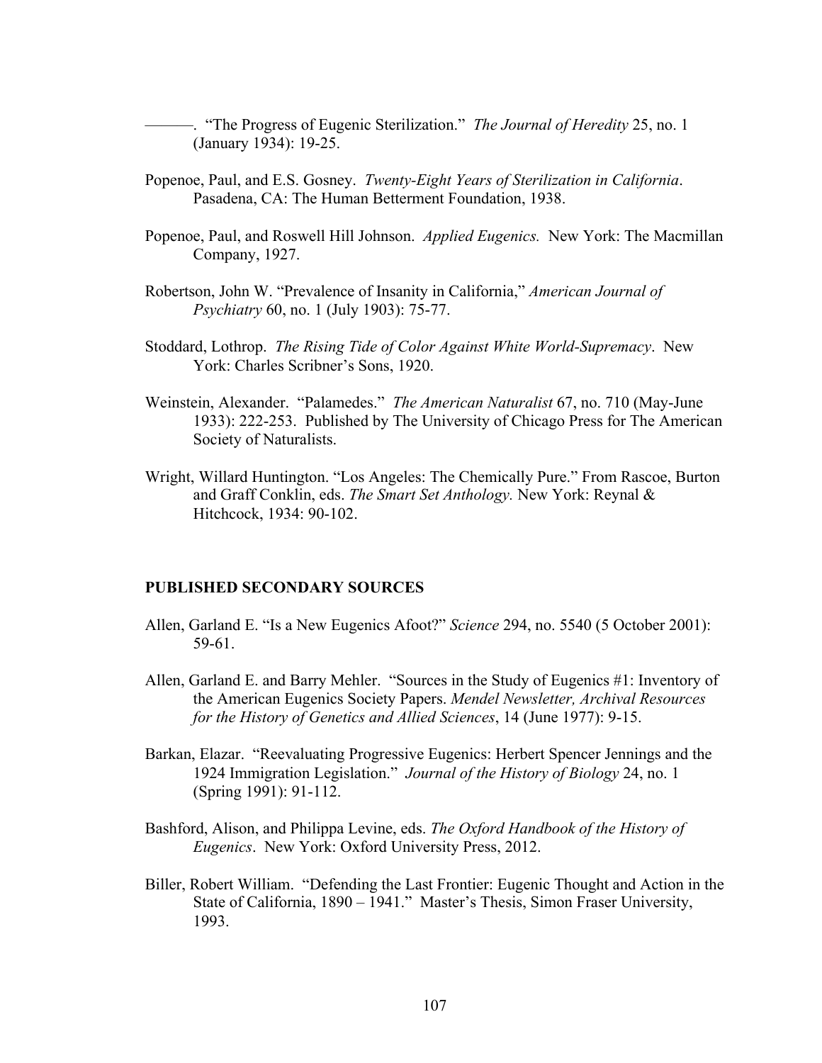———. “The Progress of Eugenic Sterilization.” *The Journal of Heredity* 25, no. 1 (January 1934): 19-25.

Popenoe, Paul, and E.S. Gosney. *Twenty-Eight Years of Sterilization in California*. Pasadena, CA: The Human Betterment Foundation, 1938.

Popenoe, Paul, and Roswell Hill Johnson. *Applied Eugenics.* New York: The Macmillan Company, 1927.

Robertson, John W. “Prevalence of Insanity in California,” *American Journal of Psychiatry* 60, no. 1 (July 1903): 75-77.

Stoddard, Lothrop. *The Rising Tide of Color Against White World-Supremacy*. New York: Charles Scribner’s Sons, 1920.

Weinstein, Alexander. “Palamedes.” *The American Naturalist* 67, no. 710 (May-June 1933): 222-253. Published by The University of Chicago Press for The American Society of Naturalists.

Wright, Willard Huntington. “Los Angeles: The Chemically Pure.” From Rascoe, Burton and Graff Conklin, eds. *The Smart Set Anthology.* New York: Reynal & Hitchcock, 1934: 90-102.

## PUBLISHED SECONDARY SOURCES

Allen, Garland E. “Is a New Eugenics Afoot?” *Science* 294, no. 5540 (5 October 2001): 59-61.

Allen, Garland E. and Barry Mehler. “Sources in the Study of Eugenics #1: Inventory of the American Eugenics Society Papers. *Mendel Newsletter, Archival Resources for the History of Genetics and Allied Sciences*, 14 (June 1977): 9-15.

Barkan, Elazar. “Reevaluating Progressive Eugenics: Herbert Spencer Jennings and the 1924 Immigration Legislation.” *Journal of the History of Biology* 24, no. 1 (Spring 1991): 91-112.

Bashford, Alison, and Philippa Levine, eds. *The Oxford Handbook of the History of Eugenics*. New York: Oxford University Press, 2012.

Biller, Robert William. “Defending the Last Frontier: Eugenic Thought and Action in the State of California, 1890 – 1941.” Master’s Thesis, Simon Fraser University, 1993.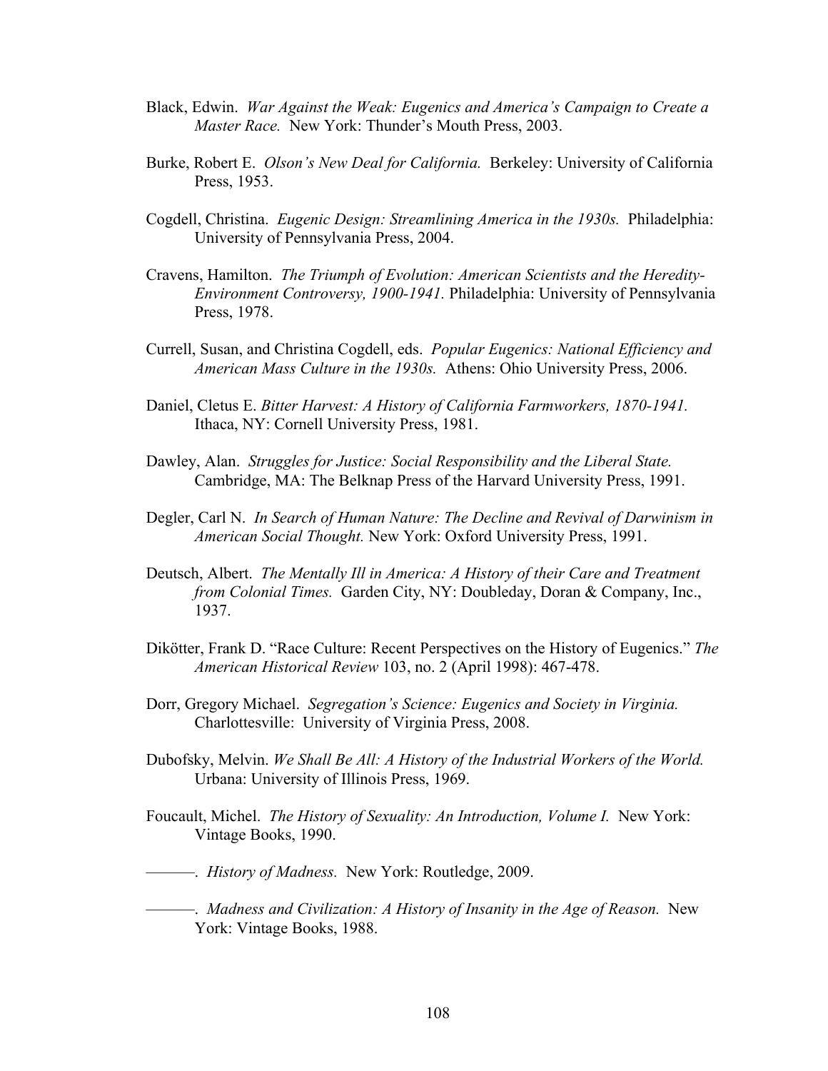Black, Edwin. *War Against the Weak: Eugenics and America's Campaign to Create a Master Race.* New York: Thunder's Mouth Press, 2003.

Burke, Robert E. *Olson's New Deal for California.* Berkeley: University of California Press, 1953.

Cogdell, Christina. *Eugenic Design: Streamlining America in the 1930s.* Philadelphia: University of Pennsylvania Press, 2004.

Cravens, Hamilton. *The Triumph of Evolution: American Scientists and the Heredity-Environment Controversy, 1900-1941.* Philadelphia: University of Pennsylvania Press, 1978.

Currell, Susan, and Christina Cogdell, eds. *Popular Eugenics: National Efficiency and American Mass Culture in the 1930s.* Athens: Ohio University Press, 2006.

Daniel, Cletus E. *Bitter Harvest: A History of California Farmworkers, 1870-1941.* Ithaca, NY: Cornell University Press, 1981.

Dawley, Alan. *Struggles for Justice: Social Responsibility and the Liberal State.* Cambridge, MA: The Belknap Press of the Harvard University Press, 1991.

Degler, Carl N. *In Search of Human Nature: The Decline and Revival of Darwinism in American Social Thought.* New York: Oxford University Press, 1991.

Deutsch, Albert. *The Mentally Ill in America: A History of their Care and Treatment from Colonial Times.* Garden City, NY: Doubleday, Doran & Company, Inc., 1937.

Dikötter, Frank D. "Race Culture: Recent Perspectives on the History of Eugenics." *The American Historical Review* 103, no. 2 (April 1998): 467-478.

Dorr, Gregory Michael. *Segregation's Science: Eugenics and Society in Virginia.* Charlottesville: University of Virginia Press, 2008.

Dubofsky, Melvin. *We Shall Be All: A History of the Industrial Workers of the World.* Urbana: University of Illinois Press, 1969.

Foucault, Michel. *The History of Sexuality: An Introduction, Volume I.* New York: Vintage Books, 1990.

———. *History of Madness.* New York: Routledge, 2009.

———. *Madness and Civilization: A History of Insanity in the Age of Reason.* New York: Vintage Books, 1988.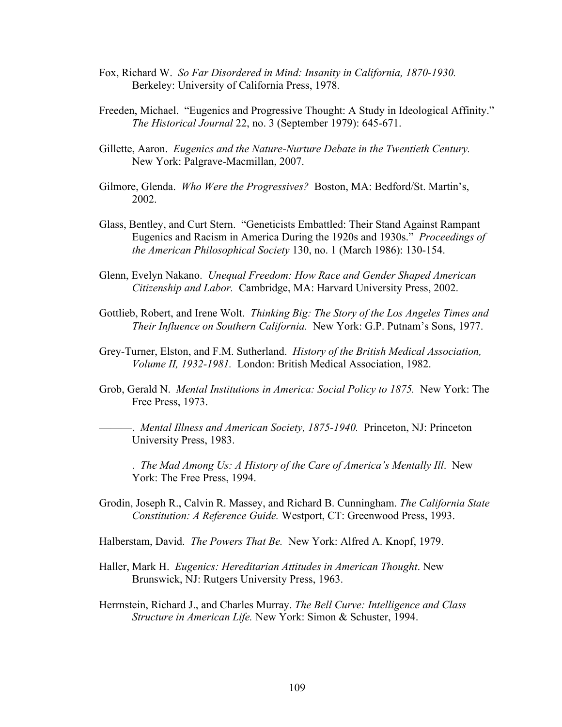Fox, Richard W. *So Far Disordered in Mind: Insanity in California, 1870-1930.* Berkeley: University of California Press, 1978.

Freeden, Michael. "Eugenics and Progressive Thought: A Study in Ideological Affinity." *The Historical Journal* 22, no. 3 (September 1979): 645-671.

Gillette, Aaron. *Eugenics and the Nature-Nurture Debate in the Twentieth Century.* New York: Palgrave-Macmillan, 2007.

Gilmore, Glenda. *Who Were the Progressives?* Boston, MA: Bedford/St. Martin's, 2002.

Glass, Bentley, and Curt Stern. "Geneticists Embattled: Their Stand Against Rampant Eugenics and Racism in America During the 1920s and 1930s." *Proceedings of the American Philosophical Society* 130, no. 1 (March 1986): 130-154.

Glenn, Evelyn Nakano. *Unequal Freedom: How Race and Gender Shaped American Citizenship and Labor.* Cambridge, MA: Harvard University Press, 2002.

Gottlieb, Robert, and Irene Wolt. *Thinking Big: The Story of the Los Angeles Times and Their Influence on Southern California.* New York: G.P. Putnam's Sons, 1977.

Grey-Turner, Elston, and F.M. Sutherland. *History of the British Medical Association, Volume II, 1932-1981.* London: British Medical Association, 1982.

Grob, Gerald N. *Mental Institutions in America: Social Policy to 1875.* New York: The Free Press, 1973.

———. *Mental Illness and American Society, 1875-1940.* Princeton, NJ: Princeton University Press, 1983.

———. *The Mad Among Us: A History of the Care of America's Mentally Ill*. New York: The Free Press, 1994.

Grodin, Joseph R., Calvin R. Massey, and Richard B. Cunningham. *The California State Constitution: A Reference Guide.* Westport, CT: Greenwood Press, 1993.

Halberstam, David. *The Powers That Be.* New York: Alfred A. Knopf, 1979.

Haller, Mark H. *Eugenics: Hereditarian Attitudes in American Thought*. New Brunswick, NJ: Rutgers University Press, 1963.

Herrnstein, Richard J., and Charles Murray. *The Bell Curve: Intelligence and Class Structure in American Life.* New York: Simon & Schuster, 1994.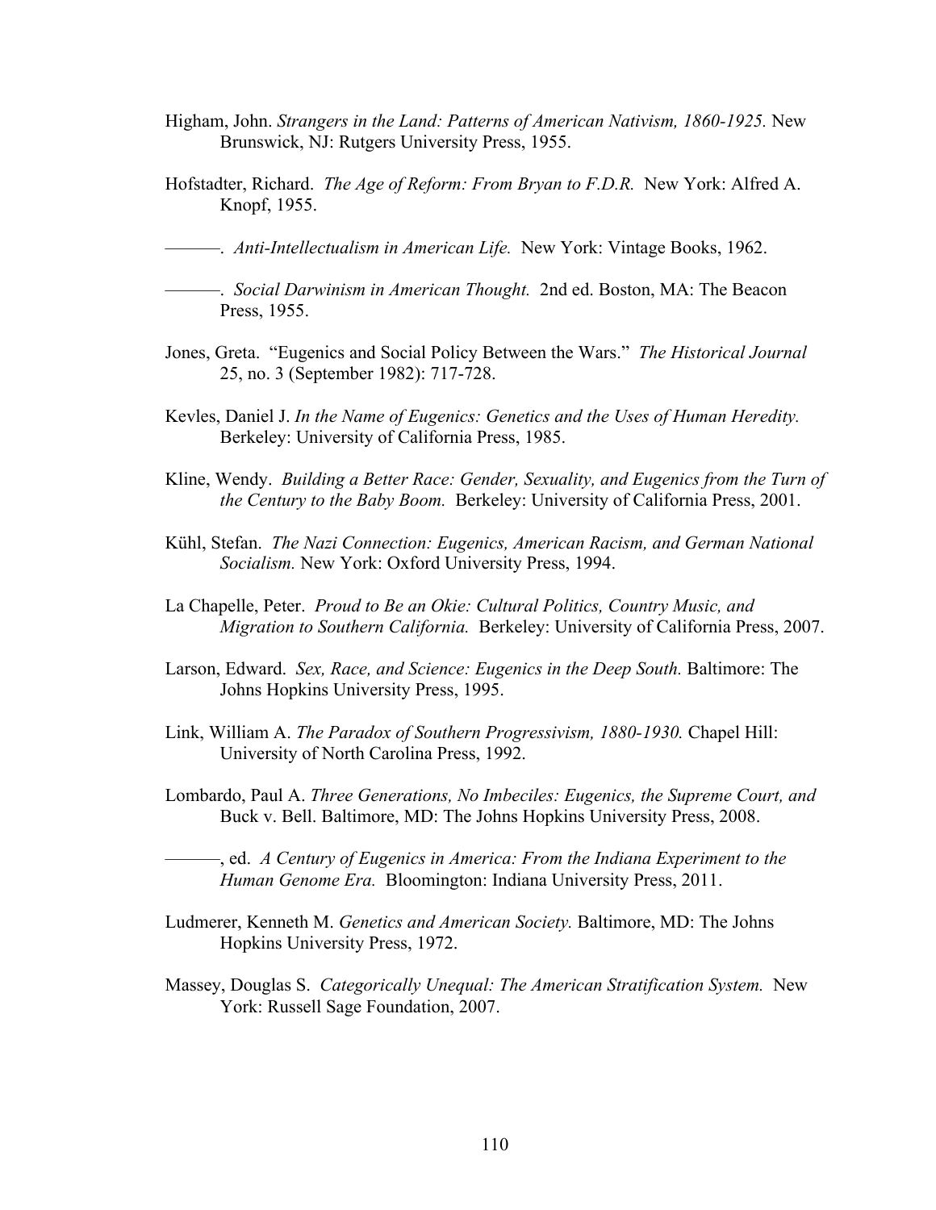Higham, John. *Strangers in the Land: Patterns of American Nativism, 1860-1925.* New Brunswick, NJ: Rutgers University Press, 1955.

Hofstadter, Richard. *The Age of Reform: From Bryan to F.D.R.* New York: Alfred A. Knopf, 1955.

———. *Anti-Intellectualism in American Life.* New York: Vintage Books, 1962.

———. *Social Darwinism in American Thought.* 2nd ed. Boston, MA: The Beacon Press, 1955.

Jones, Greta. "Eugenics and Social Policy Between the Wars." *The Historical Journal* 25, no. 3 (September 1982): 717-728.

Kevles, Daniel J. *In the Name of Eugenics: Genetics and the Uses of Human Heredity.* Berkeley: University of California Press, 1985.

Kline, Wendy. *Building a Better Race: Gender, Sexuality, and Eugenics from the Turn of the Century to the Baby Boom.* Berkeley: University of California Press, 2001.

Kühl, Stefan. *The Nazi Connection: Eugenics, American Racism, and German National Socialism.* New York: Oxford University Press, 1994.

La Chapelle, Peter. *Proud to Be an Okie: Cultural Politics, Country Music, and Migration to Southern California.* Berkeley: University of California Press, 2007.

Larson, Edward. *Sex, Race, and Science: Eugenics in the Deep South.* Baltimore: The Johns Hopkins University Press, 1995.

Link, William A. *The Paradox of Southern Progressivism, 1880-1930.* Chapel Hill: University of North Carolina Press, 1992.

Lombardo, Paul A. *Three Generations, No Imbeciles: Eugenics, the Supreme Court, and* Buck v. Bell. Baltimore, MD: The Johns Hopkins University Press, 2008.

———, ed. *A Century of Eugenics in America: From the Indiana Experiment to the Human Genome Era.* Bloomington: Indiana University Press, 2011.

Ludmerer, Kenneth M. *Genetics and American Society.* Baltimore, MD: The Johns Hopkins University Press, 1972.

Massey, Douglas S. *Categorically Unequal: The American Stratification System.* New York: Russell Sage Foundation, 2007.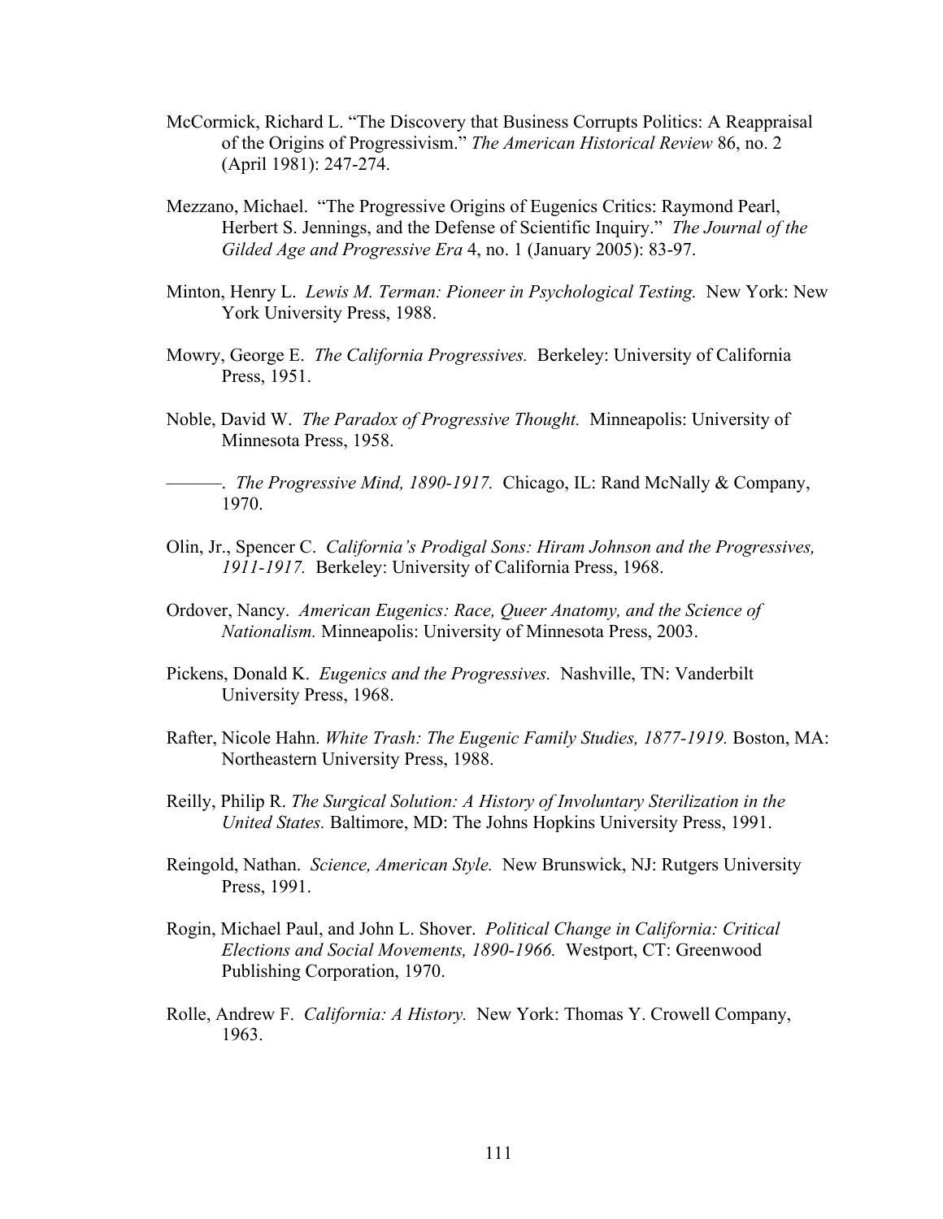McCormick, Richard L. "The Discovery that Business Corrupts Politics: A Reappraisal of the Origins of Progressivism." *The American Historical Review* 86, no. 2 (April 1981): 247-274.

Mezzano, Michael. "The Progressive Origins of Eugenics Critics: Raymond Pearl, Herbert S. Jennings, and the Defense of Scientific Inquiry." *The Journal of the Gilded Age and Progressive Era* 4, no. 1 (January 2005): 83-97.

Minton, Henry L. *Lewis M. Terman: Pioneer in Psychological Testing.* New York: New York University Press, 1988.

Mowry, George E. *The California Progressives.* Berkeley: University of California Press, 1951.

Noble, David W. *The Paradox of Progressive Thought.* Minneapolis: University of Minnesota Press, 1958.

———. *The Progressive Mind, 1890-1917.* Chicago, IL: Rand McNally & Company, 1970.

Olin, Jr., Spencer C. *California's Prodigal Sons: Hiram Johnson and the Progressives, 1911-1917.* Berkeley: University of California Press, 1968.

Ordover, Nancy. *American Eugenics: Race, Queer Anatomy, and the Science of Nationalism.* Minneapolis: University of Minnesota Press, 2003.

Pickens, Donald K. *Eugenics and the Progressives.* Nashville, TN: Vanderbilt University Press, 1968.

Rafter, Nicole Hahn. *White Trash: The Eugenic Family Studies, 1877-1919.* Boston, MA: Northeastern University Press, 1988.

Reilly, Philip R. *The Surgical Solution: A History of Involuntary Sterilization in the United States.* Baltimore, MD: The Johns Hopkins University Press, 1991.

Reingold, Nathan. *Science, American Style.* New Brunswick, NJ: Rutgers University Press, 1991.

Rogin, Michael Paul, and John L. Shover. *Political Change in California: Critical Elections and Social Movements, 1890-1966.* Westport, CT: Greenwood Publishing Corporation, 1970.

Rolle, Andrew F. *California: A History.* New York: Thomas Y. Crowell Company, 1963.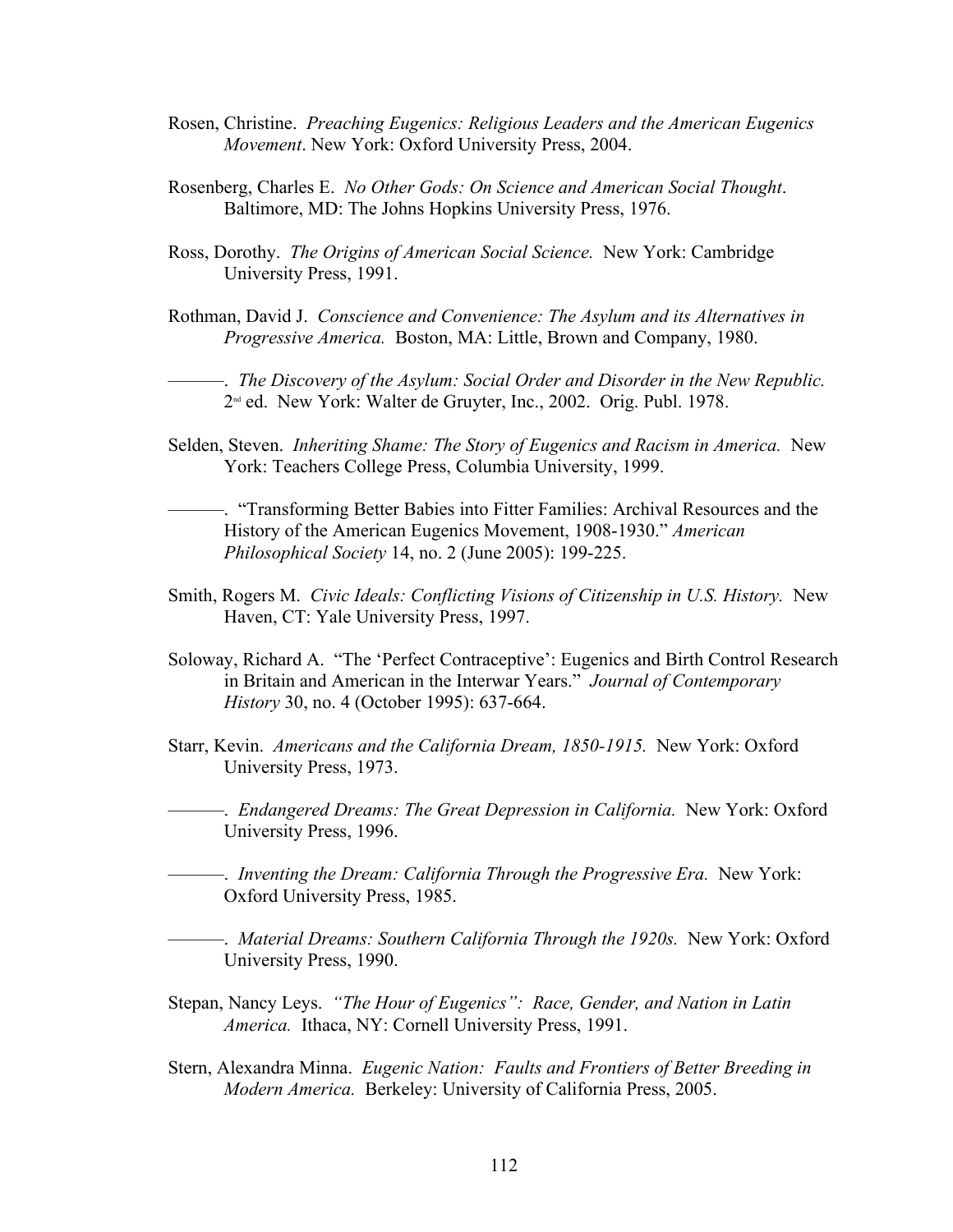Rosen, Christine. *Preaching Eugenics: Religious Leaders and the American Eugenics Movement*. New York: Oxford University Press, 2004.

Rosenberg, Charles E. *No Other Gods: On Science and American Social Thought*. Baltimore, MD: The Johns Hopkins University Press, 1976.

Ross, Dorothy. *The Origins of American Social Science.* New York: Cambridge University Press, 1991.

Rothman, David J. *Conscience and Convenience: The Asylum and its Alternatives in Progressive America.* Boston, MA: Little, Brown and Company, 1980.

———. *The Discovery of the Asylum: Social Order and Disorder in the New Republic.* 2nd ed. New York: Walter de Gruyter, Inc., 2002. Orig. Publ. 1978.

Selden, Steven. *Inheriting Shame: The Story of Eugenics and Racism in America.* New York: Teachers College Press, Columbia University, 1999.

———. "Transforming Better Babies into Fitter Families: Archival Resources and the History of the American Eugenics Movement, 1908-1930." *American Philosophical Society* 14, no. 2 (June 2005): 199-225.

Smith, Rogers M. *Civic Ideals: Conflicting Visions of Citizenship in U.S. History.* New Haven, CT: Yale University Press, 1997.

Soloway, Richard A. "The 'Perfect Contraceptive': Eugenics and Birth Control Research in Britain and American in the Interwar Years." *Journal of Contemporary History* 30, no. 4 (October 1995): 637-664.

Starr, Kevin. *Americans and the California Dream, 1850-1915.* New York: Oxford University Press, 1973.

———. *Endangered Dreams: The Great Depression in California.* New York: Oxford University Press, 1996.

———. *Inventing the Dream: California Through the Progressive Era.* New York: Oxford University Press, 1985.

———. *Material Dreams: Southern California Through the 1920s.* New York: Oxford University Press, 1990.

Stepan, Nancy Leys. *"The Hour of Eugenics": Race, Gender, and Nation in Latin America.* Ithaca, NY: Cornell University Press, 1991.

Stern, Alexandra Minna. *Eugenic Nation: Faults and Frontiers of Better Breeding in Modern America.* Berkeley: University of California Press, 2005.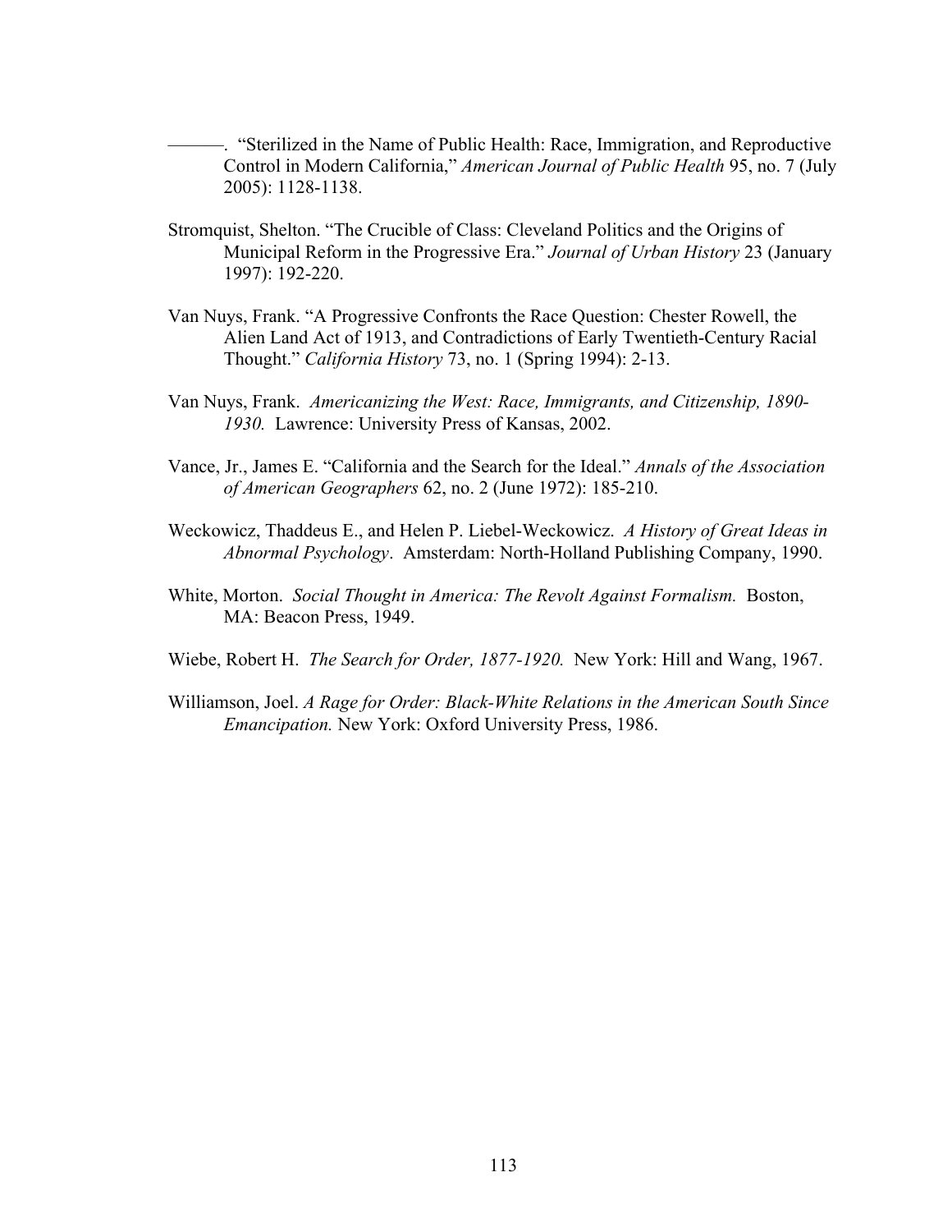———. "Sterilized in the Name of Public Health: Race, Immigration, and Reproductive Control in Modern California," *American Journal of Public Health* 95, no. 7 (July 2005): 1128-1138.

Stromquist, Shelton. "The Crucible of Class: Cleveland Politics and the Origins of Municipal Reform in the Progressive Era." *Journal of Urban History* 23 (January 1997): 192-220.

Van Nuys, Frank. "A Progressive Confronts the Race Question: Chester Rowell, the Alien Land Act of 1913, and Contradictions of Early Twentieth-Century Racial Thought." *California History* 73, no. 1 (Spring 1994): 2-13.

Van Nuys, Frank. *Americanizing the West: Race, Immigrants, and Citizenship, 1890-1930.* Lawrence: University Press of Kansas, 2002.

Vance, Jr., James E. "California and the Search for the Ideal." *Annals of the Association of American Geographers* 62, no. 2 (June 1972): 185-210.

Weckowicz, Thaddeus E., and Helen P. Liebel-Weckowicz. *A History of Great Ideas in Abnormal Psychology*. Amsterdam: North-Holland Publishing Company, 1990.

White, Morton. *Social Thought in America: The Revolt Against Formalism.* Boston, MA: Beacon Press, 1949.

Wiebe, Robert H. *The Search for Order, 1877-1920.* New York: Hill and Wang, 1967.

Williamson, Joel. *A Rage for Order: Black-White Relations in the American South Since Emancipation.* New York: Oxford University Press, 1986.